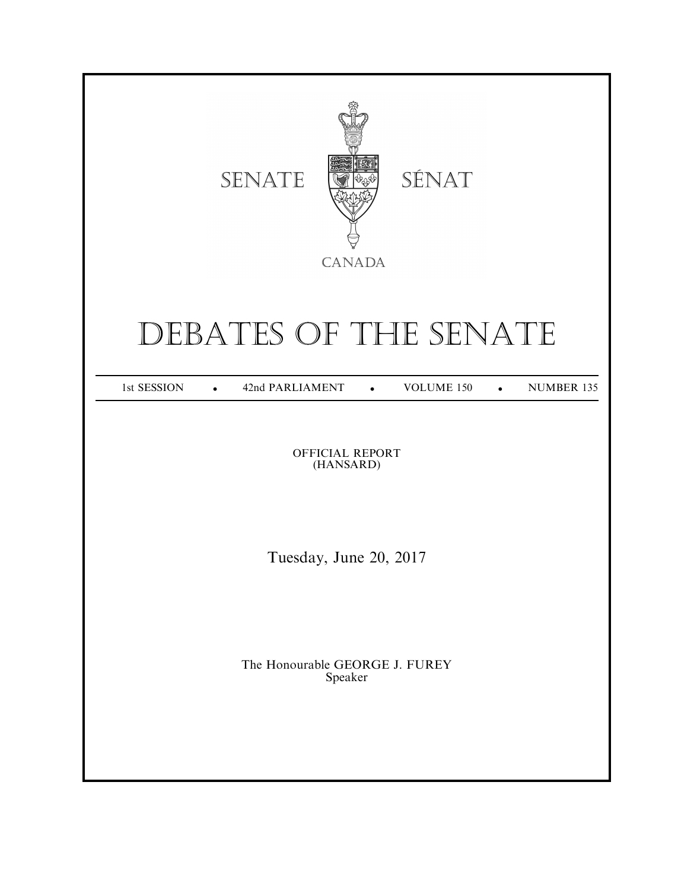SENATE SÉNAT

CANADA

# DEBATES OF THE SENATE

1st SESSION • 42nd PARLIAMENT • VOLUME 150 • NUMBER 135

OFFICIAL REPORT
(HANSARD)

Tuesday, June 20, 2017

The Honourable GEORGE J. FUREY
Speaker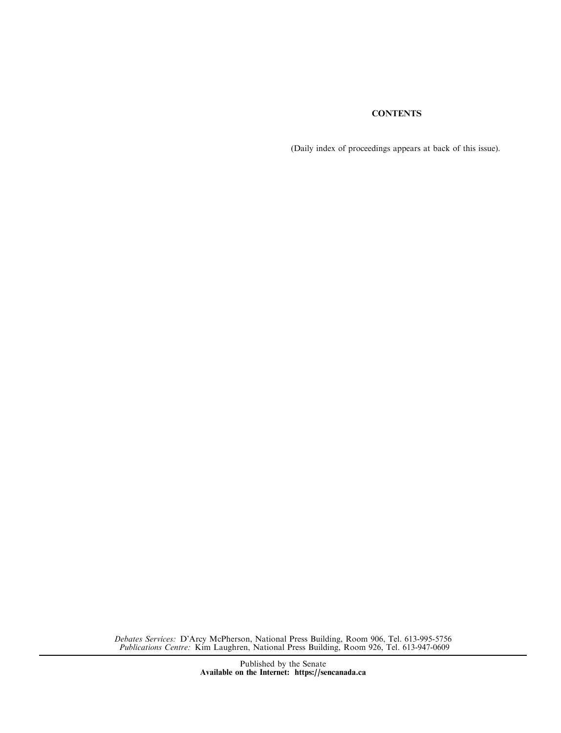**CONTENTS**

(Daily index of proceedings appears at back of this issue).

*Debates Services:* D'Arcy McPherson, National Press Building, Room 906, Tel. 613-995-5756
*Publications Centre:* Kim Laughren, National Press Building, Room 926, Tel. 613-947-0609

Published by the Senate
**Available on the Internet: https://sencanada.ca**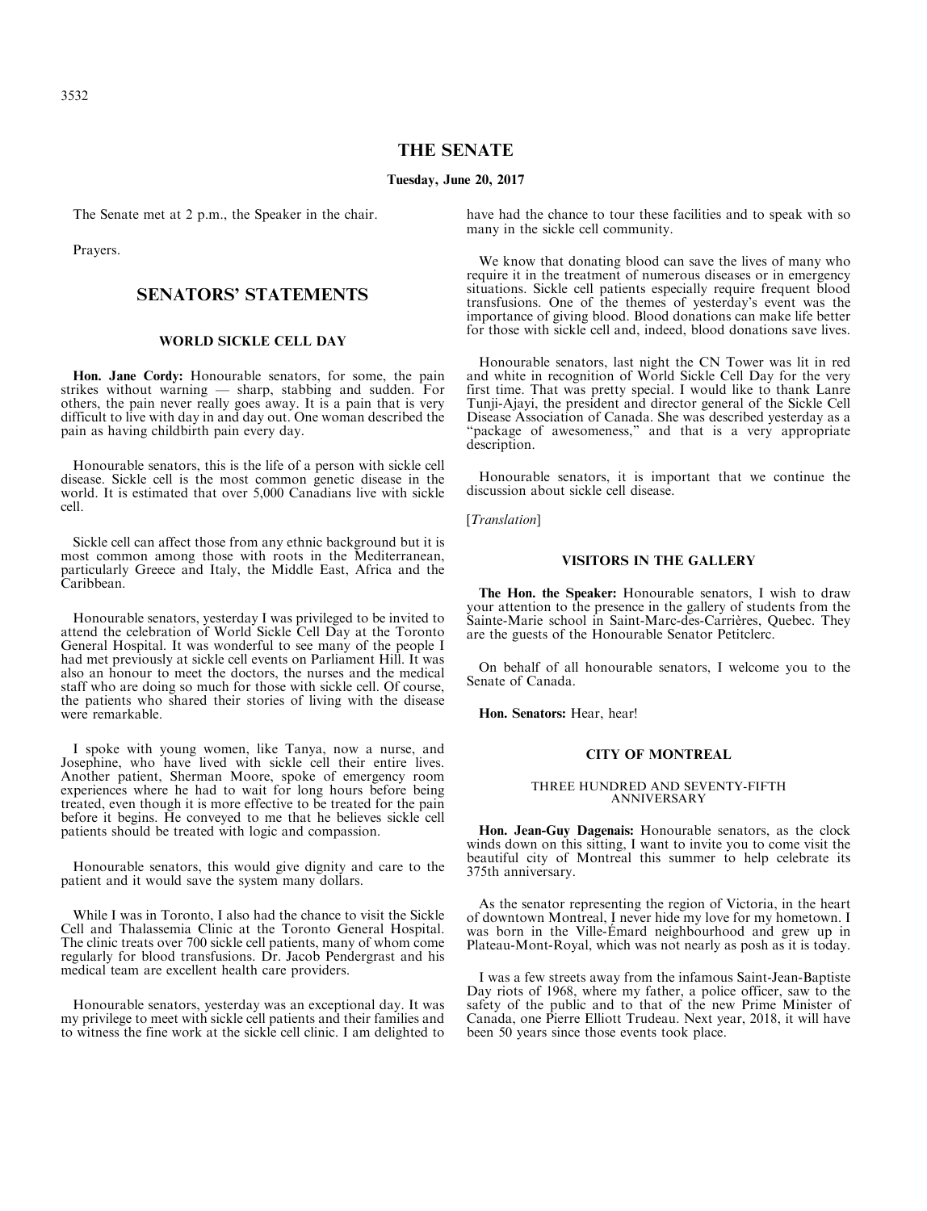# THE SENATE

**Tuesday, June 20, 2017**

The Senate met at 2 p.m., the Speaker in the chair.

Prayers.

## SENATORS' STATEMENTS

### WORLD SICKLE CELL DAY

**Hon. Jane Cordy:** Honourable senators, for some, the pain strikes without warning — sharp, stabbing and sudden. For others, the pain never really goes away. It is a pain that is very difficult to live with day in and day out. One woman described the pain as having childbirth pain every day.

Honourable senators, this is the life of a person with sickle cell disease. Sickle cell is the most common genetic disease in the world. It is estimated that over 5,000 Canadians live with sickle cell.

Sickle cell can affect those from any ethnic background but it is most common among those with roots in the Mediterranean, particularly Greece and Italy, the Middle East, Africa and the Caribbean.

Honourable senators, yesterday I was privileged to be invited to attend the celebration of World Sickle Cell Day at the Toronto General Hospital. It was wonderful to see many of the people I had met previously at sickle cell events on Parliament Hill. It was also an honour to meet the doctors, the nurses and the medical staff who are doing so much for those with sickle cell. Of course, the patients who shared their stories of living with the disease were remarkable.

I spoke with young women, like Tanya, now a nurse, and Josephine, who have lived with sickle cell their entire lives. Another patient, Sherman Moore, spoke of emergency room experiences where he had to wait for long hours before being treated, even though it is more effective to be treated for the pain before it begins. He conveyed to me that he believes sickle cell patients should be treated with logic and compassion.

Honourable senators, this would give dignity and care to the patient and it would save the system many dollars.

While I was in Toronto, I also had the chance to visit the Sickle Cell and Thalassemia Clinic at the Toronto General Hospital. The clinic treats over 700 sickle cell patients, many of whom come regularly for blood transfusions. Dr. Jacob Pendergrast and his medical team are excellent health care providers.

Honourable senators, yesterday was an exceptional day. It was my privilege to meet with sickle cell patients and their families and to witness the fine work at the sickle cell clinic. I am delighted to have had the chance to tour these facilities and to speak with so many in the sickle cell community.

We know that donating blood can save the lives of many who require it in the treatment of numerous diseases or in emergency situations. Sickle cell patients especially require frequent blood transfusions. One of the themes of yesterday's event was the importance of giving blood. Blood donations can make life better for those with sickle cell and, indeed, blood donations save lives.

Honourable senators, last night the CN Tower was lit in red and white in recognition of World Sickle Cell Day for the very first time. That was pretty special. I would like to thank Lanre Tunji-Ajayi, the president and director general of the Sickle Cell Disease Association of Canada. She was described yesterday as a "package of awesomeness," and that is a very appropriate description.

Honourable senators, it is important that we continue the discussion about sickle cell disease.

[*Translation*]

### VISITORS IN THE GALLERY

**The Hon. the Speaker:** Honourable senators, I wish to draw your attention to the presence in the gallery of students from the Sainte-Marie school in Saint-Marc-des-Carrières, Quebec. They are the guests of the Honourable Senator Petitclerc.

On behalf of all honourable senators, I welcome you to the Senate of Canada.

**Hon. Senators:** Hear, hear!

### CITY OF MONTREAL

#### THREE HUNDRED AND SEVENTY-FIFTH ANNIVERSARY

**Hon. Jean-Guy Dagenais:** Honourable senators, as the clock winds down on this sitting, I want to invite you to come visit the beautiful city of Montreal this summer to help celebrate its 375th anniversary.

As the senator representing the region of Victoria, in the heart of downtown Montreal, I never hide my love for my hometown. I was born in the Ville-Émard neighbourhood and grew up in Plateau-Mont-Royal, which was not nearly as posh as it is today.

I was a few streets away from the infamous Saint-Jean-Baptiste Day riots of 1968, where my father, a police officer, saw to the safety of the public and to that of the new Prime Minister of Canada, one Pierre Elliott Trudeau. Next year, 2018, it will have been 50 years since those events took place.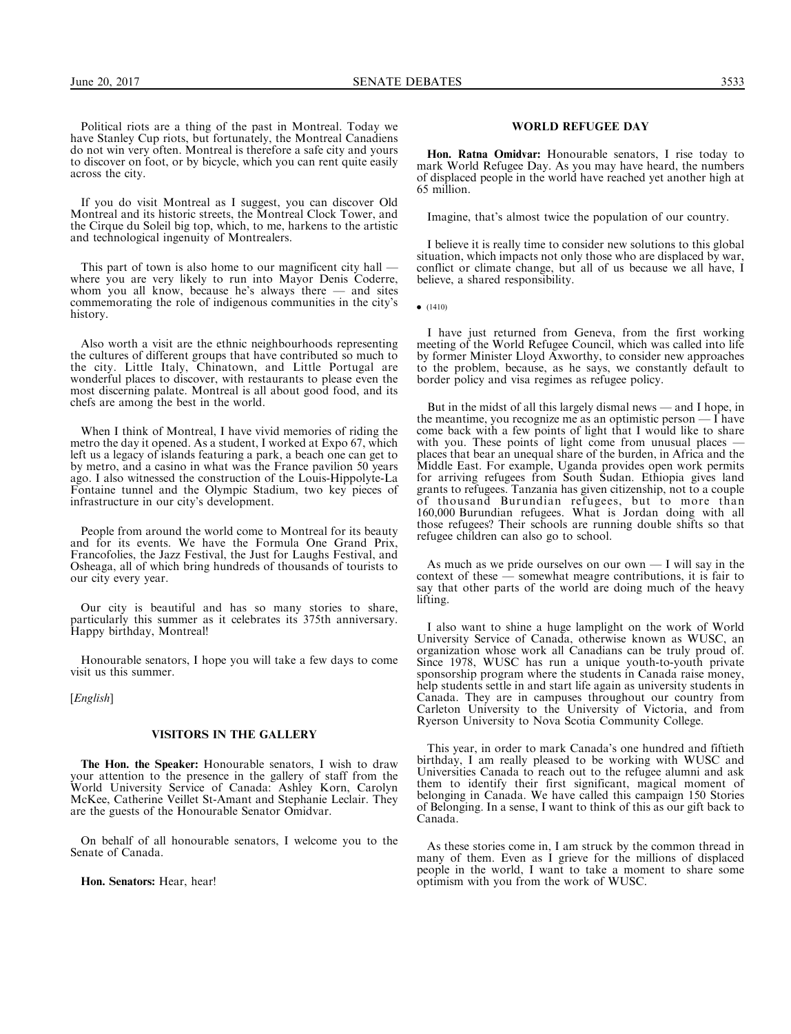Political riots are a thing of the past in Montreal. Today we have Stanley Cup riots, but fortunately, the Montreal Canadiens do not win very often. Montreal is therefore a safe city and yours to discover on foot, or by bicycle, which you can rent quite easily across the city.

If you do visit Montreal as I suggest, you can discover Old Montreal and its historic streets, the Montreal Clock Tower, and the Cirque du Soleil big top, which, to me, harkens to the artistic and technological ingenuity of Montrealers.

This part of town is also home to our magnificent city hall — where you are very likely to run into Mayor Denis Coderre, whom you all know, because he's always there — and sites commemorating the role of indigenous communities in the city's history.

Also worth a visit are the ethnic neighbourhoods representing the cultures of different groups that have contributed so much to the city. Little Italy, Chinatown, and Little Portugal are wonderful places to discover, with restaurants to please even the most discerning palate. Montreal is all about good food, and its chefs are among the best in the world.

When I think of Montreal, I have vivid memories of riding the metro the day it opened. As a student, I worked at Expo 67, which left us a legacy of islands featuring a park, a beach one can get to by metro, and a casino in what was the France pavilion 50 years ago. I also witnessed the construction of the Louis-Hippolyte-La Fontaine tunnel and the Olympic Stadium, two key pieces of infrastructure in our city's development.

People from around the world come to Montreal for its beauty and for its events. We have the Formula One Grand Prix, Francofolies, the Jazz Festival, the Just for Laughs Festival, and Osheaga, all of which bring hundreds of thousands of tourists to our city every year.

Our city is beautiful and has so many stories to share, particularly this summer as it celebrates its 375th anniversary. Happy birthday, Montreal!

Honourable senators, I hope you will take a few days to come visit us this summer.

[*English*]

## VISITORS IN THE GALLERY

**The Hon. the Speaker:** Honourable senators, I wish to draw your attention to the presence in the gallery of staff from the World University Service of Canada: Ashley Korn, Carolyn McKee, Catherine Veillet St-Amant and Stephanie Leclair. They are the guests of the Honourable Senator Omidvar.

On behalf of all honourable senators, I welcome you to the Senate of Canada.

**Hon. Senators:** Hear, hear!

## WORLD REFUGEE DAY

**Hon. Ratna Omidvar:** Honourable senators, I rise today to mark World Refugee Day. As you may have heard, the numbers of displaced people in the world have reached yet another high at 65 million.

Imagine, that's almost twice the population of our country.

I believe it is really time to consider new solutions to this global situation, which impacts not only those who are displaced by war, conflict or climate change, but all of us because we all have, I believe, a shared responsibility.

• (1410)

I have just returned from Geneva, from the first working meeting of the World Refugee Council, which was called into life by former Minister Lloyd Axworthy, to consider new approaches to the problem, because, as he says, we constantly default to border policy and visa regimes as refugee policy.

But in the midst of all this largely dismal news — and I hope, in the meantime, you recognize me as an optimistic person — I have come back with a few points of light that I would like to share with you. These points of light come from unusual places — places that bear an unequal share of the burden, in Africa and the Middle East. For example, Uganda provides open work permits for arriving refugees from South Sudan. Ethiopia gives land grants to refugees. Tanzania has given citizenship, not to a couple of thousand Burundian refugees, but to more than 160,000 Burundian refugees. What is Jordan doing with all those refugees? Their schools are running double shifts so that refugee children can also go to school.

As much as we pride ourselves on our own — I will say in the context of these — somewhat meagre contributions, it is fair to say that other parts of the world are doing much of the heavy lifting.

I also want to shine a huge lamplight on the work of World University Service of Canada, otherwise known as WUSC, an organization whose work all Canadians can be truly proud of. Since 1978, WUSC has run a unique youth-to-youth private sponsorship program where the students in Canada raise money, help students settle in and start life again as university students in Canada. They are in campuses throughout our country from Carleton University to the University of Victoria, and from Ryerson University to Nova Scotia Community College.

This year, in order to mark Canada's one hundred and fiftieth birthday, I am really pleased to be working with WUSC and Universities Canada to reach out to the refugee alumni and ask them to identify their first significant, magical moment of belonging in Canada. We have called this campaign 150 Stories of Belonging. In a sense, I want to think of this as our gift back to Canada.

As these stories come in, I am struck by the common thread in many of them. Even as I grieve for the millions of displaced people in the world, I want to take a moment to share some optimism with you from the work of WUSC.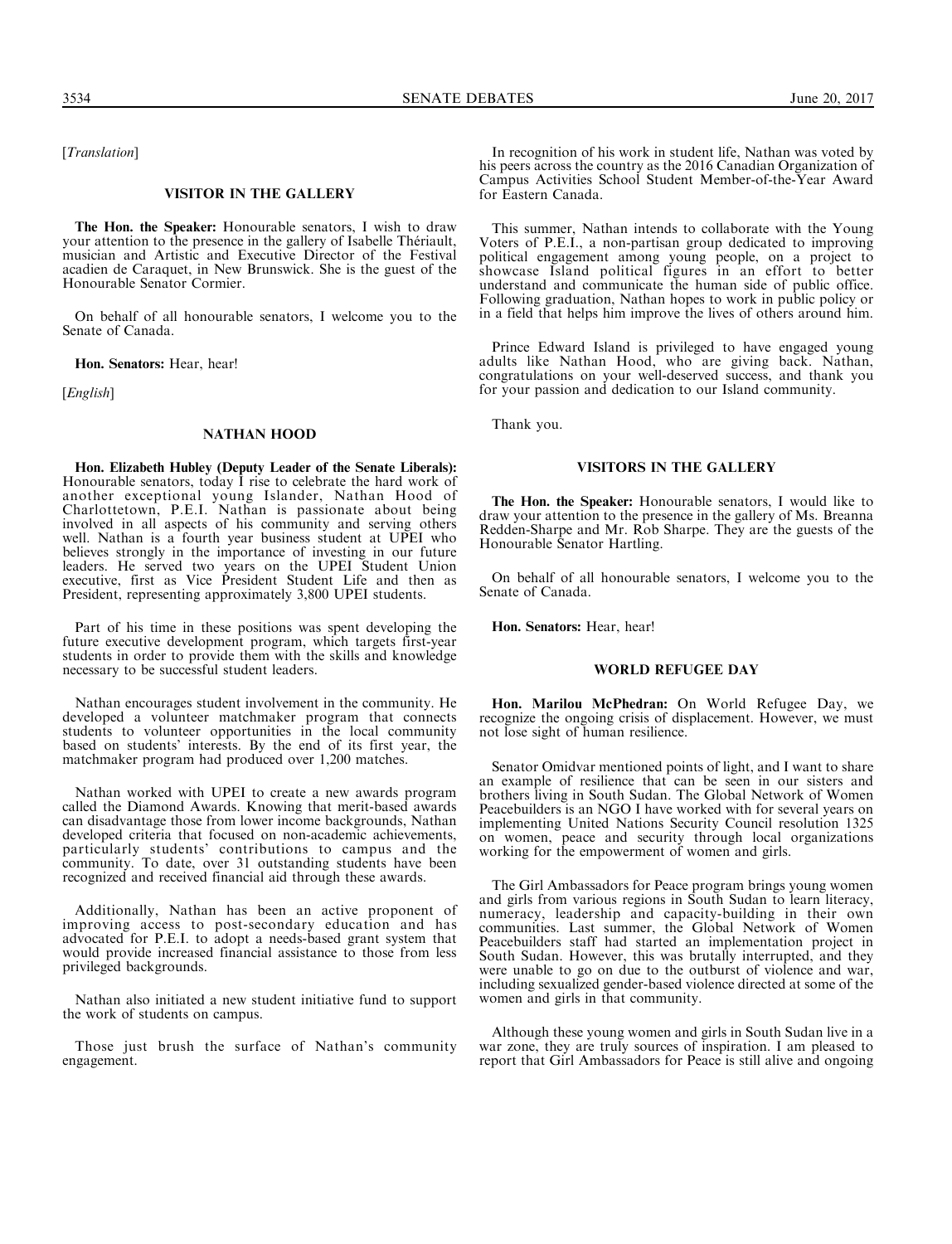[*Translation*]

### VISITOR IN THE GALLERY

**The Hon. the Speaker:** Honourable senators, I wish to draw your attention to the presence in the gallery of Isabelle Thériault, musician and Artistic and Executive Director of the Festival acadien de Caraquet, in New Brunswick. She is the guest of the Honourable Senator Cormier.

On behalf of all honourable senators, I welcome you to the Senate of Canada.

**Hon. Senators:** Hear, hear!

[*English*]

### NATHAN HOOD

**Hon. Elizabeth Hubley (Deputy Leader of the Senate Liberals):** Honourable senators, today I rise to celebrate the hard work of another exceptional young Islander, Nathan Hood of Charlottetown, P.E.I. Nathan is passionate about being involved in all aspects of his community and serving others well. Nathan is a fourth year business student at UPEI who believes strongly in the importance of investing in our future leaders. He served two years on the UPEI Student Union executive, first as Vice President Student Life and then as President, representing approximately 3,800 UPEI students.

Part of his time in these positions was spent developing the future executive development program, which targets first-year students in order to provide them with the skills and knowledge necessary to be successful student leaders.

Nathan encourages student involvement in the community. He developed a volunteer matchmaker program that connects students to volunteer opportunities in the local community based on students' interests. By the end of its first year, the matchmaker program had produced over 1,200 matches.

Nathan worked with UPEI to create a new awards program called the Diamond Awards. Knowing that merit-based awards can disadvantage those from lower income backgrounds, Nathan developed criteria that focused on non-academic achievements, particularly students' contributions to campus and the community. To date, over 31 outstanding students have been recognized and received financial aid through these awards.

Additionally, Nathan has been an active proponent of improving access to post-secondary education and has advocated for P.E.I. to adopt a needs-based grant system that would provide increased financial assistance to those from less privileged backgrounds.

Nathan also initiated a new student initiative fund to support the work of students on campus.

Those just brush the surface of Nathan's community engagement.

In recognition of his work in student life, Nathan was voted by his peers across the country as the 2016 Canadian Organization of Campus Activities School Student Member-of-the-Year Award for Eastern Canada.

This summer, Nathan intends to collaborate with the Young Voters of P.E.I., a non-partisan group dedicated to improving political engagement among young people, on a project to showcase Island political figures in an effort to better understand and communicate the human side of public office. Following graduation, Nathan hopes to work in public policy or in a field that helps him improve the lives of others around him.

Prince Edward Island is privileged to have engaged young adults like Nathan Hood, who are giving back. Nathan, congratulations on your well-deserved success, and thank you for your passion and dedication to our Island community.

Thank you.

### VISITORS IN THE GALLERY

**The Hon. the Speaker:** Honourable senators, I would like to draw your attention to the presence in the gallery of Ms. Breanna Redden-Sharpe and Mr. Rob Sharpe. They are the guests of the Honourable Senator Hartling.

On behalf of all honourable senators, I welcome you to the Senate of Canada.

**Hon. Senators:** Hear, hear!

### WORLD REFUGEE DAY

**Hon. Marilou McPhedran:** On World Refugee Day, we recognize the ongoing crisis of displacement. However, we must not lose sight of human resilience.

Senator Omidvar mentioned points of light, and I want to share an example of resilience that can be seen in our sisters and brothers living in South Sudan. The Global Network of Women Peacebuilders is an NGO I have worked with for several years on implementing United Nations Security Council resolution 1325 on women, peace and security through local organizations working for the empowerment of women and girls.

The Girl Ambassadors for Peace program brings young women and girls from various regions in South Sudan to learn literacy, numeracy, leadership and capacity-building in their own communities. Last summer, the Global Network of Women Peacebuilders staff had started an implementation project in South Sudan. However, this was brutally interrupted, and they were unable to go on due to the outburst of violence and war, including sexualized gender-based violence directed at some of the women and girls in that community.

Although these young women and girls in South Sudan live in a war zone, they are truly sources of inspiration. I am pleased to report that Girl Ambassadors for Peace is still alive and ongoing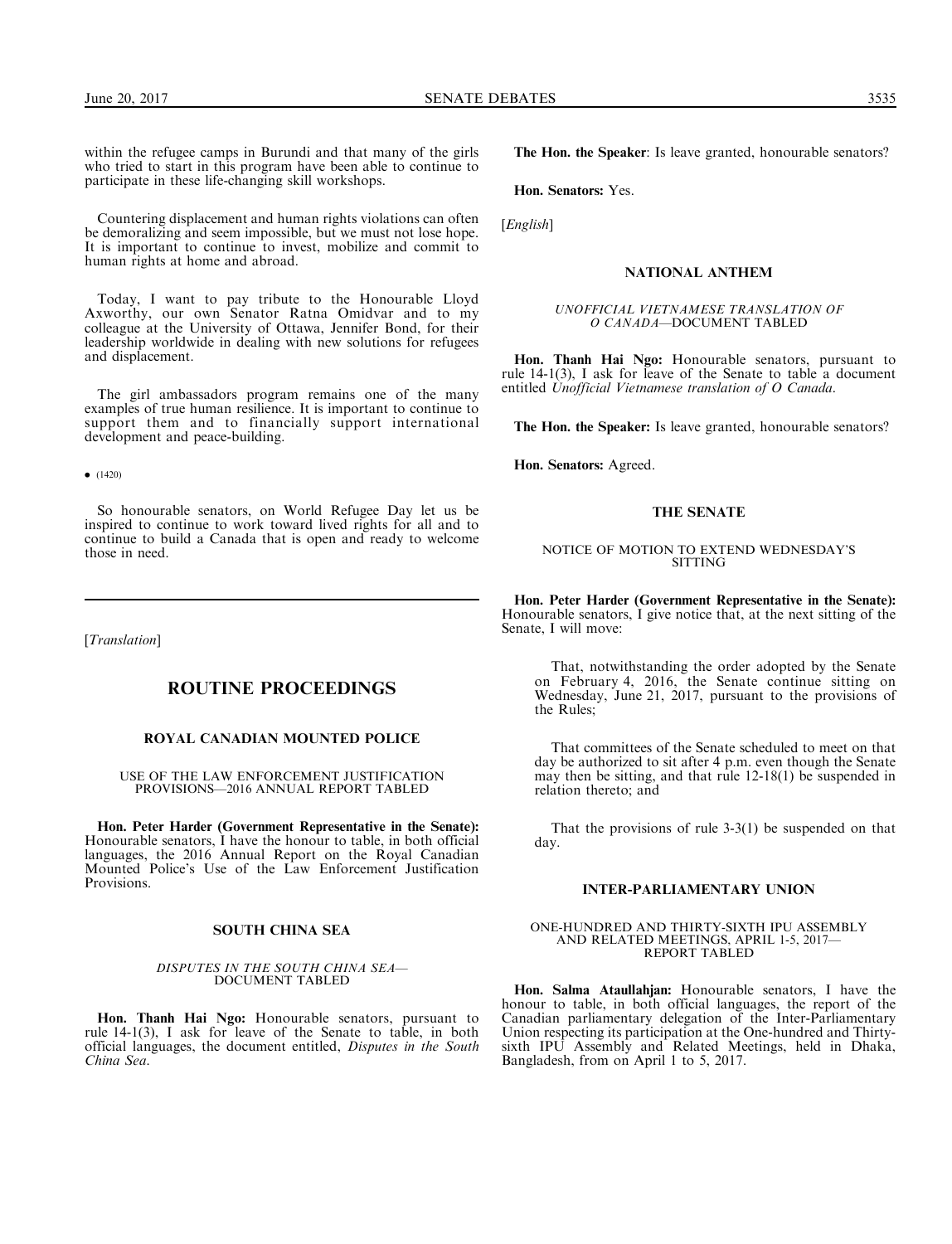within the refugee camps in Burundi and that many of the girls who tried to start in this program have been able to continue to participate in these life-changing skill workshops.

Countering displacement and human rights violations can often be demoralizing and seem impossible, but we must not lose hope. It is important to continue to invest, mobilize and commit to human rights at home and abroad.

Today, I want to pay tribute to the Honourable Lloyd Axworthy, our own Senator Ratna Omidvar and to my colleague at the University of Ottawa, Jennifer Bond, for their leadership worldwide in dealing with new solutions for refugees and displacement.

The girl ambassadors program remains one of the many examples of true human resilience. It is important to continue to support them and to financially support international development and peace-building.

• (1420)

So honourable senators, on World Refugee Day let us be inspired to continue to work toward lived rights for all and to continue to build a Canada that is open and ready to welcome those in need.

---

[*Translation*]

## ROUTINE PROCEEDINGS

### ROYAL CANADIAN MOUNTED POLICE

#### USE OF THE LAW ENFORCEMENT JUSTIFICATION PROVISIONS—2016 ANNUAL REPORT TABLED

**Hon. Peter Harder (Government Representative in the Senate):** Honourable senators, I have the honour to table, in both official languages, the 2016 Annual Report on the Royal Canadian Mounted Police's Use of the Law Enforcement Justification Provisions.

### SOUTH CHINA SEA

#### *DISPUTES IN THE SOUTH CHINA SEA*—DOCUMENT TABLED

**Hon. Thanh Hai Ngo:** Honourable senators, pursuant to rule 14-1(3), I ask for leave of the Senate to table, in both official languages, the document entitled, *Disputes in the South China Sea*.

**The Hon. the Speaker**: Is leave granted, honourable senators?

**Hon. Senators:** Yes.

[*English*]

### NATIONAL ANTHEM

#### *UNOFFICIAL VIETNAMESE TRANSLATION OF O CANADA*—DOCUMENT TABLED

**Hon. Thanh Hai Ngo:** Honourable senators, pursuant to rule 14-1(3), I ask for leave of the Senate to table a document entitled *Unofficial Vietnamese translation of O Canada*.

**The Hon. the Speaker:** Is leave granted, honourable senators?

**Hon. Senators:** Agreed.

### THE SENATE

#### NOTICE OF MOTION TO EXTEND WEDNESDAY'S SITTING

**Hon. Peter Harder (Government Representative in the Senate):** Honourable senators, I give notice that, at the next sitting of the Senate, I will move:

> That, notwithstanding the order adopted by the Senate on February 4, 2016, the Senate continue sitting on Wednesday, June 21, 2017, pursuant to the provisions of the Rules;
>
> That committees of the Senate scheduled to meet on that day be authorized to sit after 4 p.m. even though the Senate may then be sitting, and that rule 12-18(1) be suspended in relation thereto; and
>
> That the provisions of rule 3-3(1) be suspended on that day.

### INTER-PARLIAMENTARY UNION

#### ONE-HUNDRED AND THIRTY-SIXTH IPU ASSEMBLY AND RELATED MEETINGS, APRIL 1-5, 2017—REPORT TABLED

**Hon. Salma Ataullahjan:** Honourable senators, I have the honour to table, in both official languages, the report of the Canadian parliamentary delegation of the Inter-Parliamentary Union respecting its participation at the One-hundred and Thirty-sixth IPU Assembly and Related Meetings, held in Dhaka, Bangladesh, from on April 1 to 5, 2017.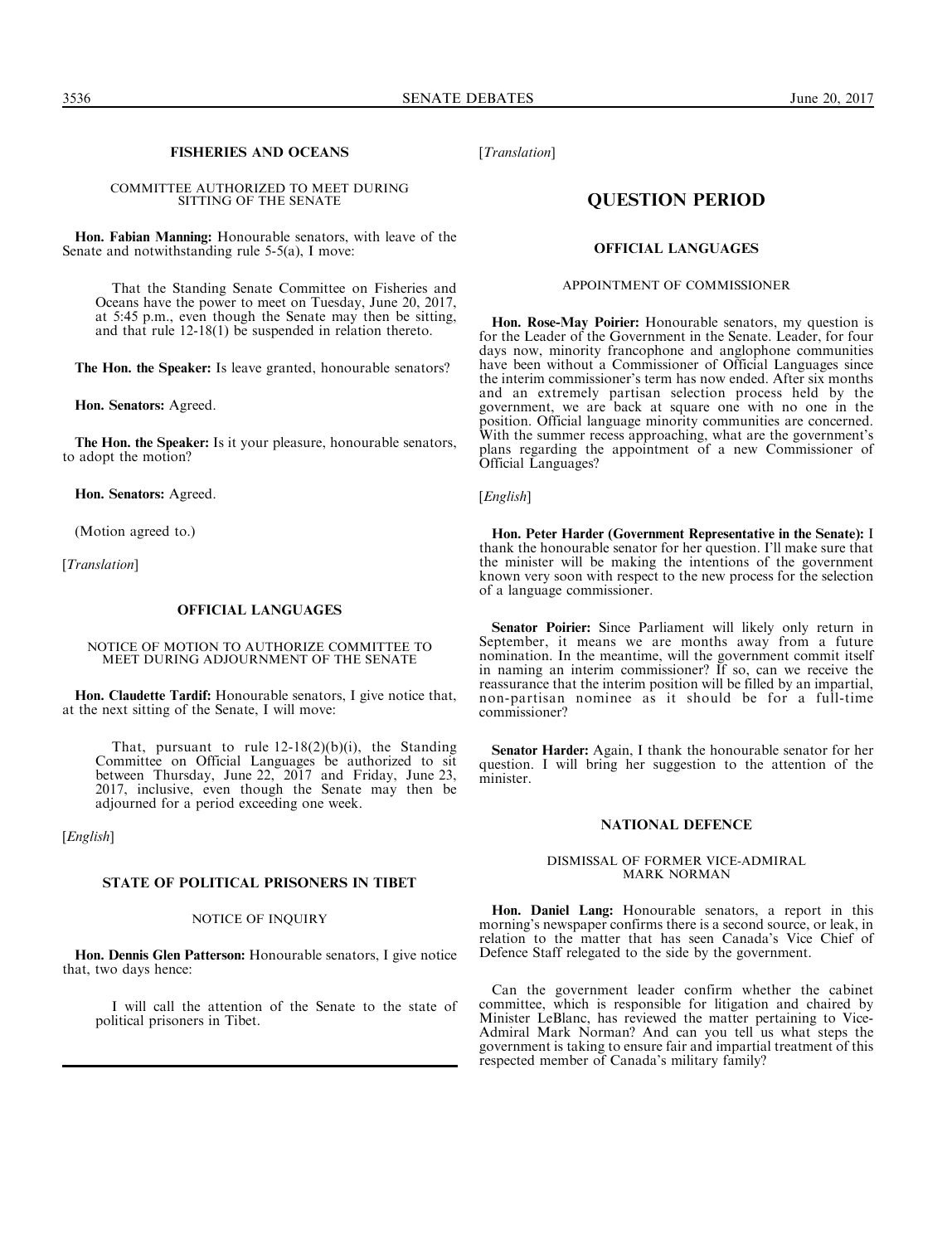## FISHERIES AND OCEANS

### COMMITTEE AUTHORIZED TO MEET DURING SITTING OF THE SENATE

**Hon. Fabian Manning:** Honourable senators, with leave of the Senate and notwithstanding rule 5-5(a), I move:

> That the Standing Senate Committee on Fisheries and Oceans have the power to meet on Tuesday, June 20, 2017, at 5:45 p.m., even though the Senate may then be sitting, and that rule 12-18(1) be suspended in relation thereto.

**The Hon. the Speaker:** Is leave granted, honourable senators?

**Hon. Senators:** Agreed.

**The Hon. the Speaker:** Is it your pleasure, honourable senators, to adopt the motion?

**Hon. Senators:** Agreed.

(Motion agreed to.)

[*Translation*]

## OFFICIAL LANGUAGES

### NOTICE OF MOTION TO AUTHORIZE COMMITTEE TO MEET DURING ADJOURNMENT OF THE SENATE

**Hon. Claudette Tardif:** Honourable senators, I give notice that, at the next sitting of the Senate, I will move:

> That, pursuant to rule 12-18(2)(b)(i), the Standing Committee on Official Languages be authorized to sit between Thursday, June 22, 2017 and Friday, June 23, 2017, inclusive, even though the Senate may then be adjourned for a period exceeding one week.

[*English*]

## STATE OF POLITICAL PRISONERS IN TIBET

### NOTICE OF INQUIRY

**Hon. Dennis Glen Patterson:** Honourable senators, I give notice that, two days hence:

> I will call the attention of the Senate to the state of political prisoners in Tibet.

[*Translation*]

# QUESTION PERIOD

## OFFICIAL LANGUAGES

### APPOINTMENT OF COMMISSIONER

**Hon. Rose-May Poirier:** Honourable senators, my question is for the Leader of the Government in the Senate. Leader, for four days now, minority francophone and anglophone communities have been without a Commissioner of Official Languages since the interim commissioner's term has now ended. After six months and an extremely partisan selection process held by the government, we are back at square one with no one in the position. Official language minority communities are concerned. With the summer recess approaching, what are the government's plans regarding the appointment of a new Commissioner of Official Languages?

[*English*]

**Hon. Peter Harder (Government Representative in the Senate):** I thank the honourable senator for her question. I'll make sure that the minister will be making the intentions of the government known very soon with respect to the new process for the selection of a language commissioner.

**Senator Poirier:** Since Parliament will likely only return in September, it means we are months away from a future nomination. In the meantime, will the government commit itself in naming an interim commissioner? If so, can we receive the reassurance that the interim position will be filled by an impartial, non-partisan nominee as it should be for a full-time commissioner?

**Senator Harder:** Again, I thank the honourable senator for her question. I will bring her suggestion to the attention of the minister.

## NATIONAL DEFENCE

### DISMISSAL OF FORMER VICE-ADMIRAL MARK NORMAN

**Hon. Daniel Lang:** Honourable senators, a report in this morning's newspaper confirms there is a second source, or leak, in relation to the matter that has seen Canada's Vice Chief of Defence Staff relegated to the side by the government.

Can the government leader confirm whether the cabinet committee, which is responsible for litigation and chaired by Minister LeBlanc, has reviewed the matter pertaining to Vice-Admiral Mark Norman? And can you tell us what steps the government is taking to ensure fair and impartial treatment of this respected member of Canada's military family?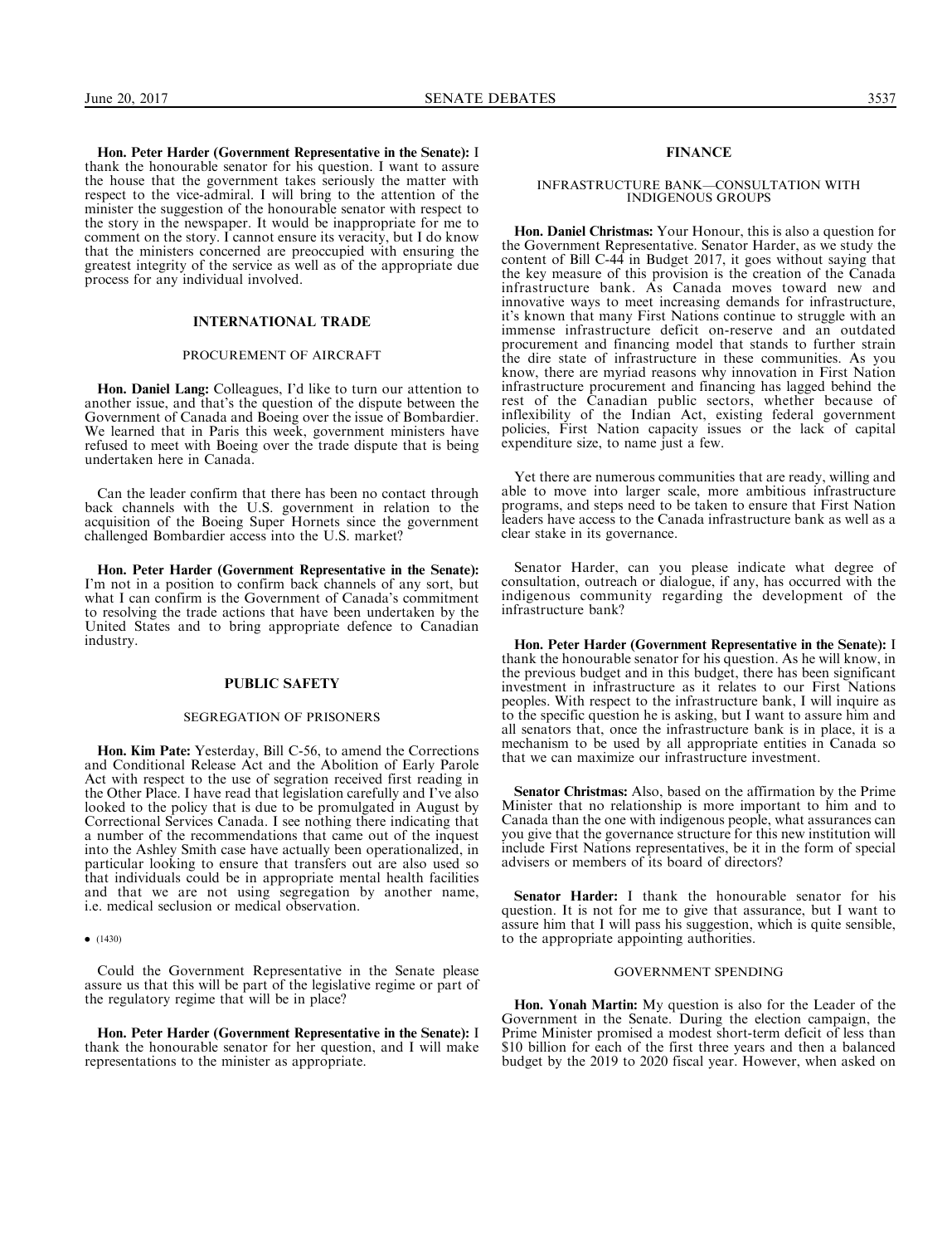**Hon. Peter Harder (Government Representative in the Senate):** I thank the honourable senator for his question. I want to assure the house that the government takes seriously the matter with respect to the vice-admiral. I will bring to the attention of the minister the suggestion of the honourable senator with respect to the story in the newspaper. It would be inappropriate for me to comment on the story. I cannot ensure its veracity, but I do know that the ministers concerned are preoccupied with ensuring the greatest integrity of the service as well as of the appropriate due process for any individual involved.

## INTERNATIONAL TRADE

### PROCUREMENT OF AIRCRAFT

**Hon. Daniel Lang:** Colleagues, I'd like to turn our attention to another issue, and that's the question of the dispute between the Government of Canada and Boeing over the issue of Bombardier. We learned that in Paris this week, government ministers have refused to meet with Boeing over the trade dispute that is being undertaken here in Canada.

Can the leader confirm that there has been no contact through back channels with the U.S. government in relation to the acquisition of the Boeing Super Hornets since the government challenged Bombardier access into the U.S. market?

**Hon. Peter Harder (Government Representative in the Senate):** I'm not in a position to confirm back channels of any sort, but what I can confirm is the Government of Canada's commitment to resolving the trade actions that have been undertaken by the United States and to bring appropriate defence to Canadian industry.

## PUBLIC SAFETY

### SEGREGATION OF PRISONERS

**Hon. Kim Pate:** Yesterday, Bill C-56, to amend the Corrections and Conditional Release Act and the Abolition of Early Parole Act with respect to the use of segration received first reading in the Other Place. I have read that legislation carefully and I've also looked to the policy that is due to be promulgated in August by Correctional Services Canada. I see nothing there indicating that a number of the recommendations that came out of the inquest into the Ashley Smith case have actually been operationalized, in particular looking to ensure that transfers out are also used so that individuals could be in appropriate mental health facilities and that we are not using segregation by another name, i.e. medical seclusion or medical observation.

• (1430)

Could the Government Representative in the Senate please assure us that this will be part of the legislative regime or part of the regulatory regime that will be in place?

**Hon. Peter Harder (Government Representative in the Senate):** I thank the honourable senator for her question, and I will make representations to the minister as appropriate.

## FINANCE

### INFRASTRUCTURE BANK—CONSULTATION WITH INDIGENOUS GROUPS

**Hon. Daniel Christmas:** Your Honour, this is also a question for the Government Representative. Senator Harder, as we study the content of Bill C-44 in Budget 2017, it goes without saying that the key measure of this provision is the creation of the Canada infrastructure bank. As Canada moves toward new and innovative ways to meet increasing demands for infrastructure, it's known that many First Nations continue to struggle with an immense infrastructure deficit on-reserve and an outdated procurement and financing model that stands to further strain the dire state of infrastructure in these communities. As you know, there are myriad reasons why innovation in First Nation infrastructure procurement and financing has lagged behind the rest of the Canadian public sectors, whether because of inflexibility of the Indian Act, existing federal government policies, First Nation capacity issues or the lack of capital expenditure size, to name just a few.

Yet there are numerous communities that are ready, willing and able to move into larger scale, more ambitious infrastructure programs, and steps need to be taken to ensure that First Nation leaders have access to the Canada infrastructure bank as well as a clear stake in its governance.

Senator Harder, can you please indicate what degree of consultation, outreach or dialogue, if any, has occurred with the indigenous community regarding the development of the infrastructure bank?

**Hon. Peter Harder (Government Representative in the Senate):** I thank the honourable senator for his question. As he will know, in the previous budget and in this budget, there has been significant investment in infrastructure as it relates to our First Nations peoples. With respect to the infrastructure bank, I will inquire as to the specific question he is asking, but I want to assure him and all senators that, once the infrastructure bank is in place, it is a mechanism to be used by all appropriate entities in Canada so that we can maximize our infrastructure investment.

**Senator Christmas:** Also, based on the affirmation by the Prime Minister that no relationship is more important to him and to Canada than the one with indigenous people, what assurances can you give that the governance structure for this new institution will include First Nations representatives, be it in the form of special advisers or members of its board of directors?

**Senator Harder:** I thank the honourable senator for his question. It is not for me to give that assurance, but I want to assure him that I will pass his suggestion, which is quite sensible, to the appropriate appointing authorities.

### GOVERNMENT SPENDING

**Hon. Yonah Martin:** My question is also for the Leader of the Government in the Senate. During the election campaign, the Prime Minister promised a modest short-term deficit of less than $10 billion for each of the first three years and then a balanced budget by the 2019 to 2020 fiscal year. However, when asked on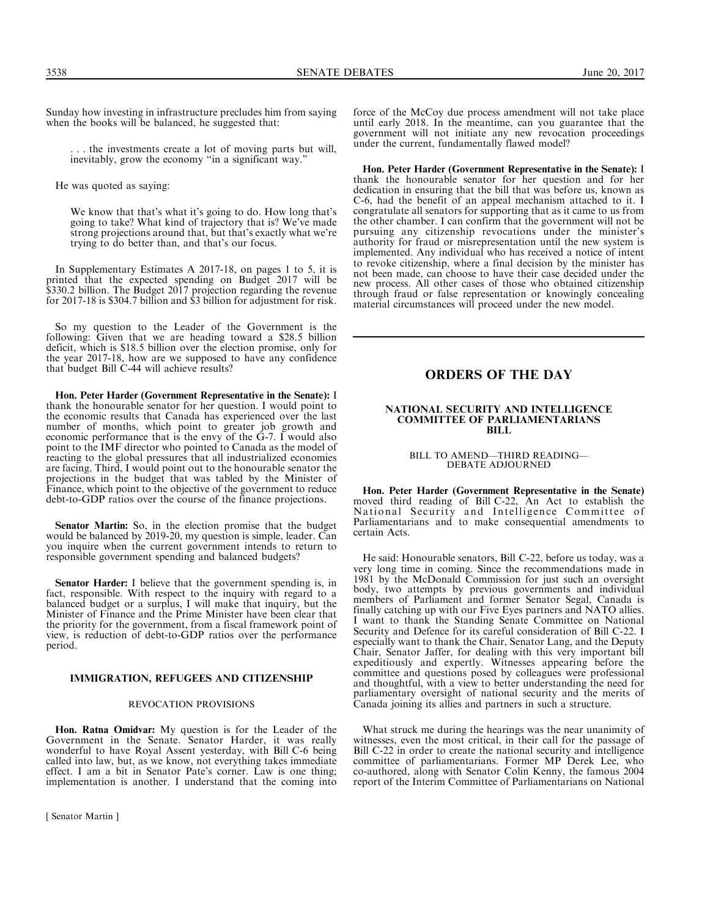Sunday how investing in infrastructure precludes him from saying when the books will be balanced, he suggested that:

> . . . the investments create a lot of moving parts but will, inevitably, grow the economy "in a significant way."

He was quoted as saying:

> We know that that's what it's going to do. How long that's going to take? What kind of trajectory that is? We've made strong projections around that, but that's exactly what we're trying to do better than, and that's our focus.

In Supplementary Estimates A 2017-18, on pages 1 to 5, it is printed that the expected spending on Budget 2017 will be $330.2 billion. The Budget 2017 projection regarding the revenue for 2017-18 is $304.7 billion and $3 billion for adjustment for risk.

So my question to the Leader of the Government is the following: Given that we are heading toward a $28.5 billion deficit, which is $18.5 billion over the election promise, only for the year 2017-18, how are we supposed to have any confidence that budget Bill C-44 will achieve results?

**Hon. Peter Harder (Government Representative in the Senate):** I thank the honourable senator for her question. I would point to the economic results that Canada has experienced over the last number of months, which point to greater job growth and economic performance that is the envy of the G-7. I would also point to the IMF director who pointed to Canada as the model of reacting to the global pressures that all industrialized economies are facing. Third, I would point out to the honourable senator the projections in the budget that was tabled by the Minister of Finance, which point to the objective of the government to reduce debt-to-GDP ratios over the course of the finance projections.

**Senator Martin:** So, in the election promise that the budget would be balanced by 2019-20, my question is simple, leader. Can you inquire when the current government intends to return to responsible government spending and balanced budgets?

**Senator Harder:** I believe that the government spending is, in fact, responsible. With respect to the inquiry with regard to a balanced budget or a surplus, I will make that inquiry, but the Minister of Finance and the Prime Minister have been clear that the priority for the government, from a fiscal framework point of view, is reduction of debt-to-GDP ratios over the performance period.

## IMMIGRATION, REFUGEES AND CITIZENSHIP

### REVOCATION PROVISIONS

**Hon. Ratna Omidvar:** My question is for the Leader of the Government in the Senate. Senator Harder, it was really wonderful to have Royal Assent yesterday, with Bill C-6 being called into law, but, as we know, not everything takes immediate effect. I am a bit in Senator Pate's corner. Law is one thing; implementation is another. I understand that the coming into force of the McCoy due process amendment will not take place until early 2018. In the meantime, can you guarantee that the government will not initiate any new revocation proceedings under the current, fundamentally flawed model?

**Hon. Peter Harder (Government Representative in the Senate):** I thank the honourable senator for her question and for her dedication in ensuring that the bill that was before us, known as C-6, had the benefit of an appeal mechanism attached to it. I congratulate all senators for supporting that as it came to us from the other chamber. I can confirm that the government will not be pursuing any citizenship revocations under the minister's authority for fraud or misrepresentation until the new system is implemented. Any individual who has received a notice of intent to revoke citizenship, where a final decision by the minister has not been made, can choose to have their case decided under the new process. All other cases of those who obtained citizenship through fraud or false representation or knowingly concealing material circumstances will proceed under the new model.

# ORDERS OF THE DAY

## NATIONAL SECURITY AND INTELLIGENCE COMMITTEE OF PARLIAMENTARIANS BILL

### BILL TO AMEND—THIRD READING—DEBATE ADJOURNED

**Hon. Peter Harder (Government Representative in the Senate)** moved third reading of Bill C-22, An Act to establish the National Security and Intelligence Committee of Parliamentarians and to make consequential amendments to certain Acts.

He said: Honourable senators, Bill C-22, before us today, was a very long time in coming. Since the recommendations made in 1981 by the McDonald Commission for just such an oversight body, two attempts by previous governments and individual members of Parliament and former Senator Segal, Canada is finally catching up with our Five Eyes partners and NATO allies. I want to thank the Standing Senate Committee on National Security and Defence for its careful consideration of Bill C-22. I especially want to thank the Chair, Senator Lang, and the Deputy Chair, Senator Jaffer, for dealing with this very important bill expeditiously and expertly. Witnesses appearing before the committee and questions posed by colleagues were professional and thoughtful, with a view to better understanding the need for parliamentary oversight of national security and the merits of Canada joining its allies and partners in such a structure.

What struck me during the hearings was the near unanimity of witnesses, even the most critical, in their call for the passage of Bill C-22 in order to create the national security and intelligence committee of parliamentarians. Former MP Derek Lee, who co-authored, along with Senator Colin Kenny, the famous 2004 report of the Interim Committee of Parliamentarians on National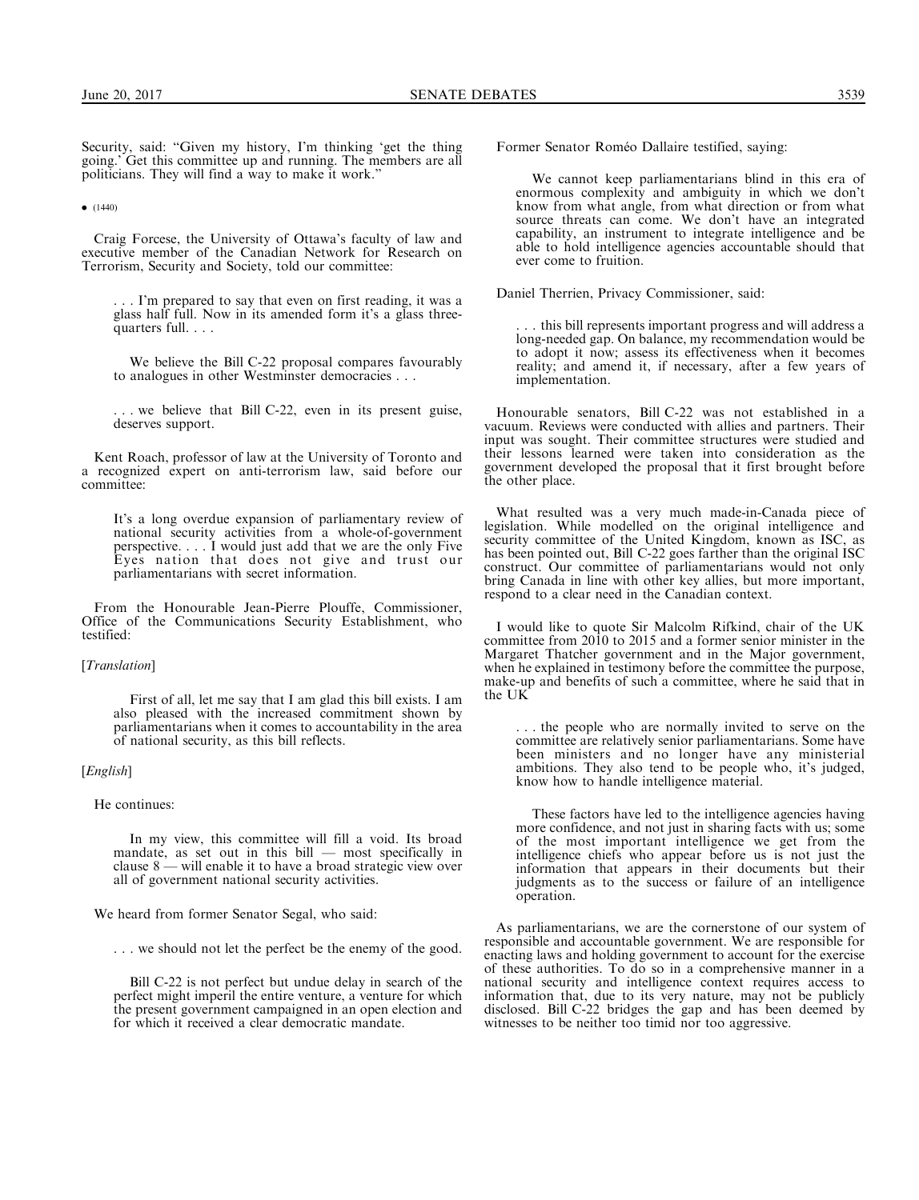Security, said: "Given my history, I'm thinking 'get the thing going.' Get this committee up and running. The members are all politicians. They will find a way to make it work."

• (1440)

Craig Forcese, the University of Ottawa's faculty of law and executive member of the Canadian Network for Research on Terrorism, Security and Society, told our committee:

> . . . I'm prepared to say that even on first reading, it was a glass half full. Now in its amended form it's a glass three-quarters full. . . .
>
> We believe the Bill C-22 proposal compares favourably to analogues in other Westminster democracies . . .
>
> . . . we believe that Bill C-22, even in its present guise, deserves support.

Kent Roach, professor of law at the University of Toronto and a recognized expert on anti-terrorism law, said before our committee:

> It's a long overdue expansion of parliamentary review of national security activities from a whole-of-government perspective. . . . I would just add that we are the only Five Eyes nation that does not give and trust our parliamentarians with secret information.

From the Honourable Jean-Pierre Plouffe, Commissioner, Office of the Communications Security Establishment, who testified:

[*Translation*]

> First of all, let me say that I am glad this bill exists. I am also pleased with the increased commitment shown by parliamentarians when it comes to accountability in the area of national security, as this bill reflects.

[*English*]

He continues:

> In my view, this committee will fill a void. Its broad mandate, as set out in this bill — most specifically in clause 8 — will enable it to have a broad strategic view over all of government national security activities.

We heard from former Senator Segal, who said:

> . . . we should not let the perfect be the enemy of the good.
>
> Bill C-22 is not perfect but undue delay in search of the perfect might imperil the entire venture, a venture for which the present government campaigned in an open election and for which it received a clear democratic mandate.

Former Senator Roméo Dallaire testified, saying:

> We cannot keep parliamentarians blind in this era of enormous complexity and ambiguity in which we don't know from what angle, from what direction or from what source threats can come. We don't have an integrated capability, an instrument to integrate intelligence and be able to hold intelligence agencies accountable should that ever come to fruition.

Daniel Therrien, Privacy Commissioner, said:

> . . . this bill represents important progress and will address a long-needed gap. On balance, my recommendation would be to adopt it now; assess its effectiveness when it becomes reality; and amend it, if necessary, after a few years of implementation.

Honourable senators, Bill C-22 was not established in a vacuum. Reviews were conducted with allies and partners. Their input was sought. Their committee structures were studied and their lessons learned were taken into consideration as the government developed the proposal that it first brought before the other place.

What resulted was a very much made-in-Canada piece of legislation. While modelled on the original intelligence and security committee of the United Kingdom, known as ISC, as has been pointed out, Bill C-22 goes farther than the original ISC construct. Our committee of parliamentarians would not only bring Canada in line with other key allies, but more important, respond to a clear need in the Canadian context.

I would like to quote Sir Malcolm Rifkind, chair of the UK committee from 2010 to 2015 and a former senior minister in the Margaret Thatcher government and in the Major government, when he explained in testimony before the committee the purpose, make-up and benefits of such a committee, where he said that in the UK

> . . . the people who are normally invited to serve on the committee are relatively senior parliamentarians. Some have been ministers and no longer have any ministerial ambitions. They also tend to be people who, it's judged, know how to handle intelligence material.
>
> These factors have led to the intelligence agencies having more confidence, and not just in sharing facts with us; some of the most important intelligence we get from the intelligence chiefs who appear before us is not just the information that appears in their documents but their judgments as to the success or failure of an intelligence operation.

As parliamentarians, we are the cornerstone of our system of responsible and accountable government. We are responsible for enacting laws and holding government to account for the exercise of these authorities. To do so in a comprehensive manner in a national security and intelligence context requires access to information that, due to its very nature, may not be publicly disclosed. Bill C-22 bridges the gap and has been deemed by witnesses to be neither too timid nor too aggressive.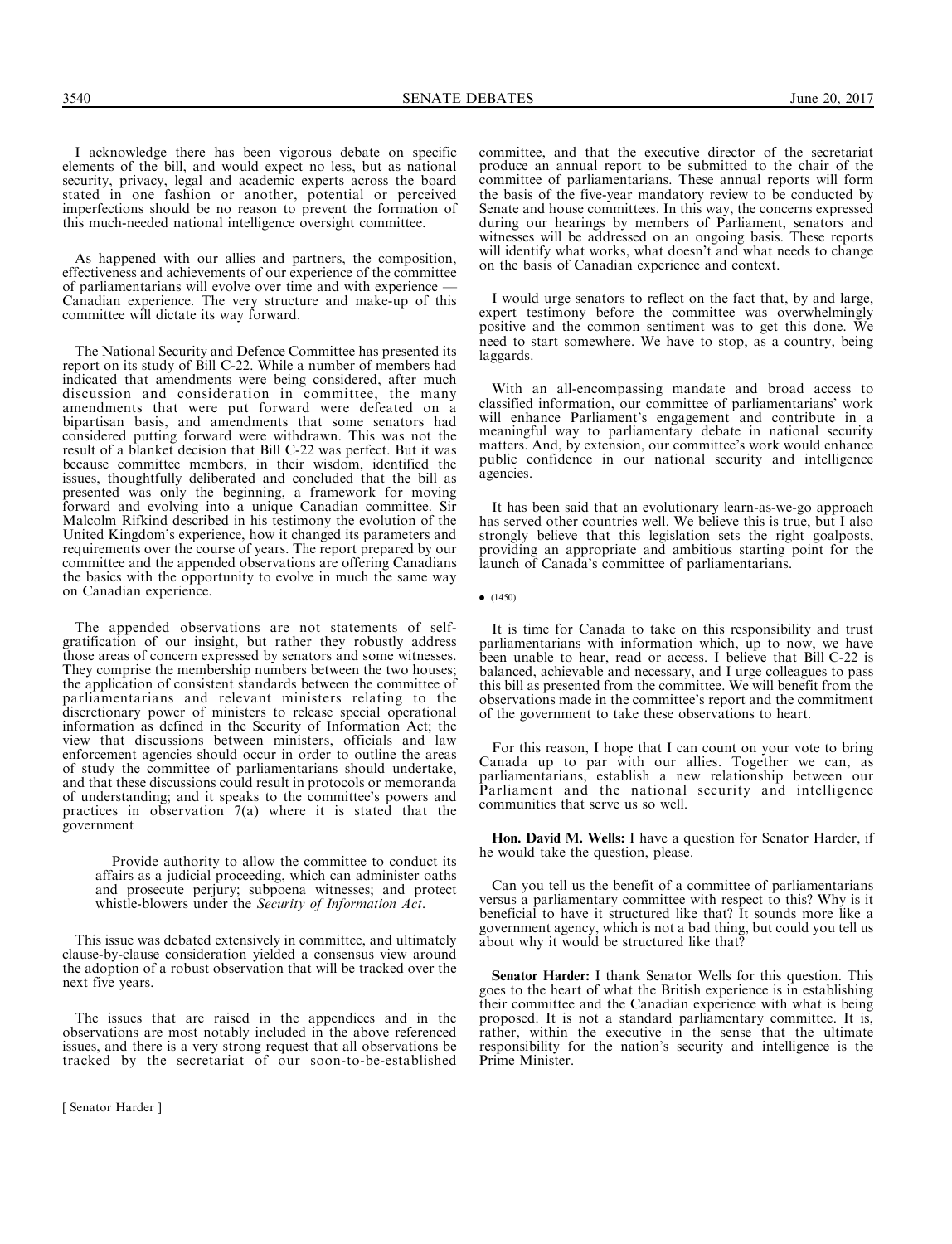I acknowledge there has been vigorous debate on specific elements of the bill, and would expect no less, but as national security, privacy, legal and academic experts across the board stated in one fashion or another, potential or perceived imperfections should be no reason to prevent the formation of this much-needed national intelligence oversight committee.

As happened with our allies and partners, the composition, effectiveness and achievements of our experience of the committee of parliamentarians will evolve over time and with experience — Canadian experience. The very structure and make-up of this committee will dictate its way forward.

The National Security and Defence Committee has presented its report on its study of Bill C-22. While a number of members had indicated that amendments were being considered, after much discussion and consideration in committee, the many amendments that were put forward were defeated on a bipartisan basis, and amendments that some senators had considered putting forward were withdrawn. This was not the result of a blanket decision that Bill C-22 was perfect. But it was because committee members, in their wisdom, identified the issues, thoughtfully deliberated and concluded that the bill as presented was only the beginning, a framework for moving forward and evolving into a unique Canadian committee. Sir Malcolm Rifkind described in his testimony the evolution of the United Kingdom's experience, how it changed its parameters and requirements over the course of years. The report prepared by our committee and the appended observations are offering Canadians the basics with the opportunity to evolve in much the same way on Canadian experience.

The appended observations are not statements of self-gratification of our insight, but rather they robustly address those areas of concern expressed by senators and some witnesses. They comprise the membership numbers between the two houses; the application of consistent standards between the committee of parliamentarians and relevant ministers relating to the discretionary power of ministers to release special operational information as defined in the Security of Information Act; the view that discussions between ministers, officials and law enforcement agencies should occur in order to outline the areas of study the committee of parliamentarians should undertake, and that these discussions could result in protocols or memoranda of understanding; and it speaks to the committee's powers and practices in observation 7(a) where it is stated that the government

> Provide authority to allow the committee to conduct its affairs as a judicial proceeding, which can administer oaths and prosecute perjury; subpoena witnesses; and protect whistle-blowers under the *Security of Information Act*.

This issue was debated extensively in committee, and ultimately clause-by-clause consideration yielded a consensus view around the adoption of a robust observation that will be tracked over the next five years.

The issues that are raised in the appendices and in the observations are most notably included in the above referenced issues, and there is a very strong request that all observations be tracked by the secretariat of our soon-to-be-established committee, and that the executive director of the secretariat produce an annual report to be submitted to the chair of the committee of parliamentarians. These annual reports will form the basis of the five-year mandatory review to be conducted by Senate and house committees. In this way, the concerns expressed during our hearings by members of Parliament, senators and witnesses will be addressed on an ongoing basis. These reports will identify what works, what doesn't and what needs to change on the basis of Canadian experience and context.

I would urge senators to reflect on the fact that, by and large, expert testimony before the committee was overwhelmingly positive and the common sentiment was to get this done. We need to start somewhere. We have to stop, as a country, being laggards.

With an all-encompassing mandate and broad access to classified information, our committee of parliamentarians' work will enhance Parliament's engagement and contribute in a meaningful way to parliamentary debate in national security matters. And, by extension, our committee's work would enhance public confidence in our national security and intelligence agencies.

It has been said that an evolutionary learn-as-we-go approach has served other countries well. We believe this is true, but I also strongly believe that this legislation sets the right goalposts, providing an appropriate and ambitious starting point for the launch of Canada's committee of parliamentarians.

• (1450)

It is time for Canada to take on this responsibility and trust parliamentarians with information which, up to now, we have been unable to hear, read or access. I believe that Bill C-22 is balanced, achievable and necessary, and I urge colleagues to pass this bill as presented from the committee. We will benefit from the observations made in the committee's report and the commitment of the government to take these observations to heart.

For this reason, I hope that I can count on your vote to bring Canada up to par with our allies. Together we can, as parliamentarians, establish a new relationship between our Parliament and the national security and intelligence communities that serve us so well.

**Hon. David M. Wells:** I have a question for Senator Harder, if he would take the question, please.

Can you tell us the benefit of a committee of parliamentarians versus a parliamentary committee with respect to this? Why is it beneficial to have it structured like that? It sounds more like a government agency, which is not a bad thing, but could you tell us about why it would be structured like that?

**Senator Harder:** I thank Senator Wells for this question. This goes to the heart of what the British experience is in establishing their committee and the Canadian experience with what is being proposed. It is not a standard parliamentary committee. It is, rather, within the executive in the sense that the ultimate responsibility for the nation's security and intelligence is the Prime Minister.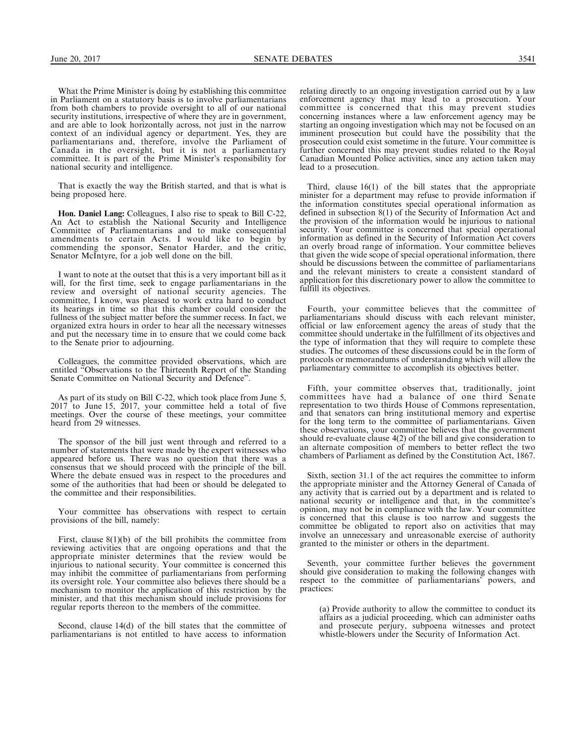What the Prime Minister is doing by establishing this committee in Parliament on a statutory basis is to involve parliamentarians from both chambers to provide oversight to all of our national security institutions, irrespective of where they are in government, and are able to look horizontally across, not just in the narrow context of an individual agency or department. Yes, they are parliamentarians and, therefore, involve the Parliament of Canada in the oversight, but it is not a parliamentary committee. It is part of the Prime Minister's responsibility for national security and intelligence.

That is exactly the way the British started, and that is what is being proposed here.

**Hon. Daniel Lang:** Colleagues, I also rise to speak to Bill C-22, An Act to establish the National Security and Intelligence Committee of Parliamentarians and to make consequential amendments to certain Acts. I would like to begin by commending the sponsor, Senator Harder, and the critic, Senator McIntyre, for a job well done on the bill.

I want to note at the outset that this is a very important bill as it will, for the first time, seek to engage parliamentarians in the review and oversight of national security agencies. The committee, I know, was pleased to work extra hard to conduct its hearings in time so that this chamber could consider the fullness of the subject matter before the summer recess. In fact, we organized extra hours in order to hear all the necessary witnesses and put the necessary time in to ensure that we could come back to the Senate prior to adjourning.

Colleagues, the committee provided observations, which are entitled "Observations to the Thirteenth Report of the Standing Senate Committee on National Security and Defence".

As part of its study on Bill C-22, which took place from June 5, 2017 to June 15, 2017, your committee held a total of five meetings. Over the course of these meetings, your committee heard from 29 witnesses.

The sponsor of the bill just went through and referred to a number of statements that were made by the expert witnesses who appeared before us. There was no question that there was a consensus that we should proceed with the principle of the bill. Where the debate ensued was in respect to the procedures and some of the authorities that had been or should be delegated to the committee and their responsibilities.

Your committee has observations with respect to certain provisions of the bill, namely:

First, clause 8(1)(b) of the bill prohibits the committee from reviewing activities that are ongoing operations and that the appropriate minister determines that the review would be injurious to national security. Your committee is concerned this may inhibit the committee of parliamentarians from performing its oversight role. Your committee also believes there should be a mechanism to monitor the application of this restriction by the minister, and that this mechanism should include provisions for regular reports thereon to the members of the committee.

Second, clause 14(d) of the bill states that the committee of parliamentarians is not entitled to have access to information relating directly to an ongoing investigation carried out by a law enforcement agency that may lead to a prosecution. Your committee is concerned that this may prevent studies concerning instances where a law enforcement agency may be starting an ongoing investigation which may not be focused on an imminent prosecution but could have the possibility that the prosecution could exist sometime in the future. Your committee is further concerned this may prevent studies related to the Royal Canadian Mounted Police activities, since any action taken may lead to a prosecution.

Third, clause 16(1) of the bill states that the appropriate minister for a department may refuse to provide information if the information constitutes special operational information as defined in subsection 8(1) of the Security of Information Act and the provision of the information would be injurious to national security. Your committee is concerned that special operational information as defined in the Security of Information Act covers an overly broad range of information. Your committee believes that given the wide scope of special operational information, there should be discussions between the committee of parliamentarians and the relevant ministers to create a consistent standard of application for this discretionary power to allow the committee to fulfill its objectives.

Fourth, your committee believes that the committee of parliamentarians should discuss with each relevant minister, official or law enforcement agency the areas of study that the committee should undertake in the fulfillment of its objectives and the type of information that they will require to complete these studies. The outcomes of these discussions could be in the form of protocols or memorandums of understanding which will allow the parliamentary committee to accomplish its objectives better.

Fifth, your committee observes that, traditionally, joint committees have had a balance of one third Senate representation to two thirds House of Commons representation, and that senators can bring institutional memory and expertise for the long term to the committee of parliamentarians. Given these observations, your committee believes that the government should re-evaluate clause 4(2) of the bill and give consideration to an alternate composition of members to better reflect the two chambers of Parliament as defined by the Constitution Act, 1867.

Sixth, section 31.1 of the act requires the committee to inform the appropriate minister and the Attorney General of Canada of any activity that is carried out by a department and is related to national security or intelligence and that, in the committee's opinion, may not be in compliance with the law. Your committee is concerned that this clause is too narrow and suggests the committee be obligated to report also on activities that may involve an unnecessary and unreasonable exercise of authority granted to the minister or others in the department.

Seventh, your committee further believes the government should give consideration to making the following changes with respect to the committee of parliamentarians' powers, and practices:

(a) Provide authority to allow the committee to conduct its affairs as a judicial proceeding, which can administer oaths and prosecute perjury, subpoena witnesses and protect whistle-blowers under the Security of Information Act.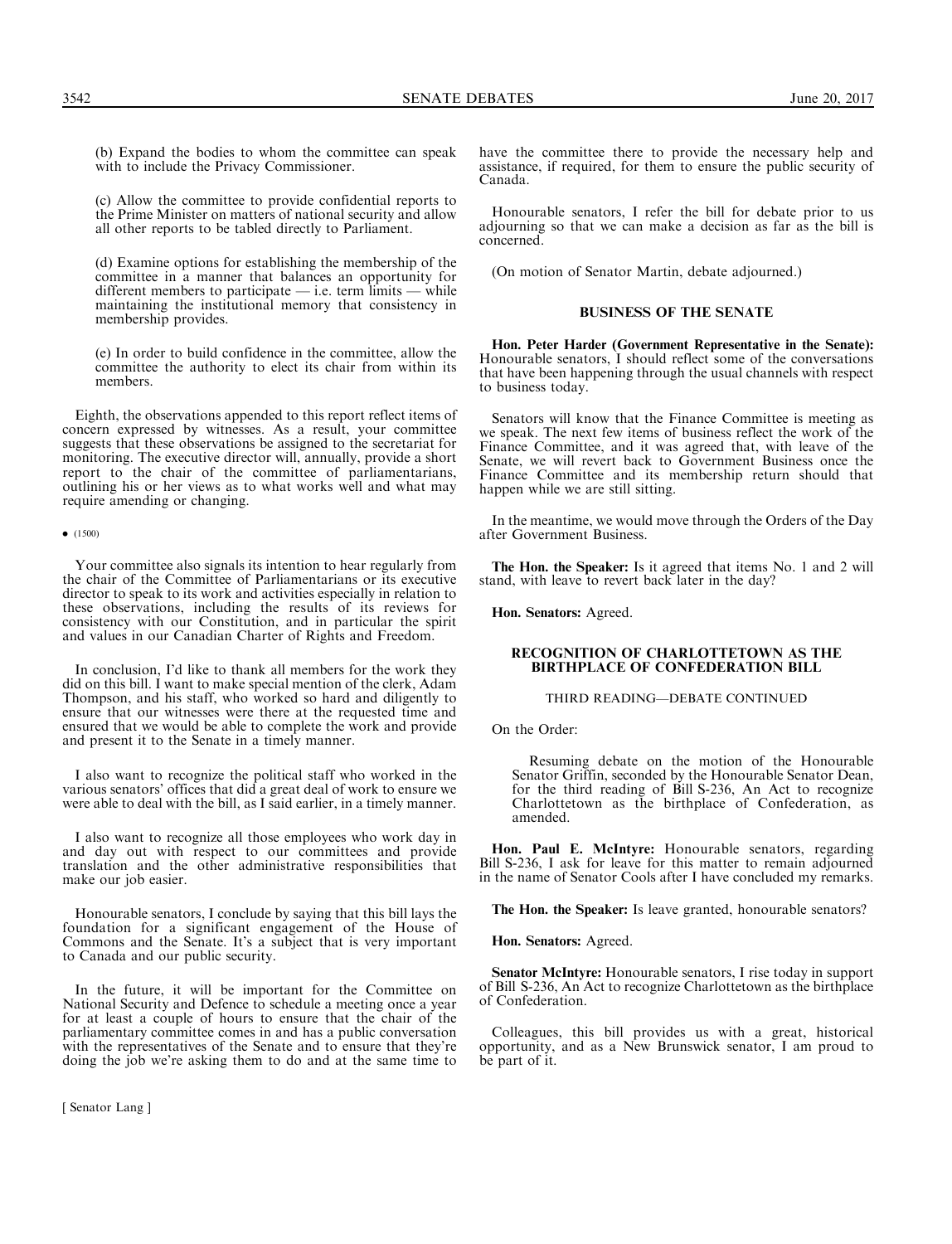(b) Expand the bodies to whom the committee can speak with to include the Privacy Commissioner.

(c) Allow the committee to provide confidential reports to the Prime Minister on matters of national security and allow all other reports to be tabled directly to Parliament.

(d) Examine options for establishing the membership of the committee in a manner that balances an opportunity for different members to participate — i.e. term limits — while maintaining the institutional memory that consistency in membership provides.

(e) In order to build confidence in the committee, allow the committee the authority to elect its chair from within its members.

Eighth, the observations appended to this report reflect items of concern expressed by witnesses. As a result, your committee suggests that these observations be assigned to the secretariat for monitoring. The executive director will, annually, provide a short report to the chair of the committee of parliamentarians, outlining his or her views as to what works well and what may require amending or changing.

• (1500)

Your committee also signals its intention to hear regularly from the chair of the Committee of Parliamentarians or its executive director to speak to its work and activities especially in relation to these observations, including the results of its reviews for consistency with our Constitution, and in particular the spirit and values in our Canadian Charter of Rights and Freedom.

In conclusion, I'd like to thank all members for the work they did on this bill. I want to make special mention of the clerk, Adam Thompson, and his staff, who worked so hard and diligently to ensure that our witnesses were there at the requested time and ensured that we would be able to complete the work and provide and present it to the Senate in a timely manner.

I also want to recognize the political staff who worked in the various senators' offices that did a great deal of work to ensure we were able to deal with the bill, as I said earlier, in a timely manner.

I also want to recognize all those employees who work day in and day out with respect to our committees and provide translation and the other administrative responsibilities that make our job easier.

Honourable senators, I conclude by saying that this bill lays the foundation for a significant engagement of the House of Commons and the Senate. It's a subject that is very important to Canada and our public security.

In the future, it will be important for the Committee on National Security and Defence to schedule a meeting once a year for at least a couple of hours to ensure that the chair of the parliamentary committee comes in and has a public conversation with the representatives of the Senate and to ensure that they're doing the job we're asking them to do and at the same time to have the committee there to provide the necessary help and assistance, if required, for them to ensure the public security of Canada.

Honourable senators, I refer the bill for debate prior to us adjourning so that we can make a decision as far as the bill is concerned.

(On motion of Senator Martin, debate adjourned.)

## BUSINESS OF THE SENATE

**Hon. Peter Harder (Government Representative in the Senate):** Honourable senators, I should reflect some of the conversations that have been happening through the usual channels with respect to business today.

Senators will know that the Finance Committee is meeting as we speak. The next few items of business reflect the work of the Finance Committee, and it was agreed that, with leave of the Senate, we will revert back to Government Business once the Finance Committee and its membership return should that happen while we are still sitting.

In the meantime, we would move through the Orders of the Day after Government Business.

**The Hon. the Speaker:** Is it agreed that items No. 1 and 2 will stand, with leave to revert back later in the day?

**Hon. Senators:** Agreed.

## RECOGNITION OF CHARLOTTETOWN AS THE BIRTHPLACE OF CONFEDERATION BILL

### THIRD READING—DEBATE CONTINUED

On the Order:

> Resuming debate on the motion of the Honourable Senator Griffin, seconded by the Honourable Senator Dean, for the third reading of Bill S-236, An Act to recognize Charlottetown as the birthplace of Confederation, as amended.

**Hon. Paul E. McIntyre:** Honourable senators, regarding Bill S-236, I ask for leave for this matter to remain adjourned in the name of Senator Cools after I have concluded my remarks.

**The Hon. the Speaker:** Is leave granted, honourable senators?

**Hon. Senators:** Agreed.

**Senator McIntyre:** Honourable senators, I rise today in support of Bill S-236, An Act to recognize Charlottetown as the birthplace of Confederation.

Colleagues, this bill provides us with a great, historical opportunity, and as a New Brunswick senator, I am proud to be part of it.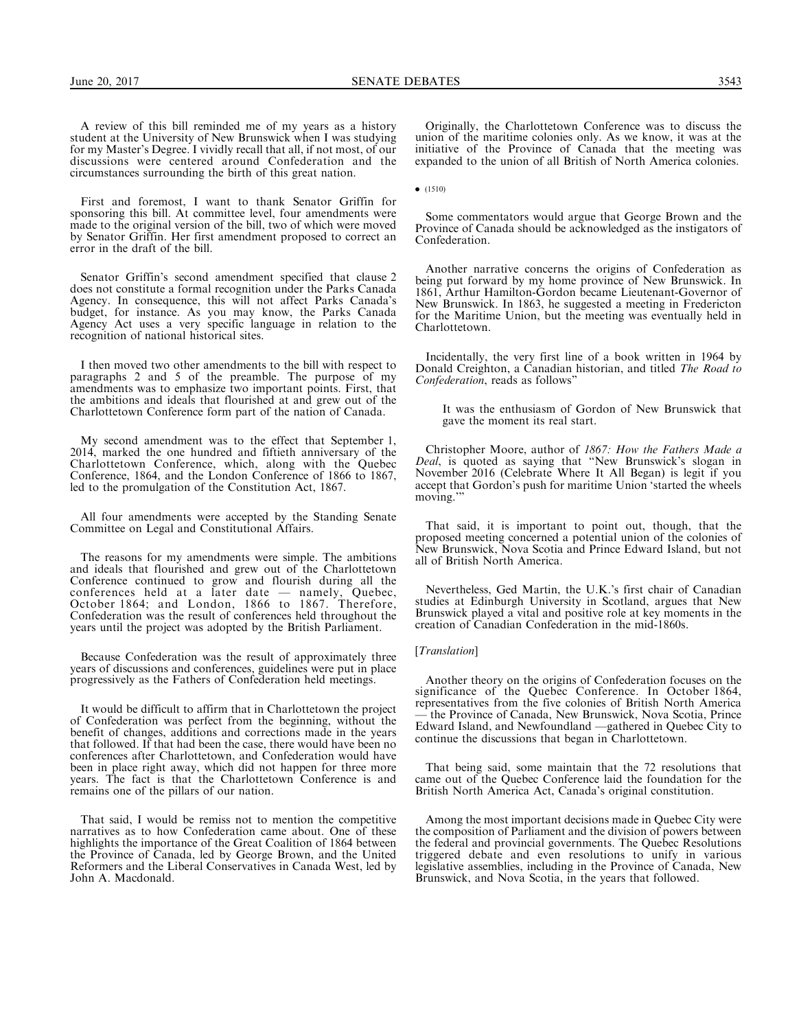A review of this bill reminded me of my years as a history student at the University of New Brunswick when I was studying for my Master's Degree. I vividly recall that all, if not most, of our discussions were centered around Confederation and the circumstances surrounding the birth of this great nation.

First and foremost, I want to thank Senator Griffin for sponsoring this bill. At committee level, four amendments were made to the original version of the bill, two of which were moved by Senator Griffin. Her first amendment proposed to correct an error in the draft of the bill.

Senator Griffin's second amendment specified that clause 2 does not constitute a formal recognition under the Parks Canada Agency. In consequence, this will not affect Parks Canada's budget, for instance. As you may know, the Parks Canada Agency Act uses a very specific language in relation to the recognition of national historical sites.

I then moved two other amendments to the bill with respect to paragraphs 2 and 5 of the preamble. The purpose of my amendments was to emphasize two important points. First, that the ambitions and ideals that flourished at and grew out of the Charlottetown Conference form part of the nation of Canada.

My second amendment was to the effect that September 1, 2014, marked the one hundred and fiftieth anniversary of the Charlottetown Conference, which, along with the Quebec Conference, 1864, and the London Conference of 1866 to 1867, led to the promulgation of the Constitution Act, 1867.

All four amendments were accepted by the Standing Senate Committee on Legal and Constitutional Affairs.

The reasons for my amendments were simple. The ambitions and ideals that flourished and grew out of the Charlottetown Conference continued to grow and flourish during all the conferences held at a later date — namely, Quebec, October 1864; and London, 1866 to 1867. Therefore, Confederation was the result of conferences held throughout the years until the project was adopted by the British Parliament.

Because Confederation was the result of approximately three years of discussions and conferences, guidelines were put in place progressively as the Fathers of Confederation held meetings.

It would be difficult to affirm that in Charlottetown the project of Confederation was perfect from the beginning, without the benefit of changes, additions and corrections made in the years that followed. If that had been the case, there would have been no conferences after Charlottetown, and Confederation would have been in place right away, which did not happen for three more years. The fact is that the Charlottetown Conference is and remains one of the pillars of our nation.

That said, I would be remiss not to mention the competitive narratives as to how Confederation came about. One of these highlights the importance of the Great Coalition of 1864 between the Province of Canada, led by George Brown, and the United Reformers and the Liberal Conservatives in Canada West, led by John A. Macdonald.

Originally, the Charlottetown Conference was to discuss the union of the maritime colonies only. As we know, it was at the initiative of the Province of Canada that the meeting was expanded to the union of all British of North America colonies.

• (1510)

Some commentators would argue that George Brown and the Province of Canada should be acknowledged as the instigators of Confederation.

Another narrative concerns the origins of Confederation as being put forward by my home province of New Brunswick. In 1861, Arthur Hamilton-Gordon became Lieutenant-Governor of New Brunswick. In 1863, he suggested a meeting in Fredericton for the Maritime Union, but the meeting was eventually held in Charlottetown.

Incidentally, the very first line of a book written in 1964 by Donald Creighton, a Canadian historian, and titled *The Road to Confederation*, reads as follows"

> It was the enthusiasm of Gordon of New Brunswick that gave the moment its real start.

Christopher Moore, author of *1867: How the Fathers Made a Deal*, is quoted as saying that "New Brunswick's slogan in November 2016 (Celebrate Where It All Began) is legit if you accept that Gordon's push for maritime Union 'started the wheels moving.'"

That said, it is important to point out, though, that the proposed meeting concerned a potential union of the colonies of New Brunswick, Nova Scotia and Prince Edward Island, but not all of British North America.

Nevertheless, Ged Martin, the U.K.'s first chair of Canadian studies at Edinburgh University in Scotland, argues that New Brunswick played a vital and positive role at key moments in the creation of Canadian Confederation in the mid-1860s.

[*Translation*]

Another theory on the origins of Confederation focuses on the significance of the Quebec Conference. In October 1864, representatives from the five colonies of British North America — the Province of Canada, New Brunswick, Nova Scotia, Prince Edward Island, and Newfoundland —gathered in Quebec City to continue the discussions that began in Charlottetown.

That being said, some maintain that the 72 resolutions that came out of the Quebec Conference laid the foundation for the British North America Act, Canada's original constitution.

Among the most important decisions made in Quebec City were the composition of Parliament and the division of powers between the federal and provincial governments. The Quebec Resolutions triggered debate and even resolutions to unify in various legislative assemblies, including in the Province of Canada, New Brunswick, and Nova Scotia, in the years that followed.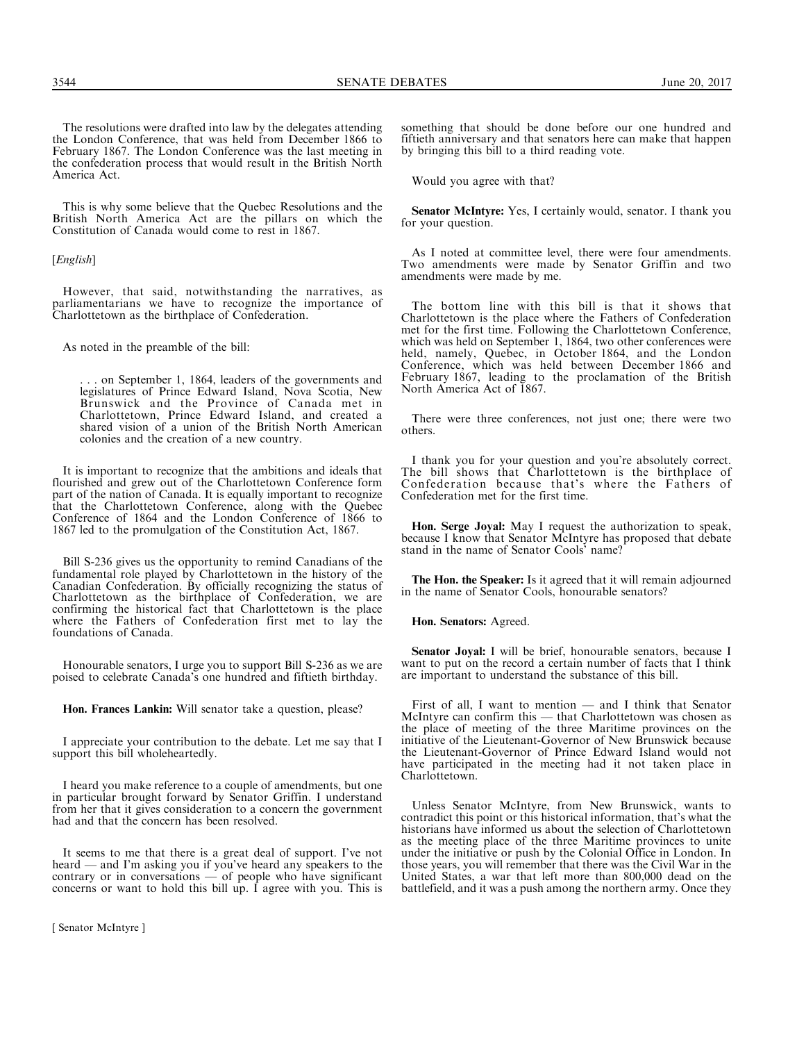The resolutions were drafted into law by the delegates attending the London Conference, that was held from December 1866 to February 1867. The London Conference was the last meeting in the confederation process that would result in the British North America Act.

This is why some believe that the Quebec Resolutions and the British North America Act are the pillars on which the Constitution of Canada would come to rest in 1867.

[*English*]

However, that said, notwithstanding the narratives, as parliamentarians we have to recognize the importance of Charlottetown as the birthplace of Confederation.

As noted in the preamble of the bill:

> . . . on September 1, 1864, leaders of the governments and legislatures of Prince Edward Island, Nova Scotia, New Brunswick and the Province of Canada met in Charlottetown, Prince Edward Island, and created a shared vision of a union of the British North American colonies and the creation of a new country.

It is important to recognize that the ambitions and ideals that flourished and grew out of the Charlottetown Conference form part of the nation of Canada. It is equally important to recognize that the Charlottetown Conference, along with the Quebec Conference of 1864 and the London Conference of 1866 to 1867 led to the promulgation of the Constitution Act, 1867.

Bill S-236 gives us the opportunity to remind Canadians of the fundamental role played by Charlottetown in the history of the Canadian Confederation. By officially recognizing the status of Charlottetown as the birthplace of Confederation, we are confirming the historical fact that Charlottetown is the place where the Fathers of Confederation first met to lay the foundations of Canada.

Honourable senators, I urge you to support Bill S-236 as we are poised to celebrate Canada's one hundred and fiftieth birthday.

**Hon. Frances Lankin:** Will senator take a question, please?

I appreciate your contribution to the debate. Let me say that I support this bill wholeheartedly.

I heard you make reference to a couple of amendments, but one in particular brought forward by Senator Griffin. I understand from her that it gives consideration to a concern the government had and that the concern has been resolved.

It seems to me that there is a great deal of support. I've not heard — and I'm asking you if you've heard any speakers to the contrary or in conversations — of people who have significant concerns or want to hold this bill up. I agree with you. This is something that should be done before our one hundred and fiftieth anniversary and that senators here can make that happen by bringing this bill to a third reading vote.

Would you agree with that?

**Senator McIntyre:** Yes, I certainly would, senator. I thank you for your question.

As I noted at committee level, there were four amendments. Two amendments were made by Senator Griffin and two amendments were made by me.

The bottom line with this bill is that it shows that Charlottetown is the place where the Fathers of Confederation met for the first time. Following the Charlottetown Conference, which was held on September 1, 1864, two other conferences were held, namely, Quebec, in October 1864, and the London Conference, which was held between December 1866 and February 1867, leading to the proclamation of the British North America Act of 1867.

There were three conferences, not just one; there were two others.

I thank you for your question and you're absolutely correct. The bill shows that Charlottetown is the birthplace of Confederation because that's where the Fathers of Confederation met for the first time.

**Hon. Serge Joyal:** May I request the authorization to speak, because I know that Senator McIntyre has proposed that debate stand in the name of Senator Cools' name?

**The Hon. the Speaker:** Is it agreed that it will remain adjourned in the name of Senator Cools, honourable senators?

**Hon. Senators:** Agreed.

**Senator Joyal:** I will be brief, honourable senators, because I want to put on the record a certain number of facts that I think are important to understand the substance of this bill.

First of all, I want to mention — and I think that Senator McIntyre can confirm this — that Charlottetown was chosen as the place of meeting of the three Maritime provinces on the initiative of the Lieutenant-Governor of New Brunswick because the Lieutenant-Governor of Prince Edward Island would not have participated in the meeting had it not taken place in Charlottetown.

Unless Senator McIntyre, from New Brunswick, wants to contradict this point or this historical information, that's what the historians have informed us about the selection of Charlottetown as the meeting place of the three Maritime provinces to unite under the initiative or push by the Colonial Office in London. In those years, you will remember that there was the Civil War in the United States, a war that left more than 800,000 dead on the battlefield, and it was a push among the northern army. Once they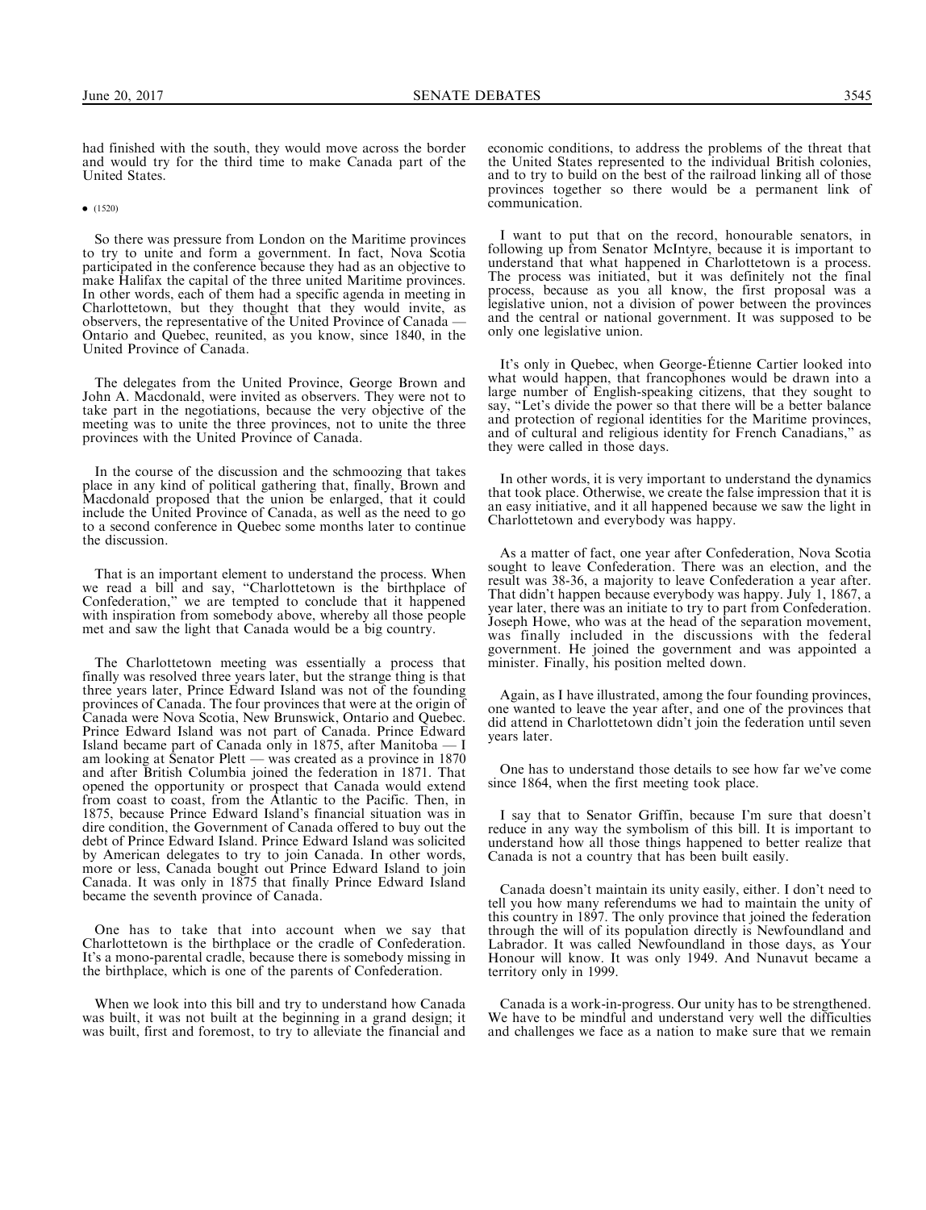had finished with the south, they would move across the border and would try for the third time to make Canada part of the United States.

• (1520)

So there was pressure from London on the Maritime provinces to try to unite and form a government. In fact, Nova Scotia participated in the conference because they had as an objective to make Halifax the capital of the three united Maritime provinces. In other words, each of them had a specific agenda in meeting in Charlottetown, but they thought that they would invite, as observers, the representative of the United Province of Canada — Ontario and Quebec, reunited, as you know, since 1840, in the United Province of Canada.

The delegates from the United Province, George Brown and John A. Macdonald, were invited as observers. They were not to take part in the negotiations, because the very objective of the meeting was to unite the three provinces, not to unite the three provinces with the United Province of Canada.

In the course of the discussion and the schmoozing that takes place in any kind of political gathering that, finally, Brown and Macdonald proposed that the union be enlarged, that it could include the United Province of Canada, as well as the need to go to a second conference in Quebec some months later to continue the discussion.

That is an important element to understand the process. When we read a bill and say, "Charlottetown is the birthplace of Confederation," we are tempted to conclude that it happened with inspiration from somebody above, whereby all those people met and saw the light that Canada would be a big country.

The Charlottetown meeting was essentially a process that finally was resolved three years later, but the strange thing is that three years later, Prince Edward Island was not of the founding provinces of Canada. The four provinces that were at the origin of Canada were Nova Scotia, New Brunswick, Ontario and Quebec. Prince Edward Island was not part of Canada. Prince Edward Island became part of Canada only in 1875, after Manitoba — I am looking at Senator Plett — was created as a province in 1870 and after British Columbia joined the federation in 1871. That opened the opportunity or prospect that Canada would extend from coast to coast, from the Atlantic to the Pacific. Then, in 1875, because Prince Edward Island's financial situation was in dire condition, the Government of Canada offered to buy out the debt of Prince Edward Island. Prince Edward Island was solicited by American delegates to try to join Canada. In other words, more or less, Canada bought out Prince Edward Island to join Canada. It was only in 1875 that finally Prince Edward Island became the seventh province of Canada.

One has to take that into account when we say that Charlottetown is the birthplace or the cradle of Confederation. It's a mono-parental cradle, because there is somebody missing in the birthplace, which is one of the parents of Confederation.

When we look into this bill and try to understand how Canada was built, it was not built at the beginning in a grand design; it was built, first and foremost, to try to alleviate the financial and economic conditions, to address the problems of the threat that the United States represented to the individual British colonies, and to try to build on the best of the railroad linking all of those provinces together so there would be a permanent link of communication.

I want to put that on the record, honourable senators, in following up from Senator McIntyre, because it is important to understand that what happened in Charlottetown is a process. The process was initiated, but it was definitely not the final process, because as you all know, the first proposal was a legislative union, not a division of power between the provinces and the central or national government. It was supposed to be only one legislative union.

It's only in Quebec, when George-Étienne Cartier looked into what would happen, that francophones would be drawn into a large number of English-speaking citizens, that they sought to say, "Let's divide the power so that there will be a better balance and protection of regional identities for the Maritime provinces, and of cultural and religious identity for French Canadians," as they were called in those days.

In other words, it is very important to understand the dynamics that took place. Otherwise, we create the false impression that it is an easy initiative, and it all happened because we saw the light in Charlottetown and everybody was happy.

As a matter of fact, one year after Confederation, Nova Scotia sought to leave Confederation. There was an election, and the result was 38-36, a majority to leave Confederation a year after. That didn't happen because everybody was happy. July 1, 1867, a year later, there was an initiate to try to part from Confederation. Joseph Howe, who was at the head of the separation movement, was finally included in the discussions with the federal government. He joined the government and was appointed a minister. Finally, his position melted down.

Again, as I have illustrated, among the four founding provinces, one wanted to leave the year after, and one of the provinces that did attend in Charlottetown didn't join the federation until seven years later.

One has to understand those details to see how far we've come since 1864, when the first meeting took place.

I say that to Senator Griffin, because I'm sure that doesn't reduce in any way the symbolism of this bill. It is important to understand how all those things happened to better realize that Canada is not a country that has been built easily.

Canada doesn't maintain its unity easily, either. I don't need to tell you how many referendums we had to maintain the unity of this country in 1897. The only province that joined the federation through the will of its population directly is Newfoundland and Labrador. It was called Newfoundland in those days, as Your Honour will know. It was only 1949. And Nunavut became a territory only in 1999.

Canada is a work-in-progress. Our unity has to be strengthened. We have to be mindful and understand very well the difficulties and challenges we face as a nation to make sure that we remain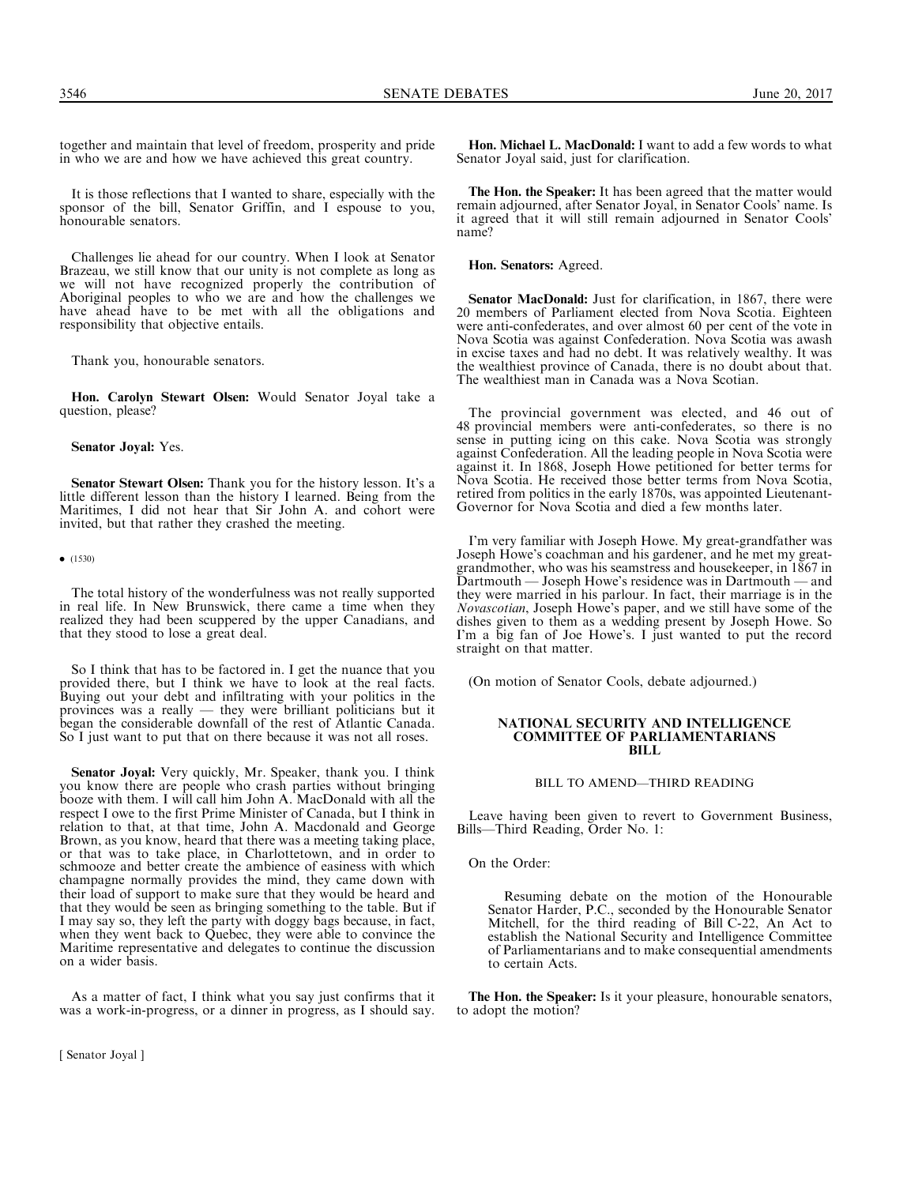together and maintain that level of freedom, prosperity and pride in who we are and how we have achieved this great country.

It is those reflections that I wanted to share, especially with the sponsor of the bill, Senator Griffin, and I espouse to you, honourable senators.

Challenges lie ahead for our country. When I look at Senator Brazeau, we still know that our unity is not complete as long as we will not have recognized properly the contribution of Aboriginal peoples to who we are and how the challenges we have ahead have to be met with all the obligations and responsibility that objective entails.

Thank you, honourable senators.

**Hon. Carolyn Stewart Olsen:** Would Senator Joyal take a question, please?

**Senator Joyal:** Yes.

**Senator Stewart Olsen:** Thank you for the history lesson. It's a little different lesson than the history I learned. Being from the Maritimes, I did not hear that Sir John A. and cohort were invited, but that rather they crashed the meeting.

• (1530)

The total history of the wonderfulness was not really supported in real life. In New Brunswick, there came a time when they realized they had been scuppered by the upper Canadians, and that they stood to lose a great deal.

So I think that has to be factored in. I get the nuance that you provided there, but I think we have to look at the real facts. Buying out your debt and infiltrating with your politics in the provinces was a really — they were brilliant politicians but it began the considerable downfall of the rest of Atlantic Canada. So I just want to put that on there because it was not all roses.

**Senator Joyal:** Very quickly, Mr. Speaker, thank you. I think you know there are people who crash parties without bringing booze with them. I will call him John A. MacDonald with all the respect I owe to the first Prime Minister of Canada, but I think in relation to that, at that time, John A. Macdonald and George Brown, as you know, heard that there was a meeting taking place, or that was to take place, in Charlottetown, and in order to schmooze and better create the ambience of easiness with which champagne normally provides the mind, they came down with their load of support to make sure that they would be heard and that they would be seen as bringing something to the table. But if I may say so, they left the party with doggy bags because, in fact, when they went back to Quebec, they were able to convince the Maritime representative and delegates to continue the discussion on a wider basis.

As a matter of fact, I think what you say just confirms that it was a work-in-progress, or a dinner in progress, as I should say.

**Hon. Michael L. MacDonald:** I want to add a few words to what Senator Joyal said, just for clarification.

**The Hon. the Speaker:** It has been agreed that the matter would remain adjourned, after Senator Joyal, in Senator Cools' name. Is it agreed that it will still remain adjourned in Senator Cools' name?

**Hon. Senators:** Agreed.

**Senator MacDonald:** Just for clarification, in 1867, there were 20 members of Parliament elected from Nova Scotia. Eighteen were anti-confederates, and over almost 60 per cent of the vote in Nova Scotia was against Confederation. Nova Scotia was awash in excise taxes and had no debt. It was relatively wealthy. It was the wealthiest province of Canada, there is no doubt about that. The wealthiest man in Canada was a Nova Scotian.

The provincial government was elected, and 46 out of 48 provincial members were anti-confederates, so there is no sense in putting icing on this cake. Nova Scotia was strongly against Confederation. All the leading people in Nova Scotia were against it. In 1868, Joseph Howe petitioned for better terms for Nova Scotia. He received those better terms from Nova Scotia, retired from politics in the early 1870s, was appointed Lieutenant-Governor for Nova Scotia and died a few months later.

I'm very familiar with Joseph Howe. My great-grandfather was Joseph Howe's coachman and his gardener, and he met my great-grandmother, who was his seamstress and housekeeper, in 1867 in Dartmouth — Joseph Howe's residence was in Dartmouth — and they were married in his parlour. In fact, their marriage is in the *Novascotian*, Joseph Howe's paper, and we still have some of the dishes given to them as a wedding present by Joseph Howe. So I'm a big fan of Joe Howe's. I just wanted to put the record straight on that matter.

(On motion of Senator Cools, debate adjourned.)

## NATIONAL SECURITY AND INTELLIGENCE COMMITTEE OF PARLIAMENTARIANS BILL

### BILL TO AMEND—THIRD READING

Leave having been given to revert to Government Business, Bills—Third Reading, Order No. 1:

On the Order:

> Resuming debate on the motion of the Honourable Senator Harder, P.C., seconded by the Honourable Senator Mitchell, for the third reading of Bill C-22, An Act to establish the National Security and Intelligence Committee of Parliamentarians and to make consequential amendments to certain Acts.

**The Hon. the Speaker:** Is it your pleasure, honourable senators, to adopt the motion?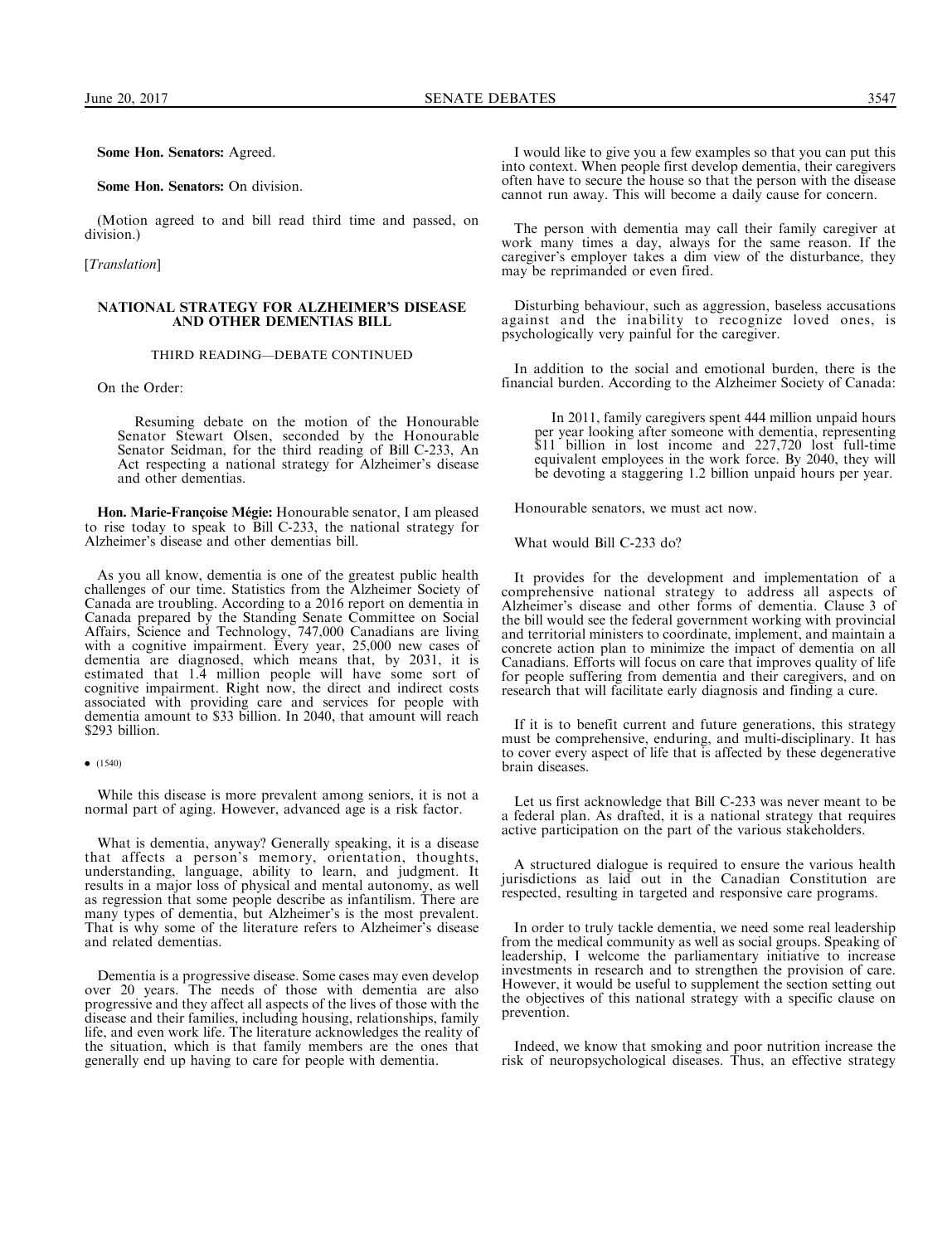**Some Hon. Senators:** Agreed.

**Some Hon. Senators:** On division.

(Motion agreed to and bill read third time and passed, on division.)

[*Translation*]

## NATIONAL STRATEGY FOR ALZHEIMER'S DISEASE AND OTHER DEMENTIAS BILL

### THIRD READING—DEBATE CONTINUED

On the Order:

> Resuming debate on the motion of the Honourable Senator Stewart Olsen, seconded by the Honourable Senator Seidman, for the third reading of Bill C-233, An Act respecting a national strategy for Alzheimer's disease and other dementias.

**Hon. Marie-Françoise Mégie:** Honourable senator, I am pleased to rise today to speak to Bill C-233, the national strategy for Alzheimer's disease and other dementias bill.

As you all know, dementia is one of the greatest public health challenges of our time. Statistics from the Alzheimer Society of Canada are troubling. According to a 2016 report on dementia in Canada prepared by the Standing Senate Committee on Social Affairs, Science and Technology, 747,000 Canadians are living with a cognitive impairment. Every year, 25,000 new cases of dementia are diagnosed, which means that, by 2031, it is estimated that 1.4 million people will have some sort of cognitive impairment. Right now, the direct and indirect costs associated with providing care and services for people with dementia amount to $33 billion. In 2040, that amount will reach $293 billion.

• (1540)

While this disease is more prevalent among seniors, it is not a normal part of aging. However, advanced age is a risk factor.

What is dementia, anyway? Generally speaking, it is a disease that affects a person's memory, orientation, thoughts, understanding, language, ability to learn, and judgment. It results in a major loss of physical and mental autonomy, as well as regression that some people describe as infantilism. There are many types of dementia, but Alzheimer's is the most prevalent. That is why some of the literature refers to Alzheimer's disease and related dementias.

Dementia is a progressive disease. Some cases may even develop over 20 years. The needs of those with dementia are also progressive and they affect all aspects of the lives of those with the disease and their families, including housing, relationships, family life, and even work life. The literature acknowledges the reality of the situation, which is that family members are the ones that generally end up having to care for people with dementia.

I would like to give you a few examples so that you can put this into context. When people first develop dementia, their caregivers often have to secure the house so that the person with the disease cannot run away. This will become a daily cause for concern.

The person with dementia may call their family caregiver at work many times a day, always for the same reason. If the caregiver's employer takes a dim view of the disturbance, they may be reprimanded or even fired.

Disturbing behaviour, such as aggression, baseless accusations against and the inability to recognize loved ones, is psychologically very painful for the caregiver.

In addition to the social and emotional burden, there is the financial burden. According to the Alzheimer Society of Canada:

> In 2011, family caregivers spent 444 million unpaid hours per year looking after someone with dementia, representing $11 billion in lost income and 227,720 lost full-time equivalent employees in the work force. By 2040, they will be devoting a staggering 1.2 billion unpaid hours per year.

Honourable senators, we must act now.

What would Bill C-233 do?

It provides for the development and implementation of a comprehensive national strategy to address all aspects of Alzheimer's disease and other forms of dementia. Clause 3 of the bill would see the federal government working with provincial and territorial ministers to coordinate, implement, and maintain a concrete action plan to minimize the impact of dementia on all Canadians. Efforts will focus on care that improves quality of life for people suffering from dementia and their caregivers, and on research that will facilitate early diagnosis and finding a cure.

If it is to benefit current and future generations, this strategy must be comprehensive, enduring, and multi-disciplinary. It has to cover every aspect of life that is affected by these degenerative brain diseases.

Let us first acknowledge that Bill C-233 was never meant to be a federal plan. As drafted, it is a national strategy that requires active participation on the part of the various stakeholders.

A structured dialogue is required to ensure the various health jurisdictions as laid out in the Canadian Constitution are respected, resulting in targeted and responsive care programs.

In order to truly tackle dementia, we need some real leadership from the medical community as well as social groups. Speaking of leadership, I welcome the parliamentary initiative to increase investments in research and to strengthen the provision of care. However, it would be useful to supplement the section setting out the objectives of this national strategy with a specific clause on prevention.

Indeed, we know that smoking and poor nutrition increase the risk of neuropsychological diseases. Thus, an effective strategy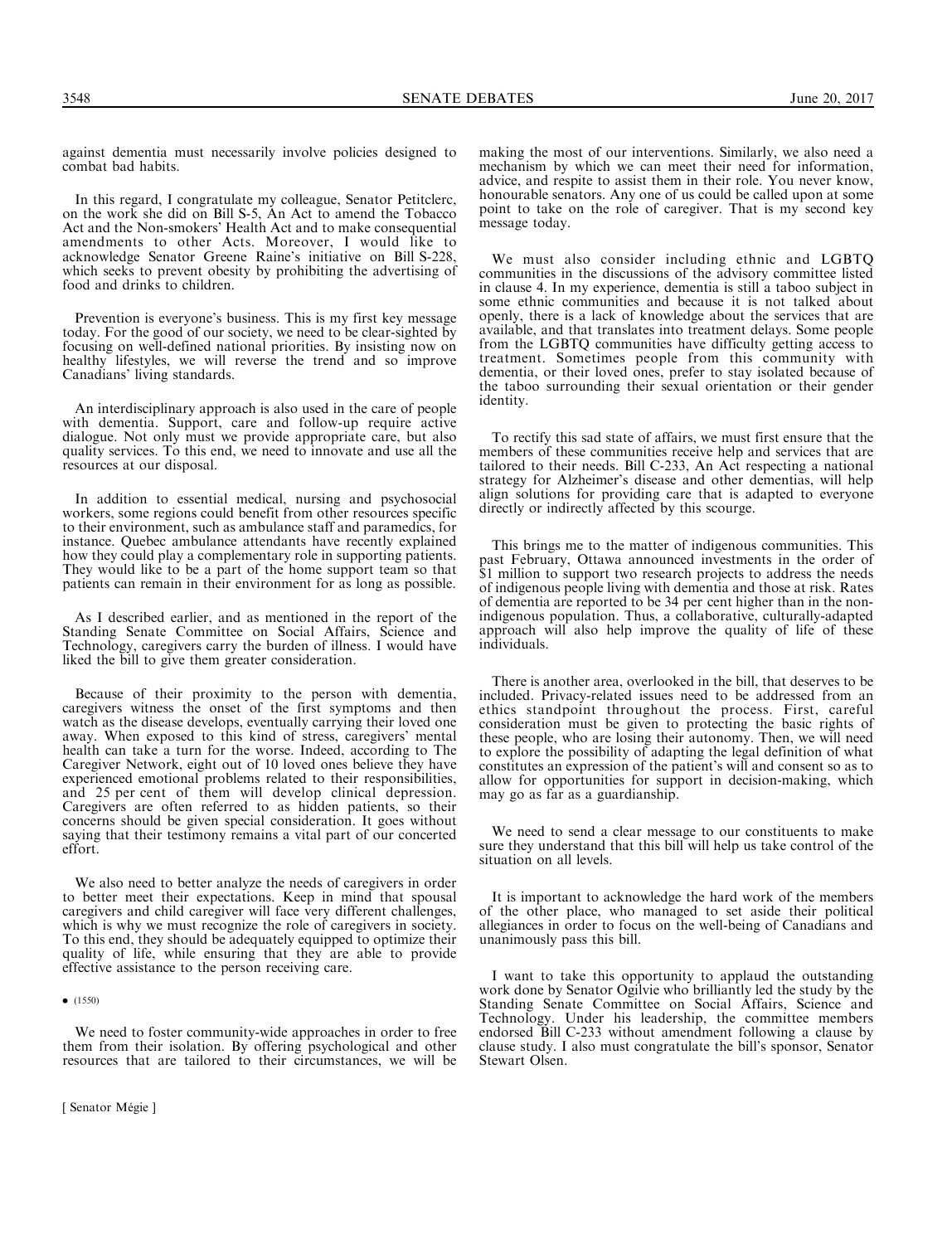against dementia must necessarily involve policies designed to combat bad habits.

In this regard, I congratulate my colleague, Senator Petitclerc, on the work she did on Bill S-5, An Act to amend the Tobacco Act and the Non-smokers' Health Act and to make consequential amendments to other Acts. Moreover, I would like to acknowledge Senator Greene Raine's initiative on Bill S-228, which seeks to prevent obesity by prohibiting the advertising of food and drinks to children.

Prevention is everyone's business. This is my first key message today. For the good of our society, we need to be clear-sighted by focusing on well-defined national priorities. By insisting now on healthy lifestyles, we will reverse the trend and so improve Canadians' living standards.

An interdisciplinary approach is also used in the care of people with dementia. Support, care and follow-up require active dialogue. Not only must we provide appropriate care, but also quality services. To this end, we need to innovate and use all the resources at our disposal.

In addition to essential medical, nursing and psychosocial workers, some regions could benefit from other resources specific to their environment, such as ambulance staff and paramedics, for instance. Quebec ambulance attendants have recently explained how they could play a complementary role in supporting patients. They would like to be a part of the home support team so that patients can remain in their environment for as long as possible.

As I described earlier, and as mentioned in the report of the Standing Senate Committee on Social Affairs, Science and Technology, caregivers carry the burden of illness. I would have liked the bill to give them greater consideration.

Because of their proximity to the person with dementia, caregivers witness the onset of the first symptoms and then watch as the disease develops, eventually carrying their loved one away. When exposed to this kind of stress, caregivers' mental health can take a turn for the worse. Indeed, according to The Caregiver Network, eight out of 10 loved ones believe they have experienced emotional problems related to their responsibilities, and 25 per cent of them will develop clinical depression. Caregivers are often referred to as hidden patients, so their concerns should be given special consideration. It goes without saying that their testimony remains a vital part of our concerted effort.

We also need to better analyze the needs of caregivers in order to better meet their expectations. Keep in mind that spousal caregivers and child caregiver will face very different challenges, which is why we must recognize the role of caregivers in society. To this end, they should be adequately equipped to optimize their quality of life, while ensuring that they are able to provide effective assistance to the person receiving care.

• (1550)

We need to foster community-wide approaches in order to free them from their isolation. By offering psychological and other resources that are tailored to their circumstances, we will be making the most of our interventions. Similarly, we also need a mechanism by which we can meet their need for information, advice, and respite to assist them in their role. You never know, honourable senators. Any one of us could be called upon at some point to take on the role of caregiver. That is my second key message today.

We must also consider including ethnic and LGBTQ communities in the discussions of the advisory committee listed in clause 4. In my experience, dementia is still a taboo subject in some ethnic communities and because it is not talked about openly, there is a lack of knowledge about the services that are available, and that translates into treatment delays. Some people from the LGBTQ communities have difficulty getting access to treatment. Sometimes people from this community with dementia, or their loved ones, prefer to stay isolated because of the taboo surrounding their sexual orientation or their gender identity.

To rectify this sad state of affairs, we must first ensure that the members of these communities receive help and services that are tailored to their needs. Bill C-233, An Act respecting a national strategy for Alzheimer's disease and other dementias, will help align solutions for providing care that is adapted to everyone directly or indirectly affected by this scourge.

This brings me to the matter of indigenous communities. This past February, Ottawa announced investments in the order of $1 million to support two research projects to address the needs of indigenous people living with dementia and those at risk. Rates of dementia are reported to be 34 per cent higher than in the non-indigenous population. Thus, a collaborative, culturally-adapted approach will also help improve the quality of life of these individuals.

There is another area, overlooked in the bill, that deserves to be included. Privacy-related issues need to be addressed from an ethics standpoint throughout the process. First, careful consideration must be given to protecting the basic rights of these people, who are losing their autonomy. Then, we will need to explore the possibility of adapting the legal definition of what constitutes an expression of the patient's will and consent so as to allow for opportunities for support in decision-making, which may go as far as a guardianship.

We need to send a clear message to our constituents to make sure they understand that this bill will help us take control of the situation on all levels.

It is important to acknowledge the hard work of the members of the other place, who managed to set aside their political allegiances in order to focus on the well-being of Canadians and unanimously pass this bill.

I want to take this opportunity to applaud the outstanding work done by Senator Ogilvie who brilliantly led the study by the Standing Senate Committee on Social Affairs, Science and Technology. Under his leadership, the committee members endorsed Bill C-233 without amendment following a clause by clause study. I also must congratulate the bill's sponsor, Senator Stewart Olsen.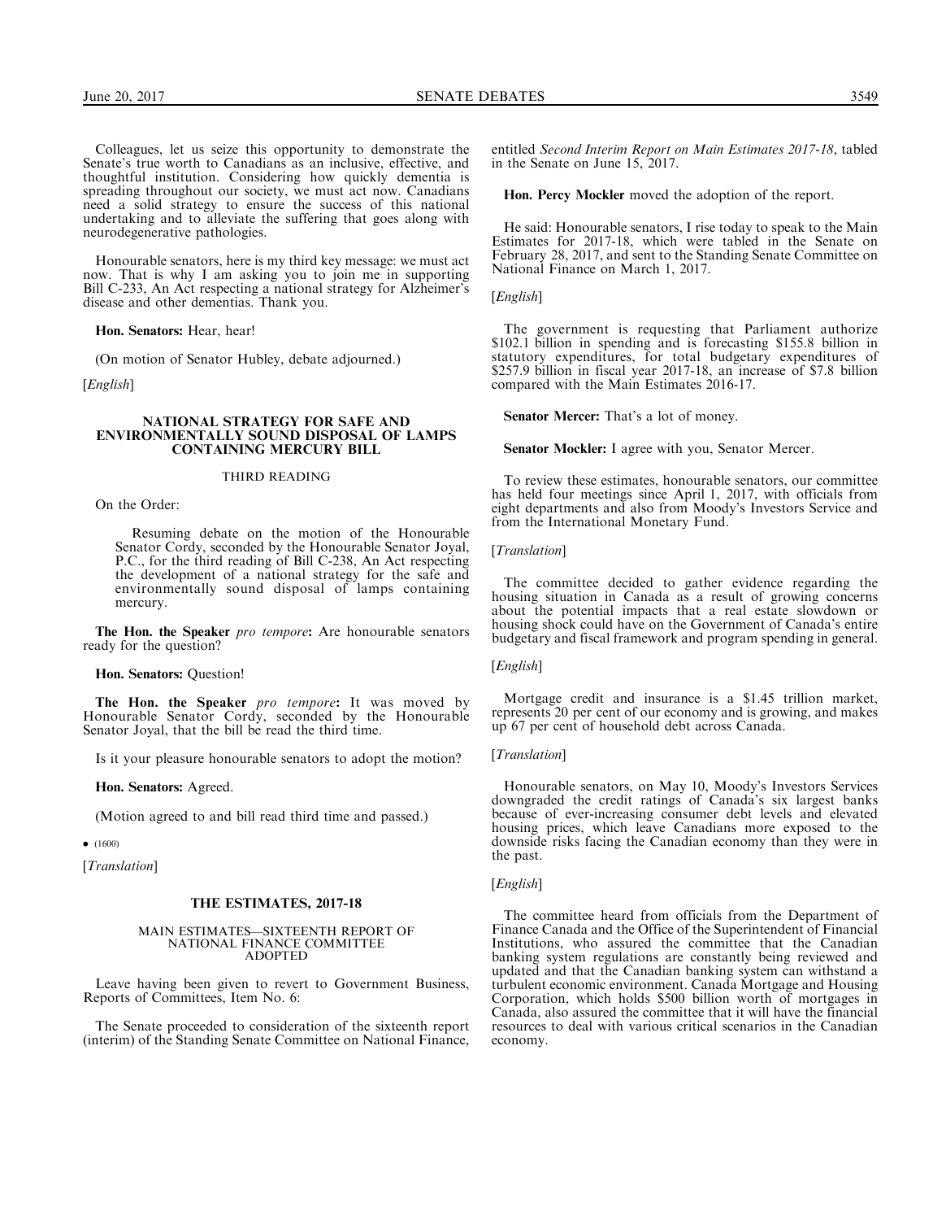Colleagues, let us seize this opportunity to demonstrate the Senate's true worth to Canadians as an inclusive, effective, and thoughtful institution. Considering how quickly dementia is spreading throughout our society, we must act now. Canadians need a solid strategy to ensure the success of this national undertaking and to alleviate the suffering that goes along with neurodegenerative pathologies.

Honourable senators, here is my third key message: we must act now. That is why I am asking you to join me in supporting Bill C-233, An Act respecting a national strategy for Alzheimer's disease and other dementias. Thank you.

**Hon. Senators:** Hear, hear!

(On motion of Senator Hubley, debate adjourned.)

[*English*]

## NATIONAL STRATEGY FOR SAFE AND ENVIRONMENTALLY SOUND DISPOSAL OF LAMPS CONTAINING MERCURY BILL

### THIRD READING

On the Order:

> Resuming debate on the motion of the Honourable Senator Cordy, seconded by the Honourable Senator Joyal, P.C., for the third reading of Bill C-238, An Act respecting the development of a national strategy for the safe and environmentally sound disposal of lamps containing mercury.

**The Hon. the Speaker** ***pro tempore*****:** Are honourable senators ready for the question?

**Hon. Senators:** Question!

**The Hon. the Speaker** ***pro tempore*****:** It was moved by Honourable Senator Cordy, seconded by the Honourable Senator Joyal, that the bill be read the third time.

Is it your pleasure honourable senators to adopt the motion?

**Hon. Senators:** Agreed.

(Motion agreed to and bill read third time and passed.)

• (1600)

[*Translation*]

## THE ESTIMATES, 2017-18

### MAIN ESTIMATES—SIXTEENTH REPORT OF NATIONAL FINANCE COMMITTEE ADOPTED

Leave having been given to revert to Government Business, Reports of Committees, Item No. 6:

The Senate proceeded to consideration of the sixteenth report (interim) of the Standing Senate Committee on National Finance, entitled *Second Interim Report on Main Estimates 2017-18*, tabled in the Senate on June 15, 2017.

**Hon. Percy Mockler** moved the adoption of the report.

He said: Honourable senators, I rise today to speak to the Main Estimates for 2017-18, which were tabled in the Senate on February 28, 2017, and sent to the Standing Senate Committee on National Finance on March 1, 2017.

[*English*]

The government is requesting that Parliament authorize $102.1 billion in spending and is forecasting $155.8 billion in statutory expenditures, for total budgetary expenditures of $257.9 billion in fiscal year 2017-18, an increase of $7.8 billion compared with the Main Estimates 2016-17.

**Senator Mercer:** That's a lot of money.

**Senator Mockler:** I agree with you, Senator Mercer.

To review these estimates, honourable senators, our committee has held four meetings since April 1, 2017, with officials from eight departments and also from Moody's Investors Service and from the International Monetary Fund.

[*Translation*]

The committee decided to gather evidence regarding the housing situation in Canada as a result of growing concerns about the potential impacts that a real estate slowdown or housing shock could have on the Government of Canada's entire budgetary and fiscal framework and program spending in general.

[*English*]

Mortgage credit and insurance is a $1.45 trillion market, represents 20 per cent of our economy and is growing, and makes up 67 per cent of household debt across Canada.

[*Translation*]

Honourable senators, on May 10, Moody's Investors Services downgraded the credit ratings of Canada's six largest banks because of ever-increasing consumer debt levels and elevated housing prices, which leave Canadians more exposed to the downside risks facing the Canadian economy than they were in the past.

[*English*]

The committee heard from officials from the Department of Finance Canada and the Office of the Superintendent of Financial Institutions, who assured the committee that the Canadian banking system regulations are constantly being reviewed and updated and that the Canadian banking system can withstand a turbulent economic environment. Canada Mortgage and Housing Corporation, which holds $500 billion worth of mortgages in Canada, also assured the committee that it will have the financial resources to deal with various critical scenarios in the Canadian economy.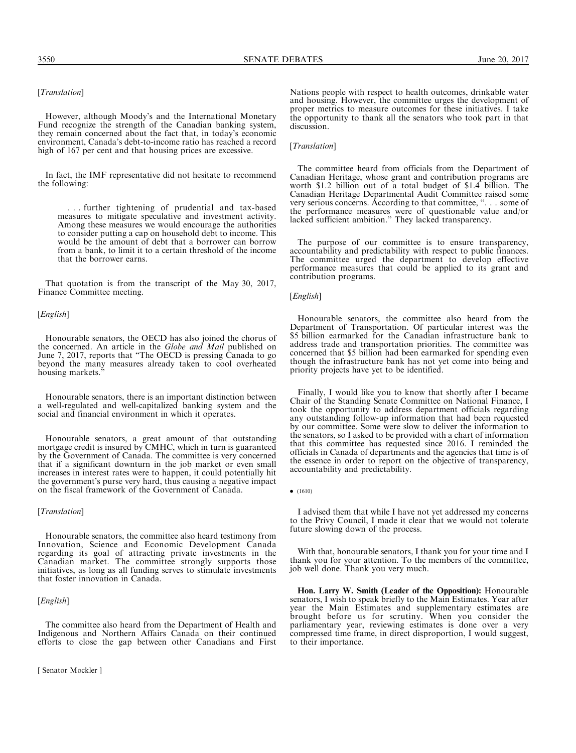[*Translation*]

However, although Moody's and the International Monetary Fund recognize the strength of the Canadian banking system, they remain concerned about the fact that, in today's economic environment, Canada's debt-to-income ratio has reached a record high of 167 per cent and that housing prices are excessive.

In fact, the IMF representative did not hesitate to recommend the following:

> . . . further tightening of prudential and tax-based measures to mitigate speculative and investment activity. Among these measures we would encourage the authorities to consider putting a cap on household debt to income. This would be the amount of debt that a borrower can borrow from a bank, to limit it to a certain threshold of the income that the borrower earns.

That quotation is from the transcript of the May 30, 2017, Finance Committee meeting.

[*English*]

Honourable senators, the OECD has also joined the chorus of the concerned. An article in the *Globe and Mail* published on June 7, 2017, reports that "The OECD is pressing Canada to go beyond the many measures already taken to cool overheated housing markets."

Honourable senators, there is an important distinction between a well-regulated and well-capitalized banking system and the social and financial environment in which it operates.

Honourable senators, a great amount of that outstanding mortgage credit is insured by CMHC, which in turn is guaranteed by the Government of Canada. The committee is very concerned that if a significant downturn in the job market or even small increases in interest rates were to happen, it could potentially hit the government's purse very hard, thus causing a negative impact on the fiscal framework of the Government of Canada.

[*Translation*]

Honourable senators, the committee also heard testimony from Innovation, Science and Economic Development Canada regarding its goal of attracting private investments in the Canadian market. The committee strongly supports those initiatives, as long as all funding serves to stimulate investments that foster innovation in Canada.

[*English*]

The committee also heard from the Department of Health and Indigenous and Northern Affairs Canada on their continued efforts to close the gap between other Canadians and First Nations people with respect to health outcomes, drinkable water and housing. However, the committee urges the development of proper metrics to measure outcomes for these initiatives. I take the opportunity to thank all the senators who took part in that discussion.

[*Translation*]

The committee heard from officials from the Department of Canadian Heritage, whose grant and contribution programs are worth $1.2 billion out of a total budget of $1.4 billion. The Canadian Heritage Departmental Audit Committee raised some very serious concerns. According to that committee, ". . . some of the performance measures were of questionable value and/or lacked sufficient ambition." They lacked transparency.

The purpose of our committee is to ensure transparency, accountability and predictability with respect to public finances. The committee urged the department to develop effective performance measures that could be applied to its grant and contribution programs.

[*English*]

Honourable senators, the committee also heard from the Department of Transportation. Of particular interest was the $5 billion earmarked for the Canadian infrastructure bank to address trade and transportation priorities. The committee was concerned that $5 billion had been earmarked for spending even though the infrastructure bank has not yet come into being and priority projects have yet to be identified.

Finally, I would like you to know that shortly after I became Chair of the Standing Senate Committee on National Finance, I took the opportunity to address department officials regarding any outstanding follow-up information that had been requested by our committee. Some were slow to deliver the information to the senators, so I asked to be provided with a chart of information that this committee has requested since 2016. I reminded the officials in Canada of departments and the agencies that time is of the essence in order to report on the objective of transparency, accountability and predictability.

• (1610)

I advised them that while I have not yet addressed my concerns to the Privy Council, I made it clear that we would not tolerate future slowing down of the process.

With that, honourable senators, I thank you for your time and I thank you for your attention. To the members of the committee, job well done. Thank you very much.

**Hon. Larry W. Smith (Leader of the Opposition):** Honourable senators, I wish to speak briefly to the Main Estimates. Year after year the Main Estimates and supplementary estimates are brought before us for scrutiny. When you consider the parliamentary year, reviewing estimates is done over a very compressed time frame, in direct disproportion, I would suggest, to their importance.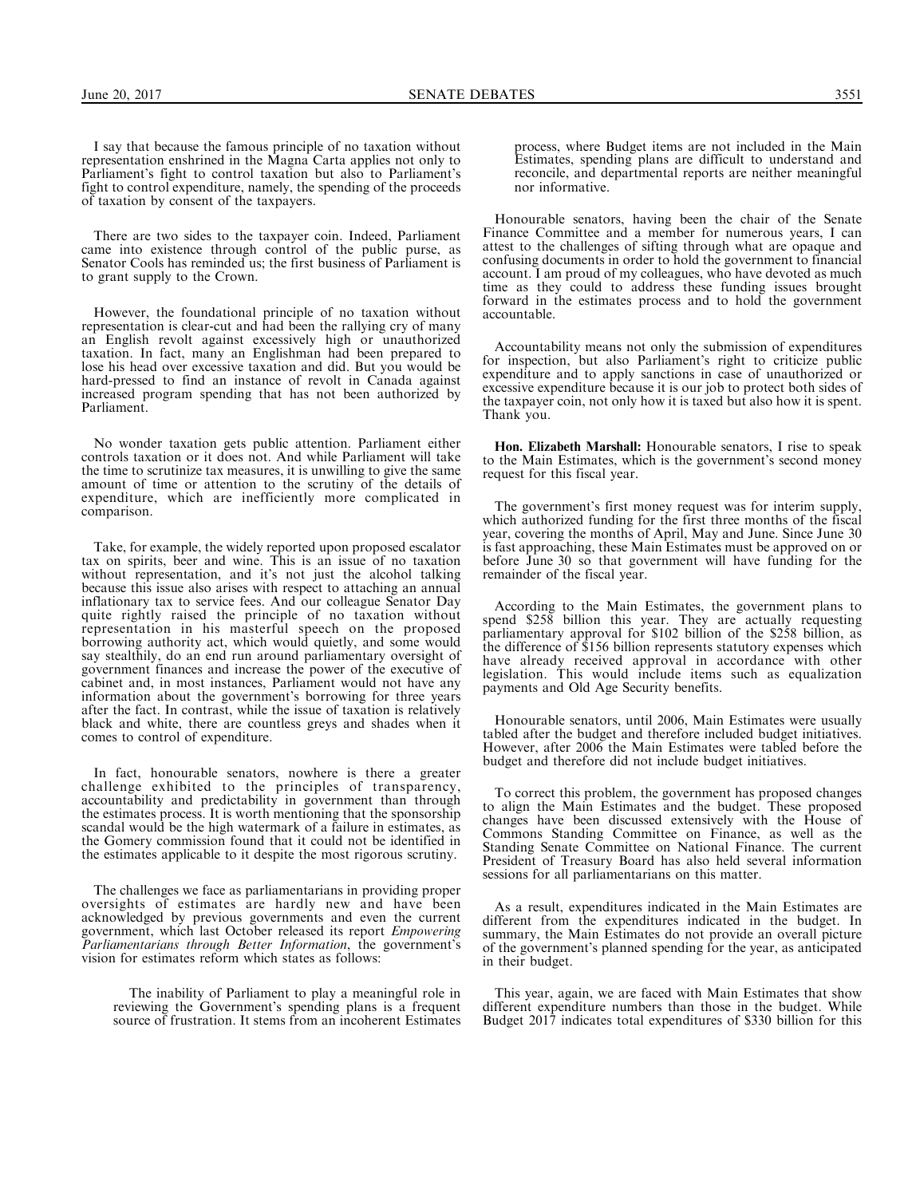I say that because the famous principle of no taxation without representation enshrined in the Magna Carta applies not only to Parliament's fight to control taxation but also to Parliament's fight to control expenditure, namely, the spending of the proceeds of taxation by consent of the taxpayers.

There are two sides to the taxpayer coin. Indeed, Parliament came into existence through control of the public purse, as Senator Cools has reminded us; the first business of Parliament is to grant supply to the Crown.

However, the foundational principle of no taxation without representation is clear-cut and had been the rallying cry of many an English revolt against excessively high or unauthorized taxation. In fact, many an Englishman had been prepared to lose his head over excessive taxation and did. But you would be hard-pressed to find an instance of revolt in Canada against increased program spending that has not been authorized by Parliament.

No wonder taxation gets public attention. Parliament either controls taxation or it does not. And while Parliament will take the time to scrutinize tax measures, it is unwilling to give the same amount of time or attention to the scrutiny of the details of expenditure, which are inefficiently more complicated in comparison.

Take, for example, the widely reported upon proposed escalator tax on spirits, beer and wine. This is an issue of no taxation without representation, and it's not just the alcohol talking because this issue also arises with respect to attaching an annual inflationary tax to service fees. And our colleague Senator Day quite rightly raised the principle of no taxation without representation in his masterful speech on the proposed borrowing authority act, which would quietly, and some would say stealthily, do an end run around parliamentary oversight of government finances and increase the power of the executive of cabinet and, in most instances, Parliament would not have any information about the government's borrowing for three years after the fact. In contrast, while the issue of taxation is relatively black and white, there are countless greys and shades when it comes to control of expenditure.

In fact, honourable senators, nowhere is there a greater challenge exhibited to the principles of transparency, accountability and predictability in government than through the estimates process. It is worth mentioning that the sponsorship scandal would be the high watermark of a failure in estimates, as the Gomery commission found that it could not be identified in the estimates applicable to it despite the most rigorous scrutiny.

The challenges we face as parliamentarians in providing proper oversights of estimates are hardly new and have been acknowledged by previous governments and even the current government, which last October released its report *Empowering Parliamentarians through Better Information*, the government's vision for estimates reform which states as follows:

> The inability of Parliament to play a meaningful role in reviewing the Government's spending plans is a frequent source of frustration. It stems from an incoherent Estimates process, where Budget items are not included in the Main Estimates, spending plans are difficult to understand and reconcile, and departmental reports are neither meaningful nor informative.

Honourable senators, having been the chair of the Senate Finance Committee and a member for numerous years, I can attest to the challenges of sifting through what are opaque and confusing documents in order to hold the government to financial account. I am proud of my colleagues, who have devoted as much time as they could to address these funding issues brought forward in the estimates process and to hold the government accountable.

Accountability means not only the submission of expenditures for inspection, but also Parliament's right to criticize public expenditure and to apply sanctions in case of unauthorized or excessive expenditure because it is our job to protect both sides of the taxpayer coin, not only how it is taxed but also how it is spent. Thank you.

**Hon. Elizabeth Marshall:** Honourable senators, I rise to speak to the Main Estimates, which is the government's second money request for this fiscal year.

The government's first money request was for interim supply, which authorized funding for the first three months of the fiscal year, covering the months of April, May and June. Since June 30 is fast approaching, these Main Estimates must be approved on or before June 30 so that government will have funding for the remainder of the fiscal year.

According to the Main Estimates, the government plans to spend $258 billion this year. They are actually requesting parliamentary approval for $102 billion of the $258 billion, as the difference of $156 billion represents statutory expenses which have already received approval in accordance with other legislation. This would include items such as equalization payments and Old Age Security benefits.

Honourable senators, until 2006, Main Estimates were usually tabled after the budget and therefore included budget initiatives. However, after 2006 the Main Estimates were tabled before the budget and therefore did not include budget initiatives.

To correct this problem, the government has proposed changes to align the Main Estimates and the budget. These proposed changes have been discussed extensively with the House of Commons Standing Committee on Finance, as well as the Standing Senate Committee on National Finance. The current President of Treasury Board has also held several information sessions for all parliamentarians on this matter.

As a result, expenditures indicated in the Main Estimates are different from the expenditures indicated in the budget. In summary, the Main Estimates do not provide an overall picture of the government's planned spending for the year, as anticipated in their budget.

This year, again, we are faced with Main Estimates that show different expenditure numbers than those in the budget. While Budget 2017 indicates total expenditures of $330 billion for this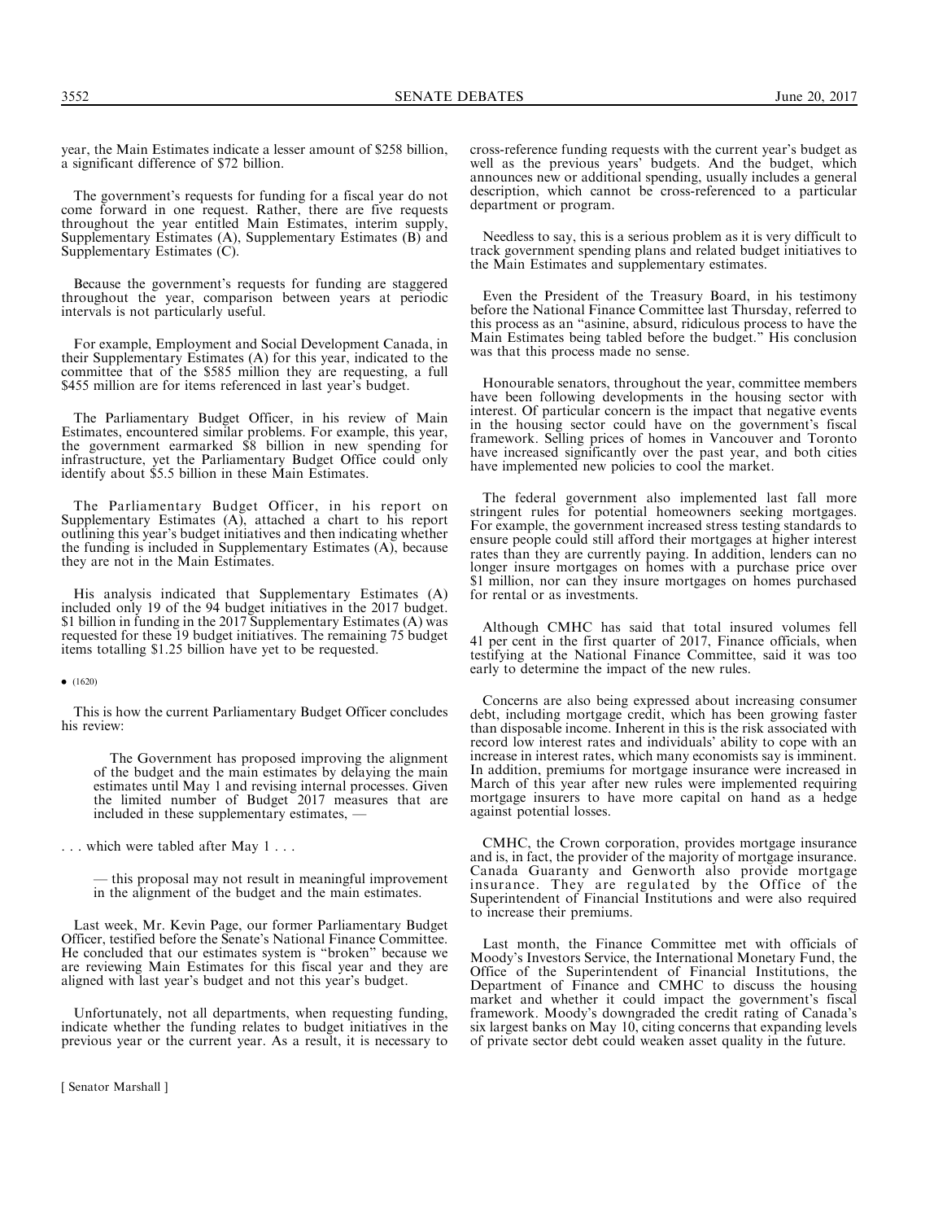year, the Main Estimates indicate a lesser amount of $258 billion, a significant difference of $72 billion.

The government's requests for funding for a fiscal year do not come forward in one request. Rather, there are five requests throughout the year entitled Main Estimates, interim supply, Supplementary Estimates (A), Supplementary Estimates (B) and Supplementary Estimates (C).

Because the government's requests for funding are staggered throughout the year, comparison between years at periodic intervals is not particularly useful.

For example, Employment and Social Development Canada, in their Supplementary Estimates (A) for this year, indicated to the committee that of the $585 million they are requesting, a full $455 million are for items referenced in last year's budget.

The Parliamentary Budget Officer, in his review of Main Estimates, encountered similar problems. For example, this year, the government earmarked $8 billion in new spending for infrastructure, yet the Parliamentary Budget Office could only identify about $5.5 billion in these Main Estimates.

The Parliamentary Budget Officer, in his report on Supplementary Estimates (A), attached a chart to his report outlining this year's budget initiatives and then indicating whether the funding is included in Supplementary Estimates (A), because they are not in the Main Estimates.

His analysis indicated that Supplementary Estimates (A) included only 19 of the 94 budget initiatives in the 2017 budget. $1 billion in funding in the 2017 Supplementary Estimates (A) was requested for these 19 budget initiatives. The remaining 75 budget items totalling $1.25 billion have yet to be requested.

• (1620)

This is how the current Parliamentary Budget Officer concludes his review:

> The Government has proposed improving the alignment of the budget and the main estimates by delaying the main estimates until May 1 and revising internal processes. Given the limited number of Budget 2017 measures that are included in these supplementary estimates, —

. . . which were tabled after May 1 . . .

> — this proposal may not result in meaningful improvement in the alignment of the budget and the main estimates.

Last week, Mr. Kevin Page, our former Parliamentary Budget Officer, testified before the Senate's National Finance Committee. He concluded that our estimates system is "broken" because we are reviewing Main Estimates for this fiscal year and they are aligned with last year's budget and not this year's budget.

Unfortunately, not all departments, when requesting funding, indicate whether the funding relates to budget initiatives in the previous year or the current year. As a result, it is necessary to cross-reference funding requests with the current year's budget as well as the previous years' budgets. And the budget, which announces new or additional spending, usually includes a general description, which cannot be cross-referenced to a particular department or program.

Needless to say, this is a serious problem as it is very difficult to track government spending plans and related budget initiatives to the Main Estimates and supplementary estimates.

Even the President of the Treasury Board, in his testimony before the National Finance Committee last Thursday, referred to this process as an "asinine, absurd, ridiculous process to have the Main Estimates being tabled before the budget." His conclusion was that this process made no sense.

Honourable senators, throughout the year, committee members have been following developments in the housing sector with interest. Of particular concern is the impact that negative events in the housing sector could have on the government's fiscal framework. Selling prices of homes in Vancouver and Toronto have increased significantly over the past year, and both cities have implemented new policies to cool the market.

The federal government also implemented last fall more stringent rules for potential homeowners seeking mortgages. For example, the government increased stress testing standards to ensure people could still afford their mortgages at higher interest rates than they are currently paying. In addition, lenders can no longer insure mortgages on homes with a purchase price over $1 million, nor can they insure mortgages on homes purchased for rental or as investments.

Although CMHC has said that total insured volumes fell 41 per cent in the first quarter of 2017, Finance officials, when testifying at the National Finance Committee, said it was too early to determine the impact of the new rules.

Concerns are also being expressed about increasing consumer debt, including mortgage credit, which has been growing faster than disposable income. Inherent in this is the risk associated with record low interest rates and individuals' ability to cope with an increase in interest rates, which many economists say is imminent. In addition, premiums for mortgage insurance were increased in March of this year after new rules were implemented requiring mortgage insurers to have more capital on hand as a hedge against potential losses.

CMHC, the Crown corporation, provides mortgage insurance and is, in fact, the provider of the majority of mortgage insurance. Canada Guaranty and Genworth also provide mortgage insurance. They are regulated by the Office of the Superintendent of Financial Institutions and were also required to increase their premiums.

Last month, the Finance Committee met with officials of Moody's Investors Service, the International Monetary Fund, the Office of the Superintendent of Financial Institutions, the Department of Finance and CMHC to discuss the housing market and whether it could impact the government's fiscal framework. Moody's downgraded the credit rating of Canada's six largest banks on May 10, citing concerns that expanding levels of private sector debt could weaken asset quality in the future.

[ Senator Marshall ]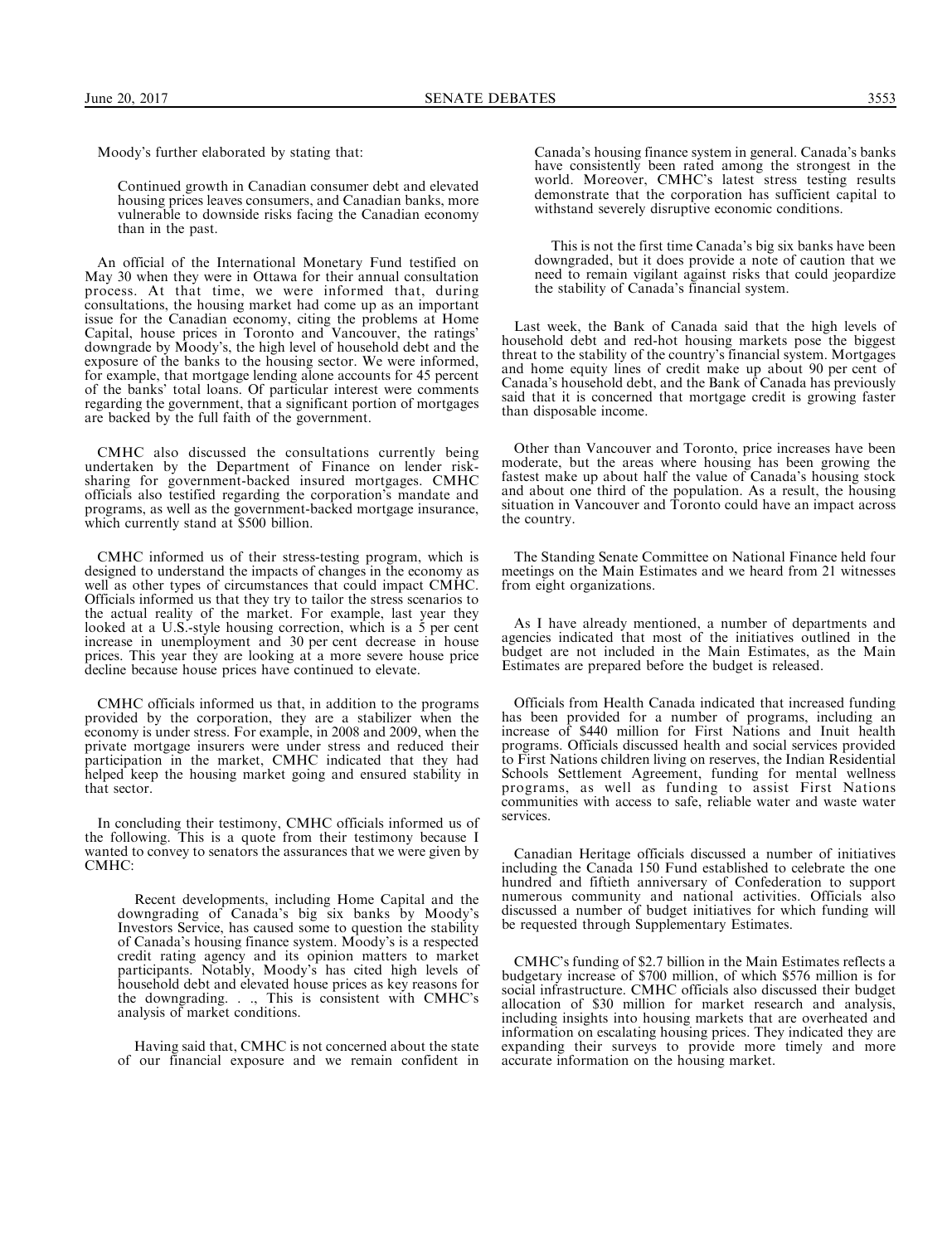Moody's further elaborated by stating that:

> Continued growth in Canadian consumer debt and elevated housing prices leaves consumers, and Canadian banks, more vulnerable to downside risks facing the Canadian economy than in the past.

An official of the International Monetary Fund testified on May 30 when they were in Ottawa for their annual consultation process. At that time, we were informed that, during consultations, the housing market had come up as an important issue for the Canadian economy, citing the problems at Home Capital, house prices in Toronto and Vancouver, the ratings' downgrade by Moody's, the high level of household debt and the exposure of the banks to the housing sector. We were informed, for example, that mortgage lending alone accounts for 45 percent of the banks' total loans. Of particular interest were comments regarding the government, that a significant portion of mortgages are backed by the full faith of the government.

CMHC also discussed the consultations currently being undertaken by the Department of Finance on lender risk-sharing for government-backed insured mortgages. CMHC officials also testified regarding the corporation's mandate and programs, as well as the government-backed mortgage insurance, which currently stand at $500 billion.

CMHC informed us of their stress-testing program, which is designed to understand the impacts of changes in the economy as well as other types of circumstances that could impact CMHC. Officials informed us that they try to tailor the stress scenarios to the actual reality of the market. For example, last year they looked at a U.S.-style housing correction, which is a 5 per cent increase in unemployment and 30 per cent decrease in house prices. This year they are looking at a more severe house price decline because house prices have continued to elevate.

CMHC officials informed us that, in addition to the programs provided by the corporation, they are a stabilizer when the economy is under stress. For example, in 2008 and 2009, when the private mortgage insurers were under stress and reduced their participation in the market, CMHC indicated that they had helped keep the housing market going and ensured stability in that sector.

In concluding their testimony, CMHC officials informed us of the following. This is a quote from their testimony because I wanted to convey to senators the assurances that we were given by CMHC:

> Recent developments, including Home Capital and the downgrading of Canada's big six banks by Moody's Investors Service, has caused some to question the stability of Canada's housing finance system. Moody's is a respected credit rating agency and its opinion matters to market participants. Notably, Moody's has cited high levels of household debt and elevated house prices as key reasons for the downgrading. . ., This is consistent with CMHC's analysis of market conditions.
>
> Having said that, CMHC is not concerned about the state of our financial exposure and we remain confident in Canada's housing finance system in general. Canada's banks have consistently been rated among the strongest in the world. Moreover, CMHC's latest stress testing results demonstrate that the corporation has sufficient capital to withstand severely disruptive economic conditions.
>
> This is not the first time Canada's big six banks have been downgraded, but it does provide a note of caution that we need to remain vigilant against risks that could jeopardize the stability of Canada's financial system.

Last week, the Bank of Canada said that the high levels of household debt and red-hot housing markets pose the biggest threat to the stability of the country's financial system. Mortgages and home equity lines of credit make up about 90 per cent of Canada's household debt, and the Bank of Canada has previously said that it is concerned that mortgage credit is growing faster than disposable income.

Other than Vancouver and Toronto, price increases have been moderate, but the areas where housing has been growing the fastest make up about half the value of Canada's housing stock and about one third of the population. As a result, the housing situation in Vancouver and Toronto could have an impact across the country.

The Standing Senate Committee on National Finance held four meetings on the Main Estimates and we heard from 21 witnesses from eight organizations.

As I have already mentioned, a number of departments and agencies indicated that most of the initiatives outlined in the budget are not included in the Main Estimates, as the Main Estimates are prepared before the budget is released.

Officials from Health Canada indicated that increased funding has been provided for a number of programs, including an increase of $440 million for First Nations and Inuit health programs. Officials discussed health and social services provided to First Nations children living on reserves, the Indian Residential Schools Settlement Agreement, funding for mental wellness programs, as well as funding to assist First Nations communities with access to safe, reliable water and waste water services.

Canadian Heritage officials discussed a number of initiatives including the Canada 150 Fund established to celebrate the one hundred and fiftieth anniversary of Confederation to support numerous community and national activities. Officials also discussed a number of budget initiatives for which funding will be requested through Supplementary Estimates.

CMHC's funding of $2.7 billion in the Main Estimates reflects a budgetary increase of $700 million, of which $576 million is for social infrastructure. CMHC officials also discussed their budget allocation of $30 million for market research and analysis, including insights into housing markets that are overheated and information on escalating housing prices. They indicated they are expanding their surveys to provide more timely and more accurate information on the housing market.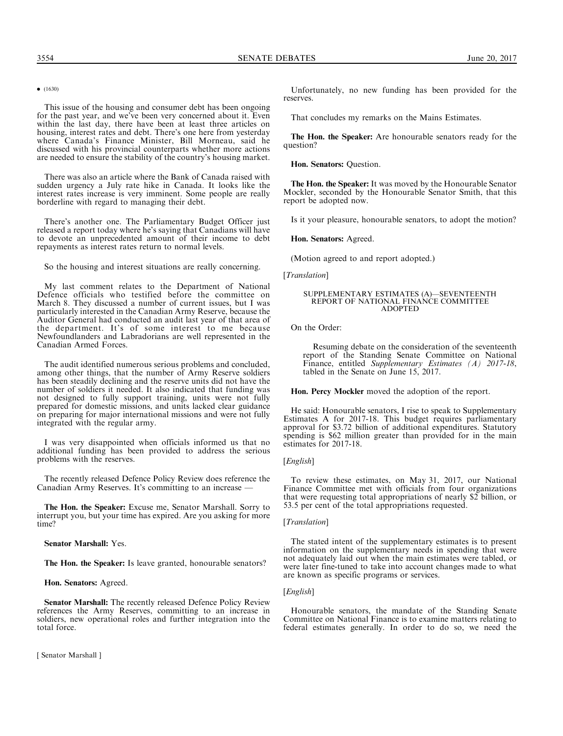• (1630)

This issue of the housing and consumer debt has been ongoing for the past year, and we've been very concerned about it. Even within the last day, there have been at least three articles on housing, interest rates and debt. There's one here from yesterday where Canada's Finance Minister, Bill Morneau, said he discussed with his provincial counterparts whether more actions are needed to ensure the stability of the country's housing market.

There was also an article where the Bank of Canada raised with sudden urgency a July rate hike in Canada. It looks like the interest rates increase is very imminent. Some people are really borderline with regard to managing their debt.

There's another one. The Parliamentary Budget Officer just released a report today where he's saying that Canadians will have to devote an unprecedented amount of their income to debt repayments as interest rates return to normal levels.

So the housing and interest situations are really concerning.

My last comment relates to the Department of National Defence officials who testified before the committee on March 8. They discussed a number of current issues, but I was particularly interested in the Canadian Army Reserve, because the Auditor General had conducted an audit last year of that area of the department. It's of some interest to me because Newfoundlanders and Labradorians are well represented in the Canadian Armed Forces.

The audit identified numerous serious problems and concluded, among other things, that the number of Army Reserve soldiers has been steadily declining and the reserve units did not have the number of soldiers it needed. It also indicated that funding was not designed to fully support training, units were not fully prepared for domestic missions, and units lacked clear guidance on preparing for major international missions and were not fully integrated with the regular army.

I was very disappointed when officials informed us that no additional funding has been provided to address the serious problems with the reserves.

The recently released Defence Policy Review does reference the Canadian Army Reserves. It's committing to an increase —

**The Hon. the Speaker:** Excuse me, Senator Marshall. Sorry to interrupt you, but your time has expired. Are you asking for more time?

**Senator Marshall:** Yes.

**The Hon. the Speaker:** Is leave granted, honourable senators?

**Hon. Senators:** Agreed.

**Senator Marshall:** The recently released Defence Policy Review references the Army Reserves, committing to an increase in soldiers, new operational roles and further integration into the total force.

Unfortunately, no new funding has been provided for the reserves.

That concludes my remarks on the Mains Estimates.

**The Hon. the Speaker:** Are honourable senators ready for the question?

**Hon. Senators:** Question.

**The Hon. the Speaker:** It was moved by the Honourable Senator Mockler, seconded by the Honourable Senator Smith, that this report be adopted now.

Is it your pleasure, honourable senators, to adopt the motion?

**Hon. Senators:** Agreed.

(Motion agreed to and report adopted.)

[*Translation*]

## SUPPLEMENTARY ESTIMATES (A)—SEVENTEENTH REPORT OF NATIONAL FINANCE COMMITTEE ADOPTED

On the Order:

> Resuming debate on the consideration of the seventeenth report of the Standing Senate Committee on National Finance, entitled *Supplementary Estimates (A) 2017-18*, tabled in the Senate on June 15, 2017.

**Hon. Percy Mockler** moved the adoption of the report.

He said: Honourable senators, I rise to speak to Supplementary Estimates A for 2017-18. This budget requires parliamentary approval for $3.72 billion of additional expenditures. Statutory spending is $62 million greater than provided for in the main estimates for 2017-18.

[*English*]

To review these estimates, on May 31, 2017, our National Finance Committee met with officials from four organizations that were requesting total appropriations of nearly $2 billion, or 53.5 per cent of the total appropriations requested.

[*Translation*]

The stated intent of the supplementary estimates is to present information on the supplementary needs in spending that were not adequately laid out when the main estimates were tabled, or were later fine-tuned to take into account changes made to what are known as specific programs or services.

[*English*]

Honourable senators, the mandate of the Standing Senate Committee on National Finance is to examine matters relating to federal estimates generally. In order to do so, we need the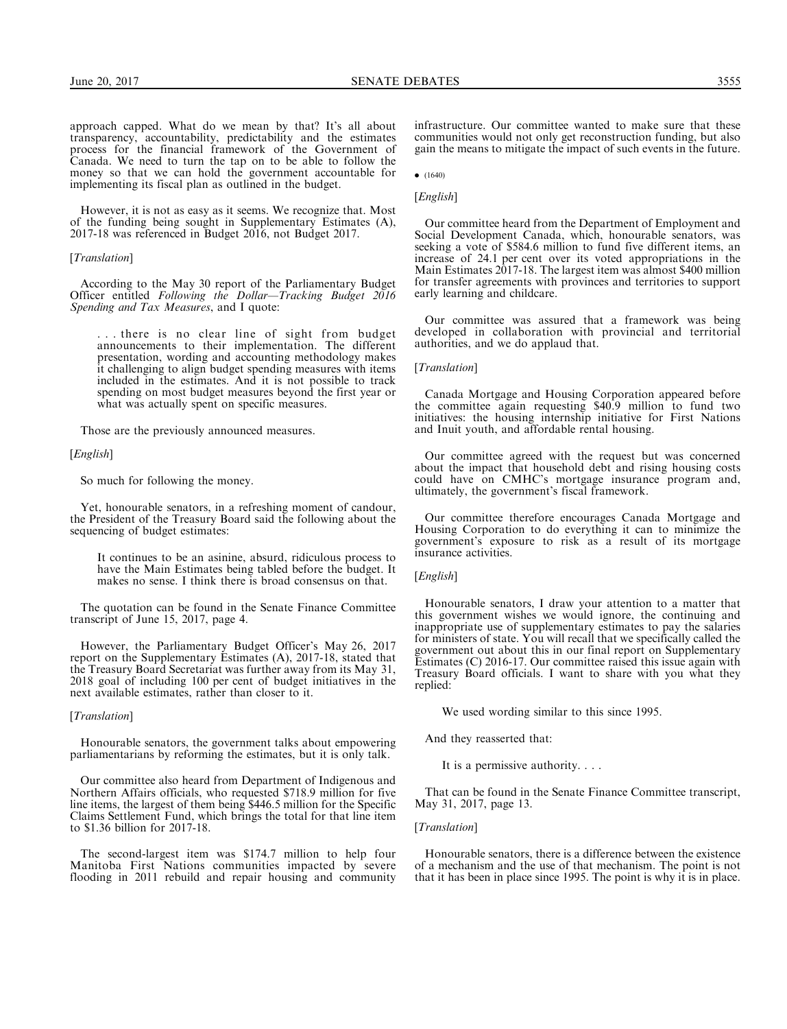approach capped. What do we mean by that? It's all about transparency, accountability, predictability and the estimates process for the financial framework of the Government of Canada. We need to turn the tap on to be able to follow the money so that we can hold the government accountable for implementing its fiscal plan as outlined in the budget.

However, it is not as easy as it seems. We recognize that. Most of the funding being sought in Supplementary Estimates (A), 2017-18 was referenced in Budget 2016, not Budget 2017.

[*Translation*]

According to the May 30 report of the Parliamentary Budget Officer entitled *Following the Dollar—Tracking Budget 2016 Spending and Tax Measures*, and I quote:

> . . . there is no clear line of sight from budget announcements to their implementation. The different presentation, wording and accounting methodology makes it challenging to align budget spending measures with items included in the estimates. And it is not possible to track spending on most budget measures beyond the first year or what was actually spent on specific measures.

Those are the previously announced measures.

[*English*]

So much for following the money.

Yet, honourable senators, in a refreshing moment of candour, the President of the Treasury Board said the following about the sequencing of budget estimates:

> It continues to be an asinine, absurd, ridiculous process to have the Main Estimates being tabled before the budget. It makes no sense. I think there is broad consensus on that.

The quotation can be found in the Senate Finance Committee transcript of June 15, 2017, page 4.

However, the Parliamentary Budget Officer's May 26, 2017 report on the Supplementary Estimates (A), 2017-18, stated that the Treasury Board Secretariat was further away from its May 31, 2018 goal of including 100 per cent of budget initiatives in the next available estimates, rather than closer to it.

[*Translation*]

Honourable senators, the government talks about empowering parliamentarians by reforming the estimates, but it is only talk.

Our committee also heard from Department of Indigenous and Northern Affairs officials, who requested $718.9 million for five line items, the largest of them being $446.5 million for the Specific Claims Settlement Fund, which brings the total for that line item to $1.36 billion for 2017-18.

The second-largest item was $174.7 million to help four Manitoba First Nations communities impacted by severe flooding in 2011 rebuild and repair housing and community infrastructure. Our committee wanted to make sure that these communities would not only get reconstruction funding, but also gain the means to mitigate the impact of such events in the future.

• (1640)

[*English*]

Our committee heard from the Department of Employment and Social Development Canada, which, honourable senators, was seeking a vote of $584.6 million to fund five different items, an increase of 24.1 per cent over its voted appropriations in the Main Estimates 2017-18. The largest item was almost $400 million for transfer agreements with provinces and territories to support early learning and childcare.

Our committee was assured that a framework was being developed in collaboration with provincial and territorial authorities, and we do applaud that.

[*Translation*]

Canada Mortgage and Housing Corporation appeared before the committee again requesting $40.9 million to fund two initiatives: the housing internship initiative for First Nations and Inuit youth, and affordable rental housing.

Our committee agreed with the request but was concerned about the impact that household debt and rising housing costs could have on CMHC's mortgage insurance program and, ultimately, the government's fiscal framework.

Our committee therefore encourages Canada Mortgage and Housing Corporation to do everything it can to minimize the government's exposure to risk as a result of its mortgage insurance activities.

[*English*]

Honourable senators, I draw your attention to a matter that this government wishes we would ignore, the continuing and inappropriate use of supplementary estimates to pay the salaries for ministers of state. You will recall that we specifically called the government out about this in our final report on Supplementary Estimates (C) 2016-17. Our committee raised this issue again with Treasury Board officials. I want to share with you what they replied:

> We used wording similar to this since 1995.

And they reasserted that:

> It is a permissive authority. . . .

That can be found in the Senate Finance Committee transcript, May 31, 2017, page 13.

[*Translation*]

Honourable senators, there is a difference between the existence of a mechanism and the use of that mechanism. The point is not that it has been in place since 1995. The point is why it is in place.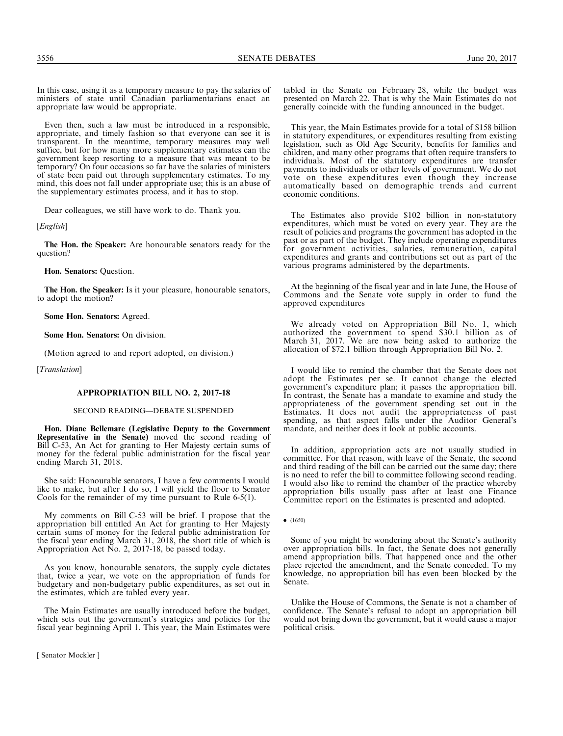In this case, using it as a temporary measure to pay the salaries of ministers of state until Canadian parliamentarians enact an appropriate law would be appropriate.

Even then, such a law must be introduced in a responsible, appropriate, and timely fashion so that everyone can see it is transparent. In the meantime, temporary measures may well suffice, but for how many more supplementary estimates can the government keep resorting to a measure that was meant to be temporary? On four occasions so far have the salaries of ministers of state been paid out through supplementary estimates. To my mind, this does not fall under appropriate use; this is an abuse of the supplementary estimates process, and it has to stop.

Dear colleagues, we still have work to do. Thank you.

[*English*]

**The Hon. the Speaker:** Are honourable senators ready for the question?

**Hon. Senators:** Question.

**The Hon. the Speaker:** Is it your pleasure, honourable senators, to adopt the motion?

**Some Hon. Senators:** Agreed.

**Some Hon. Senators:** On division.

(Motion agreed to and report adopted, on division.)

[*Translation*]

## APPROPRIATION BILL NO. 2, 2017-18

### SECOND READING—DEBATE SUSPENDED

**Hon. Diane Bellemare (Legislative Deputy to the Government Representative in the Senate)** moved the second reading of Bill C-53, An Act for granting to Her Majesty certain sums of money for the federal public administration for the fiscal year ending March 31, 2018.

She said: Honourable senators, I have a few comments I would like to make, but after I do so, I will yield the floor to Senator Cools for the remainder of my time pursuant to Rule 6-5(1).

My comments on Bill C-53 will be brief. I propose that the appropriation bill entitled An Act for granting to Her Majesty certain sums of money for the federal public administration for the fiscal year ending March 31, 2018, the short title of which is Appropriation Act No. 2, 2017-18, be passed today.

As you know, honourable senators, the supply cycle dictates that, twice a year, we vote on the appropriation of funds for budgetary and non-budgetary public expenditures, as set out in the estimates, which are tabled every year.

The Main Estimates are usually introduced before the budget, which sets out the government's strategies and policies for the fiscal year beginning April 1. This year, the Main Estimates were tabled in the Senate on February 28, while the budget was presented on March 22. That is why the Main Estimates do not generally coincide with the funding announced in the budget.

This year, the Main Estimates provide for a total of $158 billion in statutory expenditures, or expenditures resulting from existing legislation, such as Old Age Security, benefits for families and children, and many other programs that often require transfers to individuals. Most of the statutory expenditures are transfer payments to individuals or other levels of government. We do not vote on these expenditures even though they increase automatically based on demographic trends and current economic conditions.

The Estimates also provide $102 billion in non-statutory expenditures, which must be voted on every year. They are the result of policies and programs the government has adopted in the past or as part of the budget. They include operating expenditures for government activities, salaries, remuneration, capital expenditures and grants and contributions set out as part of the various programs administered by the departments.

At the beginning of the fiscal year and in late June, the House of Commons and the Senate vote supply in order to fund the approved expenditures

We already voted on Appropriation Bill No. 1, which authorized the government to spend $30.1 billion as of March 31, 2017. We are now being asked to authorize the allocation of $72.1 billion through Appropriation Bill No. 2.

I would like to remind the chamber that the Senate does not adopt the Estimates per se. It cannot change the elected government's expenditure plan; it passes the appropriation bill. In contrast, the Senate has a mandate to examine and study the appropriateness of the government spending set out in the Estimates. It does not audit the appropriateness of past spending, as that aspect falls under the Auditor General's mandate, and neither does it look at public accounts.

In addition, appropriation acts are not usually studied in committee. For that reason, with leave of the Senate, the second and third reading of the bill can be carried out the same day; there is no need to refer the bill to committee following second reading. I would also like to remind the chamber of the practice whereby appropriation bills usually pass after at least one Finance Committee report on the Estimates is presented and adopted.

• (1650)

Some of you might be wondering about the Senate's authority over appropriation bills. In fact, the Senate does not generally amend appropriation bills. That happened once and the other place rejected the amendment, and the Senate conceded. To my knowledge, no appropriation bill has even been blocked by the Senate.

Unlike the House of Commons, the Senate is not a chamber of confidence. The Senate's refusal to adopt an appropriation bill would not bring down the government, but it would cause a major political crisis.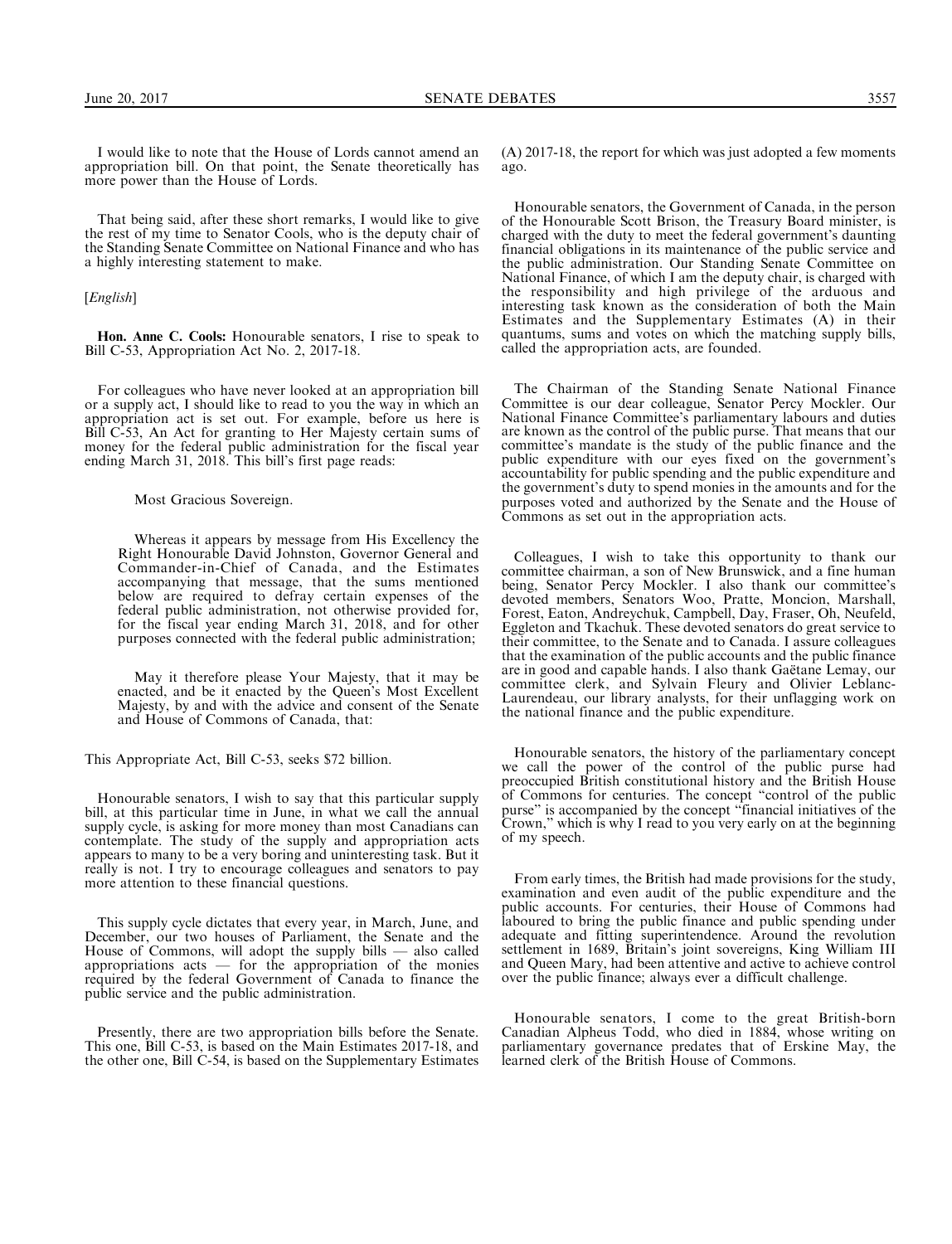I would like to note that the House of Lords cannot amend an appropriation bill. On that point, the Senate theoretically has more power than the House of Lords.

That being said, after these short remarks, I would like to give the rest of my time to Senator Cools, who is the deputy chair of the Standing Senate Committee on National Finance and who has a highly interesting statement to make.

[*English*]

**Hon. Anne C. Cools:** Honourable senators, I rise to speak to Bill C-53, Appropriation Act No. 2, 2017-18.

For colleagues who have never looked at an appropriation bill or a supply act, I should like to read to you the way in which an appropriation act is set out. For example, before us here is Bill C-53, An Act for granting to Her Majesty certain sums of money for the federal public administration for the fiscal year ending March 31, 2018. This bill's first page reads:

> Most Gracious Sovereign.
>
> Whereas it appears by message from His Excellency the Right Honourable David Johnston, Governor General and Commander-in-Chief of Canada, and the Estimates accompanying that message, that the sums mentioned below are required to defray certain expenses of the federal public administration, not otherwise provided for, for the fiscal year ending March 31, 2018, and for other purposes connected with the federal public administration;
>
> May it therefore please Your Majesty, that it may be enacted, and be it enacted by the Queen's Most Excellent Majesty, by and with the advice and consent of the Senate and House of Commons of Canada, that:

This Appropriate Act, Bill C-53, seeks $72 billion.

Honourable senators, I wish to say that this particular supply bill, at this particular time in June, in what we call the annual supply cycle, is asking for more money than most Canadians can contemplate. The study of the supply and appropriation acts appears to many to be a very boring and uninteresting task. But it really is not. I try to encourage colleagues and senators to pay more attention to these financial questions.

This supply cycle dictates that every year, in March, June, and December, our two houses of Parliament, the Senate and the House of Commons, will adopt the supply bills — also called appropriations acts — for the appropriation of the monies required by the federal Government of Canada to finance the public service and the public administration.

Presently, there are two appropriation bills before the Senate. This one, Bill C-53, is based on the Main Estimates 2017-18, and the other one, Bill C-54, is based on the Supplementary Estimates (A) 2017-18, the report for which was just adopted a few moments ago.

Honourable senators, the Government of Canada, in the person of the Honourable Scott Brison, the Treasury Board minister, is charged with the duty to meet the federal government's daunting financial obligations in its maintenance of the public service and the public administration. Our Standing Senate Committee on National Finance, of which I am the deputy chair, is charged with the responsibility and high privilege of the arduous and interesting task known as the consideration of both the Main Estimates and the Supplementary Estimates (A) in their quantums, sums and votes on which the matching supply bills, called the appropriation acts, are founded.

The Chairman of the Standing Senate National Finance Committee is our dear colleague, Senator Percy Mockler. Our National Finance Committee's parliamentary labours and duties are known as the control of the public purse. That means that our committee's mandate is the study of the public finance and the public expenditure with our eyes fixed on the government's accountability for public spending and the public expenditure and the government's duty to spend monies in the amounts and for the purposes voted and authorized by the Senate and the House of Commons as set out in the appropriation acts.

Colleagues, I wish to take this opportunity to thank our committee chairman, a son of New Brunswick, and a fine human being, Senator Percy Mockler. I also thank our committee's devoted members, Senators Woo, Pratte, Moncion, Marshall, Forest, Eaton, Andreychuk, Campbell, Day, Fraser, Oh, Neufeld, Eggleton and Tkachuk. These devoted senators do great service to their committee, to the Senate and to Canada. I assure colleagues that the examination of the public accounts and the public finance are in good and capable hands. I also thank Gaëtane Lemay, our committee clerk, and Sylvain Fleury and Olivier Leblanc-Laurendeau, our library analysts, for their unflagging work on the national finance and the public expenditure.

Honourable senators, the history of the parliamentary concept we call the power of the control of the public purse had preoccupied British constitutional history and the British House of Commons for centuries. The concept "control of the public purse" is accompanied by the concept "financial initiatives of the Crown," which is why I read to you very early on at the beginning of my speech.

From early times, the British had made provisions for the study, examination and even audit of the public expenditure and the public accounts. For centuries, their House of Commons had laboured to bring the public finance and public spending under adequate and fitting superintendence. Around the revolution settlement in 1689, Britain's joint sovereigns, King William III and Queen Mary, had been attentive and active to achieve control over the public finance; always ever a difficult challenge.

Honourable senators, I come to the great British-born Canadian Alpheus Todd, who died in 1884, whose writing on parliamentary governance predates that of Erskine May, the learned clerk of the British House of Commons.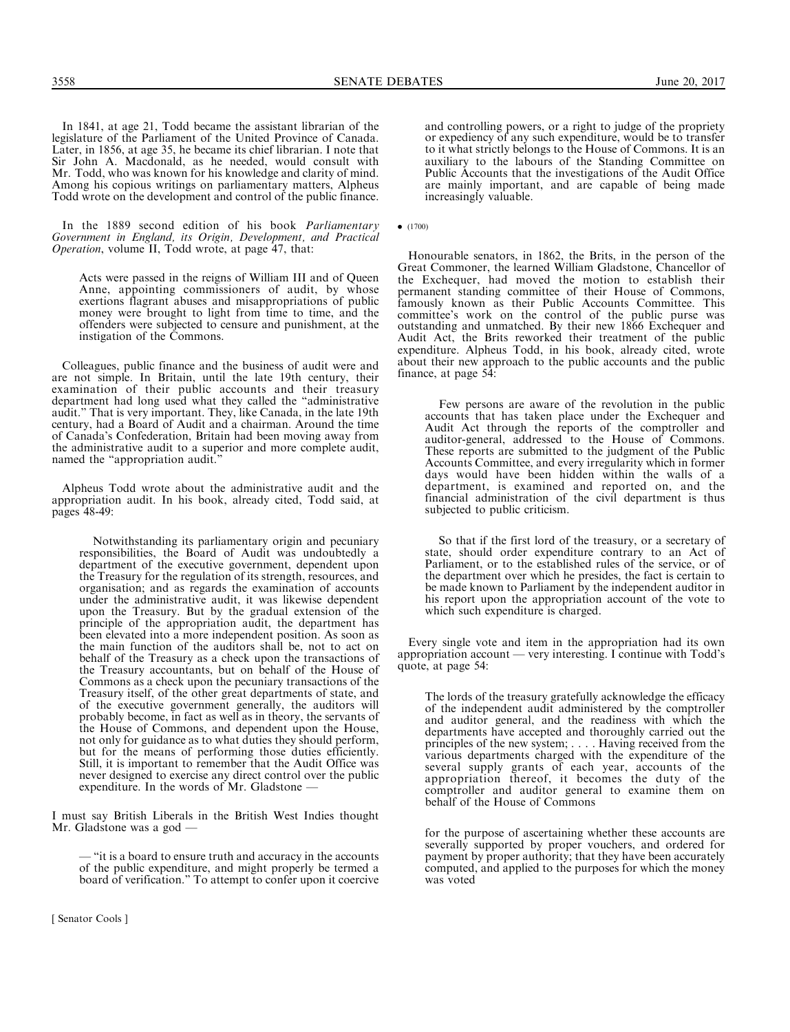In 1841, at age 21, Todd became the assistant librarian of the legislature of the Parliament of the United Province of Canada. Later, in 1856, at age 35, he became its chief librarian. I note that Sir John A. Macdonald, as he needed, would consult with Mr. Todd, who was known for his knowledge and clarity of mind. Among his copious writings on parliamentary matters, Alpheus Todd wrote on the development and control of the public finance.

In the 1889 second edition of his book *Parliamentary Government in England, its Origin, Development, and Practical Operation*, volume II, Todd wrote, at page 47, that:

> Acts were passed in the reigns of William III and of Queen Anne, appointing commissioners of audit, by whose exertions flagrant abuses and misappropriations of public money were brought to light from time to time, and the offenders were subjected to censure and punishment, at the instigation of the Commons.

Colleagues, public finance and the business of audit were and are not simple. In Britain, until the late 19th century, their examination of their public accounts and their treasury department had long used what they called the "administrative audit." That is very important. They, like Canada, in the late 19th century, had a Board of Audit and a chairman. Around the time of Canada's Confederation, Britain had been moving away from the administrative audit to a superior and more complete audit, named the "appropriation audit."

Alpheus Todd wrote about the administrative audit and the appropriation audit. In his book, already cited, Todd said, at pages 48-49:

> Notwithstanding its parliamentary origin and pecuniary responsibilities, the Board of Audit was undoubtedly a department of the executive government, dependent upon the Treasury for the regulation of its strength, resources, and organisation; and as regards the examination of accounts under the administrative audit, it was likewise dependent upon the Treasury. But by the gradual extension of the principle of the appropriation audit, the department has been elevated into a more independent position. As soon as the main function of the auditors shall be, not to act on behalf of the Treasury as a check upon the transactions of the Treasury accountants, but on behalf of the House of Commons as a check upon the pecuniary transactions of the Treasury itself, of the other great departments of state, and of the executive government generally, the auditors will probably become, in fact as well as in theory, the servants of the House of Commons, and dependent upon the House, not only for guidance as to what duties they should perform, but for the means of performing those duties efficiently. Still, it is important to remember that the Audit Office was never designed to exercise any direct control over the public expenditure. In the words of Mr. Gladstone —

I must say British Liberals in the British West Indies thought Mr. Gladstone was a god —

> — "it is a board to ensure truth and accuracy in the accounts of the public expenditure, and might properly be termed a board of verification." To attempt to confer upon it coercive and controlling powers, or a right to judge of the propriety or expediency of any such expenditure, would be to transfer to it what strictly belongs to the House of Commons. It is an auxiliary to the labours of the Standing Committee on Public Accounts that the investigations of the Audit Office are mainly important, and are capable of being made increasingly valuable.

• (1700)

Honourable senators, in 1862, the Brits, in the person of the Great Commoner, the learned William Gladstone, Chancellor of the Exchequer, had moved the motion to establish their permanent standing committee of their House of Commons, famously known as their Public Accounts Committee. This committee's work on the control of the public purse was outstanding and unmatched. By their new 1866 Exchequer and Audit Act, the Brits reworked their treatment of the public expenditure. Alpheus Todd, in his book, already cited, wrote about their new approach to the public accounts and the public finance, at page 54:

> Few persons are aware of the revolution in the public accounts that has taken place under the Exchequer and Audit Act through the reports of the comptroller and auditor-general, addressed to the House of Commons. These reports are submitted to the judgment of the Public Accounts Committee, and every irregularity which in former days would have been hidden within the walls of a department, is examined and reported on, and the financial administration of the civil department is thus subjected to public criticism.
>
> So that if the first lord of the treasury, or a secretary of state, should order expenditure contrary to an Act of Parliament, or to the established rules of the service, or of the department over which he presides, the fact is certain to be made known to Parliament by the independent auditor in his report upon the appropriation account of the vote to which such expenditure is charged.

Every single vote and item in the appropriation had its own appropriation account — very interesting. I continue with Todd's quote, at page 54:

> The lords of the treasury gratefully acknowledge the efficacy of the independent audit administered by the comptroller and auditor general, and the readiness with which the departments have accepted and thoroughly carried out the principles of the new system; . . . . Having received from the various departments charged with the expenditure of the several supply grants of each year, accounts of the appropriation thereof, it becomes the duty of the comptroller and auditor general to examine them on behalf of the House of Commons
>
> for the purpose of ascertaining whether these accounts are severally supported by proper vouchers, and ordered for payment by proper authority; that they have been accurately computed, and applied to the purposes for which the money was voted

[ Senator Cools ]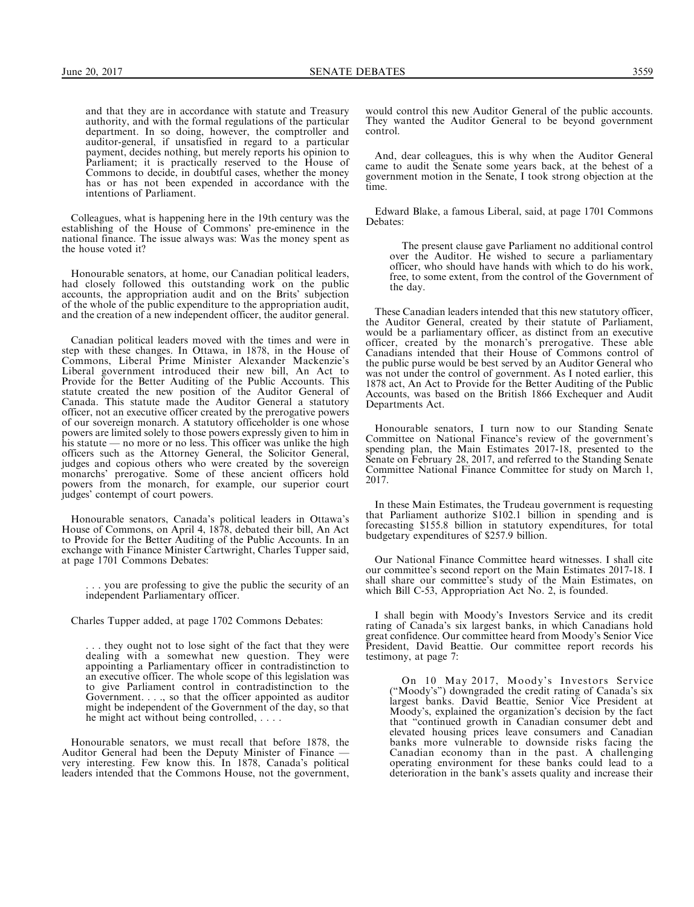and that they are in accordance with statute and Treasury authority, and with the formal regulations of the particular department. In so doing, however, the comptroller and auditor-general, if unsatisfied in regard to a particular payment, decides nothing, but merely reports his opinion to Parliament; it is practically reserved to the House of Commons to decide, in doubtful cases, whether the money has or has not been expended in accordance with the intentions of Parliament.

Colleagues, what is happening here in the 19th century was the establishing of the House of Commons' pre-eminence in the national finance. The issue always was: Was the money spent as the house voted it?

Honourable senators, at home, our Canadian political leaders, had closely followed this outstanding work on the public accounts, the appropriation audit and on the Brits' subjection of the whole of the public expenditure to the appropriation audit, and the creation of a new independent officer, the auditor general.

Canadian political leaders moved with the times and were in step with these changes. In Ottawa, in 1878, in the House of Commons, Liberal Prime Minister Alexander Mackenzie's Liberal government introduced their new bill, An Act to Provide for the Better Auditing of the Public Accounts. This statute created the new position of the Auditor General of Canada. This statute made the Auditor General a statutory officer, not an executive officer created by the prerogative powers of our sovereign monarch. A statutory officeholder is one whose powers are limited solely to those powers expressly given to him in his statute — no more or no less. This officer was unlike the high officers such as the Attorney General, the Solicitor General, judges and copious others who were created by the sovereign monarchs' prerogative. Some of these ancient officers hold powers from the monarch, for example, our superior court judges' contempt of court powers.

Honourable senators, Canada's political leaders in Ottawa's House of Commons, on April 4, 1878, debated their bill, An Act to Provide for the Better Auditing of the Public Accounts. In an exchange with Finance Minister Cartwright, Charles Tupper said, at page 1701 Commons Debates:

> . . . you are professing to give the public the security of an independent Parliamentary officer.

Charles Tupper added, at page 1702 Commons Debates:

> . . . they ought not to lose sight of the fact that they were dealing with a somewhat new question. They were appointing a Parliamentary officer in contradistinction to an executive officer. The whole scope of this legislation was to give Parliament control in contradistinction to the Government. . . ., so that the officer appointed as auditor might be independent of the Government of the day, so that he might act without being controlled, . . . .

Honourable senators, we must recall that before 1878, the Auditor General had been the Deputy Minister of Finance — very interesting. Few know this. In 1878, Canada's political leaders intended that the Commons House, not the government, would control this new Auditor General of the public accounts. They wanted the Auditor General to be beyond government control.

And, dear colleagues, this is why when the Auditor General came to audit the Senate some years back, at the behest of a government motion in the Senate, I took strong objection at the time.

Edward Blake, a famous Liberal, said, at page 1701 Commons Debates:

> The present clause gave Parliament no additional control over the Auditor. He wished to secure a parliamentary officer, who should have hands with which to do his work, free, to some extent, from the control of the Government of the day.

These Canadian leaders intended that this new statutory officer, the Auditor General, created by their statute of Parliament, would be a parliamentary officer, as distinct from an executive officer, created by the monarch's prerogative. These able Canadians intended that their House of Commons control of the public purse would be best served by an Auditor General who was not under the control of government. As I noted earlier, this 1878 act, An Act to Provide for the Better Auditing of the Public Accounts, was based on the British 1866 Exchequer and Audit Departments Act.

Honourable senators, I turn now to our Standing Senate Committee on National Finance's review of the government's spending plan, the Main Estimates 2017-18, presented to the Senate on February 28, 2017, and referred to the Standing Senate Committee National Finance Committee for study on March 1, 2017.

In these Main Estimates, the Trudeau government is requesting that Parliament authorize $102.1 billion in spending and is forecasting $155.8 billion in statutory expenditures, for total budgetary expenditures of $257.9 billion.

Our National Finance Committee heard witnesses. I shall cite our committee's second report on the Main Estimates 2017-18. I shall share our committee's study of the Main Estimates, on which Bill C-53, Appropriation Act No. 2, is founded.

I shall begin with Moody's Investors Service and its credit rating of Canada's six largest banks, in which Canadians hold great confidence. Our committee heard from Moody's Senior Vice President, David Beattie. Our committee report records his testimony, at page 7:

> On 10 May 2017, Moody's Investors Service ("Moody's") downgraded the credit rating of Canada's six largest banks. David Beattie, Senior Vice President at Moody's, explained the organization's decision by the fact that "continued growth in Canadian consumer debt and elevated housing prices leave consumers and Canadian banks more vulnerable to downside risks facing the Canadian economy than in the past. A challenging operating environment for these banks could lead to a deterioration in the bank's assets quality and increase their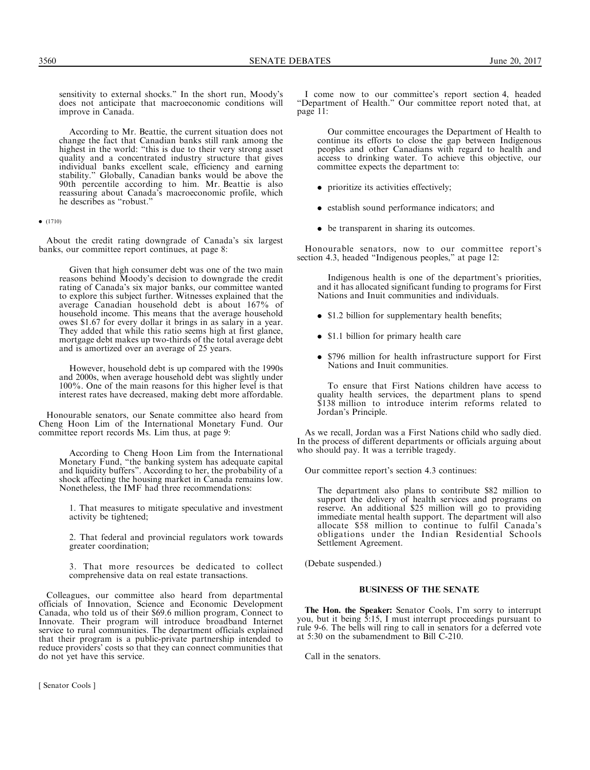sensitivity to external shocks." In the short run, Moody's does not anticipate that macroeconomic conditions will improve in Canada.

> According to Mr. Beattie, the current situation does not change the fact that Canadian banks still rank among the highest in the world: "this is due to their very strong asset quality and a concentrated industry structure that gives individual banks excellent scale, efficiency and earning stability." Globally, Canadian banks would be above the 90th percentile according to him. Mr. Beattie is also reassuring about Canada's macroeconomic profile, which he describes as "robust."

• (1710)

About the credit rating downgrade of Canada's six largest banks, our committee report continues, at page 8:

> Given that high consumer debt was one of the two main reasons behind Moody's decision to downgrade the credit rating of Canada's six major banks, our committee wanted to explore this subject further. Witnesses explained that the average Canadian household debt is about 167% of household income. This means that the average household owes $1.67 for every dollar it brings in as salary in a year. They added that while this ratio seems high at first glance, mortgage debt makes up two-thirds of the total average debt and is amortized over an average of 25 years.
>
> However, household debt is up compared with the 1990s and 2000s, when average household debt was slightly under 100%. One of the main reasons for this higher level is that interest rates have decreased, making debt more affordable.

Honourable senators, our Senate committee also heard from Cheng Hoon Lim of the International Monetary Fund. Our committee report records Ms. Lim thus, at page 9:

> According to Cheng Hoon Lim from the International Monetary Fund, "the banking system has adequate capital and liquidity buffers". According to her, the probability of a shock affecting the housing market in Canada remains low. Nonetheless, the IMF had three recommendations:
>
> 1. That measures to mitigate speculative and investment activity be tightened;
>
> 2. That federal and provincial regulators work towards greater coordination;
>
> 3. That more resources be dedicated to collect comprehensive data on real estate transactions.

Colleagues, our committee also heard from departmental officials of Innovation, Science and Economic Development Canada, who told us of their $69.6 million program, Connect to Innovate. Their program will introduce broadband Internet service to rural communities. The department officials explained that their program is a public-private partnership intended to reduce providers' costs so that they can connect communities that do not yet have this service.

I come now to our committee's report section 4, headed "Department of Health." Our committee report noted that, at page 11:

> Our committee encourages the Department of Health to continue its efforts to close the gap between Indigenous peoples and other Canadians with regard to health and access to drinking water. To achieve this objective, our committee expects the department to:
>
> - prioritize its activities effectively;
> - establish sound performance indicators; and
> - be transparent in sharing its outcomes.

Honourable senators, now to our committee report's section 4.3, headed "Indigenous peoples," at page 12:

> Indigenous health is one of the department's priorities, and it has allocated significant funding to programs for First Nations and Inuit communities and individuals.
>
> - $1.2 billion for supplementary health benefits;
> - $1.1 billion for primary health care
> - $796 million for health infrastructure support for First Nations and Inuit communities.
>
> To ensure that First Nations children have access to quality health services, the department plans to spend $138 million to introduce interim reforms related to Jordan's Principle.

As we recall, Jordan was a First Nations child who sadly died. In the process of different departments or officials arguing about who should pay. It was a terrible tragedy.

Our committee report's section 4.3 continues:

> The department also plans to contribute $82 million to support the delivery of health services and programs on reserve. An additional $25 million will go to providing immediate mental health support. The department will also allocate $58 million to continue to fulfil Canada's obligations under the Indian Residential Schools Settlement Agreement.

(Debate suspended.)

## BUSINESS OF THE SENATE

**The Hon. the Speaker:** Senator Cools, I'm sorry to interrupt you, but it being 5:15, I must interrupt proceedings pursuant to rule 9-6. The bells will ring to call in senators for a deferred vote at 5:30 on the subamendment to Bill C-210.

Call in the senators.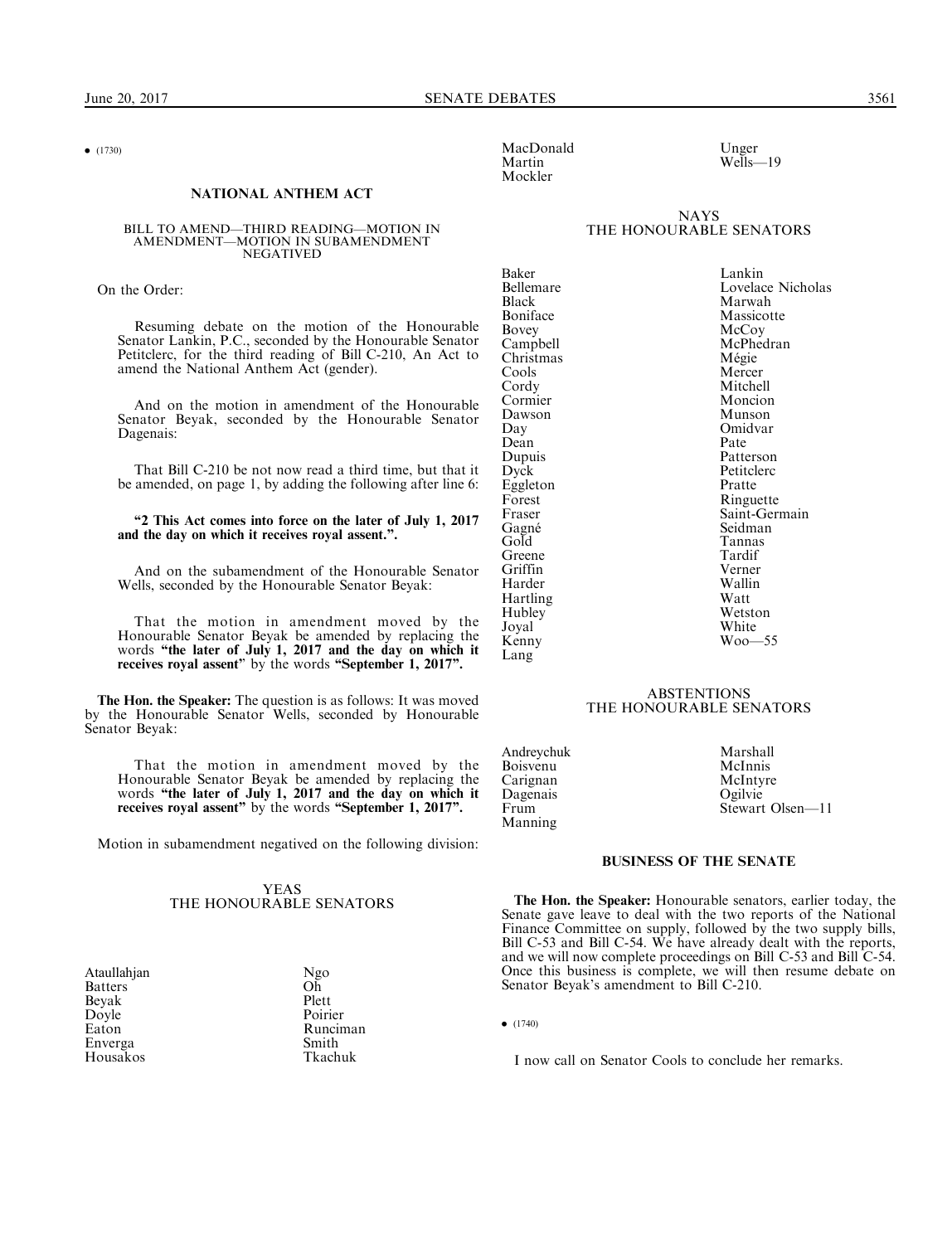• (1730)

## NATIONAL ANTHEM ACT

### BILL TO AMEND—THIRD READING—MOTION IN AMENDMENT—MOTION IN SUBAMENDMENT NEGATIVED

On the Order:

Resuming debate on the motion of the Honourable Senator Lankin, P.C., seconded by the Honourable Senator Petitclerc, for the third reading of Bill C-210, An Act to amend the National Anthem Act (gender).

And on the motion in amendment of the Honourable Senator Beyak, seconded by the Honourable Senator Dagenais:

That Bill C-210 be not now read a third time, but that it be amended, on page 1, by adding the following after line 6:

**"2 This Act comes into force on the later of July 1, 2017 and the day on which it receives royal assent.".**

And on the subamendment of the Honourable Senator Wells, seconded by the Honourable Senator Beyak:

That the motion in amendment moved by the Honourable Senator Beyak be amended by replacing the words **"the later of July 1, 2017 and the day on which it receives royal assent"** by the words **"September 1, 2017".**

**The Hon. the Speaker:** The question is as follows: It was moved by the Honourable Senator Wells, seconded by Honourable Senator Beyak:

That the motion in amendment moved by the Honourable Senator Beyak be amended by replacing the words **"the later of July 1, 2017 and the day on which it receives royal assent"** by the words **"September 1, 2017".**

Motion in subamendment negatived on the following division:

YEAS
THE HONOURABLE SENATORS

Ataullahjan
Batters
Beyak
Doyle
Eaton
Enverga
Housakos
MacDonald
Martin
Mockler
Ngo
Oh
Plett
Poirier
Runciman
Smith
Tkachuk
Unger
Wells—19

NAYS
THE HONOURABLE SENATORS

Baker
Bellemare
Black
Boniface
Bovey
Campbell
Christmas
Cools
Cordy
Cormier
Dawson
Day
Dean
Dupuis
Dyck
Eggleton
Forest
Fraser
Gagné
Gold
Greene
Griffin
Harder
Hartling
Hubley
Joyal
Kenny
Lang
Lankin
Lovelace Nicholas
Marwah
Massicotte
McCoy
McPhedran
Mégie
Mercer
Mitchell
Moncion
Munson
Omidvar
Pate
Patterson
Petitclerc
Pratte
Ringuette
Saint-Germain
Seidman
Tannas
Tardif
Verner
Wallin
Watt
Wetston
White
Woo—55

ABSTENTIONS
THE HONOURABLE SENATORS

Andreychuk
Boisvenu
Carignan
Dagenais
Frum
Manning
Marshall
McInnis
McIntyre
Ogilvie
Stewart Olsen—11

## BUSINESS OF THE SENATE

**The Hon. the Speaker:** Honourable senators, earlier today, the Senate gave leave to deal with the two reports of the National Finance Committee on supply, followed by the two supply bills, Bill C-53 and Bill C-54. We have already dealt with the reports, and we will now complete proceedings on Bill C-53 and Bill C-54. Once this business is complete, we will then resume debate on Senator Beyak's amendment to Bill C-210.

• (1740)

I now call on Senator Cools to conclude her remarks.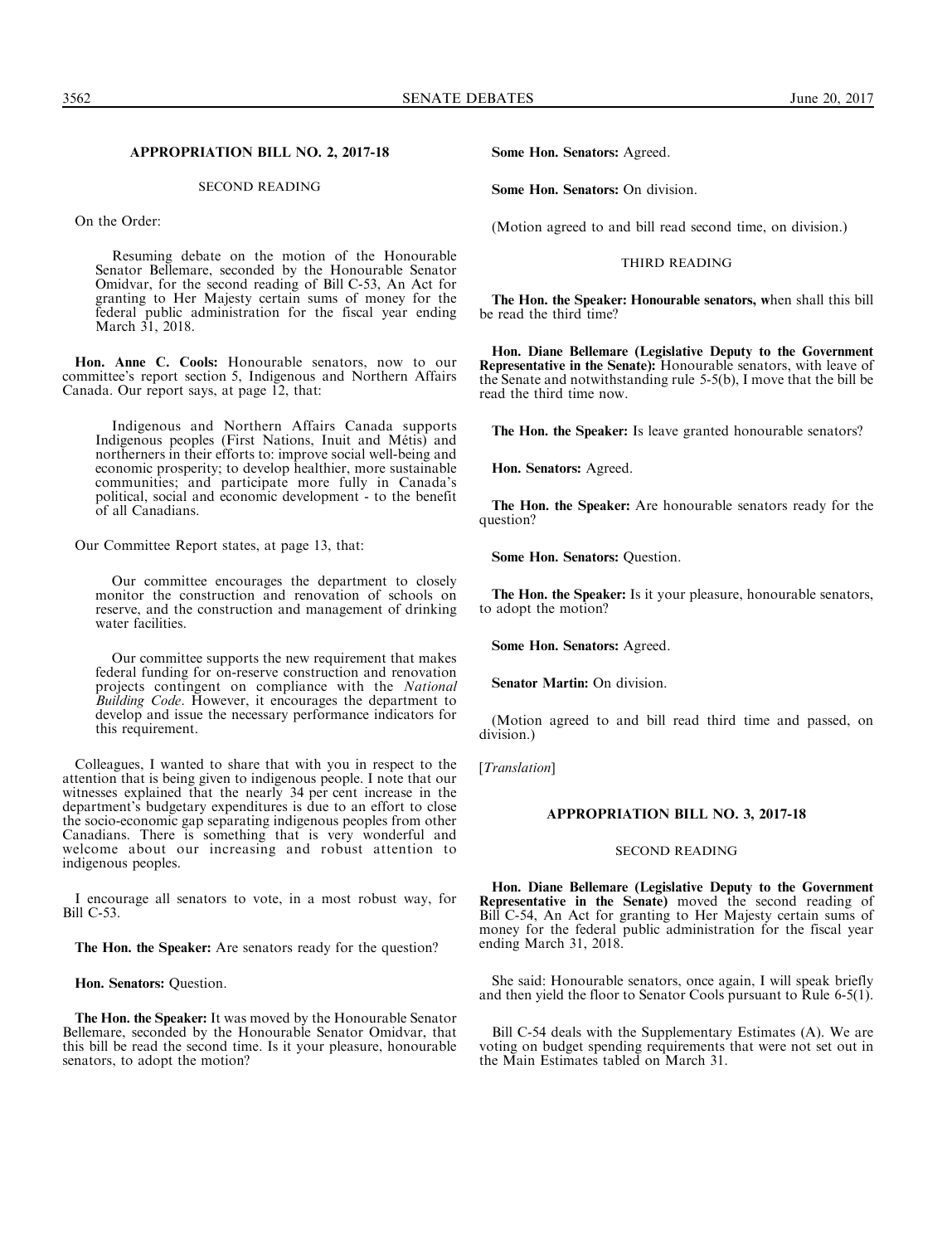## APPROPRIATION BILL NO. 2, 2017-18

### SECOND READING

On the Order:

> Resuming debate on the motion of the Honourable Senator Bellemare, seconded by the Honourable Senator Omidvar, for the second reading of Bill C-53, An Act for granting to Her Majesty certain sums of money for the federal public administration for the fiscal year ending March 31, 2018.

**Hon. Anne C. Cools:** Honourable senators, now to our committee's report section 5, Indigenous and Northern Affairs Canada. Our report says, at page 12, that:

> Indigenous and Northern Affairs Canada supports Indigenous peoples (First Nations, Inuit and Métis) and northerners in their efforts to: improve social well-being and economic prosperity; to develop healthier, more sustainable communities; and participate more fully in Canada's political, social and economic development - to the benefit of all Canadians.

Our Committee Report states, at page 13, that:

> Our committee encourages the department to closely monitor the construction and renovation of schools on reserve, and the construction and management of drinking water facilities.
>
> Our committee supports the new requirement that makes federal funding for on-reserve construction and renovation projects contingent on compliance with the *National Building Code*. However, it encourages the department to develop and issue the necessary performance indicators for this requirement.

Colleagues, I wanted to share that with you in respect to the attention that is being given to indigenous people. I note that our witnesses explained that the nearly 34 per cent increase in the department's budgetary expenditures is due to an effort to close the socio-economic gap separating indigenous peoples from other Canadians. There is something that is very wonderful and welcome about our increasing and robust attention to indigenous peoples.

I encourage all senators to vote, in a most robust way, for Bill C-53.

**The Hon. the Speaker:** Are senators ready for the question?

**Hon. Senators:** Question.

**The Hon. the Speaker:** It was moved by the Honourable Senator Bellemare, seconded by the Honourable Senator Omidvar, that this bill be read the second time. Is it your pleasure, honourable senators, to adopt the motion?

**Some Hon. Senators:** Agreed.

**Some Hon. Senators:** On division.

(Motion agreed to and bill read second time, on division.)

### THIRD READING

**The Hon. the Speaker: Honourable senators, w**hen shall this bill be read the third time?

**Hon. Diane Bellemare (Legislative Deputy to the Government Representative in the Senate):** Honourable senators, with leave of the Senate and notwithstanding rule 5-5(b), I move that the bill be read the third time now.

**The Hon. the Speaker:** Is leave granted honourable senators?

**Hon. Senators:** Agreed.

**The Hon. the Speaker:** Are honourable senators ready for the question?

**Some Hon. Senators:** Question.

**The Hon. the Speaker:** Is it your pleasure, honourable senators, to adopt the motion?

**Some Hon. Senators:** Agreed.

**Senator Martin:** On division.

(Motion agreed to and bill read third time and passed, on division.)

[*Translation*]

## APPROPRIATION BILL NO. 3, 2017-18

### SECOND READING

**Hon. Diane Bellemare (Legislative Deputy to the Government Representative in the Senate)** moved the second reading of Bill C-54, An Act for granting to Her Majesty certain sums of money for the federal public administration for the fiscal year ending March 31, 2018.

She said: Honourable senators, once again, I will speak briefly and then yield the floor to Senator Cools pursuant to Rule 6-5(1).

Bill C-54 deals with the Supplementary Estimates (A). We are voting on budget spending requirements that were not set out in the Main Estimates tabled on March 31.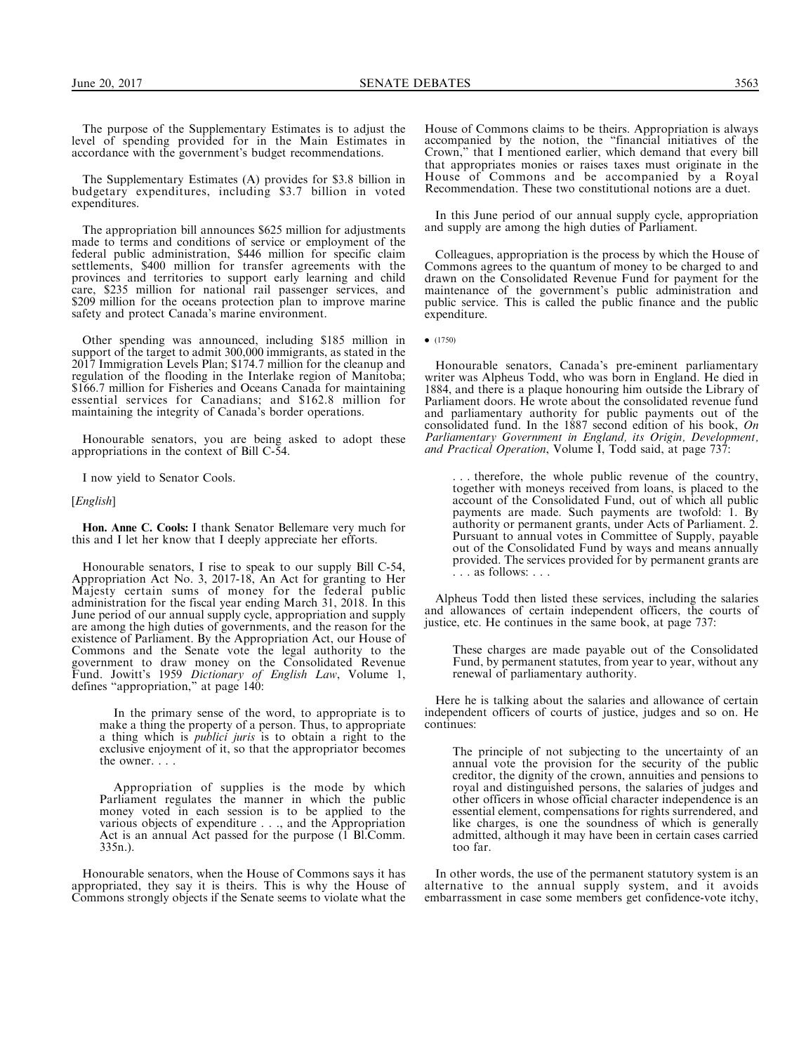The purpose of the Supplementary Estimates is to adjust the level of spending provided for in the Main Estimates in accordance with the government's budget recommendations.

The Supplementary Estimates (A) provides for $3.8 billion in budgetary expenditures, including $3.7 billion in voted expenditures.

The appropriation bill announces $625 million for adjustments made to terms and conditions of service or employment of the federal public administration, $446 million for specific claim settlements, $400 million for transfer agreements with the provinces and territories to support early learning and child care, $235 million for national rail passenger services, and $209 million for the oceans protection plan to improve marine safety and protect Canada's marine environment.

Other spending was announced, including $185 million in support of the target to admit 300,000 immigrants, as stated in the 2017 Immigration Levels Plan; $174.7 million for the cleanup and regulation of the flooding in the Interlake region of Manitoba; $166.7 million for Fisheries and Oceans Canada for maintaining essential services for Canadians; and $162.8 million for maintaining the integrity of Canada's border operations.

Honourable senators, you are being asked to adopt these appropriations in the context of Bill C-54.

I now yield to Senator Cools.

[*English*]

**Hon. Anne C. Cools:** I thank Senator Bellemare very much for this and I let her know that I deeply appreciate her efforts.

Honourable senators, I rise to speak to our supply Bill C-54, Appropriation Act No. 3, 2017-18, An Act for granting to Her Majesty certain sums of money for the federal public administration for the fiscal year ending March 31, 2018. In this June period of our annual supply cycle, appropriation and supply are among the high duties of governments, and the reason for the existence of Parliament. By the Appropriation Act, our House of Commons and the Senate vote the legal authority to the government to draw money on the Consolidated Revenue Fund. Jowitt's 1959 *Dictionary of English Law*, Volume 1, defines "appropriation," at page 140:

> In the primary sense of the word, to appropriate is to make a thing the property of a person. Thus, to appropriate a thing which is *publici juris* is to obtain a right to the exclusive enjoyment of it, so that the appropriator becomes the owner. . . .
>
> Appropriation of supplies is the mode by which Parliament regulates the manner in which the public money voted in each session is to be applied to the various objects of expenditure . . ., and the Appropriation Act is an annual Act passed for the purpose (1 Bl.Comm. 335n.).

Honourable senators, when the House of Commons says it has appropriated, they say it is theirs. This is why the House of Commons strongly objects if the Senate seems to violate what the House of Commons claims to be theirs. Appropriation is always accompanied by the notion, the "financial initiatives of the Crown," that I mentioned earlier, which demand that every bill that appropriates monies or raises taxes must originate in the House of Commons and be accompanied by a Royal Recommendation. These two constitutional notions are a duet.

In this June period of our annual supply cycle, appropriation and supply are among the high duties of Parliament.

Colleagues, appropriation is the process by which the House of Commons agrees to the quantum of money to be charged to and drawn on the Consolidated Revenue Fund for payment for the maintenance of the government's public administration and public service. This is called the public finance and the public expenditure.

• (1750)

Honourable senators, Canada's pre-eminent parliamentary writer was Alpheus Todd, who was born in England. He died in 1884, and there is a plaque honouring him outside the Library of Parliament doors. He wrote about the consolidated revenue fund and parliamentary authority for public payments out of the consolidated fund. In the 1887 second edition of his book, *On Parliamentary Government in England, its Origin, Development, and Practical Operation*, Volume I, Todd said, at page 737:

> . . . therefore, the whole public revenue of the country, together with moneys received from loans, is placed to the account of the Consolidated Fund, out of which all public payments are made. Such payments are twofold: 1. By authority or permanent grants, under Acts of Parliament. 2. Pursuant to annual votes in Committee of Supply, payable out of the Consolidated Fund by ways and means annually provided. The services provided for by permanent grants are . . . as follows: . . .

Alpheus Todd then listed these services, including the salaries and allowances of certain independent officers, the courts of justice, etc. He continues in the same book, at page 737:

> These charges are made payable out of the Consolidated Fund, by permanent statutes, from year to year, without any renewal of parliamentary authority.

Here he is talking about the salaries and allowance of certain independent officers of courts of justice, judges and so on. He continues:

> The principle of not subjecting to the uncertainty of an annual vote the provision for the security of the public creditor, the dignity of the crown, annuities and pensions to royal and distinguished persons, the salaries of judges and other officers in whose official character independence is an essential element, compensations for rights surrendered, and like charges, is one the soundness of which is generally admitted, although it may have been in certain cases carried too far.

In other words, the use of the permanent statutory system is an alternative to the annual supply system, and it avoids embarrassment in case some members get confidence-vote itchy,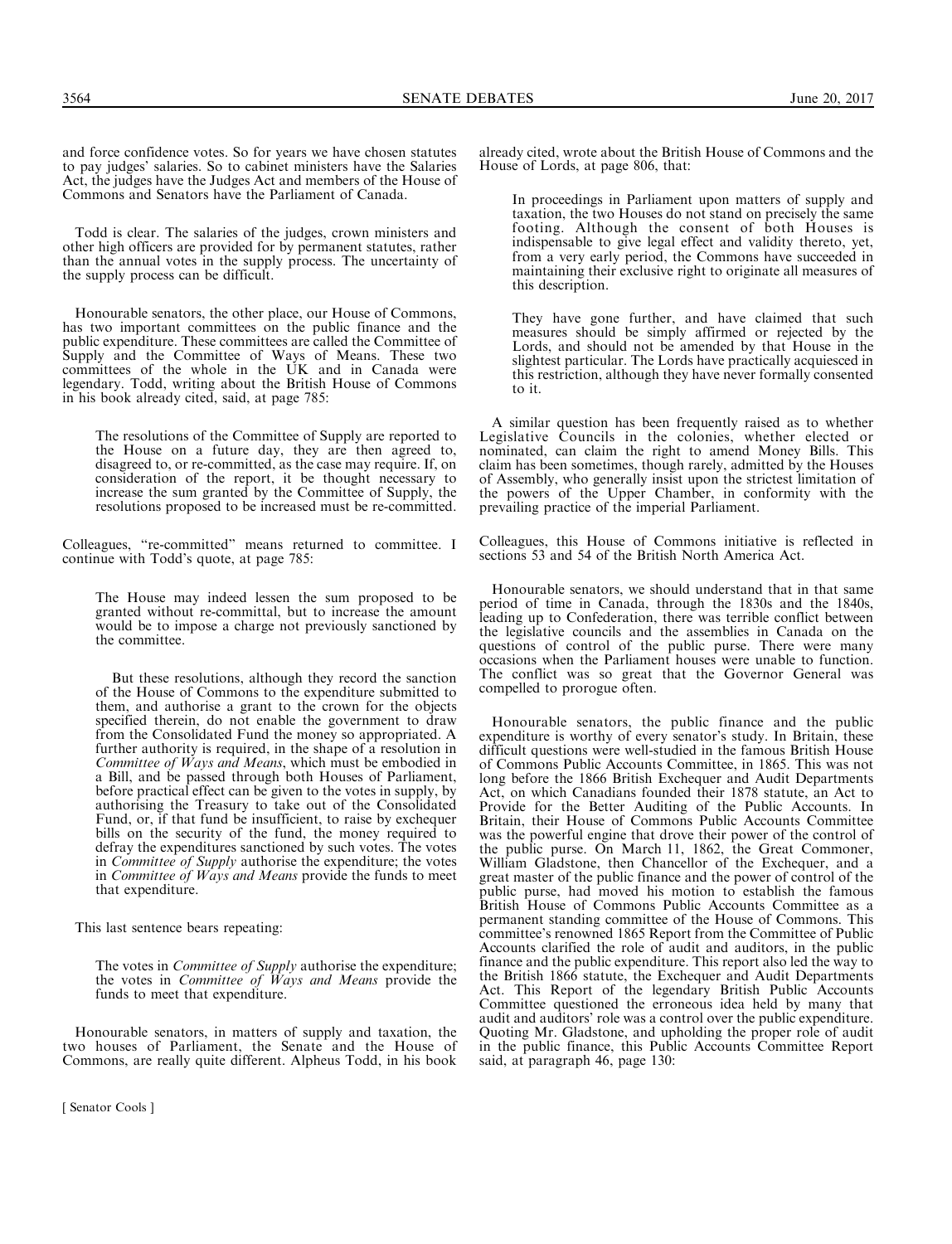and force confidence votes. So for years we have chosen statutes to pay judges' salaries. So to cabinet ministers have the Salaries Act, the judges have the Judges Act and members of the House of Commons and Senators have the Parliament of Canada.

Todd is clear. The salaries of the judges, crown ministers and other high officers are provided for by permanent statutes, rather than the annual votes in the supply process. The uncertainty of the supply process can be difficult.

Honourable senators, the other place, our House of Commons, has two important committees on the public finance and the public expenditure. These committees are called the Committee of Supply and the Committee of Ways of Means. These two committees of the whole in the UK and in Canada were legendary. Todd, writing about the British House of Commons in his book already cited, said, at page 785:

> The resolutions of the Committee of Supply are reported to the House on a future day, they are then agreed to, disagreed to, or re-committed, as the case may require. If, on consideration of the report, it be thought necessary to increase the sum granted by the Committee of Supply, the resolutions proposed to be increased must be re-committed.

Colleagues, "re-committed" means returned to committee. I continue with Todd's quote, at page 785:

> The House may indeed lessen the sum proposed to be granted without re-committal, but to increase the amount would be to impose a charge not previously sanctioned by the committee.
>
> But these resolutions, although they record the sanction of the House of Commons to the expenditure submitted to them, and authorise a grant to the crown for the objects specified therein, do not enable the government to draw from the Consolidated Fund the money so appropriated. A further authority is required, in the shape of a resolution in *Committee of Ways and Means*, which must be embodied in a Bill, and be passed through both Houses of Parliament, before practical effect can be given to the votes in supply, by authorising the Treasury to take out of the Consolidated Fund, or, if that fund be insufficient, to raise by exchequer bills on the security of the fund, the money required to defray the expenditures sanctioned by such votes. The votes in *Committee of Supply* authorise the expenditure; the votes in *Committee of Ways and Means* provide the funds to meet that expenditure.

This last sentence bears repeating:

> The votes in *Committee of Supply* authorise the expenditure; the votes in *Committee of Ways and Means* provide the funds to meet that expenditure.

Honourable senators, in matters of supply and taxation, the two houses of Parliament, the Senate and the House of Commons, are really quite different. Alpheus Todd, in his book already cited, wrote about the British House of Commons and the House of Lords, at page 806, that:

> In proceedings in Parliament upon matters of supply and taxation, the two Houses do not stand on precisely the same footing. Although the consent of both Houses is indispensable to give legal effect and validity thereto, yet, from a very early period, the Commons have succeeded in maintaining their exclusive right to originate all measures of this description.
>
> They have gone further, and have claimed that such measures should be simply affirmed or rejected by the Lords, and should not be amended by that House in the slightest particular. The Lords have practically acquiesced in this restriction, although they have never formally consented to it.

A similar question has been frequently raised as to whether Legislative Councils in the colonies, whether elected or nominated, can claim the right to amend Money Bills. This claim has been sometimes, though rarely, admitted by the Houses of Assembly, who generally insist upon the strictest limitation of the powers of the Upper Chamber, in conformity with the prevailing practice of the imperial Parliament.

Colleagues, this House of Commons initiative is reflected in sections 53 and 54 of the British North America Act.

Honourable senators, we should understand that in that same period of time in Canada, through the 1830s and the 1840s, leading up to Confederation, there was terrible conflict between the legislative councils and the assemblies in Canada on the questions of control of the public purse. There were many occasions when the Parliament houses were unable to function. The conflict was so great that the Governor General was compelled to prorogue often.

Honourable senators, the public finance and the public expenditure is worthy of every senator's study. In Britain, these difficult questions were well-studied in the famous British House of Commons Public Accounts Committee, in 1865. This was not long before the 1866 British Exchequer and Audit Departments Act, on which Canadians founded their 1878 statute, an Act to Provide for the Better Auditing of the Public Accounts. In Britain, their House of Commons Public Accounts Committee was the powerful engine that drove their power of the control of the public purse. On March 11, 1862, the Great Commoner, William Gladstone, then Chancellor of the Exchequer, and a great master of the public finance and the power of control of the public purse, had moved his motion to establish the famous British House of Commons Public Accounts Committee as a permanent standing committee of the House of Commons. This committee's renowned 1865 Report from the Committee of Public Accounts clarified the role of audit and auditors, in the public finance and the public expenditure. This report also led the way to the British 1866 statute, the Exchequer and Audit Departments Act. This Report of the legendary British Public Accounts Committee questioned the erroneous idea held by many that audit and auditors' role was a control over the public expenditure. Quoting Mr. Gladstone, and upholding the proper role of audit in the public finance, this Public Accounts Committee Report said, at paragraph 46, page 130: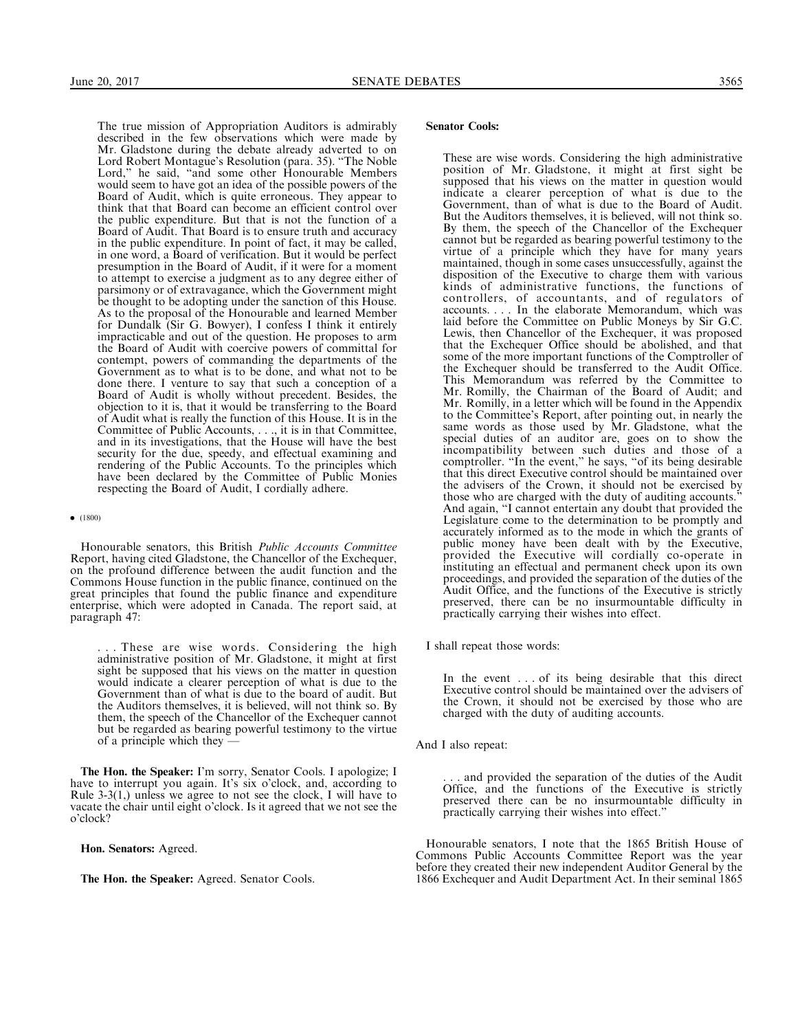> The true mission of Appropriation Auditors is admirably described in the few observations which were made by Mr. Gladstone during the debate already adverted to on Lord Robert Montague's Resolution (para. 35). "The Noble Lord," he said, "and some other Honourable Members would seem to have got an idea of the possible powers of the Board of Audit, which is quite erroneous. They appear to think that that Board can become an efficient control over the public expenditure. But that is not the function of a Board of Audit. That Board is to ensure truth and accuracy in the public expenditure. In point of fact, it may be called, in one word, a Board of verification. But it would be perfect presumption in the Board of Audit, if it were for a moment to attempt to exercise a judgment as to any degree either of parsimony or of extravagance, which the Government might be thought to be adopting under the sanction of this House. As to the proposal of the Honourable and learned Member for Dundalk (Sir G. Bowyer), I confess I think it entirely impracticable and out of the question. He proposes to arm the Board of Audit with coercive powers of committal for contempt, powers of commanding the departments of the Government as to what is to be done, and what not to be done there. I venture to say that such a conception of a Board of Audit is wholly without precedent. Besides, the objection to it is, that it would be transferring to the Board of Audit what is really the function of this House. It is in the Committee of Public Accounts, . . ., it is in that Committee, and in its investigations, that the House will have the best security for the due, speedy, and effectual examining and rendering of the Public Accounts. To the principles which have been declared by the Committee of Public Monies respecting the Board of Audit, I cordially adhere.

• (1800)

Honourable senators, this British *Public Accounts Committee* Report, having cited Gladstone, the Chancellor of the Exchequer, on the profound difference between the audit function and the Commons House function in the public finance, continued on the great principles that found the public finance and expenditure enterprise, which were adopted in Canada. The report said, at paragraph 47:

> . . . These are wise words. Considering the high administrative position of Mr. Gladstone, it might at first sight be supposed that his views on the matter in question would indicate a clearer perception of what is due to the Government than of what is due to the board of audit. But the Auditors themselves, it is believed, will not think so. By them, the speech of the Chancellor of the Exchequer cannot but be regarded as bearing powerful testimony to the virtue of a principle which they —

**The Hon. the Speaker:** I'm sorry, Senator Cools. I apologize; I have to interrupt you again. It's six o'clock, and, according to Rule 3-3(1,) unless we agree to not see the clock, I will have to vacate the chair until eight o'clock. Is it agreed that we not see the o'clock?

**Hon. Senators:** Agreed.

**The Hon. the Speaker:** Agreed. Senator Cools.

**Senator Cools:**

> These are wise words. Considering the high administrative position of Mr. Gladstone, it might at first sight be supposed that his views on the matter in question would indicate a clearer perception of what is due to the Government, than of what is due to the Board of Audit. But the Auditors themselves, it is believed, will not think so. By them, the speech of the Chancellor of the Exchequer cannot but be regarded as bearing powerful testimony to the virtue of a principle which they have for many years maintained, though in some cases unsuccessfully, against the disposition of the Executive to charge them with various kinds of administrative functions, the functions of controllers, of accountants, and of regulators of accounts. . . . In the elaborate Memorandum, which was laid before the Committee on Public Moneys by Sir G.C. Lewis, then Chancellor of the Exchequer, it was proposed that the Exchequer Office should be abolished, and that some of the more important functions of the Comptroller of the Exchequer should be transferred to the Audit Office. This Memorandum was referred by the Committee to Mr. Romilly, the Chairman of the Board of Audit; and Mr. Romilly, in a letter which will be found in the Appendix to the Committee's Report, after pointing out, in nearly the same words as those used by Mr. Gladstone, what the special duties of an auditor are, goes on to show the incompatibility between such duties and those of a comptroller. "In the event," he says, "of its being desirable that this direct Executive control should be maintained over the advisers of the Crown, it should not be exercised by those who are charged with the duty of auditing accounts." And again, "I cannot entertain any doubt that provided the Legislature come to the determination to be promptly and accurately informed as to the mode in which the grants of public money have been dealt with by the Executive, provided the Executive will cordially co-operate in instituting an effectual and permanent check upon its own proceedings, and provided the separation of the duties of the Audit Office, and the functions of the Executive is strictly preserved, there can be no insurmountable difficulty in practically carrying their wishes into effect.

I shall repeat those words:

> In the event . . . of its being desirable that this direct Executive control should be maintained over the advisers of the Crown, it should not be exercised by those who are charged with the duty of auditing accounts.

And I also repeat:

> . . . and provided the separation of the duties of the Audit Office, and the functions of the Executive is strictly preserved there can be no insurmountable difficulty in practically carrying their wishes into effect."

Honourable senators, I note that the 1865 British House of Commons Public Accounts Committee Report was the year before they created their new independent Auditor General by the 1866 Exchequer and Audit Department Act. In their seminal 1865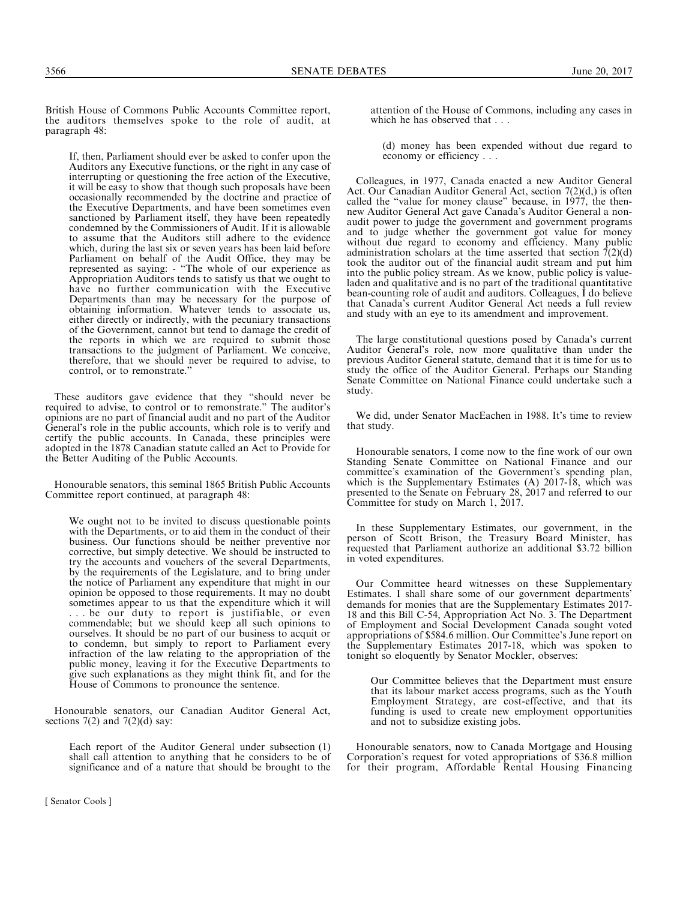British House of Commons Public Accounts Committee report, the auditors themselves spoke to the role of audit, at paragraph 48:

> If, then, Parliament should ever be asked to confer upon the Auditors any Executive functions, or the right in any case of interrupting or questioning the free action of the Executive, it will be easy to show that though such proposals have been occasionally recommended by the doctrine and practice of the Executive Departments, and have been sometimes even sanctioned by Parliament itself, they have been repeatedly condemned by the Commissioners of Audit. If it is allowable to assume that the Auditors still adhere to the evidence which, during the last six or seven years has been laid before Parliament on behalf of the Audit Office, they may be represented as saying: - "The whole of our experience as Appropriation Auditors tends to satisfy us that we ought to have no further communication with the Executive Departments than may be necessary for the purpose of obtaining information. Whatever tends to associate us, either directly or indirectly, with the pecuniary transactions of the Government, cannot but tend to damage the credit of the reports in which we are required to submit those transactions to the judgment of Parliament. We conceive, therefore, that we should never be required to advise, to control, or to remonstrate."

These auditors gave evidence that they "should never be required to advise, to control or to remonstrate." The auditor's opinions are no part of financial audit and no part of the Auditor General's role in the public accounts, which role is to verify and certify the public accounts. In Canada, these principles were adopted in the 1878 Canadian statute called an Act to Provide for the Better Auditing of the Public Accounts.

Honourable senators, this seminal 1865 British Public Accounts Committee report continued, at paragraph 48:

> We ought not to be invited to discuss questionable points with the Departments, or to aid them in the conduct of their business. Our functions should be neither preventive nor corrective, but simply detective. We should be instructed to try the accounts and vouchers of the several Departments, by the requirements of the Legislature, and to bring under the notice of Parliament any expenditure that might in our opinion be opposed to those requirements. It may no doubt sometimes appear to us that the expenditure which it will . . . be our duty to report is justifiable, or even commendable; but we should keep all such opinions to ourselves. It should be no part of our business to acquit or to condemn, but simply to report to Parliament every infraction of the law relating to the appropriation of the public money, leaving it for the Executive Departments to give such explanations as they might think fit, and for the House of Commons to pronounce the sentence.

Honourable senators, our Canadian Auditor General Act, sections 7(2) and 7(2)(d) say:

> Each report of the Auditor General under subsection (1) shall call attention to anything that he considers to be of significance and of a nature that should be brought to the attention of the House of Commons, including any cases in which he has observed that . . .
>
> (d) money has been expended without due regard to economy or efficiency . . .

Colleagues, in 1977, Canada enacted a new Auditor General Act. Our Canadian Auditor General Act, section 7(2)(d,) is often called the "value for money clause" because, in 1977, the then-new Auditor General Act gave Canada's Auditor General a non-audit power to judge the government and government programs and to judge whether the government got value for money without due regard to economy and efficiency. Many public administration scholars at the time asserted that section 7(2)(d) took the auditor out of the financial audit stream and put him into the public policy stream. As we know, public policy is value-laden and qualitative and is no part of the traditional quantitative bean-counting role of audit and auditors. Colleagues, I do believe that Canada's current Auditor General Act needs a full review and study with an eye to its amendment and improvement.

The large constitutional questions posed by Canada's current Auditor General's role, now more qualitative than under the previous Auditor General statute, demand that it is time for us to study the office of the Auditor General. Perhaps our Standing Senate Committee on National Finance could undertake such a study.

We did, under Senator MacEachen in 1988. It's time to review that study.

Honourable senators, I come now to the fine work of our own Standing Senate Committee on National Finance and our committee's examination of the Government's spending plan, which is the Supplementary Estimates (A) 2017-18, which was presented to the Senate on February 28, 2017 and referred to our Committee for study on March 1, 2017.

In these Supplementary Estimates, our government, in the person of Scott Brison, the Treasury Board Minister, has requested that Parliament authorize an additional $3.72 billion in voted expenditures.

Our Committee heard witnesses on these Supplementary Estimates. I shall share some of our government departments' demands for monies that are the Supplementary Estimates 2017-18 and this Bill C-54, Appropriation Act No. 3. The Department of Employment and Social Development Canada sought voted appropriations of $584.6 million. Our Committee's June report on the Supplementary Estimates 2017-18, which was spoken to tonight so eloquently by Senator Mockler, observes:

> Our Committee believes that the Department must ensure that its labour market access programs, such as the Youth Employment Strategy, are cost-effective, and that its funding is used to create new employment opportunities and not to subsidize existing jobs.

Honourable senators, now to Canada Mortgage and Housing Corporation's request for voted appropriations of $36.8 million for their program, Affordable Rental Housing Financing

[ Senator Cools ]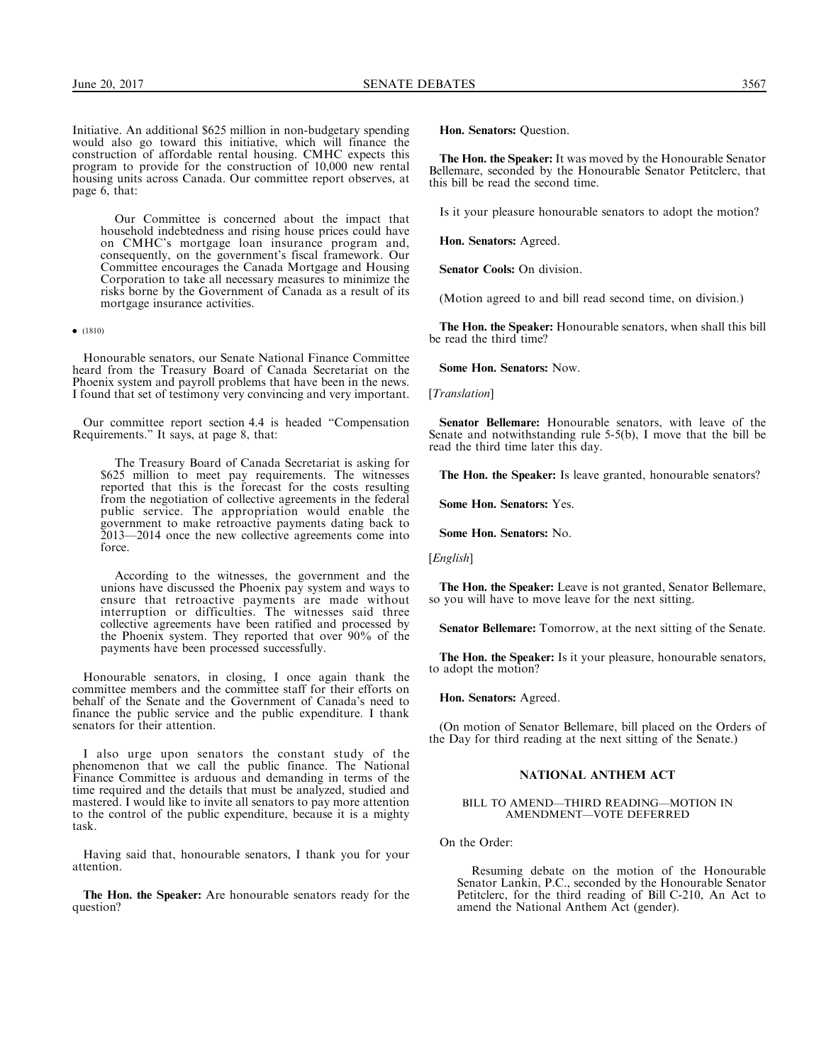Initiative. An additional $625 million in non-budgetary spending would also go toward this initiative, which will finance the construction of affordable rental housing. CMHC expects this program to provide for the construction of 10,000 new rental housing units across Canada. Our committee report observes, at page 6, that:

> Our Committee is concerned about the impact that household indebtedness and rising house prices could have on CMHC's mortgage loan insurance program and, consequently, on the government's fiscal framework. Our Committee encourages the Canada Mortgage and Housing Corporation to take all necessary measures to minimize the risks borne by the Government of Canada as a result of its mortgage insurance activities.

• (1810)

Honourable senators, our Senate National Finance Committee heard from the Treasury Board of Canada Secretariat on the Phoenix system and payroll problems that have been in the news. I found that set of testimony very convincing and very important.

Our committee report section 4.4 is headed "Compensation Requirements." It says, at page 8, that:

> The Treasury Board of Canada Secretariat is asking for $625 million to meet pay requirements. The witnesses reported that this is the forecast for the costs resulting from the negotiation of collective agreements in the federal public service. The appropriation would enable the government to make retroactive payments dating back to 2013—2014 once the new collective agreements come into force.
>
> According to the witnesses, the government and the unions have discussed the Phoenix pay system and ways to ensure that retroactive payments are made without interruption or difficulties. The witnesses said three collective agreements have been ratified and processed by the Phoenix system. They reported that over 90% of the payments have been processed successfully.

Honourable senators, in closing, I once again thank the committee members and the committee staff for their efforts on behalf of the Senate and the Government of Canada's need to finance the public service and the public expenditure. I thank senators for their attention.

I also urge upon senators the constant study of the phenomenon that we call the public finance. The National Finance Committee is arduous and demanding in terms of the time required and the details that must be analyzed, studied and mastered. I would like to invite all senators to pay more attention to the control of the public expenditure, because it is a mighty task.

Having said that, honourable senators, I thank you for your attention.

**The Hon. the Speaker:** Are honourable senators ready for the question?

**Hon. Senators:** Question.

**The Hon. the Speaker:** It was moved by the Honourable Senator Bellemare, seconded by the Honourable Senator Petitclerc, that this bill be read the second time.

Is it your pleasure honourable senators to adopt the motion?

**Hon. Senators:** Agreed.

**Senator Cools:** On division.

(Motion agreed to and bill read second time, on division.)

**The Hon. the Speaker:** Honourable senators, when shall this bill be read the third time?

**Some Hon. Senators:** Now.

[*Translation*]

**Senator Bellemare:** Honourable senators, with leave of the Senate and notwithstanding rule 5-5(b), I move that the bill be read the third time later this day.

**The Hon. the Speaker:** Is leave granted, honourable senators?

**Some Hon. Senators:** Yes.

**Some Hon. Senators:** No.

[*English*]

**The Hon. the Speaker:** Leave is not granted, Senator Bellemare, so you will have to move leave for the next sitting.

**Senator Bellemare:** Tomorrow, at the next sitting of the Senate.

**The Hon. the Speaker:** Is it your pleasure, honourable senators, to adopt the motion?

**Hon. Senators:** Agreed.

(On motion of Senator Bellemare, bill placed on the Orders of the Day for third reading at the next sitting of the Senate.)

## NATIONAL ANTHEM ACT

### BILL TO AMEND—THIRD READING—MOTION IN AMENDMENT—VOTE DEFERRED

On the Order:

> Resuming debate on the motion of the Honourable Senator Lankin, P.C., seconded by the Honourable Senator Petitclerc, for the third reading of Bill C-210, An Act to amend the National Anthem Act (gender).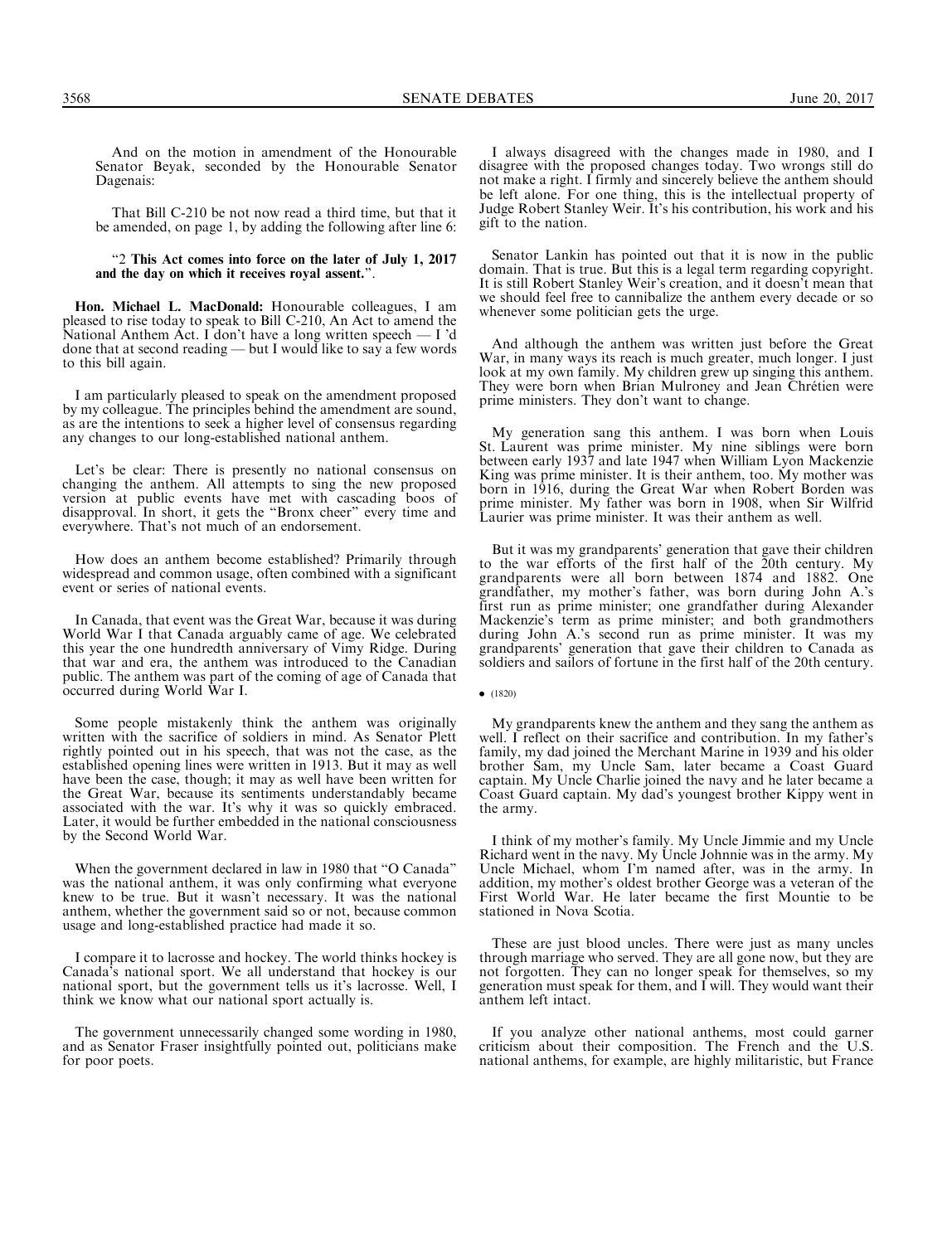And on the motion in amendment of the Honourable Senator Beyak, seconded by the Honourable Senator Dagenais:

That Bill C-210 be not now read a third time, but that it be amended, on page 1, by adding the following after line 6:

"2 **This Act comes into force on the later of July 1, 2017 and the day on which it receives royal assent.**".

**Hon. Michael L. MacDonald:** Honourable colleagues, I am pleased to rise today to speak to Bill C-210, An Act to amend the National Anthem Act. I don't have a long written speech — I 'd done that at second reading — but I would like to say a few words to this bill again.

I am particularly pleased to speak on the amendment proposed by my colleague. The principles behind the amendment are sound, as are the intentions to seek a higher level of consensus regarding any changes to our long-established national anthem.

Let's be clear: There is presently no national consensus on changing the anthem. All attempts to sing the new proposed version at public events have met with cascading boos of disapproval. In short, it gets the "Bronx cheer" every time and everywhere. That's not much of an endorsement.

How does an anthem become established? Primarily through widespread and common usage, often combined with a significant event or series of national events.

In Canada, that event was the Great War, because it was during World War I that Canada arguably came of age. We celebrated this year the one hundredth anniversary of Vimy Ridge. During that war and era, the anthem was introduced to the Canadian public. The anthem was part of the coming of age of Canada that occurred during World War I.

Some people mistakenly think the anthem was originally written with the sacrifice of soldiers in mind. As Senator Plett rightly pointed out in his speech, that was not the case, as the established opening lines were written in 1913. But it may as well have been the case, though; it may as well have been written for the Great War, because its sentiments understandably became associated with the war. It's why it was so quickly embraced. Later, it would be further embedded in the national consciousness by the Second World War.

When the government declared in law in 1980 that "O Canada" was the national anthem, it was only confirming what everyone knew to be true. But it wasn't necessary. It was the national anthem, whether the government said so or not, because common usage and long-established practice had made it so.

I compare it to lacrosse and hockey. The world thinks hockey is Canada's national sport. We all understand that hockey is our national sport, but the government tells us it's lacrosse. Well, I think we know what our national sport actually is.

The government unnecessarily changed some wording in 1980, and as Senator Fraser insightfully pointed out, politicians make for poor poets.

I always disagreed with the changes made in 1980, and I disagree with the proposed changes today. Two wrongs still do not make a right. I firmly and sincerely believe the anthem should be left alone. For one thing, this is the intellectual property of Judge Robert Stanley Weir. It's his contribution, his work and his gift to the nation.

Senator Lankin has pointed out that it is now in the public domain. That is true. But this is a legal term regarding copyright. It is still Robert Stanley Weir's creation, and it doesn't mean that we should feel free to cannibalize the anthem every decade or so whenever some politician gets the urge.

And although the anthem was written just before the Great War, in many ways its reach is much greater, much longer. I just look at my own family. My children grew up singing this anthem. They were born when Brian Mulroney and Jean Chrétien were prime ministers. They don't want to change.

My generation sang this anthem. I was born when Louis St. Laurent was prime minister. My nine siblings were born between early 1937 and late 1947 when William Lyon Mackenzie King was prime minister. It is their anthem, too. My mother was born in 1916, during the Great War when Robert Borden was prime minister. My father was born in 1908, when Sir Wilfrid Laurier was prime minister. It was their anthem as well.

But it was my grandparents' generation that gave their children to the war efforts of the first half of the 20th century. My grandparents were all born between 1874 and 1882. One grandfather, my mother's father, was born during John A.'s first run as prime minister; one grandfather during Alexander Mackenzie's term as prime minister; and both grandmothers during John A.'s second run as prime minister. It was my grandparents' generation that gave their children to Canada as soldiers and sailors of fortune in the first half of the 20th century.

• (1820)

My grandparents knew the anthem and they sang the anthem as well. I reflect on their sacrifice and contribution. In my father's family, my dad joined the Merchant Marine in 1939 and his older brother Sam, my Uncle Sam, later became a Coast Guard captain. My Uncle Charlie joined the navy and he later became a Coast Guard captain. My dad's youngest brother Kippy went in the army.

I think of my mother's family. My Uncle Jimmie and my Uncle Richard went in the navy. My Uncle Johnnie was in the army. My Uncle Michael, whom I'm named after, was in the army. In addition, my mother's oldest brother George was a veteran of the First World War. He later became the first Mountie to be stationed in Nova Scotia.

These are just blood uncles. There were just as many uncles through marriage who served. They are all gone now, but they are not forgotten. They can no longer speak for themselves, so my generation must speak for them, and I will. They would want their anthem left intact.

If you analyze other national anthems, most could garner criticism about their composition. The French and the U.S. national anthems, for example, are highly militaristic, but France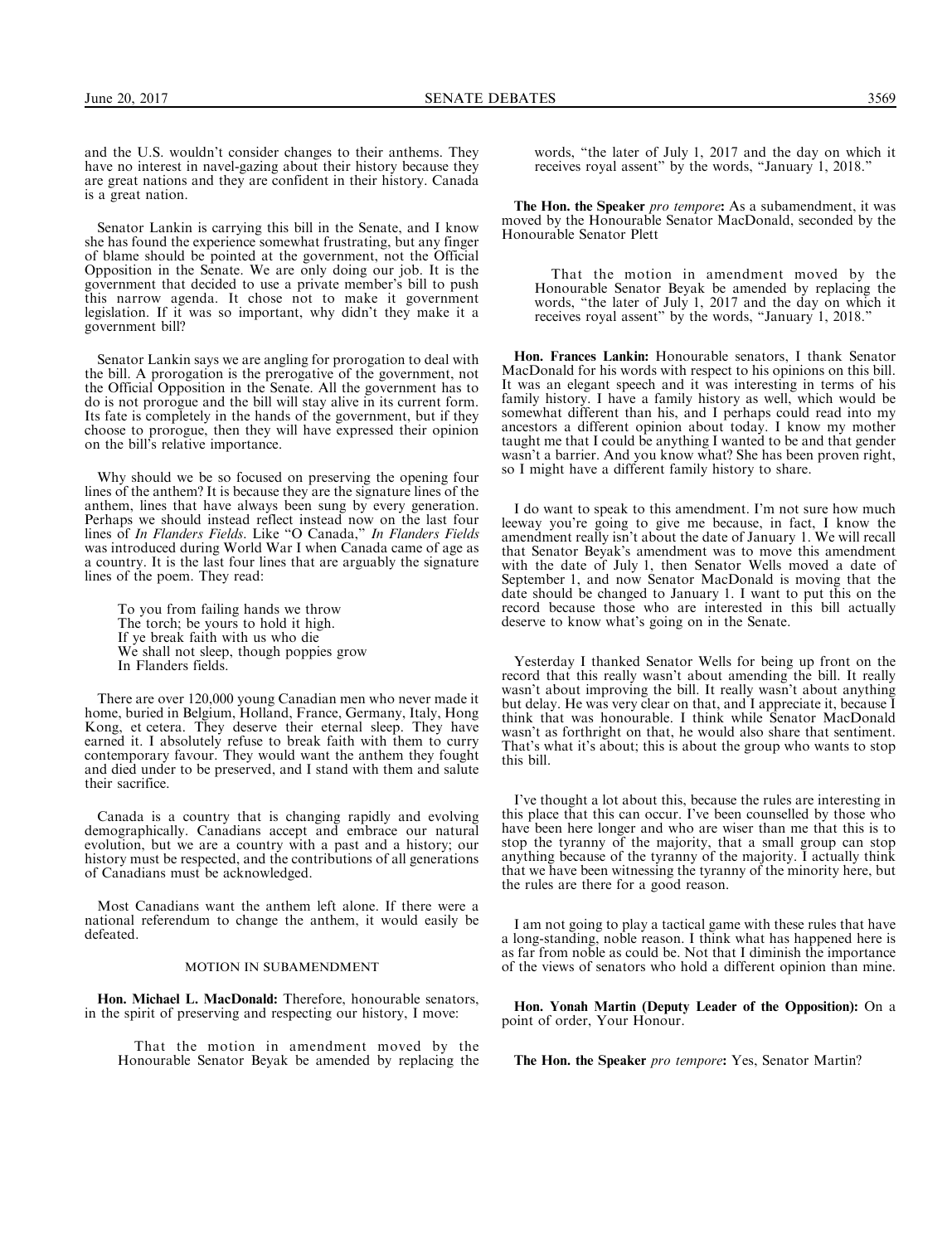and the U.S. wouldn't consider changes to their anthems. They have no interest in navel-gazing about their history because they are great nations and they are confident in their history. Canada is a great nation.

Senator Lankin is carrying this bill in the Senate, and I know she has found the experience somewhat frustrating, but any finger of blame should be pointed at the government, not the Official Opposition in the Senate. We are only doing our job. It is the government that decided to use a private member's bill to push this narrow agenda. It chose not to make it government legislation. If it was so important, why didn't they make it a government bill?

Senator Lankin says we are angling for prorogation to deal with the bill. A prorogation is the prerogative of the government, not the Official Opposition in the Senate. All the government has to do is not prorogue and the bill will stay alive in its current form. Its fate is completely in the hands of the government, but if they choose to prorogue, then they will have expressed their opinion on the bill's relative importance.

Why should we be so focused on preserving the opening four lines of the anthem? It is because they are the signature lines of the anthem, lines that have always been sung by every generation. Perhaps we should instead reflect instead now on the last four lines of *In Flanders Fields*. Like "O Canada," *In Flanders Fields* was introduced during World War I when Canada came of age as a country. It is the last four lines that are arguably the signature lines of the poem. They read:

> To you from failing hands we throw
> The torch; be yours to hold it high.
> If ye break faith with us who die
> We shall not sleep, though poppies grow
> In Flanders fields.

There are over 120,000 young Canadian men who never made it home, buried in Belgium, Holland, France, Germany, Italy, Hong Kong, et cetera. They deserve their eternal sleep. They have earned it. I absolutely refuse to break faith with them to curry contemporary favour. They would want the anthem they fought and died under to be preserved, and I stand with them and salute their sacrifice.

Canada is a country that is changing rapidly and evolving demographically. Canadians accept and embrace our natural evolution, but we are a country with a past and a history; our history must be respected, and the contributions of all generations of Canadians must be acknowledged.

Most Canadians want the anthem left alone. If there were a national referendum to change the anthem, it would easily be defeated.

## MOTION IN SUBAMENDMENT

**Hon. Michael L. MacDonald:** Therefore, honourable senators, in the spirit of preserving and respecting our history, I move:

> That the motion in amendment moved by the Honourable Senator Beyak be amended by replacing the words, "the later of July 1, 2017 and the day on which it receives royal assent" by the words, "January 1, 2018."

**The Hon. the Speaker *pro tempore*:** As a subamendment, it was moved by the Honourable Senator MacDonald, seconded by the Honourable Senator Plett

> That the motion in amendment moved by the Honourable Senator Beyak be amended by replacing the words, "the later of July 1, 2017 and the day on which it receives royal assent" by the words, "January 1, 2018."

**Hon. Frances Lankin:** Honourable senators, I thank Senator MacDonald for his words with respect to his opinions on this bill. It was an elegant speech and it was interesting in terms of his family history. I have a family history as well, which would be somewhat different than his, and I perhaps could read into my ancestors a different opinion about today. I know my mother taught me that I could be anything I wanted to be and that gender wasn't a barrier. And you know what? She has been proven right, so I might have a different family history to share.

I do want to speak to this amendment. I'm not sure how much leeway you're going to give me because, in fact, I know the amendment really isn't about the date of January 1. We will recall that Senator Beyak's amendment was to move this amendment with the date of July 1, then Senator Wells moved a date of September 1, and now Senator MacDonald is moving that the date should be changed to January 1. I want to put this on the record because those who are interested in this bill actually deserve to know what's going on in the Senate.

Yesterday I thanked Senator Wells for being up front on the record that this really wasn't about amending the bill. It really wasn't about improving the bill. It really wasn't about anything but delay. He was very clear on that, and I appreciate it, because I think that was honourable. I think while Senator MacDonald wasn't as forthright on that, he would also share that sentiment. That's what it's about; this is about the group who wants to stop this bill.

I've thought a lot about this, because the rules are interesting in this place that this can occur. I've been counselled by those who have been here longer and who are wiser than me that this is to stop the tyranny of the majority, that a small group can stop anything because of the tyranny of the majority. I actually think that we have been witnessing the tyranny of the minority here, but the rules are there for a good reason.

I am not going to play a tactical game with these rules that have a long-standing, noble reason. I think what has happened here is as far from noble as could be. Not that I diminish the importance of the views of senators who hold a different opinion than mine.

**Hon. Yonah Martin (Deputy Leader of the Opposition):** On a point of order, Your Honour.

**The Hon. the Speaker *pro tempore*:** Yes, Senator Martin?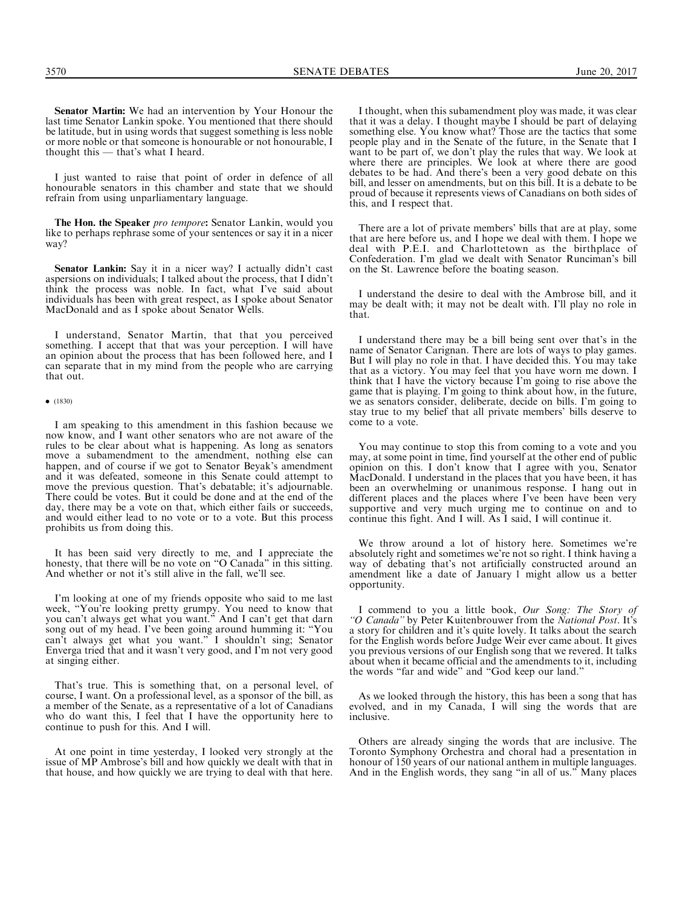**Senator Martin:** We had an intervention by Your Honour the last time Senator Lankin spoke. You mentioned that there should be latitude, but in using words that suggest something is less noble or more noble or that someone is honourable or not honourable, I thought this — that's what I heard.

I just wanted to raise that point of order in defence of all honourable senators in this chamber and state that we should refrain from using unparliamentary language.

**The Hon. the Speaker** *pro tempore***:** Senator Lankin, would you like to perhaps rephrase some of your sentences or say it in a nicer way?

**Senator Lankin:** Say it in a nicer way? I actually didn't cast aspersions on individuals; I talked about the process, that I didn't think the process was noble. In fact, what I've said about individuals has been with great respect, as I spoke about Senator MacDonald and as I spoke about Senator Wells.

I understand, Senator Martin, that that you perceived something. I accept that that was your perception. I will have an opinion about the process that has been followed here, and I can separate that in my mind from the people who are carrying that out.

• (1830)

I am speaking to this amendment in this fashion because we now know, and I want other senators who are not aware of the rules to be clear about what is happening. As long as senators move a subamendment to the amendment, nothing else can happen, and of course if we got to Senator Beyak's amendment and it was defeated, someone in this Senate could attempt to move the previous question. That's debatable; it's adjournable. There could be votes. But it could be done and at the end of the day, there may be a vote on that, which either fails or succeeds, and would either lead to no vote or to a vote. But this process prohibits us from doing this.

It has been said very directly to me, and I appreciate the honesty, that there will be no vote on "O Canada" in this sitting. And whether or not it's still alive in the fall, we'll see.

I'm looking at one of my friends opposite who said to me last week, "You're looking pretty grumpy. You need to know that you can't always get what you want." And I can't get that darn song out of my head. I've been going around humming it: "You can't always get what you want." I shouldn't sing; Senator Enverga tried that and it wasn't very good, and I'm not very good at singing either.

That's true. This is something that, on a personal level, of course, I want. On a professional level, as a sponsor of the bill, as a member of the Senate, as a representative of a lot of Canadians who do want this, I feel that I have the opportunity here to continue to push for this. And I will.

At one point in time yesterday, I looked very strongly at the issue of MP Ambrose's bill and how quickly we dealt with that in that house, and how quickly we are trying to deal with that here.

I thought, when this subamendment ploy was made, it was clear that it was a delay. I thought maybe I should be part of delaying something else. You know what? Those are the tactics that some people play and in the Senate of the future, in the Senate that I want to be part of, we don't play the rules that way. We look at where there are principles. We look at where there are good debates to be had. And there's been a very good debate on this bill, and lesser on amendments, but on this bill. It is a debate to be proud of because it represents views of Canadians on both sides of this, and I respect that.

There are a lot of private members' bills that are at play, some that are here before us, and I hope we deal with them. I hope we deal with P.E.I. and Charlottetown as the birthplace of Confederation. I'm glad we dealt with Senator Runciman's bill on the St. Lawrence before the boating season.

I understand the desire to deal with the Ambrose bill, and it may be dealt with; it may not be dealt with. I'll play no role in that.

I understand there may be a bill being sent over that's in the name of Senator Carignan. There are lots of ways to play games. But I will play no role in that. I have decided this. You may take that as a victory. You may feel that you have worn me down. I think that I have the victory because I'm going to rise above the game that is playing. I'm going to think about how, in the future, we as senators consider, deliberate, decide on bills. I'm going to stay true to my belief that all private members' bills deserve to come to a vote.

You may continue to stop this from coming to a vote and you may, at some point in time, find yourself at the other end of public opinion on this. I don't know that I agree with you, Senator MacDonald. I understand in the places that you have been, it has been an overwhelming or unanimous response. I hang out in different places and the places where I've been have been very supportive and very much urging me to continue on and to continue this fight. And I will. As I said, I will continue it.

We throw around a lot of history here. Sometimes we're absolutely right and sometimes we're not so right. I think having a way of debating that's not artificially constructed around an amendment like a date of January 1 might allow us a better opportunity.

I commend to you a little book, *Our Song: The Story of "O Canada"* by Peter Kuitenbrouwer from the *National Post*. It's a story for children and it's quite lovely. It talks about the search for the English words before Judge Weir ever came about. It gives you previous versions of our English song that we revered. It talks about when it became official and the amendments to it, including the words "far and wide" and "God keep our land."

As we looked through the history, this has been a song that has evolved, and in my Canada, I will sing the words that are inclusive.

Others are already singing the words that are inclusive. The Toronto Symphony Orchestra and choral had a presentation in honour of 150 years of our national anthem in multiple languages. And in the English words, they sang "in all of us." Many places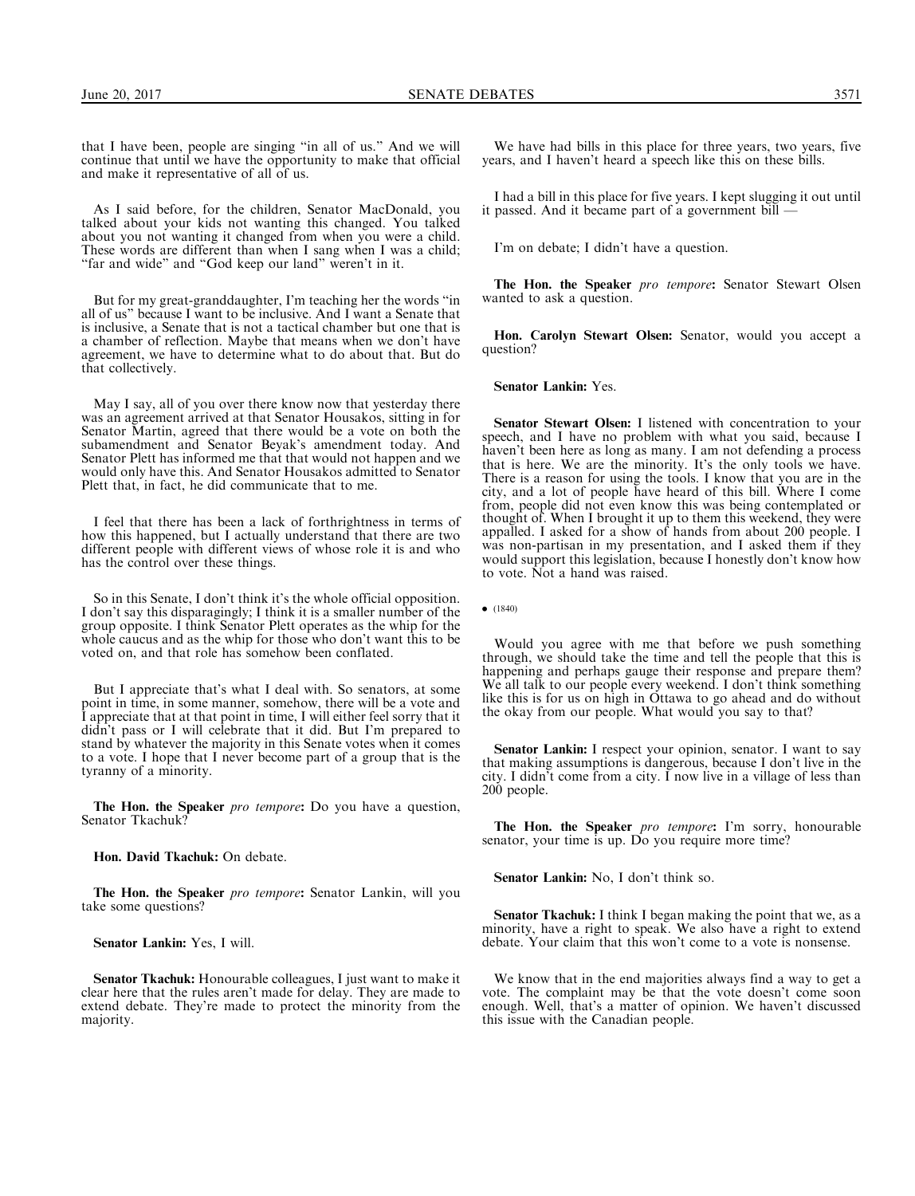that I have been, people are singing "in all of us." And we will continue that until we have the opportunity to make that official and make it representative of all of us.

As I said before, for the children, Senator MacDonald, you talked about your kids not wanting this changed. You talked about you not wanting it changed from when you were a child. These words are different than when I sang when I was a child; "far and wide" and "God keep our land" weren't in it.

But for my great-granddaughter, I'm teaching her the words "in all of us" because I want to be inclusive. And I want a Senate that is inclusive, a Senate that is not a tactical chamber but one that is a chamber of reflection. Maybe that means when we don't have agreement, we have to determine what to do about that. But do that collectively.

May I say, all of you over there know now that yesterday there was an agreement arrived at that Senator Housakos, sitting in for Senator Martin, agreed that there would be a vote on both the subamendment and Senator Beyak's amendment today. And Senator Plett has informed me that that would not happen and we would only have this. And Senator Housakos admitted to Senator Plett that, in fact, he did communicate that to me.

I feel that there has been a lack of forthrightness in terms of how this happened, but I actually understand that there are two different people with different views of whose role it is and who has the control over these things.

So in this Senate, I don't think it's the whole official opposition. I don't say this disparagingly; I think it is a smaller number of the group opposite. I think Senator Plett operates as the whip for the whole caucus and as the whip for those who don't want this to be voted on, and that role has somehow been conflated.

But I appreciate that's what I deal with. So senators, at some point in time, in some manner, somehow, there will be a vote and I appreciate that at that point in time, I will either feel sorry that it didn't pass or I will celebrate that it did. But I'm prepared to stand by whatever the majority in this Senate votes when it comes to a vote. I hope that I never become part of a group that is the tyranny of a minority.

**The Hon. the Speaker** ***pro tempore*****:** Do you have a question, Senator Tkachuk?

**Hon. David Tkachuk:** On debate.

**The Hon. the Speaker** ***pro tempore*****:** Senator Lankin, will you take some questions?

**Senator Lankin:** Yes, I will.

**Senator Tkachuk:** Honourable colleagues, I just want to make it clear here that the rules aren't made for delay. They are made to extend debate. They're made to protect the minority from the majority.

We have had bills in this place for three years, two years, five years, and I haven't heard a speech like this on these bills.

I had a bill in this place for five years. I kept slugging it out until it passed. And it became part of a government bill —

I'm on debate; I didn't have a question.

**The Hon. the Speaker** ***pro tempore*****:** Senator Stewart Olsen wanted to ask a question.

**Hon. Carolyn Stewart Olsen:** Senator, would you accept a question?

**Senator Lankin:** Yes.

**Senator Stewart Olsen:** I listened with concentration to your speech, and I have no problem with what you said, because I haven't been here as long as many. I am not defending a process that is here. We are the minority. It's the only tools we have. There is a reason for using the tools. I know that you are in the city, and a lot of people have heard of this bill. Where I come from, people did not even know this was being contemplated or thought of. When I brought it up to them this weekend, they were appalled. I asked for a show of hands from about 200 people. I was non-partisan in my presentation, and I asked them if they would support this legislation, because I honestly don't know how to vote. Not a hand was raised.

• (1840)

Would you agree with me that before we push something through, we should take the time and tell the people that this is happening and perhaps gauge their response and prepare them? We all talk to our people every weekend. I don't think something like this is for us on high in Ottawa to go ahead and do without the okay from our people. What would you say to that?

**Senator Lankin:** I respect your opinion, senator. I want to say that making assumptions is dangerous, because I don't live in the city. I didn't come from a city. I now live in a village of less than 200 people.

**The Hon. the Speaker** ***pro tempore*****:** I'm sorry, honourable senator, your time is up. Do you require more time?

**Senator Lankin:** No, I don't think so.

**Senator Tkachuk:** I think I began making the point that we, as a minority, have a right to speak. We also have a right to extend debate. Your claim that this won't come to a vote is nonsense.

We know that in the end majorities always find a way to get a vote. The complaint may be that the vote doesn't come soon enough. Well, that's a matter of opinion. We haven't discussed this issue with the Canadian people.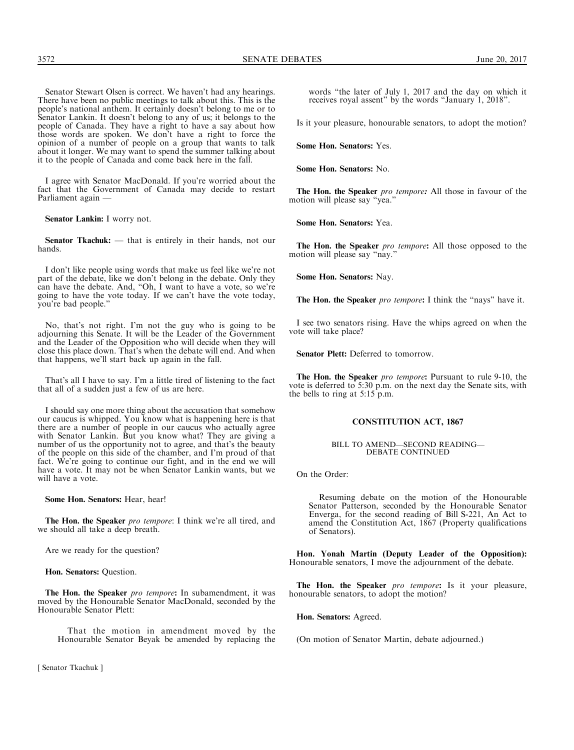Senator Stewart Olsen is correct. We haven't had any hearings. There have been no public meetings to talk about this. This is the people's national anthem. It certainly doesn't belong to me or to Senator Lankin. It doesn't belong to any of us; it belongs to the people of Canada. They have a right to have a say about how those words are spoken. We don't have a right to force the opinion of a number of people on a group that wants to talk about it longer. We may want to spend the summer talking about it to the people of Canada and come back here in the fall.

I agree with Senator MacDonald. If you're worried about the fact that the Government of Canada may decide to restart Parliament again —

**Senator Lankin:** I worry not.

**Senator Tkachuk:** — that is entirely in their hands, not our hands.

I don't like people using words that make us feel like we're not part of the debate, like we don't belong in the debate. Only they can have the debate. And, "Oh, I want to have a vote, so we're going to have the vote today. If we can't have the vote today, you're bad people."

No, that's not right. I'm not the guy who is going to be adjourning this Senate. It will be the Leader of the Government and the Leader of the Opposition who will decide when they will close this place down. That's when the debate will end. And when that happens, we'll start back up again in the fall.

That's all I have to say. I'm a little tired of listening to the fact that all of a sudden just a few of us are here.

I should say one more thing about the accusation that somehow our caucus is whipped. You know what is happening here is that there are a number of people in our caucus who actually agree with Senator Lankin. But you know what? They are giving a number of us the opportunity not to agree, and that's the beauty of the people on this side of the chamber, and I'm proud of that fact. We're going to continue our fight, and in the end we will have a vote. It may not be when Senator Lankin wants, but we will have a vote.

**Some Hon. Senators:** Hear, hear!

**The Hon. the Speaker *pro tempore*:** I think we're all tired, and we should all take a deep breath.

Are we ready for the question?

**Hon. Senators:** Question.

**The Hon. the Speaker *pro tempore*:** In subamendment, it was moved by the Honourable Senator MacDonald, seconded by the Honourable Senator Plett:

> That the motion in amendment moved by the Honourable Senator Beyak be amended by replacing the words "the later of July 1, 2017 and the day on which it receives royal assent" by the words "January 1, 2018".

Is it your pleasure, honourable senators, to adopt the motion?

**Some Hon. Senators:** Yes.

**Some Hon. Senators:** No.

**The Hon. the Speaker *pro tempore*:** All those in favour of the motion will please say "yea."

**Some Hon. Senators:** Yea.

**The Hon. the Speaker *pro tempore*:** All those opposed to the motion will please say "nay."

**Some Hon. Senators:** Nay.

**The Hon. the Speaker *pro tempore*:** I think the "nays" have it.

I see two senators rising. Have the whips agreed on when the vote will take place?

**Senator Plett:** Deferred to tomorrow.

**The Hon. the Speaker *pro tempore*:** Pursuant to rule 9-10, the vote is deferred to 5:30 p.m. on the next day the Senate sits, with the bells to ring at 5:15 p.m.

## CONSTITUTION ACT, 1867

### BILL TO AMEND—SECOND READING—DEBATE CONTINUED

On the Order:

> Resuming debate on the motion of the Honourable Senator Patterson, seconded by the Honourable Senator Enverga, for the second reading of Bill S-221, An Act to amend the Constitution Act, 1867 (Property qualifications of Senators).

**Hon. Yonah Martin (Deputy Leader of the Opposition):** Honourable senators, I move the adjournment of the debate.

**The Hon. the Speaker *pro tempore*:** Is it your pleasure, honourable senators, to adopt the motion?

**Hon. Senators:** Agreed.

(On motion of Senator Martin, debate adjourned.)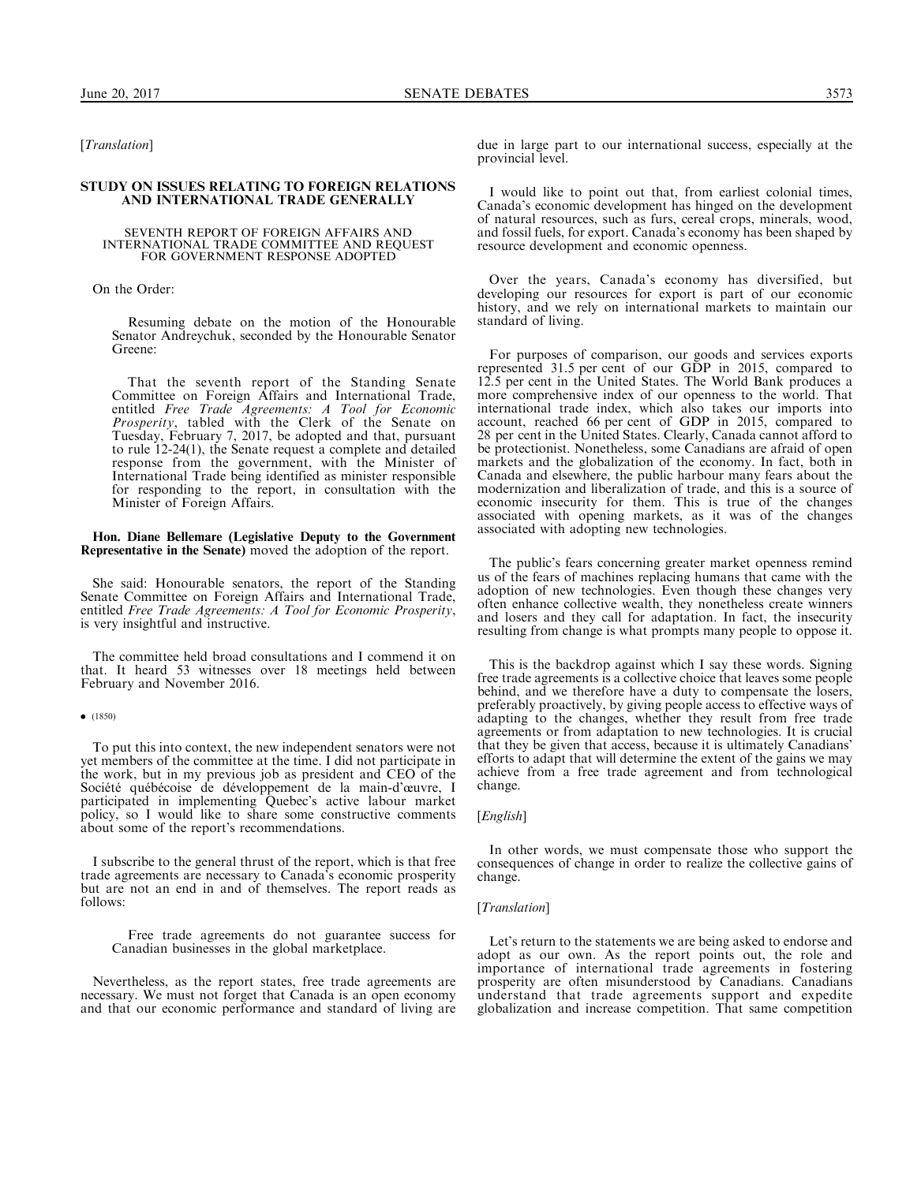[*Translation*]

## STUDY ON ISSUES RELATING TO FOREIGN RELATIONS AND INTERNATIONAL TRADE GENERALLY

### SEVENTH REPORT OF FOREIGN AFFAIRS AND INTERNATIONAL TRADE COMMITTEE AND REQUEST FOR GOVERNMENT RESPONSE ADOPTED

On the Order:

> Resuming debate on the motion of the Honourable Senator Andreychuk, seconded by the Honourable Senator Greene:
>
> That the seventh report of the Standing Senate Committee on Foreign Affairs and International Trade, entitled *Free Trade Agreements: A Tool for Economic Prosperity*, tabled with the Clerk of the Senate on Tuesday, February 7, 2017, be adopted and that, pursuant to rule 12-24(1), the Senate request a complete and detailed response from the government, with the Minister of International Trade being identified as minister responsible for responding to the report, in consultation with the Minister of Foreign Affairs.

**Hon. Diane Bellemare (Legislative Deputy to the Government Representative in the Senate)** moved the adoption of the report.

She said: Honourable senators, the report of the Standing Senate Committee on Foreign Affairs and International Trade, entitled *Free Trade Agreements: A Tool for Economic Prosperity*, is very insightful and instructive.

The committee held broad consultations and I commend it on that. It heard 53 witnesses over 18 meetings held between February and November 2016.

• (1850)

To put this into context, the new independent senators were not yet members of the committee at the time. I did not participate in the work, but in my previous job as president and CEO of the Société québécoise de développement de la main-d'œuvre, I participated in implementing Quebec's active labour market policy, so I would like to share some constructive comments about some of the report's recommendations.

I subscribe to the general thrust of the report, which is that free trade agreements are necessary to Canada's economic prosperity but are not an end in and of themselves. The report reads as follows:

> Free trade agreements do not guarantee success for Canadian businesses in the global marketplace.

Nevertheless, as the report states, free trade agreements are necessary. We must not forget that Canada is an open economy and that our economic performance and standard of living are due in large part to our international success, especially at the provincial level.

I would like to point out that, from earliest colonial times, Canada's economic development has hinged on the development of natural resources, such as furs, cereal crops, minerals, wood, and fossil fuels, for export. Canada's economy has been shaped by resource development and economic openness.

Over the years, Canada's economy has diversified, but developing our resources for export is part of our economic history, and we rely on international markets to maintain our standard of living.

For purposes of comparison, our goods and services exports represented 31.5 per cent of our GDP in 2015, compared to 12.5 per cent in the United States. The World Bank produces a more comprehensive index of our openness to the world. That international trade index, which also takes our imports into account, reached 66 per cent of GDP in 2015, compared to 28 per cent in the United States. Clearly, Canada cannot afford to be protectionist. Nonetheless, some Canadians are afraid of open markets and the globalization of the economy. In fact, both in Canada and elsewhere, the public harbour many fears about the modernization and liberalization of trade, and this is a source of economic insecurity for them. This is true of the changes associated with opening markets, as it was of the changes associated with adopting new technologies.

The public's fears concerning greater market openness remind us of the fears of machines replacing humans that came with the adoption of new technologies. Even though these changes very often enhance collective wealth, they nonetheless create winners and losers and they call for adaptation. In fact, the insecurity resulting from change is what prompts many people to oppose it.

This is the backdrop against which I say these words. Signing free trade agreements is a collective choice that leaves some people behind, and we therefore have a duty to compensate the losers, preferably proactively, by giving people access to effective ways of adapting to the changes, whether they result from free trade agreements or from adaptation to new technologies. It is crucial that they be given that access, because it is ultimately Canadians' efforts to adapt that will determine the extent of the gains we may achieve from a free trade agreement and from technological change.

[*English*]

In other words, we must compensate those who support the consequences of change in order to realize the collective gains of change.

[*Translation*]

Let's return to the statements we are being asked to endorse and adopt as our own. As the report points out, the role and importance of international trade agreements in fostering prosperity are often misunderstood by Canadians. Canadians understand that trade agreements support and expedite globalization and increase competition. That same competition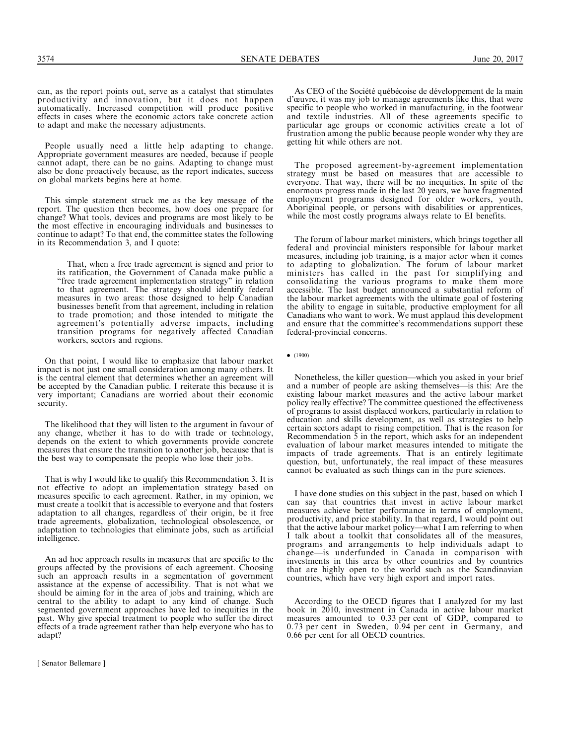can, as the report points out, serve as a catalyst that stimulates productivity and innovation, but it does not happen automatically. Increased competition will produce positive effects in cases where the economic actors take concrete action to adapt and make the necessary adjustments.

People usually need a little help adapting to change. Appropriate government measures are needed, because if people cannot adapt, there can be no gains. Adapting to change must also be done proactively because, as the report indicates, success on global markets begins here at home.

This simple statement struck me as the key message of the report. The question then becomes, how does one prepare for change? What tools, devices and programs are most likely to be the most effective in encouraging individuals and businesses to continue to adapt? To that end, the committee states the following in its Recommendation 3, and I quote:

> That, when a free trade agreement is signed and prior to its ratification, the Government of Canada make public a "free trade agreement implementation strategy" in relation to that agreement. The strategy should identify federal measures in two areas: those designed to help Canadian businesses benefit from that agreement, including in relation to trade promotion; and those intended to mitigate the agreement's potentially adverse impacts, including transition programs for negatively affected Canadian workers, sectors and regions.

On that point, I would like to emphasize that labour market impact is not just one small consideration among many others. It is the central element that determines whether an agreement will be accepted by the Canadian public. I reiterate this because it is very important; Canadians are worried about their economic security.

The likelihood that they will listen to the argument in favour of any change, whether it has to do with trade or technology, depends on the extent to which governments provide concrete measures that ensure the transition to another job, because that is the best way to compensate the people who lose their jobs.

That is why I would like to qualify this Recommendation 3. It is not effective to adopt an implementation strategy based on measures specific to each agreement. Rather, in my opinion, we must create a toolkit that is accessible to everyone and that fosters adaptation to all changes, regardless of their origin, be it free trade agreements, globalization, technological obsolescence, or adaptation to technologies that eliminate jobs, such as artificial intelligence.

An ad hoc approach results in measures that are specific to the groups affected by the provisions of each agreement. Choosing such an approach results in a segmentation of government assistance at the expense of accessibility. That is not what we should be aiming for in the area of jobs and training, which are central to the ability to adapt to any kind of change. Such segmented government approaches have led to inequities in the past. Why give special treatment to people who suffer the direct effects of a trade agreement rather than help everyone who has to adapt?

[ Senator Bellemare ]

As CEO of the Société québécoise de développement de la main d'œuvre, it was my job to manage agreements like this, that were specific to people who worked in manufacturing, in the footwear and textile industries. All of these agreements specific to particular age groups or economic activities create a lot of frustration among the public because people wonder why they are getting hit while others are not.

The proposed agreement-by-agreement implementation strategy must be based on measures that are accessible to everyone. That way, there will be no inequities. In spite of the enormous progress made in the last 20 years, we have fragmented employment programs designed for older workers, youth, Aboriginal people, or persons with disabilities or apprentices, while the most costly programs always relate to EI benefits.

The forum of labour market ministers, which brings together all federal and provincial ministers responsible for labour market measures, including job training, is a major actor when it comes to adapting to globalization. The forum of labour market ministers has called in the past for simplifying and consolidating the various programs to make them more accessible. The last budget announced a substantial reform of the labour market agreements with the ultimate goal of fostering the ability to engage in suitable, productive employment for all Canadians who want to work. We must applaud this development and ensure that the committee's recommendations support these federal-provincial concerns.

• (1900)

Nonetheless, the killer question—which you asked in your brief and a number of people are asking themselves—is this: Are the existing labour market measures and the active labour market policy really effective? The committee questioned the effectiveness of programs to assist displaced workers, particularly in relation to education and skills development, as well as strategies to help certain sectors adapt to rising competition. That is the reason for Recommendation 5 in the report, which asks for an independent evaluation of labour market measures intended to mitigate the impacts of trade agreements. That is an entirely legitimate question, but, unfortunately, the real impact of these measures cannot be evaluated as such things can in the pure sciences.

I have done studies on this subject in the past, based on which I can say that countries that invest in active labour market measures achieve better performance in terms of employment, productivity, and price stability. In that regard, I would point out that the active labour market policy—what I am referring to when I talk about a toolkit that consolidates all of the measures, programs and arrangements to help individuals adapt to change—is underfunded in Canada in comparison with investments in this area by other countries and by countries that are highly open to the world such as the Scandinavian countries, which have very high export and import rates.

According to the OECD figures that I analyzed for my last book in 2010, investment in Canada in active labour market measures amounted to 0.33 per cent of GDP, compared to 0.73 per cent in Sweden, 0.94 per cent in Germany, and 0.66 per cent for all OECD countries.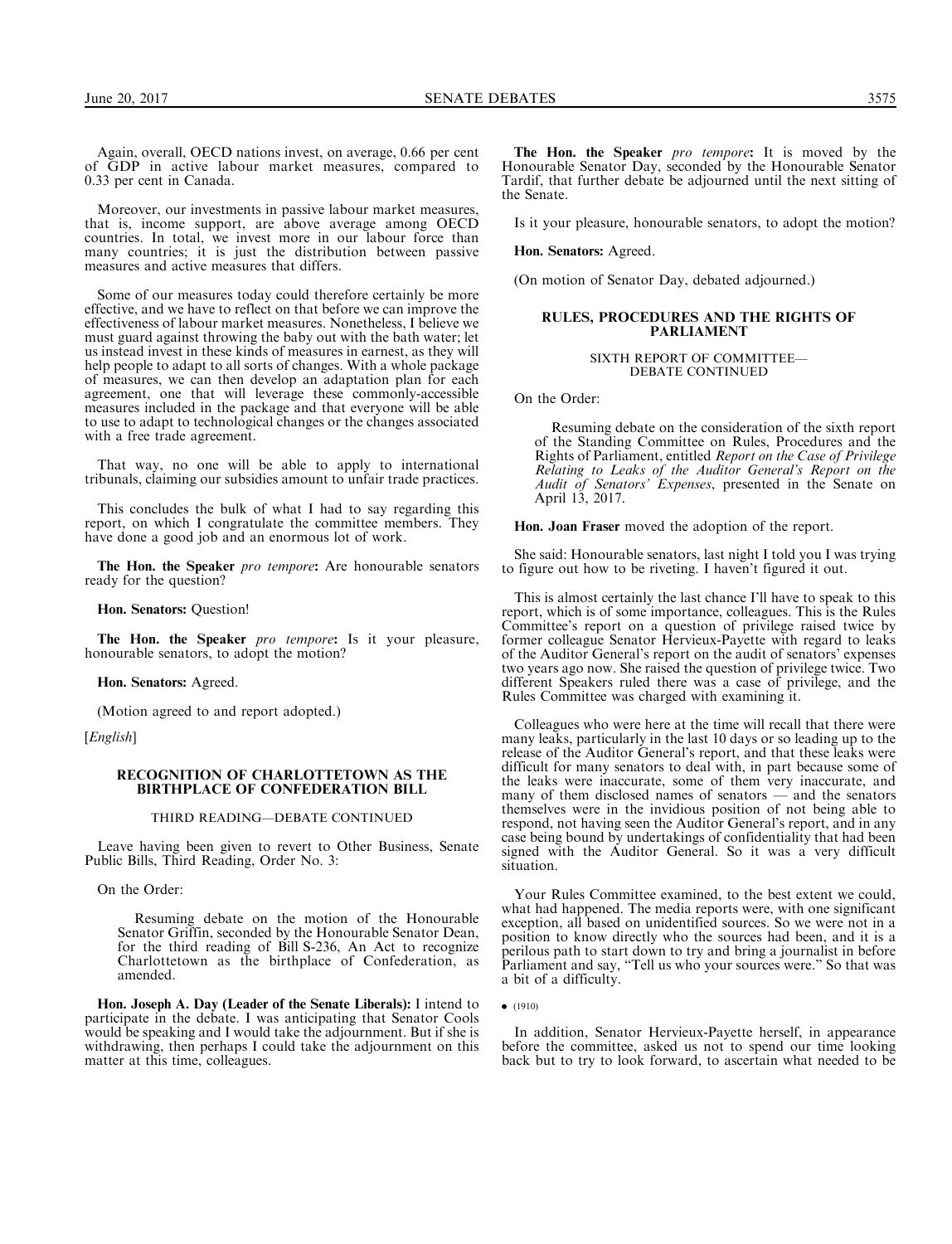Again, overall, OECD nations invest, on average, 0.66 per cent of GDP in active labour market measures, compared to 0.33 per cent in Canada.

Moreover, our investments in passive labour market measures, that is, income support, are above average among OECD countries. In total, we invest more in our labour force than many countries; it is just the distribution between passive measures and active measures that differs.

Some of our measures today could therefore certainly be more effective, and we have to reflect on that before we can improve the effectiveness of labour market measures. Nonetheless, I believe we must guard against throwing the baby out with the bath water; let us instead invest in these kinds of measures in earnest, as they will help people to adapt to all sorts of changes. With a whole package of measures, we can then develop an adaptation plan for each agreement, one that will leverage these commonly-accessible measures included in the package and that everyone will be able to use to adapt to technological changes or the changes associated with a free trade agreement.

That way, no one will be able to apply to international tribunals, claiming our subsidies amount to unfair trade practices.

This concludes the bulk of what I had to say regarding this report, on which I congratulate the committee members. They have done a good job and an enormous lot of work.

**The Hon. the Speaker** *pro tempore***:** Are honourable senators ready for the question?

**Hon. Senators:** Question!

**The Hon. the Speaker** *pro tempore***:** Is it your pleasure, honourable senators, to adopt the motion?

**Hon. Senators:** Agreed.

(Motion agreed to and report adopted.)

[*English*]

## RECOGNITION OF CHARLOTTETOWN AS THE BIRTHPLACE OF CONFEDERATION BILL

### THIRD READING—DEBATE CONTINUED

Leave having been given to revert to Other Business, Senate Public Bills, Third Reading, Order No. 3:

On the Order:

> Resuming debate on the motion of the Honourable Senator Griffin, seconded by the Honourable Senator Dean, for the third reading of Bill S-236, An Act to recognize Charlottetown as the birthplace of Confederation, as amended.

**Hon. Joseph A. Day (Leader of the Senate Liberals):** I intend to participate in the debate. I was anticipating that Senator Cools would be speaking and I would take the adjournment. But if she is withdrawing, then perhaps I could take the adjournment on this matter at this time, colleagues.

**The Hon. the Speaker** *pro tempore***:** It is moved by the Honourable Senator Day, seconded by the Honourable Senator Tardif, that further debate be adjourned until the next sitting of the Senate.

Is it your pleasure, honourable senators, to adopt the motion?

**Hon. Senators:** Agreed.

(On motion of Senator Day, debated adjourned.)

## RULES, PROCEDURES AND THE RIGHTS OF PARLIAMENT

### SIXTH REPORT OF COMMITTEE—DEBATE CONTINUED

On the Order:

> Resuming debate on the consideration of the sixth report of the Standing Committee on Rules, Procedures and the Rights of Parliament, entitled *Report on the Case of Privilege Relating to Leaks of the Auditor General's Report on the Audit of Senators' Expenses*, presented in the Senate on April 13, 2017.

**Hon. Joan Fraser** moved the adoption of the report.

She said: Honourable senators, last night I told you I was trying to figure out how to be riveting. I haven't figured it out.

This is almost certainly the last chance I'll have to speak to this report, which is of some importance, colleagues. This is the Rules Committee's report on a question of privilege raised twice by former colleague Senator Hervieux-Payette with regard to leaks of the Auditor General's report on the audit of senators' expenses two years ago now. She raised the question of privilege twice. Two different Speakers ruled there was a case of privilege, and the Rules Committee was charged with examining it.

Colleagues who were here at the time will recall that there were many leaks, particularly in the last 10 days or so leading up to the release of the Auditor General's report, and that these leaks were difficult for many senators to deal with, in part because some of the leaks were inaccurate, some of them very inaccurate, and many of them disclosed names of senators — and the senators themselves were in the invidious position of not being able to respond, not having seen the Auditor General's report, and in any case being bound by undertakings of confidentiality that had been signed with the Auditor General. So it was a very difficult situation.

Your Rules Committee examined, to the best extent we could, what had happened. The media reports were, with one significant exception, all based on unidentified sources. So we were not in a position to know directly who the sources had been, and it is a perilous path to start down to try and bring a journalist in before Parliament and say, "Tell us who your sources were." So that was a bit of a difficulty.

• (1910)

In addition, Senator Hervieux-Payette herself, in appearance before the committee, asked us not to spend our time looking back but to try to look forward, to ascertain what needed to be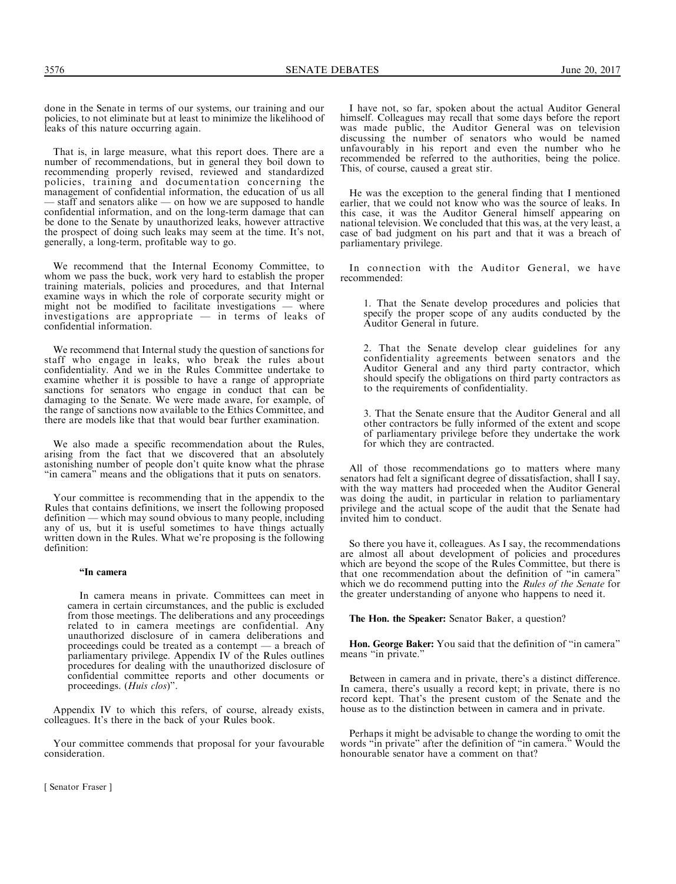done in the Senate in terms of our systems, our training and our policies, to not eliminate but at least to minimize the likelihood of leaks of this nature occurring again.

That is, in large measure, what this report does. There are a number of recommendations, but in general they boil down to recommending properly revised, reviewed and standardized policies, training and documentation concerning the management of confidential information, the education of us all — staff and senators alike — on how we are supposed to handle confidential information, and on the long-term damage that can be done to the Senate by unauthorized leaks, however attractive the prospect of doing such leaks may seem at the time. It's not, generally, a long-term, profitable way to go.

We recommend that the Internal Economy Committee, to whom we pass the buck, work very hard to establish the proper training materials, policies and procedures, and that Internal examine ways in which the role of corporate security might or might not be modified to facilitate investigations — where investigations are appropriate — in terms of leaks of confidential information.

We recommend that Internal study the question of sanctions for staff who engage in leaks, who break the rules about confidentiality. And we in the Rules Committee undertake to examine whether it is possible to have a range of appropriate sanctions for senators who engage in conduct that can be damaging to the Senate. We were made aware, for example, of the range of sanctions now available to the Ethics Committee, and there are models like that that would bear further examination.

We also made a specific recommendation about the Rules, arising from the fact that we discovered that an absolutely astonishing number of people don't quite know what the phrase "in camera" means and the obligations that it puts on senators.

Your committee is recommending that in the appendix to the Rules that contains definitions, we insert the following proposed definition — which may sound obvious to many people, including any of us, but it is useful sometimes to have things actually written down in the Rules. What we're proposing is the following definition:

> **"In camera**
>
> In camera means in private. Committees can meet in camera in certain circumstances, and the public is excluded from those meetings. The deliberations and any proceedings related to in camera meetings are confidential. Any unauthorized disclosure of in camera deliberations and proceedings could be treated as a contempt — a breach of parliamentary privilege. Appendix IV of the Rules outlines procedures for dealing with the unauthorized disclosure of confidential committee reports and other documents or proceedings. (*Huis clos*)".

Appendix IV to which this refers, of course, already exists, colleagues. It's there in the back of your Rules book.

Your committee commends that proposal for your favourable consideration.

[ Senator Fraser ]

I have not, so far, spoken about the actual Auditor General himself. Colleagues may recall that some days before the report was made public, the Auditor General was on television discussing the number of senators who would be named unfavourably in his report and even the number who he recommended be referred to the authorities, being the police. This, of course, caused a great stir.

He was the exception to the general finding that I mentioned earlier, that we could not know who was the source of leaks. In this case, it was the Auditor General himself appearing on national television. We concluded that this was, at the very least, a case of bad judgment on his part and that it was a breach of parliamentary privilege.

In connection with the Auditor General, we have recommended:

> 1. That the Senate develop procedures and policies that specify the proper scope of any audits conducted by the Auditor General in future.
>
> 2. That the Senate develop clear guidelines for any confidentiality agreements between senators and the Auditor General and any third party contractor, which should specify the obligations on third party contractors as to the requirements of confidentiality.
>
> 3. That the Senate ensure that the Auditor General and all other contractors be fully informed of the extent and scope of parliamentary privilege before they undertake the work for which they are contracted.

All of those recommendations go to matters where many senators had felt a significant degree of dissatisfaction, shall I say, with the way matters had proceeded when the Auditor General was doing the audit, in particular in relation to parliamentary privilege and the actual scope of the audit that the Senate had invited him to conduct.

So there you have it, colleagues. As I say, the recommendations are almost all about development of policies and procedures which are beyond the scope of the Rules Committee, but there is that one recommendation about the definition of "in camera" which we do recommend putting into the *Rules of the Senate* for the greater understanding of anyone who happens to need it.

**The Hon. the Speaker:** Senator Baker, a question?

**Hon. George Baker:** You said that the definition of "in camera" means "in private."

Between in camera and in private, there's a distinct difference. In camera, there's usually a record kept; in private, there is no record kept. That's the present custom of the Senate and the house as to the distinction between in camera and in private.

Perhaps it might be advisable to change the wording to omit the words "in private" after the definition of "in camera." Would the honourable senator have a comment on that?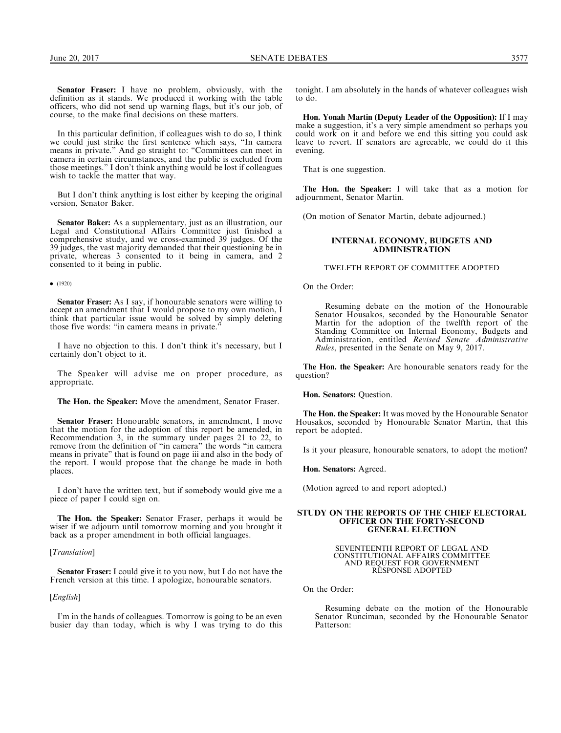**Senator Fraser:** I have no problem, obviously, with the definition as it stands. We produced it working with the table officers, who did not send up warning flags, but it's our job, of course, to the make final decisions on these matters.

In this particular definition, if colleagues wish to do so, I think we could just strike the first sentence which says, "In camera means in private." And go straight to: "Committees can meet in camera in certain circumstances, and the public is excluded from those meetings." I don't think anything would be lost if colleagues wish to tackle the matter that way.

But I don't think anything is lost either by keeping the original version, Senator Baker.

**Senator Baker:** As a supplementary, just as an illustration, our Legal and Constitutional Affairs Committee just finished a comprehensive study, and we cross-examined 39 judges. Of the 39 judges, the vast majority demanded that their questioning be in private, whereas 3 consented to it being in camera, and 2 consented to it being in public.

• (1920)

**Senator Fraser:** As I say, if honourable senators were willing to accept an amendment that I would propose to my own motion, I think that particular issue would be solved by simply deleting those five words: "in camera means in private."

I have no objection to this. I don't think it's necessary, but I certainly don't object to it.

The Speaker will advise me on proper procedure, as appropriate.

**The Hon. the Speaker:** Move the amendment, Senator Fraser.

**Senator Fraser:** Honourable senators, in amendment, I move that the motion for the adoption of this report be amended, in Recommendation 3, in the summary under pages 21 to 22, to remove from the definition of "in camera" the words "in camera means in private" that is found on page iii and also in the body of the report. I would propose that the change be made in both places.

I don't have the written text, but if somebody would give me a piece of paper I could sign on.

**The Hon. the Speaker:** Senator Fraser, perhaps it would be wiser if we adjourn until tomorrow morning and you brought it back as a proper amendment in both official languages.

[*Translation*]

**Senator Fraser:** I could give it to you now, but I do not have the French version at this time. I apologize, honourable senators.

[*English*]

I'm in the hands of colleagues. Tomorrow is going to be an even busier day than today, which is why I was trying to do this tonight. I am absolutely in the hands of whatever colleagues wish to do.

**Hon. Yonah Martin (Deputy Leader of the Opposition):** If I may make a suggestion, it's a very simple amendment so perhaps you could work on it and before we end this sitting you could ask leave to revert. If senators are agreeable, we could do it this evening.

That is one suggestion.

**The Hon. the Speaker:** I will take that as a motion for adjournment, Senator Martin.

(On motion of Senator Martin, debate adjourned.)

## INTERNAL ECONOMY, BUDGETS AND ADMINISTRATION

### TWELFTH REPORT OF COMMITTEE ADOPTED

On the Order:

> Resuming debate on the motion of the Honourable Senator Housakos, seconded by the Honourable Senator Martin for the adoption of the twelfth report of the Standing Committee on Internal Economy, Budgets and Administration, entitled *Revised Senate Administrative Rules*, presented in the Senate on May 9, 2017.

**The Hon. the Speaker:** Are honourable senators ready for the question?

**Hon. Senators:** Question.

**The Hon. the Speaker:** It was moved by the Honourable Senator Housakos, seconded by Honourable Senator Martin, that this report be adopted.

Is it your pleasure, honourable senators, to adopt the motion?

**Hon. Senators:** Agreed.

(Motion agreed to and report adopted.)

## STUDY ON THE REPORTS OF THE CHIEF ELECTORAL OFFICER ON THE FORTY-SECOND GENERAL ELECTION

### SEVENTEENTH REPORT OF LEGAL AND CONSTITUTIONAL AFFAIRS COMMITTEE AND REQUEST FOR GOVERNMENT RESPONSE ADOPTED

On the Order:

> Resuming debate on the motion of the Honourable Senator Runciman, seconded by the Honourable Senator Patterson: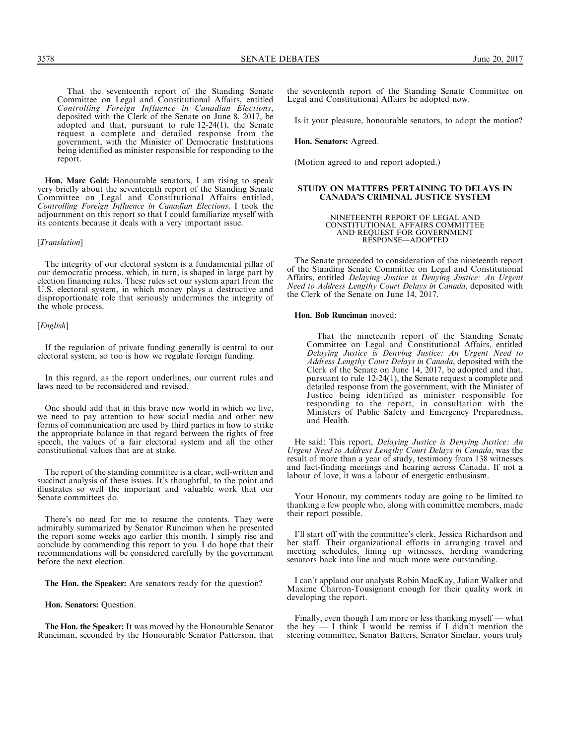That the seventeenth report of the Standing Senate Committee on Legal and Constitutional Affairs, entitled *Controlling Foreign Influence in Canadian Elections*, deposited with the Clerk of the Senate on June 8, 2017, be adopted and that, pursuant to rule 12-24(1), the Senate request a complete and detailed response from the government, with the Minister of Democratic Institutions being identified as minister responsible for responding to the report.

**Hon. Marc Gold:** Honourable senators, I am rising to speak very briefly about the seventeenth report of the Standing Senate Committee on Legal and Constitutional Affairs, entitled, *Controlling Foreign Influence in Canadian Elections*. I took the adjournment on this report so that I could familiarize myself with its contents because it deals with a very important issue.

[*Translation*]

The integrity of our electoral system is a fundamental pillar of our democratic process, which, in turn, is shaped in large part by election financing rules. These rules set our system apart from the U.S. electoral system, in which money plays a destructive and disproportionate role that seriously undermines the integrity of the whole process.

[*English*]

If the regulation of private funding generally is central to our electoral system, so too is how we regulate foreign funding.

In this regard, as the report underlines, our current rules and laws need to be reconsidered and revised.

One should add that in this brave new world in which we live, we need to pay attention to how social media and other new forms of communication are used by third parties in how to strike the appropriate balance in that regard between the rights of free speech, the values of a fair electoral system and all the other constitutional values that are at stake.

The report of the standing committee is a clear, well-written and succinct analysis of these issues. It's thoughtful, to the point and illustrates so well the important and valuable work that our Senate committees do.

There's no need for me to resume the contents. They were admirably summarized by Senator Runciman when he presented the report some weeks ago earlier this month. I simply rise and conclude by commending this report to you. I do hope that their recommendations will be considered carefully by the government before the next election.

**The Hon. the Speaker:** Are senators ready for the question?

**Hon. Senators:** Question.

**The Hon. the Speaker:** It was moved by the Honourable Senator Runciman, seconded by the Honourable Senator Patterson, that the seventeenth report of the Standing Senate Committee on Legal and Constitutional Affairs be adopted now.

Is it your pleasure, honourable senators, to adopt the motion?

**Hon. Senators:** Agreed.

(Motion agreed to and report adopted.)

## STUDY ON MATTERS PERTAINING TO DELAYS IN CANADA'S CRIMINAL JUSTICE SYSTEM

### NINETEENTH REPORT OF LEGAL AND CONSTITUTIONAL AFFAIRS COMMITTEE AND REQUEST FOR GOVERNMENT RESPONSE—ADOPTED

The Senate proceeded to consideration of the nineteenth report of the Standing Senate Committee on Legal and Constitutional Affairs, entitled *Delaying Justice is Denying Justice: An Urgent Need to Address Lengthy Court Delays in Canada*, deposited with the Clerk of the Senate on June 14, 2017.

**Hon. Bob Runciman** moved:

That the nineteenth report of the Standing Senate Committee on Legal and Constitutional Affairs, entitled *Delaying Justice is Denying Justice: An Urgent Need to Address Lengthy Court Delays in Canada*, deposited with the Clerk of the Senate on June 14, 2017, be adopted and that, pursuant to rule 12-24(1), the Senate request a complete and detailed response from the government, with the Minister of Justice being identified as minister responsible for responding to the report, in consultation with the Ministers of Public Safety and Emergency Preparedness, and Health.

He said: This report, *Delaying Justice is Denying Justice: An Urgent Need to Address Lengthy Court Delays in Canada*, was the result of more than a year of study, testimony from 138 witnesses and fact-finding meetings and hearing across Canada. If not a labour of love, it was a labour of energetic enthusiasm.

Your Honour, my comments today are going to be limited to thanking a few people who, along with committee members, made their report possible.

I'll start off with the committee's clerk, Jessica Richardson and her staff. Their organizational efforts in arranging travel and meeting schedules, lining up witnesses, herding wandering senators back into line and much more were outstanding.

I can't applaud our analysts Robin MacKay, Julian Walker and Maxime Charron-Tousignant enough for their quality work in developing the report.

Finally, even though I am more or less thanking myself — what the hey — I think I would be remiss if I didn't mention the steering committee, Senator Batters, Senator Sinclair, yours truly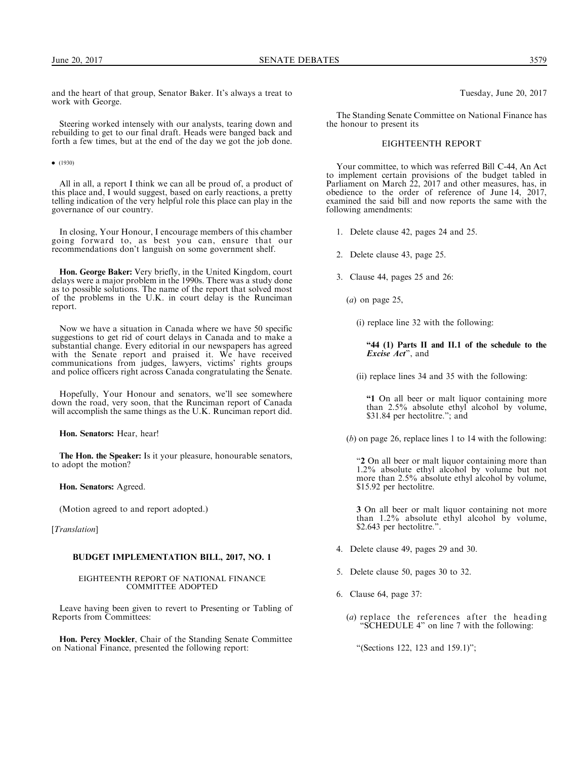and the heart of that group, Senator Baker. It's always a treat to work with George.

Steering worked intensely with our analysts, tearing down and rebuilding to get to our final draft. Heads were banged back and forth a few times, but at the end of the day we got the job done.

• (1930)

All in all, a report I think we can all be proud of, a product of this place and, I would suggest, based on early reactions, a pretty telling indication of the very helpful role this place can play in the governance of our country.

In closing, Your Honour, I encourage members of this chamber going forward to, as best you can, ensure that our recommendations don't languish on some government shelf.

**Hon. George Baker:** Very briefly, in the United Kingdom, court delays were a major problem in the 1990s. There was a study done as to possible solutions. The name of the report that solved most of the problems in the U.K. in court delay is the Runciman report.

Now we have a situation in Canada where we have 50 specific suggestions to get rid of court delays in Canada and to make a substantial change. Every editorial in our newspapers has agreed with the Senate report and praised it. We have received communications from judges, lawyers, victims' rights groups and police officers right across Canada congratulating the Senate.

Hopefully, Your Honour and senators, we'll see somewhere down the road, very soon, that the Runciman report of Canada will accomplish the same things as the U.K. Runciman report did.

**Hon. Senators:** Hear, hear!

**The Hon. the Speaker:** Is it your pleasure, honourable senators, to adopt the motion?

**Hon. Senators:** Agreed.

(Motion agreed to and report adopted.)

[*Translation*]

## BUDGET IMPLEMENTATION BILL, 2017, NO. 1

### EIGHTEENTH REPORT OF NATIONAL FINANCE COMMITTEE ADOPTED

Leave having been given to revert to Presenting or Tabling of Reports from Committees:

**Hon. Percy Mockler**, Chair of the Standing Senate Committee on National Finance, presented the following report:

Tuesday, June 20, 2017

The Standing Senate Committee on National Finance has the honour to present its

EIGHTEENTH REPORT

Your committee, to which was referred Bill C-44, An Act to implement certain provisions of the budget tabled in Parliament on March 22, 2017 and other measures, has, in obedience to the order of reference of June 14, 2017, examined the said bill and now reports the same with the following amendments:

1. Delete clause 42, pages 24 and 25.

2. Delete clause 43, page 25.

3. Clause 44, pages 25 and 26:

   (*a*) on page 25,

   (i) replace line 32 with the following:

   **"44 (1) Parts II and II.1 of the schedule to the *Excise Act***", and

   (ii) replace lines 34 and 35 with the following:

   "**1** On all beer or malt liquor containing more than 2.5% absolute ethyl alcohol by volume, $31.84 per hectolitre."; and

   (*b*) on page 26, replace lines 1 to 14 with the following:

   "**2** On all beer or malt liquor containing more than 1.2% absolute ethyl alcohol by volume but not more than 2.5% absolute ethyl alcohol by volume, $15.92 per hectolitre.

   **3** On all beer or malt liquor containing not more than 1.2% absolute ethyl alcohol by volume, $2.643 per hectolitre.".

4. Delete clause 49, pages 29 and 30.

5. Delete clause 50, pages 30 to 32.

6. Clause 64, page 37:

   (*a*) replace the references after the heading "SCHEDULE 4" on line 7 with the following:

   "(Sections 122, 123 and 159.1)";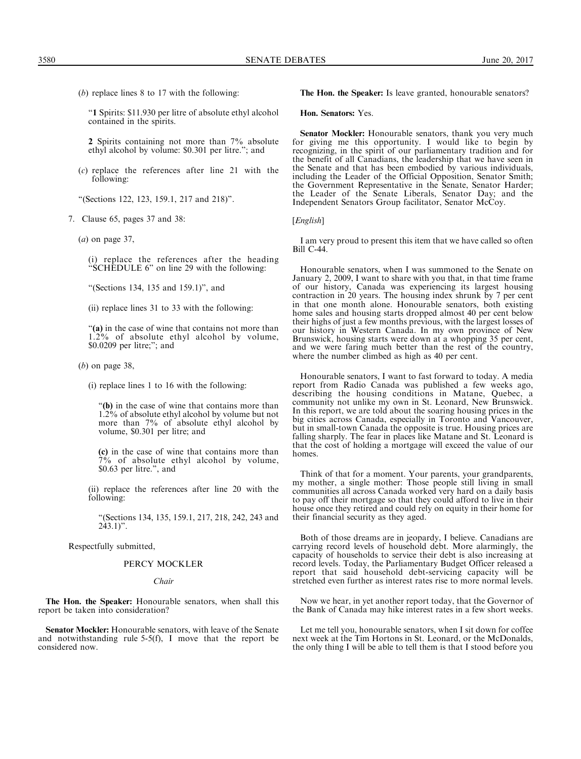(*b*) replace lines 8 to 17 with the following:

"**1** Spirits: $11.930 per litre of absolute ethyl alcohol contained in the spirits.

**2** Spirits containing not more than 7% absolute ethyl alcohol by volume: $0.301 per litre."; and

(*c*) replace the references after line 21 with the following:

"(Sections 122, 123, 159.1, 217 and 218)".

7. Clause 65, pages 37 and 38:

(*a*) on page 37,

(i) replace the references after the heading "SCHEDULE 6" on line 29 with the following:

"(Sections 134, 135 and 159.1)", and

(ii) replace lines 31 to 33 with the following:

"**(a)** in the case of wine that contains not more than 1.2% of absolute ethyl alcohol by volume, $0.0209 per litre;"; and

(*b*) on page 38,

(i) replace lines 1 to 16 with the following:

"**(b)** in the case of wine that contains more than 1.2% of absolute ethyl alcohol by volume but not more than 7% of absolute ethyl alcohol by volume, $0.301 per litre; and

**(c)** in the case of wine that contains more than 7% of absolute ethyl alcohol by volume, $0.63 per litre.", and

(ii) replace the references after line 20 with the following:

"(Sections 134, 135, 159.1, 217, 218, 242, 243 and 243.1)".

Respectfully submitted,

PERCY MOCKLER

*Chair*

**The Hon. the Speaker:** Honourable senators, when shall this report be taken into consideration?

**Senator Mockler:** Honourable senators, with leave of the Senate and notwithstanding rule 5-5(f), I move that the report be considered now.

**The Hon. the Speaker:** Is leave granted, honourable senators?

**Hon. Senators:** Yes.

**Senator Mockler:** Honourable senators, thank you very much for giving me this opportunity. I would like to begin by recognizing, in the spirit of our parliamentary tradition and for the benefit of all Canadians, the leadership that we have seen in the Senate and that has been embodied by various individuals, including the Leader of the Official Opposition, Senator Smith; the Government Representative in the Senate, Senator Harder; the Leader of the Senate Liberals, Senator Day; and the Independent Senators Group facilitator, Senator McCoy.

[*English*]

I am very proud to present this item that we have called so often Bill C-44.

Honourable senators, when I was summoned to the Senate on January 2, 2009, I want to share with you that, in that time frame of our history, Canada was experiencing its largest housing contraction in 20 years. The housing index shrunk by 7 per cent in that one month alone. Honourable senators, both existing home sales and housing starts dropped almost 40 per cent below their highs of just a few months previous, with the largest losses of our history in Western Canada. In my own province of New Brunswick, housing starts were down at a whopping 35 per cent, and we were faring much better than the rest of the country, where the number climbed as high as 40 per cent.

Honourable senators, I want to fast forward to today. A media report from Radio Canada was published a few weeks ago, describing the housing conditions in Matane, Quebec, a community not unlike my own in St. Leonard, New Brunswick. In this report, we are told about the soaring housing prices in the big cities across Canada, especially in Toronto and Vancouver, but in small-town Canada the opposite is true. Housing prices are falling sharply. The fear in places like Matane and St. Leonard is that the cost of holding a mortgage will exceed the value of our homes.

Think of that for a moment. Your parents, your grandparents, my mother, a single mother: Those people still living in small communities all across Canada worked very hard on a daily basis to pay off their mortgage so that they could afford to live in their house once they retired and could rely on equity in their home for their financial security as they aged.

Both of those dreams are in jeopardy, I believe. Canadians are carrying record levels of household debt. More alarmingly, the capacity of households to service their debt is also increasing at record levels. Today, the Parliamentary Budget Officer released a report that said household debt-servicing capacity will be stretched even further as interest rates rise to more normal levels.

Now we hear, in yet another report today, that the Governor of the Bank of Canada may hike interest rates in a few short weeks.

Let me tell you, honourable senators, when I sit down for coffee next week at the Tim Hortons in St. Leonard, or the McDonalds, the only thing I will be able to tell them is that I stood before you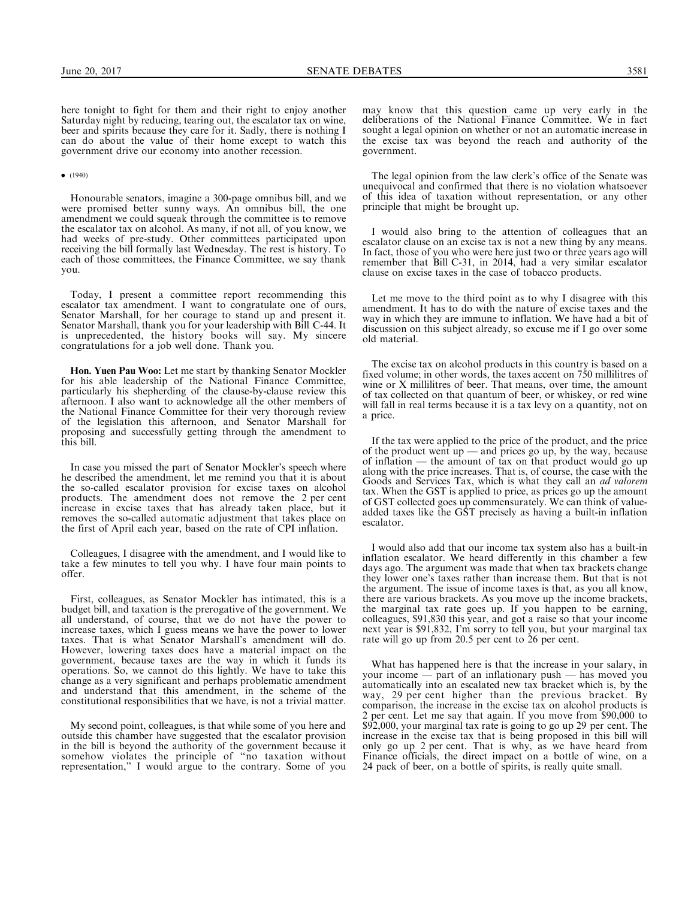here tonight to fight for them and their right to enjoy another Saturday night by reducing, tearing out, the escalator tax on wine, beer and spirits because they care for it. Sadly, there is nothing I can do about the value of their home except to watch this government drive our economy into another recession.

• (1940)

Honourable senators, imagine a 300-page omnibus bill, and we were promised better sunny ways. An omnibus bill, the one amendment we could squeak through the committee is to remove the escalator tax on alcohol. As many, if not all, of you know, we had weeks of pre-study. Other committees participated upon receiving the bill formally last Wednesday. The rest is history. To each of those committees, the Finance Committee, we say thank you.

Today, I present a committee report recommending this escalator tax amendment. I want to congratulate one of ours, Senator Marshall, for her courage to stand up and present it. Senator Marshall, thank you for your leadership with Bill C-44. It is unprecedented, the history books will say. My sincere congratulations for a job well done. Thank you.

**Hon. Yuen Pau Woo:** Let me start by thanking Senator Mockler for his able leadership of the National Finance Committee, particularly his shepherding of the clause-by-clause review this afternoon. I also want to acknowledge all the other members of the National Finance Committee for their very thorough review of the legislation this afternoon, and Senator Marshall for proposing and successfully getting through the amendment to this bill.

In case you missed the part of Senator Mockler's speech where he described the amendment, let me remind you that it is about the so-called escalator provision for excise taxes on alcohol products. The amendment does not remove the 2 per cent increase in excise taxes that has already taken place, but it removes the so-called automatic adjustment that takes place on the first of April each year, based on the rate of CPI inflation.

Colleagues, I disagree with the amendment, and I would like to take a few minutes to tell you why. I have four main points to offer.

First, colleagues, as Senator Mockler has intimated, this is a budget bill, and taxation is the prerogative of the government. We all understand, of course, that we do not have the power to increase taxes, which I guess means we have the power to lower taxes. That is what Senator Marshall's amendment will do. However, lowering taxes does have a material impact on the government, because taxes are the way in which it funds its operations. So, we cannot do this lightly. We have to take this change as a very significant and perhaps problematic amendment and understand that this amendment, in the scheme of the constitutional responsibilities that we have, is not a trivial matter.

My second point, colleagues, is that while some of you here and outside this chamber have suggested that the escalator provision in the bill is beyond the authority of the government because it somehow violates the principle of "no taxation without representation," I would argue to the contrary. Some of you may know that this question came up very early in the deliberations of the National Finance Committee. We in fact sought a legal opinion on whether or not an automatic increase in the excise tax was beyond the reach and authority of the government.

The legal opinion from the law clerk's office of the Senate was unequivocal and confirmed that there is no violation whatsoever of this idea of taxation without representation, or any other principle that might be brought up.

I would also bring to the attention of colleagues that an escalator clause on an excise tax is not a new thing by any means. In fact, those of you who were here just two or three years ago will remember that Bill C-31, in 2014, had a very similar escalator clause on excise taxes in the case of tobacco products.

Let me move to the third point as to why I disagree with this amendment. It has to do with the nature of excise taxes and the way in which they are immune to inflation. We have had a bit of discussion on this subject already, so excuse me if I go over some old material.

The excise tax on alcohol products in this country is based on a fixed volume; in other words, the taxes accent on 750 millilitres of wine or X millilitres of beer. That means, over time, the amount of tax collected on that quantum of beer, or whiskey, or red wine will fall in real terms because it is a tax levy on a quantity, not on a price.

If the tax were applied to the price of the product, and the price of the product went up — and prices go up, by the way, because of inflation — the amount of tax on that product would go up along with the price increases. That is, of course, the case with the Goods and Services Tax, which is what they call an *ad valorem* tax. When the GST is applied to price, as prices go up the amount of GST collected goes up commensurately. We can think of value-added taxes like the GST precisely as having a built-in inflation escalator.

I would also add that our income tax system also has a built-in inflation escalator. We heard differently in this chamber a few days ago. The argument was made that when tax brackets change they lower one's taxes rather than increase them. But that is not the argument. The issue of income taxes is that, as you all know, there are various brackets. As you move up the income brackets, the marginal tax rate goes up. If you happen to be earning, colleagues, \$91,830 this year, and got a raise so that your income next year is \$91,832, I'm sorry to tell you, but your marginal tax rate will go up from 20.5 per cent to 26 per cent.

What has happened here is that the increase in your salary, in your income — part of an inflationary push — has moved you automatically into an escalated new tax bracket which is, by the way, 29 per cent higher than the previous bracket. By comparison, the increase in the excise tax on alcohol products is 2 per cent. Let me say that again. If you move from \$90,000 to \$92,000, your marginal tax rate is going to go up 29 per cent. The increase in the excise tax that is being proposed in this bill will only go up 2 per cent. That is why, as we have heard from Finance officials, the direct impact on a bottle of wine, on a 24 pack of beer, on a bottle of spirits, is really quite small.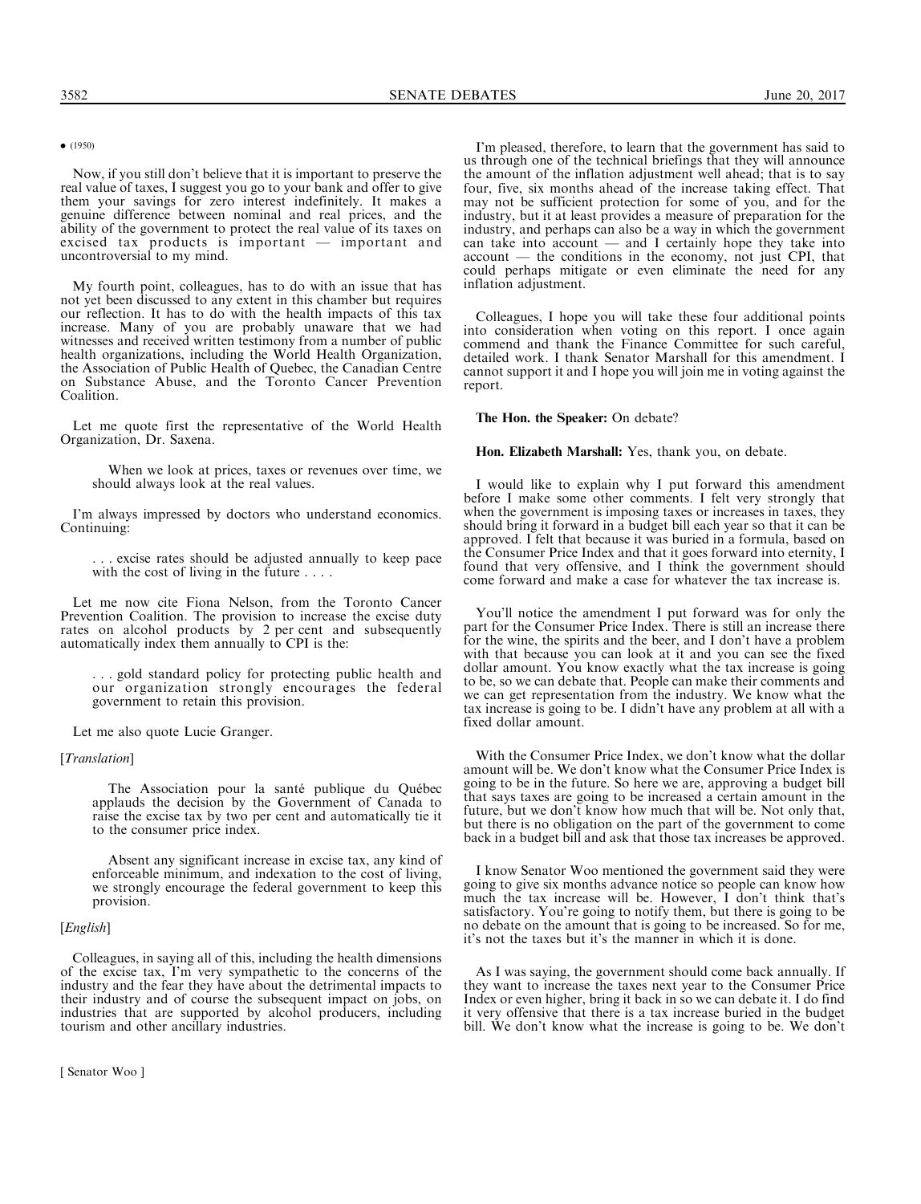• (1950)

Now, if you still don't believe that it is important to preserve the real value of taxes, I suggest you go to your bank and offer to give them your savings for zero interest indefinitely. It makes a genuine difference between nominal and real prices, and the ability of the government to protect the real value of its taxes on excised tax products is important — important and uncontroversial to my mind.

My fourth point, colleagues, has to do with an issue that has not yet been discussed to any extent in this chamber but requires our reflection. It has to do with the health impacts of this tax increase. Many of you are probably unaware that we had witnesses and received written testimony from a number of public health organizations, including the World Health Organization, the Association of Public Health of Quebec, the Canadian Centre on Substance Abuse, and the Toronto Cancer Prevention Coalition.

Let me quote first the representative of the World Health Organization, Dr. Saxena.

> When we look at prices, taxes or revenues over time, we should always look at the real values.

I'm always impressed by doctors who understand economics. Continuing:

> . . . excise rates should be adjusted annually to keep pace with the cost of living in the future . . . .

Let me now cite Fiona Nelson, from the Toronto Cancer Prevention Coalition. The provision to increase the excise duty rates on alcohol products by 2 per cent and subsequently automatically index them annually to CPI is the:

> . . . gold standard policy for protecting public health and our organization strongly encourages the federal government to retain this provision.

Let me also quote Lucie Granger.

[*Translation*]

> The Association pour la santé publique du Québec applauds the decision by the Government of Canada to raise the excise tax by two per cent and automatically tie it to the consumer price index.
>
> Absent any significant increase in excise tax, any kind of enforceable minimum, and indexation to the cost of living, we strongly encourage the federal government to keep this provision.

[*English*]

Colleagues, in saying all of this, including the health dimensions of the excise tax, I'm very sympathetic to the concerns of the industry and the fear they have about the detrimental impacts to their industry and of course the subsequent impact on jobs, on industries that are supported by alcohol producers, including tourism and other ancillary industries.

[ Senator Woo ]

I'm pleased, therefore, to learn that the government has said to us through one of the technical briefings that they will announce the amount of the inflation adjustment well ahead; that is to say four, five, six months ahead of the increase taking effect. That may not be sufficient protection for some of you, and for the industry, but it at least provides a measure of preparation for the industry, and perhaps can also be a way in which the government can take into account — and I certainly hope they take into account — the conditions in the economy, not just CPI, that could perhaps mitigate or even eliminate the need for any inflation adjustment.

Colleagues, I hope you will take these four additional points into consideration when voting on this report. I once again commend and thank the Finance Committee for such careful, detailed work. I thank Senator Marshall for this amendment. I cannot support it and I hope you will join me in voting against the report.

**The Hon. the Speaker:** On debate?

**Hon. Elizabeth Marshall:** Yes, thank you, on debate.

I would like to explain why I put forward this amendment before I make some other comments. I felt very strongly that when the government is imposing taxes or increases in taxes, they should bring it forward in a budget bill each year so that it can be approved. I felt that because it was buried in a formula, based on the Consumer Price Index and that it goes forward into eternity, I found that very offensive, and I think the government should come forward and make a case for whatever the tax increase is.

You'll notice the amendment I put forward was for only the part for the Consumer Price Index. There is still an increase there for the wine, the spirits and the beer, and I don't have a problem with that because you can look at it and you can see the fixed dollar amount. You know exactly what the tax increase is going to be, so we can debate that. People can make their comments and we can get representation from the industry. We know what the tax increase is going to be. I didn't have any problem at all with a fixed dollar amount.

With the Consumer Price Index, we don't know what the dollar amount will be. We don't know what the Consumer Price Index is going to be in the future. So here we are, approving a budget bill that says taxes are going to be increased a certain amount in the future, but we don't know how much that will be. Not only that, but there is no obligation on the part of the government to come back in a budget bill and ask that those tax increases be approved.

I know Senator Woo mentioned the government said they were going to give six months advance notice so people can know how much the tax increase will be. However, I don't think that's satisfactory. You're going to notify them, but there is going to be no debate on the amount that is going to be increased. So for me, it's not the taxes but it's the manner in which it is done.

As I was saying, the government should come back annually. If they want to increase the taxes next year to the Consumer Price Index or even higher, bring it back in so we can debate it. I do find it very offensive that there is a tax increase buried in the budget bill. We don't know what the increase is going to be. We don't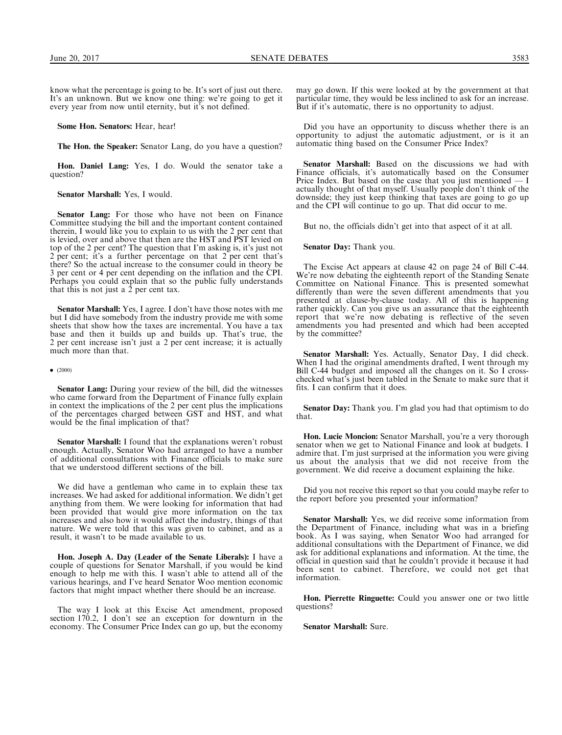know what the percentage is going to be. It's sort of just out there. It's an unknown. But we know one thing: we're going to get it every year from now until eternity, but it's not defined.

**Some Hon. Senators:** Hear, hear!

**The Hon. the Speaker:** Senator Lang, do you have a question?

**Hon. Daniel Lang:** Yes, I do. Would the senator take a question?

**Senator Marshall:** Yes, I would.

**Senator Lang:** For those who have not been on Finance Committee studying the bill and the important content contained therein, I would like you to explain to us with the 2 per cent that is levied, over and above that then are the HST and PST levied on top of the 2 per cent? The question that I'm asking is, it's just not 2 per cent; it's a further percentage on that 2 per cent that's there? So the actual increase to the consumer could in theory be 3 per cent or 4 per cent depending on the inflation and the CPI. Perhaps you could explain that so the public fully understands that this is not just a 2 per cent tax.

**Senator Marshall:** Yes, I agree. I don't have those notes with me but I did have somebody from the industry provide me with some sheets that show how the taxes are incremental. You have a tax base and then it builds up and builds up. That's true, the 2 per cent increase isn't just a 2 per cent increase; it is actually much more than that.

• (2000)

**Senator Lang:** During your review of the bill, did the witnesses who came forward from the Department of Finance fully explain in context the implications of the 2 per cent plus the implications of the percentages charged between GST and HST, and what would be the final implication of that?

**Senator Marshall:** I found that the explanations weren't robust enough. Actually, Senator Woo had arranged to have a number of additional consultations with Finance officials to make sure that we understood different sections of the bill.

We did have a gentleman who came in to explain these tax increases. We had asked for additional information. We didn't get anything from them. We were looking for information that had been provided that would give more information on the tax increases and also how it would affect the industry, things of that nature. We were told that this was given to cabinet, and as a result, it wasn't to be made available to us.

**Hon. Joseph A. Day (Leader of the Senate Liberals):** I have a couple of questions for Senator Marshall, if you would be kind enough to help me with this. I wasn't able to attend all of the various hearings, and I've heard Senator Woo mention economic factors that might impact whether there should be an increase.

The way I look at this Excise Act amendment, proposed section 170.2, I don't see an exception for downturn in the economy. The Consumer Price Index can go up, but the economy may go down. If this were looked at by the government at that particular time, they would be less inclined to ask for an increase. But if it's automatic, there is no opportunity to adjust.

Did you have an opportunity to discuss whether there is an opportunity to adjust the automatic adjustment, or is it an automatic thing based on the Consumer Price Index?

**Senator Marshall:** Based on the discussions we had with Finance officials, it's automatically based on the Consumer Price Index. But based on the case that you just mentioned — I actually thought of that myself. Usually people don't think of the downside; they just keep thinking that taxes are going to go up and the CPI will continue to go up. That did occur to me.

But no, the officials didn't get into that aspect of it at all.

**Senator Day:** Thank you.

The Excise Act appears at clause 42 on page 24 of Bill C-44. We're now debating the eighteenth report of the Standing Senate Committee on National Finance. This is presented somewhat differently than were the seven different amendments that you presented at clause-by-clause today. All of this is happening rather quickly. Can you give us an assurance that the eighteenth report that we're now debating is reflective of the seven amendments you had presented and which had been accepted by the committee?

**Senator Marshall:** Yes. Actually, Senator Day, I did check. When I had the original amendments drafted, I went through my Bill C-44 budget and imposed all the changes on it. So I cross-checked what's just been tabled in the Senate to make sure that it fits. I can confirm that it does.

**Senator Day:** Thank you. I'm glad you had that optimism to do that.

**Hon. Lucie Moncion:** Senator Marshall, you're a very thorough senator when we get to National Finance and look at budgets. I admire that. I'm just surprised at the information you were giving us about the analysis that we did not receive from the government. We did receive a document explaining the hike.

Did you not receive this report so that you could maybe refer to the report before you presented your information?

**Senator Marshall:** Yes, we did receive some information from the Department of Finance, including what was in a briefing book. As I was saying, when Senator Woo had arranged for additional consultations with the Department of Finance, we did ask for additional explanations and information. At the time, the official in question said that he couldn't provide it because it had been sent to cabinet. Therefore, we could not get that information.

**Hon. Pierrette Ringuette:** Could you answer one or two little questions?

**Senator Marshall:** Sure.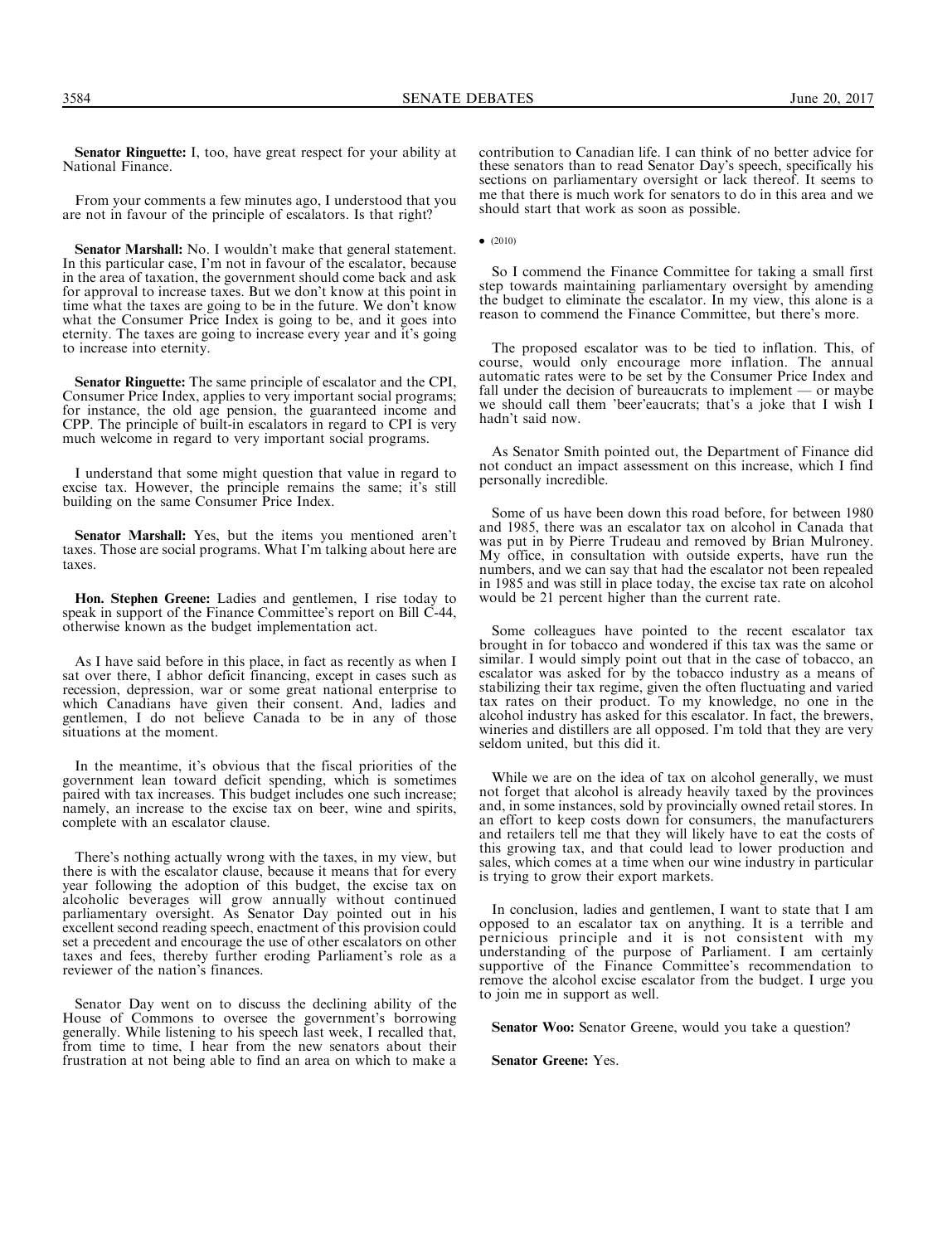**Senator Ringuette:** I, too, have great respect for your ability at National Finance.

From your comments a few minutes ago, I understood that you are not in favour of the principle of escalators. Is that right?

**Senator Marshall:** No. I wouldn't make that general statement. In this particular case, I'm not in favour of the escalator, because in the area of taxation, the government should come back and ask for approval to increase taxes. But we don't know at this point in time what the taxes are going to be in the future. We don't know what the Consumer Price Index is going to be, and it goes into eternity. The taxes are going to increase every year and it's going to increase into eternity.

**Senator Ringuette:** The same principle of escalator and the CPI, Consumer Price Index, applies to very important social programs; for instance, the old age pension, the guaranteed income and CPP. The principle of built-in escalators in regard to CPI is very much welcome in regard to very important social programs.

I understand that some might question that value in regard to excise tax. However, the principle remains the same; it's still building on the same Consumer Price Index.

**Senator Marshall:** Yes, but the items you mentioned aren't taxes. Those are social programs. What I'm talking about here are taxes.

**Hon. Stephen Greene:** Ladies and gentlemen, I rise today to speak in support of the Finance Committee's report on Bill C-44, otherwise known as the budget implementation act.

As I have said before in this place, in fact as recently as when I sat over there, I abhor deficit financing, except in cases such as recession, depression, war or some great national enterprise to which Canadians have given their consent. And, ladies and gentlemen, I do not believe Canada to be in any of those situations at the moment.

In the meantime, it's obvious that the fiscal priorities of the government lean toward deficit spending, which is sometimes paired with tax increases. This budget includes one such increase; namely, an increase to the excise tax on beer, wine and spirits, complete with an escalator clause.

There's nothing actually wrong with the taxes, in my view, but there is with the escalator clause, because it means that for every year following the adoption of this budget, the excise tax on alcoholic beverages will grow annually without continued parliamentary oversight. As Senator Day pointed out in his excellent second reading speech, enactment of this provision could set a precedent and encourage the use of other escalators on other taxes and fees, thereby further eroding Parliament's role as a reviewer of the nation's finances.

Senator Day went on to discuss the declining ability of the House of Commons to oversee the government's borrowing generally. While listening to his speech last week, I recalled that, from time to time, I hear from the new senators about their frustration at not being able to find an area on which to make a contribution to Canadian life. I can think of no better advice for these senators than to read Senator Day's speech, specifically his sections on parliamentary oversight or lack thereof. It seems to me that there is much work for senators to do in this area and we should start that work as soon as possible.

• (2010)

So I commend the Finance Committee for taking a small first step towards maintaining parliamentary oversight by amending the budget to eliminate the escalator. In my view, this alone is a reason to commend the Finance Committee, but there's more.

The proposed escalator was to be tied to inflation. This, of course, would only encourage more inflation. The annual automatic rates were to be set by the Consumer Price Index and fall under the decision of bureaucrats to implement — or maybe we should call them 'beer'eaucrats; that's a joke that I wish I hadn't said now.

As Senator Smith pointed out, the Department of Finance did not conduct an impact assessment on this increase, which I find personally incredible.

Some of us have been down this road before, for between 1980 and 1985, there was an escalator tax on alcohol in Canada that was put in by Pierre Trudeau and removed by Brian Mulroney. My office, in consultation with outside experts, have run the numbers, and we can say that had the escalator not been repealed in 1985 and was still in place today, the excise tax rate on alcohol would be 21 percent higher than the current rate.

Some colleagues have pointed to the recent escalator tax brought in for tobacco and wondered if this tax was the same or similar. I would simply point out that in the case of tobacco, an escalator was asked for by the tobacco industry as a means of stabilizing their tax regime, given the often fluctuating and varied tax rates on their product. To my knowledge, no one in the alcohol industry has asked for this escalator. In fact, the brewers, wineries and distillers are all opposed. I'm told that they are very seldom united, but this did it.

While we are on the idea of tax on alcohol generally, we must not forget that alcohol is already heavily taxed by the provinces and, in some instances, sold by provincially owned retail stores. In an effort to keep costs down for consumers, the manufacturers and retailers tell me that they will likely have to eat the costs of this growing tax, and that could lead to lower production and sales, which comes at a time when our wine industry in particular is trying to grow their export markets.

In conclusion, ladies and gentlemen, I want to state that I am opposed to an escalator tax on anything. It is a terrible and pernicious principle and it is not consistent with my understanding of the purpose of Parliament. I am certainly supportive of the Finance Committee's recommendation to remove the alcohol excise escalator from the budget. I urge you to join me in support as well.

**Senator Woo:** Senator Greene, would you take a question?

**Senator Greene:** Yes.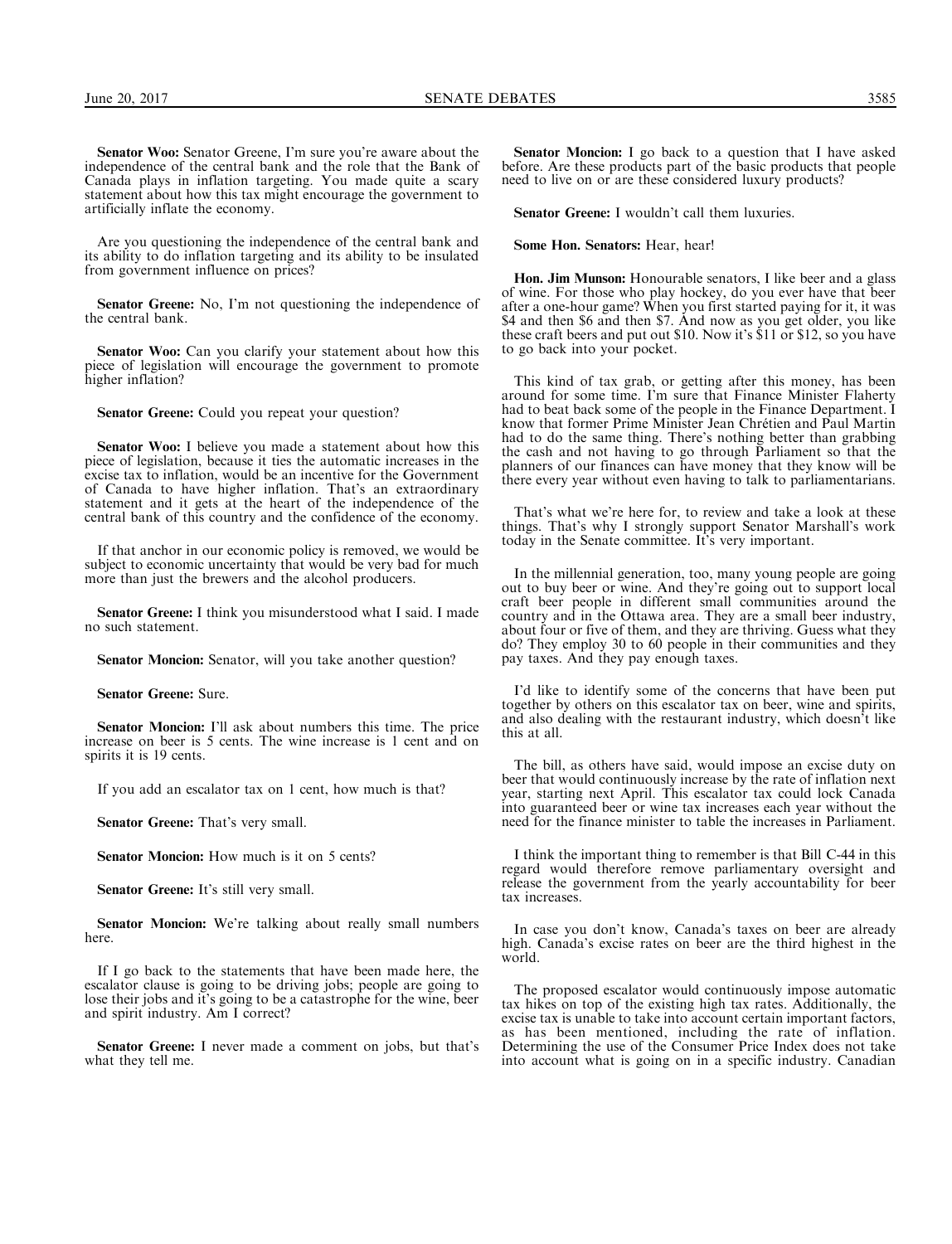**Senator Woo:** Senator Greene, I'm sure you're aware about the independence of the central bank and the role that the Bank of Canada plays in inflation targeting. You made quite a scary statement about how this tax might encourage the government to artificially inflate the economy.

Are you questioning the independence of the central bank and its ability to do inflation targeting and its ability to be insulated from government influence on prices?

**Senator Greene:** No, I'm not questioning the independence of the central bank.

**Senator Woo:** Can you clarify your statement about how this piece of legislation will encourage the government to promote higher inflation?

**Senator Greene:** Could you repeat your question?

**Senator Woo:** I believe you made a statement about how this piece of legislation, because it ties the automatic increases in the excise tax to inflation, would be an incentive for the Government of Canada to have higher inflation. That's an extraordinary statement and it gets at the heart of the independence of the central bank of this country and the confidence of the economy.

If that anchor in our economic policy is removed, we would be subject to economic uncertainty that would be very bad for much more than just the brewers and the alcohol producers.

**Senator Greene:** I think you misunderstood what I said. I made no such statement.

**Senator Moncion:** Senator, will you take another question?

**Senator Greene:** Sure.

**Senator Moncion:** I'll ask about numbers this time. The price increase on beer is 5 cents. The wine increase is 1 cent and on spirits it is 19 cents.

If you add an escalator tax on 1 cent, how much is that?

**Senator Greene:** That's very small.

**Senator Moncion:** How much is it on 5 cents?

**Senator Greene:** It's still very small.

**Senator Moncion:** We're talking about really small numbers here.

If I go back to the statements that have been made here, the escalator clause is going to be driving jobs; people are going to lose their jobs and it's going to be a catastrophe for the wine, beer and spirit industry. Am I correct?

**Senator Greene:** I never made a comment on jobs, but that's what they tell me.

**Senator Moncion:** I go back to a question that I have asked before. Are these products part of the basic products that people need to live on or are these considered luxury products?

**Senator Greene:** I wouldn't call them luxuries.

**Some Hon. Senators:** Hear, hear!

**Hon. Jim Munson:** Honourable senators, I like beer and a glass of wine. For those who play hockey, do you ever have that beer after a one-hour game? When you first started paying for it, it was $4 and then $6 and then $7. And now as you get older, you like these craft beers and put out $10. Now it's $11 or $12, so you have to go back into your pocket.

This kind of tax grab, or getting after this money, has been around for some time. I'm sure that Finance Minister Flaherty had to beat back some of the people in the Finance Department. I know that former Prime Minister Jean Chrétien and Paul Martin had to do the same thing. There's nothing better than grabbing the cash and not having to go through Parliament so that the planners of our finances can have money that they know will be there every year without even having to talk to parliamentarians.

That's what we're here for, to review and take a look at these things. That's why I strongly support Senator Marshall's work today in the Senate committee. It's very important.

In the millennial generation, too, many young people are going out to buy beer or wine. And they're going out to support local craft beer people in different small communities around the country and in the Ottawa area. They are a small beer industry, about four or five of them, and they are thriving. Guess what they do? They employ 30 to 60 people in their communities and they pay taxes. And they pay enough taxes.

I'd like to identify some of the concerns that have been put together by others on this escalator tax on beer, wine and spirits, and also dealing with the restaurant industry, which doesn't like this at all.

The bill, as others have said, would impose an excise duty on beer that would continuously increase by the rate of inflation next year, starting next April. This escalator tax could lock Canada into guaranteed beer or wine tax increases each year without the need for the finance minister to table the increases in Parliament.

I think the important thing to remember is that Bill C-44 in this regard would therefore remove parliamentary oversight and release the government from the yearly accountability for beer tax increases.

In case you don't know, Canada's taxes on beer are already high. Canada's excise rates on beer are the third highest in the world.

The proposed escalator would continuously impose automatic tax hikes on top of the existing high tax rates. Additionally, the excise tax is unable to take into account certain important factors, as has been mentioned, including the rate of inflation. Determining the use of the Consumer Price Index does not take into account what is going on in a specific industry. Canadian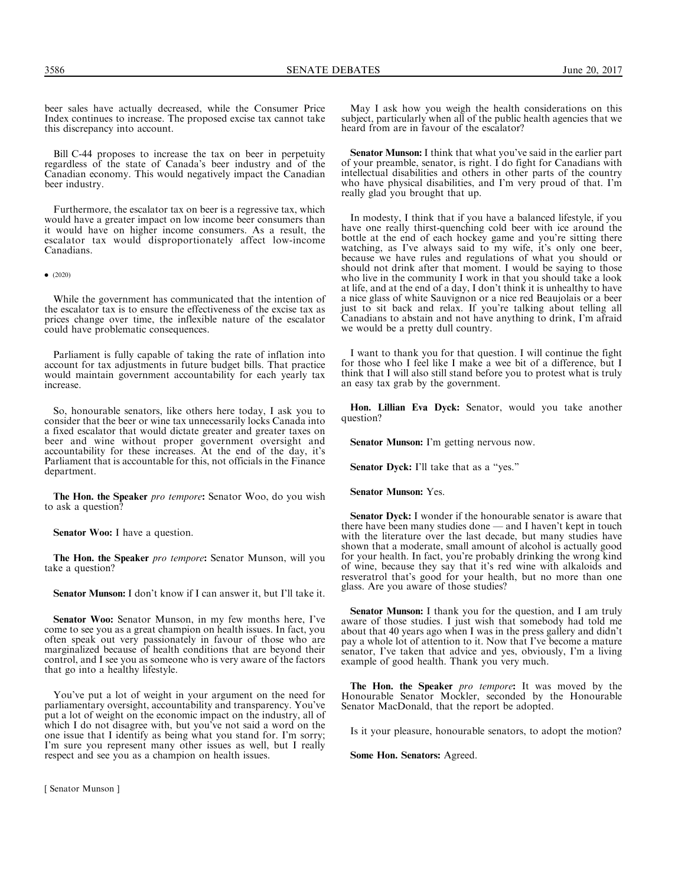beer sales have actually decreased, while the Consumer Price Index continues to increase. The proposed excise tax cannot take this discrepancy into account.

Bill C-44 proposes to increase the tax on beer in perpetuity regardless of the state of Canada's beer industry and of the Canadian economy. This would negatively impact the Canadian beer industry.

Furthermore, the escalator tax on beer is a regressive tax, which would have a greater impact on low income beer consumers than it would have on higher income consumers. As a result, the escalator tax would disproportionately affect low-income Canadians.

• (2020)

While the government has communicated that the intention of the escalator tax is to ensure the effectiveness of the excise tax as prices change over time, the inflexible nature of the escalator could have problematic consequences.

Parliament is fully capable of taking the rate of inflation into account for tax adjustments in future budget bills. That practice would maintain government accountability for each yearly tax increase.

So, honourable senators, like others here today, I ask you to consider that the beer or wine tax unnecessarily locks Canada into a fixed escalator that would dictate greater and greater taxes on beer and wine without proper government oversight and accountability for these increases. At the end of the day, it's Parliament that is accountable for this, not officials in the Finance department.

**The Hon. the Speaker** *pro tempore***:** Senator Woo, do you wish to ask a question?

**Senator Woo:** I have a question.

**The Hon. the Speaker** *pro tempore***:** Senator Munson, will you take a question?

**Senator Munson:** I don't know if I can answer it, but I'll take it.

**Senator Woo:** Senator Munson, in my few months here, I've come to see you as a great champion on health issues. In fact, you often speak out very passionately in favour of those who are marginalized because of health conditions that are beyond their control, and I see you as someone who is very aware of the factors that go into a healthy lifestyle.

You've put a lot of weight in your argument on the need for parliamentary oversight, accountability and transparency. You've put a lot of weight on the economic impact on the industry, all of which I do not disagree with, but you've not said a word on the one issue that I identify as being what you stand for. I'm sorry; I'm sure you represent many other issues as well, but I really respect and see you as a champion on health issues.

May I ask how you weigh the health considerations on this subject, particularly when all of the public health agencies that we heard from are in favour of the escalator?

**Senator Munson:** I think that what you've said in the earlier part of your preamble, senator, is right. I do fight for Canadians with intellectual disabilities and others in other parts of the country who have physical disabilities, and I'm very proud of that. I'm really glad you brought that up.

In modesty, I think that if you have a balanced lifestyle, if you have one really thirst-quenching cold beer with ice around the bottle at the end of each hockey game and you're sitting there watching, as I've always said to my wife, it's only one beer, because we have rules and regulations of what you should or should not drink after that moment. I would be saying to those who live in the community I work in that you should take a look at life, and at the end of a day, I don't think it is unhealthy to have a nice glass of white Sauvignon or a nice red Beaujolais or a beer just to sit back and relax. If you're talking about telling all Canadians to abstain and not have anything to drink, I'm afraid we would be a pretty dull country.

I want to thank you for that question. I will continue the fight for those who I feel like I make a wee bit of a difference, but I think that I will also still stand before you to protest what is truly an easy tax grab by the government.

**Hon. Lillian Eva Dyck:** Senator, would you take another question?

**Senator Munson:** I'm getting nervous now.

**Senator Dyck:** I'll take that as a "yes."

**Senator Munson:** Yes.

**Senator Dyck:** I wonder if the honourable senator is aware that there have been many studies done — and I haven't kept in touch with the literature over the last decade, but many studies have shown that a moderate, small amount of alcohol is actually good for your health. In fact, you're probably drinking the wrong kind of wine, because they say that it's red wine with alkaloids and resveratrol that's good for your health, but no more than one glass. Are you aware of those studies?

**Senator Munson:** I thank you for the question, and I am truly aware of those studies. I just wish that somebody had told me about that 40 years ago when I was in the press gallery and didn't pay a whole lot of attention to it. Now that I've become a mature senator, I've taken that advice and yes, obviously, I'm a living example of good health. Thank you very much.

**The Hon. the Speaker** *pro tempore***:** It was moved by the Honourable Senator Mockler, seconded by the Honourable Senator MacDonald, that the report be adopted.

Is it your pleasure, honourable senators, to adopt the motion?

**Some Hon. Senators:** Agreed.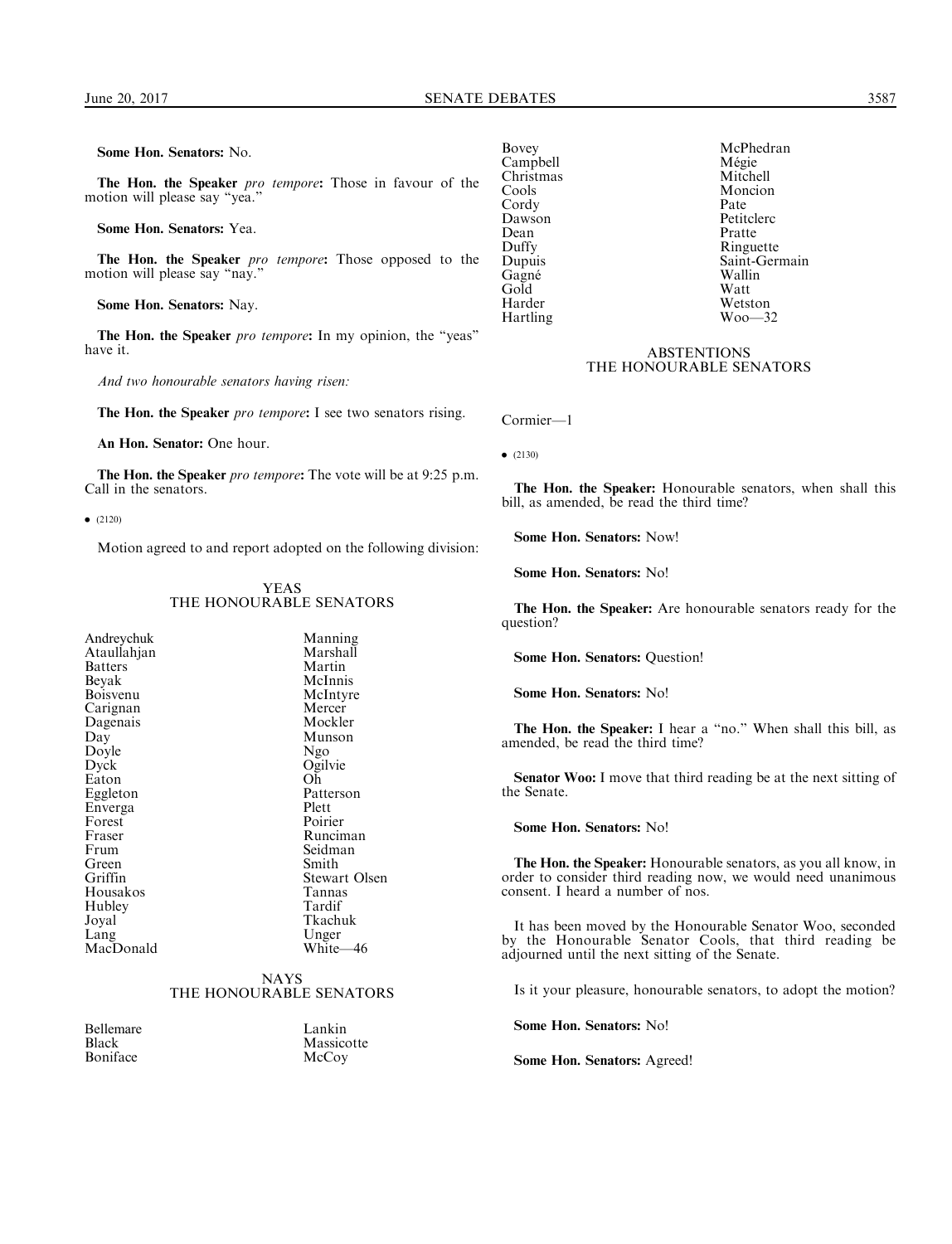**Some Hon. Senators:** No.

**The Hon. the Speaker** *pro tempore***:** Those in favour of the motion will please say "yea."

**Some Hon. Senators:** Yea.

**The Hon. the Speaker** *pro tempore***:** Those opposed to the motion will please say "nay."

**Some Hon. Senators:** Nay.

**The Hon. the Speaker** *pro tempore***:** In my opinion, the "yeas" have it.

*And two honourable senators having risen:*

**The Hon. the Speaker** *pro tempore***:** I see two senators rising.

**An Hon. Senator:** One hour.

**The Hon. the Speaker** *pro tempore***:** The vote will be at 9:25 p.m. Call in the senators.

• (2120)

Motion agreed to and report adopted on the following division:

YEAS
THE HONOURABLE SENATORS

| | |
|---|---|
| Andreychuk | Manning |
| Ataullahjan | Marshall |
| Batters | Martin |
| Beyak | McInnis |
| Boisvenu | McIntyre |
| Carignan | Mercer |
| Dagenais | Mockler |
| Day | Munson |
| Doyle | Ngo |
| Dyck | Ogilvie |
| Eaton | Oh |
| Eggleton | Patterson |
| Enverga | Plett |
| Forest | Poirier |
| Fraser | Runciman |
| Frum | Seidman |
| Green | Smith |
| Griffin | Stewart Olsen |
| Housakos | Tannas |
| Hubley | Tardif |
| Joyal | Tkachuk |
| Lang | Unger |
| MacDonald | White—46 |

NAYS
THE HONOURABLE SENATORS

| | |
|---|---|
| Bellemare | Lankin |
| Black | Massicotte |
| Boniface | McCoy |
| Bovey | McPhedran |
| Campbell | Mégie |
| Christmas | Mitchell |
| Cools | Moncion |
| Cordy | Pate |
| Dawson | Petitclerc |
| Dean | Pratte |
| Duffy | Ringuette |
| Dupuis | Saint-Germain |
| Gagné | Wallin |
| Gold | Watt |
| Harder | Wetston |
| Hartling | Woo—32 |

ABSTENTIONS
THE HONOURABLE SENATORS

Cormier—1

• (2130)

**The Hon. the Speaker:** Honourable senators, when shall this bill, as amended, be read the third time?

**Some Hon. Senators:** Now!

**Some Hon. Senators:** No!

**The Hon. the Speaker:** Are honourable senators ready for the question?

**Some Hon. Senators:** Question!

**Some Hon. Senators:** No!

**The Hon. the Speaker:** I hear a "no." When shall this bill, as amended, be read the third time?

**Senator Woo:** I move that third reading be at the next sitting of the Senate.

**Some Hon. Senators:** No!

**The Hon. the Speaker:** Honourable senators, as you all know, in order to consider third reading now, we would need unanimous consent. I heard a number of nos.

It has been moved by the Honourable Senator Woo, seconded by the Honourable Senator Cools, that third reading be adjourned until the next sitting of the Senate.

Is it your pleasure, honourable senators, to adopt the motion?

**Some Hon. Senators:** No!

**Some Hon. Senators:** Agreed!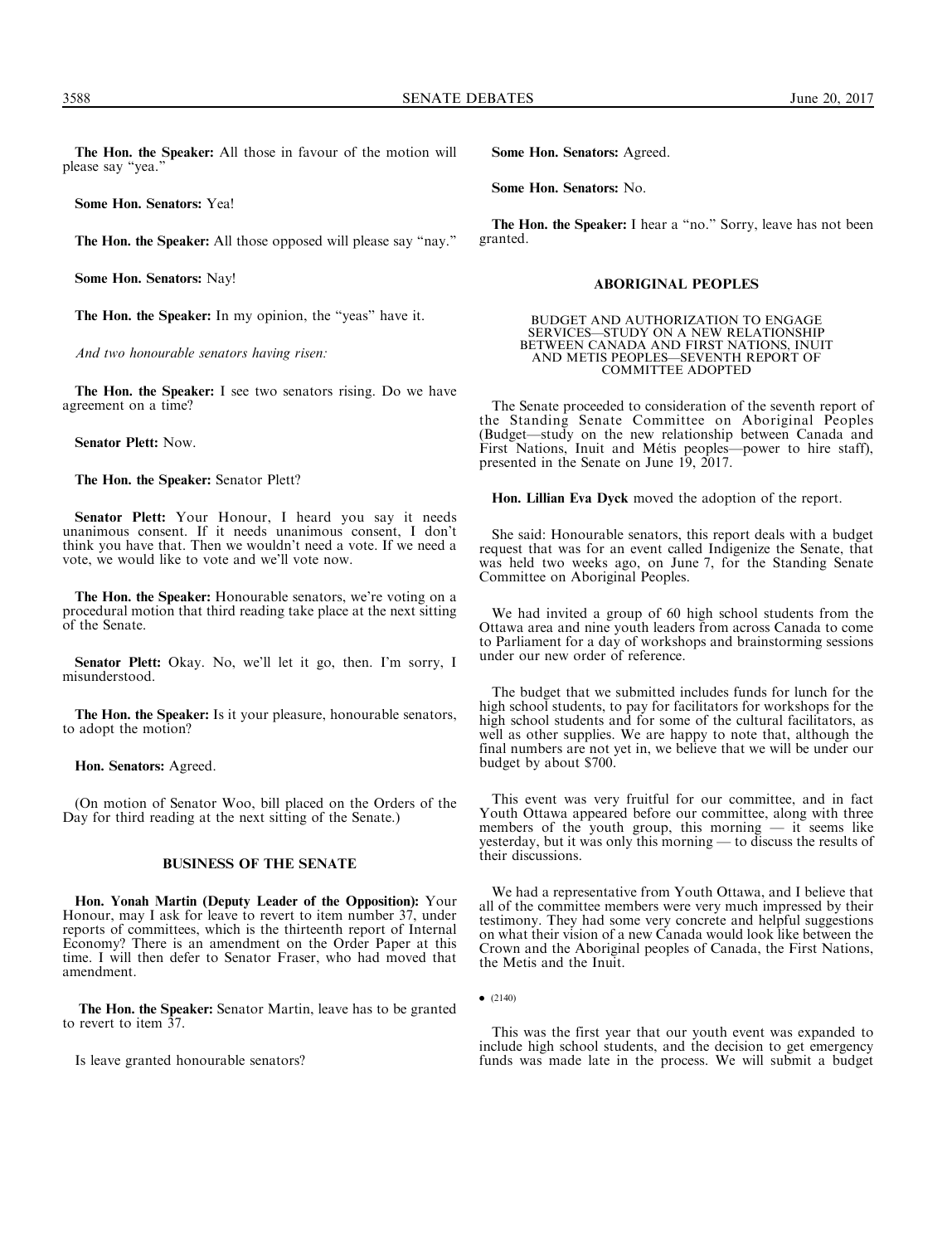**The Hon. the Speaker:** All those in favour of the motion will please say "yea."

**Some Hon. Senators:** Yea!

**The Hon. the Speaker:** All those opposed will please say "nay."

**Some Hon. Senators:** Nay!

**The Hon. the Speaker:** In my opinion, the "yeas" have it.

*And two honourable senators having risen:*

**The Hon. the Speaker:** I see two senators rising. Do we have agreement on a time?

**Senator Plett:** Now.

**The Hon. the Speaker:** Senator Plett?

**Senator Plett:** Your Honour, I heard you say it needs unanimous consent. If it needs unanimous consent, I don't think you have that. Then we wouldn't need a vote. If we need a vote, we would like to vote and we'll vote now.

**The Hon. the Speaker:** Honourable senators, we're voting on a procedural motion that third reading take place at the next sitting of the Senate.

**Senator Plett:** Okay. No, we'll let it go, then. I'm sorry, I misunderstood.

**The Hon. the Speaker:** Is it your pleasure, honourable senators, to adopt the motion?

**Hon. Senators:** Agreed.

(On motion of Senator Woo, bill placed on the Orders of the Day for third reading at the next sitting of the Senate.)

## BUSINESS OF THE SENATE

**Hon. Yonah Martin (Deputy Leader of the Opposition):** Your Honour, may I ask for leave to revert to item number 37, under reports of committees, which is the thirteenth report of Internal Economy? There is an amendment on the Order Paper at this time. I will then defer to Senator Fraser, who had moved that amendment.

**The Hon. the Speaker:** Senator Martin, leave has to be granted to revert to item 37.

Is leave granted honourable senators?

**Some Hon. Senators:** Agreed.

**Some Hon. Senators:** No.

**The Hon. the Speaker:** I hear a "no." Sorry, leave has not been granted.

## ABORIGINAL PEOPLES

### BUDGET AND AUTHORIZATION TO ENGAGE SERVICES—STUDY ON A NEW RELATIONSHIP BETWEEN CANADA AND FIRST NATIONS, INUIT AND METIS PEOPLES—SEVENTH REPORT OF COMMITTEE ADOPTED

The Senate proceeded to consideration of the seventh report of the Standing Senate Committee on Aboriginal Peoples (Budget—study on the new relationship between Canada and First Nations, Inuit and Métis peoples—power to hire staff), presented in the Senate on June 19, 2017.

**Hon. Lillian Eva Dyck** moved the adoption of the report.

She said: Honourable senators, this report deals with a budget request that was for an event called Indigenize the Senate, that was held two weeks ago, on June 7, for the Standing Senate Committee on Aboriginal Peoples.

We had invited a group of 60 high school students from the Ottawa area and nine youth leaders from across Canada to come to Parliament for a day of workshops and brainstorming sessions under our new order of reference.

The budget that we submitted includes funds for lunch for the high school students, to pay for facilitators for workshops for the high school students and for some of the cultural facilitators, as well as other supplies. We are happy to note that, although the final numbers are not yet in, we believe that we will be under our budget by about $700.

This event was very fruitful for our committee, and in fact Youth Ottawa appeared before our committee, along with three members of the youth group, this morning — it seems like yesterday, but it was only this morning — to discuss the results of their discussions.

We had a representative from Youth Ottawa, and I believe that all of the committee members were very much impressed by their testimony. They had some very concrete and helpful suggestions on what their vision of a new Canada would look like between the Crown and the Aboriginal peoples of Canada, the First Nations, the Metis and the Inuit.

• (2140)

This was the first year that our youth event was expanded to include high school students, and the decision to get emergency funds was made late in the process. We will submit a budget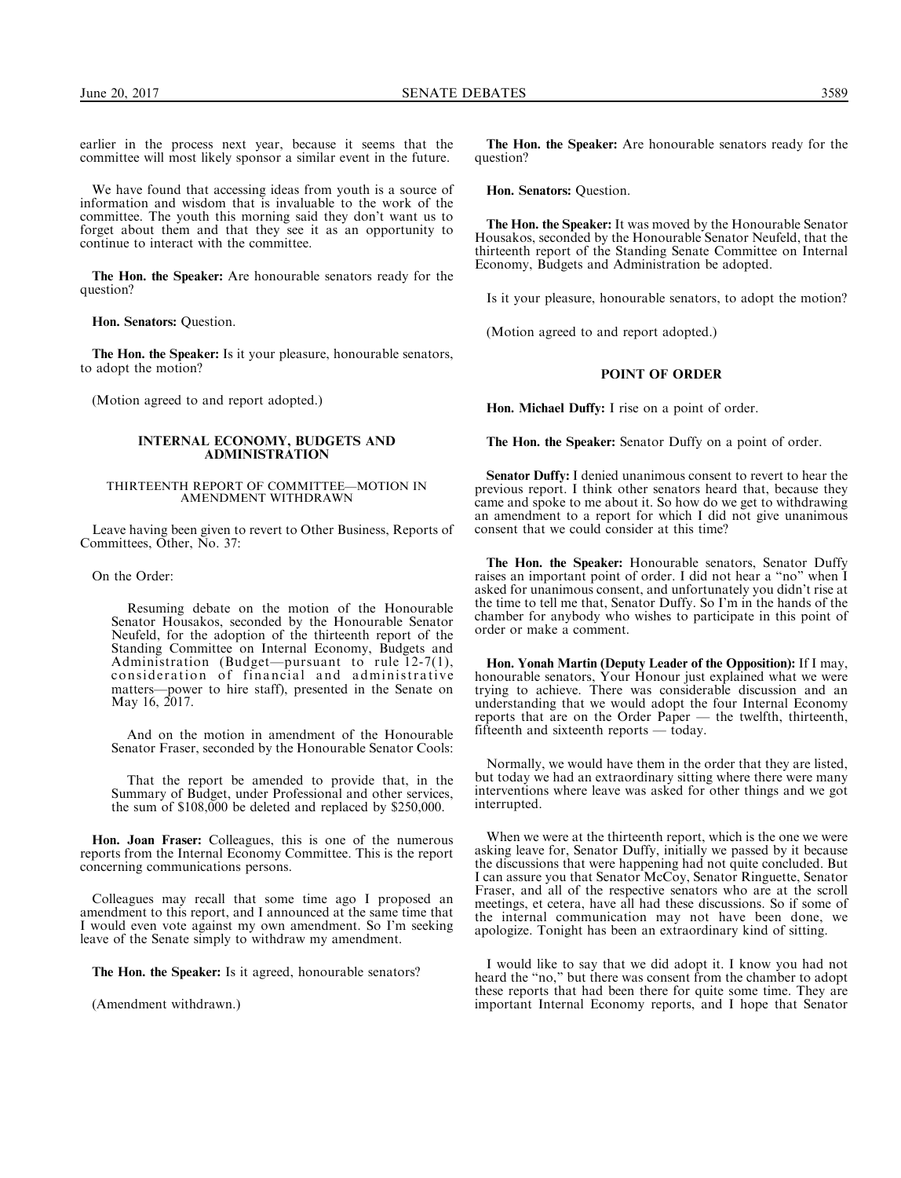earlier in the process next year, because it seems that the committee will most likely sponsor a similar event in the future.

We have found that accessing ideas from youth is a source of information and wisdom that is invaluable to the work of the committee. The youth this morning said they don't want us to forget about them and that they see it as an opportunity to continue to interact with the committee.

**The Hon. the Speaker:** Are honourable senators ready for the question?

**Hon. Senators:** Question.

**The Hon. the Speaker:** Is it your pleasure, honourable senators, to adopt the motion?

(Motion agreed to and report adopted.)

## INTERNAL ECONOMY, BUDGETS AND ADMINISTRATION

### THIRTEENTH REPORT OF COMMITTEE—MOTION IN AMENDMENT WITHDRAWN

Leave having been given to revert to Other Business, Reports of Committees, Other, No. 37:

On the Order:

> Resuming debate on the motion of the Honourable Senator Housakos, seconded by the Honourable Senator Neufeld, for the adoption of the thirteenth report of the Standing Committee on Internal Economy, Budgets and Administration (Budget—pursuant to rule 12-7(1), consideration of financial and administrative matters—power to hire staff), presented in the Senate on May 16, 2017.
>
> And on the motion in amendment of the Honourable Senator Fraser, seconded by the Honourable Senator Cools:
>
> That the report be amended to provide that, in the Summary of Budget, under Professional and other services, the sum of $108,000 be deleted and replaced by $250,000.

**Hon. Joan Fraser:** Colleagues, this is one of the numerous reports from the Internal Economy Committee. This is the report concerning communications persons.

Colleagues may recall that some time ago I proposed an amendment to this report, and I announced at the same time that I would even vote against my own amendment. So I'm seeking leave of the Senate simply to withdraw my amendment.

**The Hon. the Speaker:** Is it agreed, honourable senators?

(Amendment withdrawn.)

**The Hon. the Speaker:** Are honourable senators ready for the question?

**Hon. Senators:** Question.

**The Hon. the Speaker:** It was moved by the Honourable Senator Housakos, seconded by the Honourable Senator Neufeld, that the thirteenth report of the Standing Senate Committee on Internal Economy, Budgets and Administration be adopted.

Is it your pleasure, honourable senators, to adopt the motion?

(Motion agreed to and report adopted.)

## POINT OF ORDER

**Hon. Michael Duffy:** I rise on a point of order.

**The Hon. the Speaker:** Senator Duffy on a point of order.

**Senator Duffy:** I denied unanimous consent to revert to hear the previous report. I think other senators heard that, because they came and spoke to me about it. So how do we get to withdrawing an amendment to a report for which I did not give unanimous consent that we could consider at this time?

**The Hon. the Speaker:** Honourable senators, Senator Duffy raises an important point of order. I did not hear a "no" when I asked for unanimous consent, and unfortunately you didn't rise at the time to tell me that, Senator Duffy. So I'm in the hands of the chamber for anybody who wishes to participate in this point of order or make a comment.

**Hon. Yonah Martin (Deputy Leader of the Opposition):** If I may, honourable senators, Your Honour just explained what we were trying to achieve. There was considerable discussion and an understanding that we would adopt the four Internal Economy reports that are on the Order Paper — the twelfth, thirteenth, fifteenth and sixteenth reports — today.

Normally, we would have them in the order that they are listed, but today we had an extraordinary sitting where there were many interventions where leave was asked for other things and we got interrupted.

When we were at the thirteenth report, which is the one we were asking leave for, Senator Duffy, initially we passed by it because the discussions that were happening had not quite concluded. But I can assure you that Senator McCoy, Senator Ringuette, Senator Fraser, and all of the respective senators who are at the scroll meetings, et cetera, have all had these discussions. So if some of the internal communication may not have been done, we apologize. Tonight has been an extraordinary kind of sitting.

I would like to say that we did adopt it. I know you had not heard the "no," but there was consent from the chamber to adopt these reports that had been there for quite some time. They are important Internal Economy reports, and I hope that Senator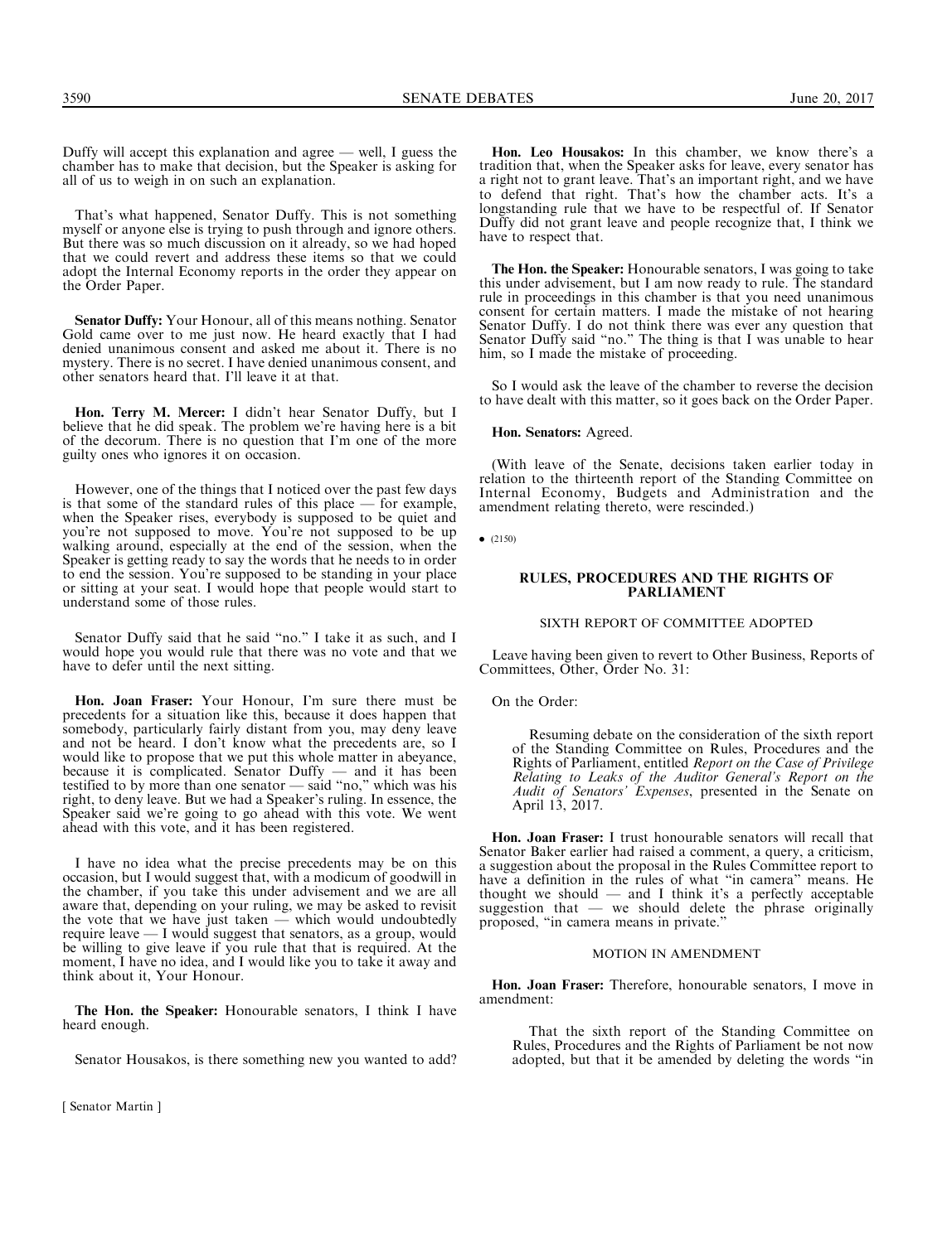Duffy will accept this explanation and agree — well, I guess the chamber has to make that decision, but the Speaker is asking for all of us to weigh in on such an explanation.

That's what happened, Senator Duffy. This is not something myself or anyone else is trying to push through and ignore others. But there was so much discussion on it already, so we had hoped that we could revert and address these items so that we could adopt the Internal Economy reports in the order they appear on the Order Paper.

**Senator Duffy:** Your Honour, all of this means nothing. Senator Gold came over to me just now. He heard exactly that I had denied unanimous consent and asked me about it. There is no mystery. There is no secret. I have denied unanimous consent, and other senators heard that. I'll leave it at that.

**Hon. Terry M. Mercer:** I didn't hear Senator Duffy, but I believe that he did speak. The problem we're having here is a bit of the decorum. There is no question that I'm one of the more guilty ones who ignores it on occasion.

However, one of the things that I noticed over the past few days is that some of the standard rules of this place — for example, when the Speaker rises, everybody is supposed to be quiet and you're not supposed to move. You're not supposed to be up walking around, especially at the end of the session, when the Speaker is getting ready to say the words that he needs to in order to end the session. You're supposed to be standing in your place or sitting at your seat. I would hope that people would start to understand some of those rules.

Senator Duffy said that he said "no." I take it as such, and I would hope you would rule that there was no vote and that we have to defer until the next sitting.

**Hon. Joan Fraser:** Your Honour, I'm sure there must be precedents for a situation like this, because it does happen that somebody, particularly fairly distant from you, may deny leave and not be heard. I don't know what the precedents are, so I would like to propose that we put this whole matter in abeyance, because it is complicated. Senator Duffy — and it has been testified to by more than one senator — said "no," which was his right, to deny leave. But we had a Speaker's ruling. In essence, the Speaker said we're going to go ahead with this vote. We went ahead with this vote, and it has been registered.

I have no idea what the precise precedents may be on this occasion, but I would suggest that, with a modicum of goodwill in the chamber, if you take this under advisement and we are all aware that, depending on your ruling, we may be asked to revisit the vote that we have just taken — which would undoubtedly require leave — I would suggest that senators, as a group, would be willing to give leave if you rule that that is required. At the moment, I have no idea, and I would like you to take it away and think about it, Your Honour.

**The Hon. the Speaker:** Honourable senators, I think I have heard enough.

Senator Housakos, is there something new you wanted to add?

**Hon. Leo Housakos:** In this chamber, we know there's a tradition that, when the Speaker asks for leave, every senator has a right not to grant leave. That's an important right, and we have to defend that right. That's how the chamber acts. It's a longstanding rule that we have to be respectful of. If Senator Duffy did not grant leave and people recognize that, I think we have to respect that.

**The Hon. the Speaker:** Honourable senators, I was going to take this under advisement, but I am now ready to rule. The standard rule in proceedings in this chamber is that you need unanimous consent for certain matters. I made the mistake of not hearing Senator Duffy. I do not think there was ever any question that Senator Duffy said "no." The thing is that I was unable to hear him, so I made the mistake of proceeding.

So I would ask the leave of the chamber to reverse the decision to have dealt with this matter, so it goes back on the Order Paper.

**Hon. Senators:** Agreed.

(With leave of the Senate, decisions taken earlier today in relation to the thirteenth report of the Standing Committee on Internal Economy, Budgets and Administration and the amendment relating thereto, were rescinded.)

• (2150)

## RULES, PROCEDURES AND THE RIGHTS OF PARLIAMENT

### SIXTH REPORT OF COMMITTEE ADOPTED

Leave having been given to revert to Other Business, Reports of Committees, Other, Order No. 31:

On the Order:

> Resuming debate on the consideration of the sixth report of the Standing Committee on Rules, Procedures and the Rights of Parliament, entitled *Report on the Case of Privilege Relating to Leaks of the Auditor General's Report on the Audit of Senators' Expenses*, presented in the Senate on April 13, 2017.

**Hon. Joan Fraser:** I trust honourable senators will recall that Senator Baker earlier had raised a comment, a query, a criticism, a suggestion about the proposal in the Rules Committee report to have a definition in the rules of what "in camera" means. He thought we should — and I think it's a perfectly acceptable suggestion that — we should delete the phrase originally proposed, "in camera means in private."

### MOTION IN AMENDMENT

**Hon. Joan Fraser:** Therefore, honourable senators, I move in amendment:

> That the sixth report of the Standing Committee on Rules, Procedures and the Rights of Parliament be not now adopted, but that it be amended by deleting the words "in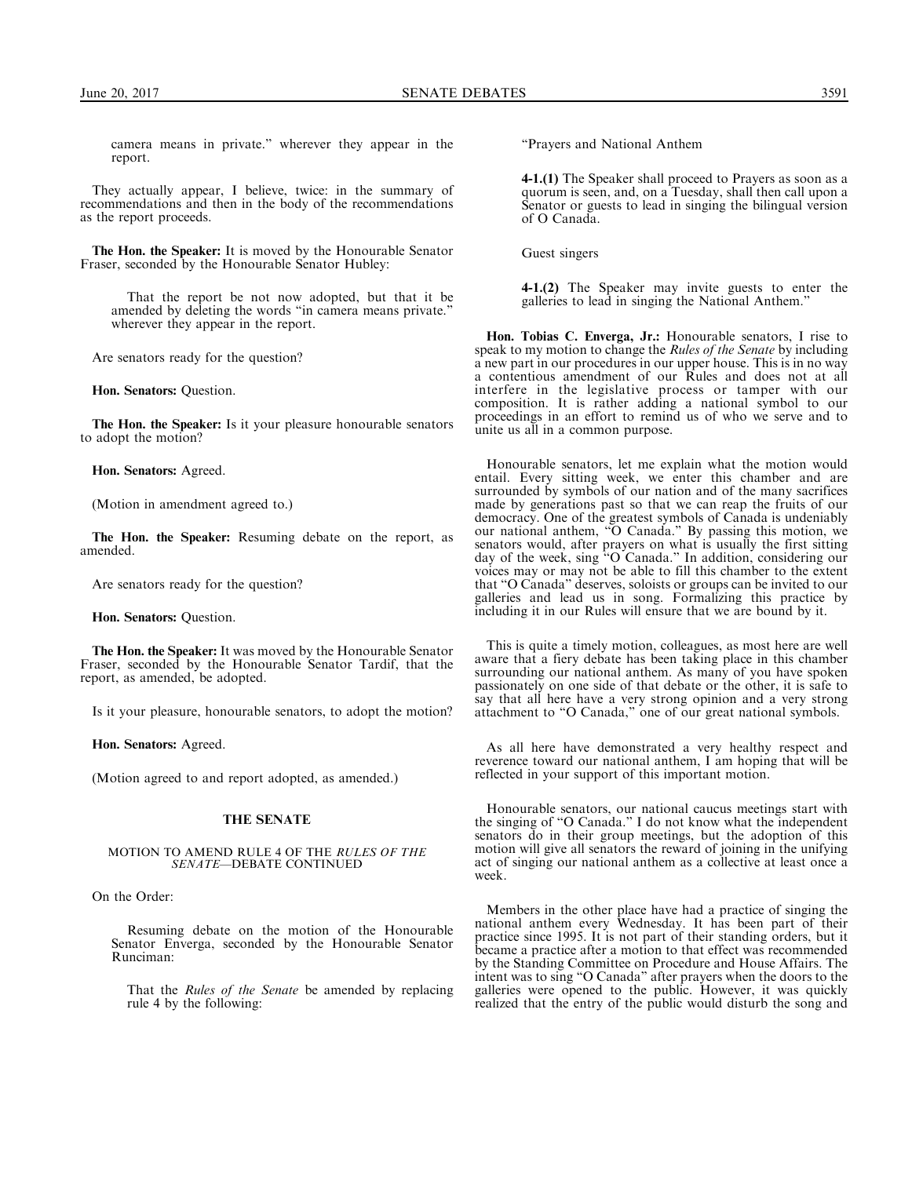camera means in private." wherever they appear in the report.

They actually appear, I believe, twice: in the summary of recommendations and then in the body of the recommendations as the report proceeds.

**The Hon. the Speaker:** It is moved by the Honourable Senator Fraser, seconded by the Honourable Senator Hubley:

> That the report be not now adopted, but that it be amended by deleting the words "in camera means private." wherever they appear in the report.

Are senators ready for the question?

**Hon. Senators:** Question.

**The Hon. the Speaker:** Is it your pleasure honourable senators to adopt the motion?

**Hon. Senators:** Agreed.

(Motion in amendment agreed to.)

**The Hon. the Speaker:** Resuming debate on the report, as amended.

Are senators ready for the question?

**Hon. Senators:** Question.

**The Hon. the Speaker:** It was moved by the Honourable Senator Fraser, seconded by the Honourable Senator Tardif, that the report, as amended, be adopted.

Is it your pleasure, honourable senators, to adopt the motion?

**Hon. Senators:** Agreed.

(Motion agreed to and report adopted, as amended.)

## THE SENATE

### MOTION TO AMEND RULE 4 OF THE *RULES OF THE SENATE*—DEBATE CONTINUED

On the Order:

> Resuming debate on the motion of the Honourable Senator Enverga, seconded by the Honourable Senator Runciman:
>
> That the *Rules of the Senate* be amended by replacing rule 4 by the following:
>
> "Prayers and National Anthem
>
> **4-1.(1)** The Speaker shall proceed to Prayers as soon as a quorum is seen, and, on a Tuesday, shall then call upon a Senator or guests to lead in singing the bilingual version of O Canada.
>
> Guest singers
>
> **4-1.(2)** The Speaker may invite guests to enter the galleries to lead in singing the National Anthem."

**Hon. Tobias C. Enverga, Jr.:** Honourable senators, I rise to speak to my motion to change the *Rules of the Senate* by including a new part in our procedures in our upper house. This is in no way a contentious amendment of our Rules and does not at all interfere in the legislative process or tamper with our composition. It is rather adding a national symbol to our proceedings in an effort to remind us of who we serve and to unite us all in a common purpose.

Honourable senators, let me explain what the motion would entail. Every sitting week, we enter this chamber and are surrounded by symbols of our nation and of the many sacrifices made by generations past so that we can reap the fruits of our democracy. One of the greatest symbols of Canada is undeniably our national anthem, "O Canada." By passing this motion, we senators would, after prayers on what is usually the first sitting day of the week, sing "O Canada." In addition, considering our voices may or may not be able to fill this chamber to the extent that "O Canada" deserves, soloists or groups can be invited to our galleries and lead us in song. Formalizing this practice by including it in our Rules will ensure that we are bound by it.

This is quite a timely motion, colleagues, as most here are well aware that a fiery debate has been taking place in this chamber surrounding our national anthem. As many of you have spoken passionately on one side of that debate or the other, it is safe to say that all here have a very strong opinion and a very strong attachment to "O Canada," one of our great national symbols.

As all here have demonstrated a very healthy respect and reverence toward our national anthem, I am hoping that will be reflected in your support of this important motion.

Honourable senators, our national caucus meetings start with the singing of "O Canada." I do not know what the independent senators do in their group meetings, but the adoption of this motion will give all senators the reward of joining in the unifying act of singing our national anthem as a collective at least once a week.

Members in the other place have had a practice of singing the national anthem every Wednesday. It has been part of their practice since 1995. It is not part of their standing orders, but it became a practice after a motion to that effect was recommended by the Standing Committee on Procedure and House Affairs. The intent was to sing "O Canada" after prayers when the doors to the galleries were opened to the public. However, it was quickly realized that the entry of the public would disturb the song and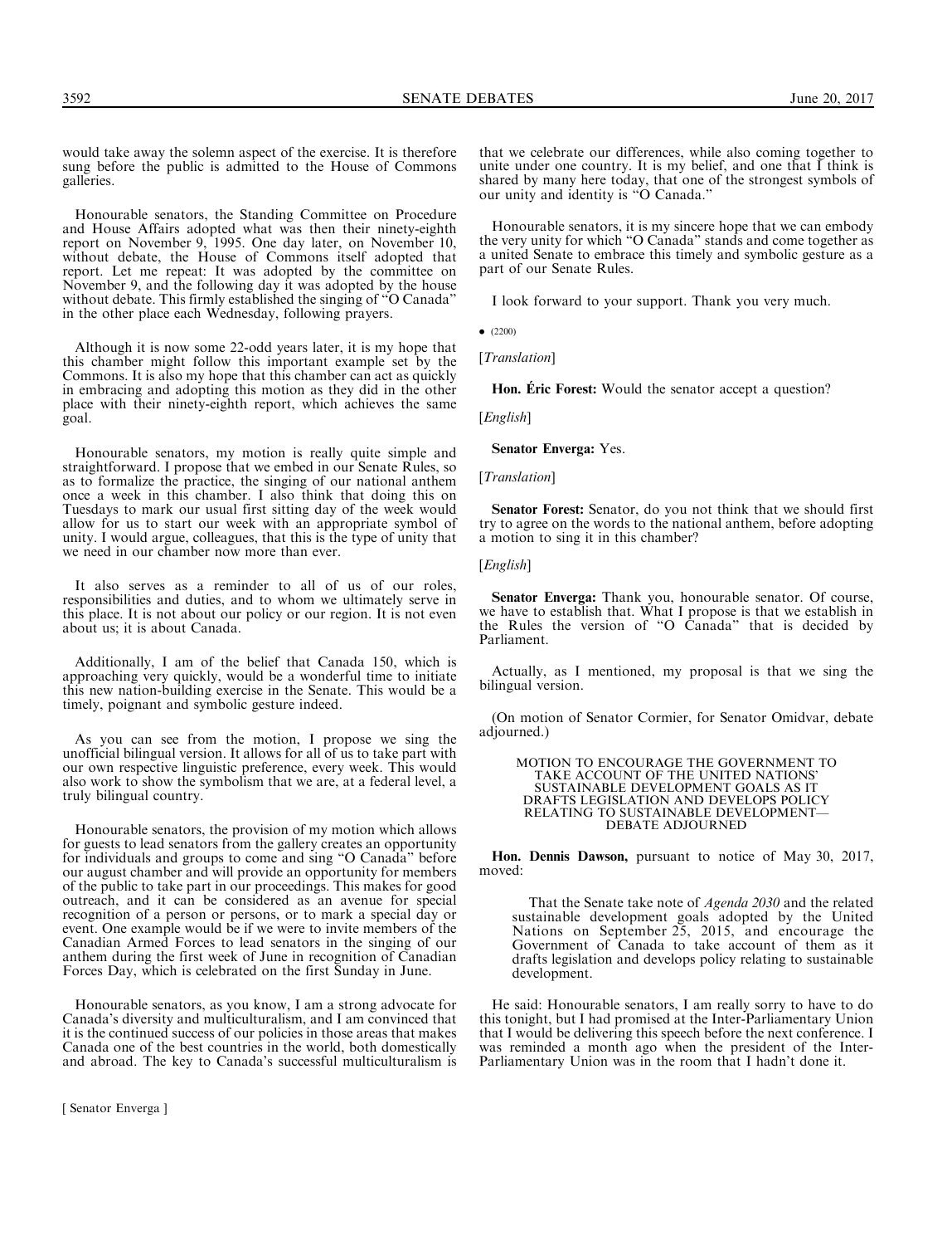would take away the solemn aspect of the exercise. It is therefore sung before the public is admitted to the House of Commons galleries.

Honourable senators, the Standing Committee on Procedure and House Affairs adopted what was then their ninety-eighth report on November 9, 1995. One day later, on November 10, without debate, the House of Commons itself adopted that report. Let me repeat: It was adopted by the committee on November 9, and the following day it was adopted by the house without debate. This firmly established the singing of "O Canada" in the other place each Wednesday, following prayers.

Although it is now some 22-odd years later, it is my hope that this chamber might follow this important example set by the Commons. It is also my hope that this chamber can act as quickly in embracing and adopting this motion as they did in the other place with their ninety-eighth report, which achieves the same goal.

Honourable senators, my motion is really quite simple and straightforward. I propose that we embed in our Senate Rules, so as to formalize the practice, the singing of our national anthem once a week in this chamber. I also think that doing this on Tuesdays to mark our usual first sitting day of the week would allow for us to start our week with an appropriate symbol of unity. I would argue, colleagues, that this is the type of unity that we need in our chamber now more than ever.

It also serves as a reminder to all of us of our roles, responsibilities and duties, and to whom we ultimately serve in this place. It is not about our policy or our region. It is not even about us; it is about Canada.

Additionally, I am of the belief that Canada 150, which is approaching very quickly, would be a wonderful time to initiate this new nation-building exercise in the Senate. This would be a timely, poignant and symbolic gesture indeed.

As you can see from the motion, I propose we sing the unofficial bilingual version. It allows for all of us to take part with our own respective linguistic preference, every week. This would also work to show the symbolism that we are, at a federal level, a truly bilingual country.

Honourable senators, the provision of my motion which allows for guests to lead senators from the gallery creates an opportunity for individuals and groups to come and sing "O Canada" before our august chamber and will provide an opportunity for members of the public to take part in our proceedings. This makes for good outreach, and it can be considered as an avenue for special recognition of a person or persons, or to mark a special day or event. One example would be if we were to invite members of the Canadian Armed Forces to lead senators in the singing of our anthem during the first week of June in recognition of Canadian Forces Day, which is celebrated on the first Sunday in June.

Honourable senators, as you know, I am a strong advocate for Canada's diversity and multiculturalism, and I am convinced that it is the continued success of our policies in those areas that makes Canada one of the best countries in the world, both domestically and abroad. The key to Canada's successful multiculturalism is that we celebrate our differences, while also coming together to unite under one country. It is my belief, and one that I think is shared by many here today, that one of the strongest symbols of our unity and identity is "O Canada."

Honourable senators, it is my sincere hope that we can embody the very unity for which "O Canada" stands and come together as a united Senate to embrace this timely and symbolic gesture as a part of our Senate Rules.

I look forward to your support. Thank you very much.

• (2200)

[*Translation*]

**Hon. Éric Forest:** Would the senator accept a question?

[*English*]

**Senator Enverga:** Yes.

[*Translation*]

**Senator Forest:** Senator, do you not think that we should first try to agree on the words to the national anthem, before adopting a motion to sing it in this chamber?

[*English*]

**Senator Enverga:** Thank you, honourable senator. Of course, we have to establish that. What I propose is that we establish in the Rules the version of "O Canada" that is decided by Parliament.

Actually, as I mentioned, my proposal is that we sing the bilingual version.

(On motion of Senator Cormier, for Senator Omidvar, debate adjourned.)

## MOTION TO ENCOURAGE THE GOVERNMENT TO TAKE ACCOUNT OF THE UNITED NATIONS' SUSTAINABLE DEVELOPMENT GOALS AS IT DRAFTS LEGISLATION AND DEVELOPS POLICY RELATING TO SUSTAINABLE DEVELOPMENT—DEBATE ADJOURNED

**Hon. Dennis Dawson,** pursuant to notice of May 30, 2017, moved:

> That the Senate take note of *Agenda 2030* and the related sustainable development goals adopted by the United Nations on September 25, 2015, and encourage the Government of Canada to take account of them as it drafts legislation and develops policy relating to sustainable development.

He said: Honourable senators, I am really sorry to have to do this tonight, but I had promised at the Inter-Parliamentary Union that I would be delivering this speech before the next conference. I was reminded a month ago when the president of the Inter-Parliamentary Union was in the room that I hadn't done it.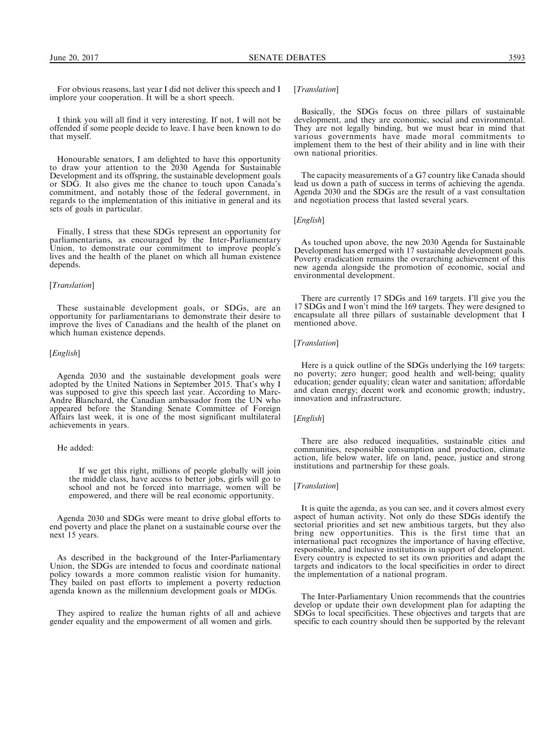For obvious reasons, last year I did not deliver this speech and I implore your cooperation. It will be a short speech.

I think you will all find it very interesting. If not, I will not be offended if some people decide to leave. I have been known to do that myself.

Honourable senators, I am delighted to have this opportunity to draw your attention to the 2030 Agenda for Sustainable Development and its offspring, the sustainable development goals or SDG. It also gives me the chance to touch upon Canada's commitment, and notably those of the federal government, in regards to the implementation of this initiative in general and its sets of goals in particular.

Finally, I stress that these SDGs represent an opportunity for parliamentarians, as encouraged by the Inter-Parliamentary Union, to demonstrate our commitment to improve people's lives and the health of the planet on which all human existence depends.

[*Translation*]

These sustainable development goals, or SDGs, are an opportunity for parliamentarians to demonstrate their desire to improve the lives of Canadians and the health of the planet on which human existence depends.

[*English*]

Agenda 2030 and the sustainable development goals were adopted by the United Nations in September 2015. That's why I was supposed to give this speech last year. According to Marc-Andre Blanchard, the Canadian ambassador from the UN who appeared before the Standing Senate Committee of Foreign Affairs last week, it is one of the most significant multilateral achievements in years.

He added:

> If we get this right, millions of people globally will join the middle class, have access to better jobs, girls will go to school and not be forced into marriage, women will be empowered, and there will be real economic opportunity.

Agenda 2030 and SDGs were meant to drive global efforts to end poverty and place the planet on a sustainable course over the next 15 years.

As described in the background of the Inter-Parliamentary Union, the SDGs are intended to focus and coordinate national policy towards a more common realistic vision for humanity. They bailed on past efforts to implement a poverty reduction agenda known as the millennium development goals or MDGs.

They aspired to realize the human rights of all and achieve gender equality and the empowerment of all women and girls.

[*Translation*]

Basically, the SDGs focus on three pillars of sustainable development, and they are economic, social and environmental. They are not legally binding, but we must bear in mind that various governments have made moral commitments to implement them to the best of their ability and in line with their own national priorities.

The capacity measurements of a G7 country like Canada should lead us down a path of success in terms of achieving the agenda. Agenda 2030 and the SDGs are the result of a vast consultation and negotiation process that lasted several years.

[*English*]

As touched upon above, the new 2030 Agenda for Sustainable Development has emerged with 17 sustainable development goals. Poverty eradication remains the overarching achievement of this new agenda alongside the promotion of economic, social and environmental development.

There are currently 17 SDGs and 169 targets. I'll give you the 17 SDGs and I won't mind the 169 targets. They were designed to encapsulate all three pillars of sustainable development that I mentioned above.

[*Translation*]

Here is a quick outline of the SDGs underlying the 169 targets: no poverty; zero hunger; good health and well-being; quality education; gender equality; clean water and sanitation; affordable and clean energy; decent work and economic growth; industry, innovation and infrastructure.

[*English*]

There are also reduced inequalities, sustainable cities and communities, responsible consumption and production, climate action, life below water, life on land, peace, justice and strong institutions and partnership for these goals.

[*Translation*]

It is quite the agenda, as you can see, and it covers almost every aspect of human activity. Not only do these SDGs identify the sectorial priorities and set new ambitious targets, but they also bring new opportunities. This is the first time that an international pact recognizes the importance of having effective, responsible, and inclusive institutions in support of development. Every country is expected to set its own priorities and adapt the targets and indicators to the local specificities in order to direct the implementation of a national program.

The Inter-Parliamentary Union recommends that the countries develop or update their own development plan for adapting the SDGs to local specificities. These objectives and targets that are specific to each country should then be supported by the relevant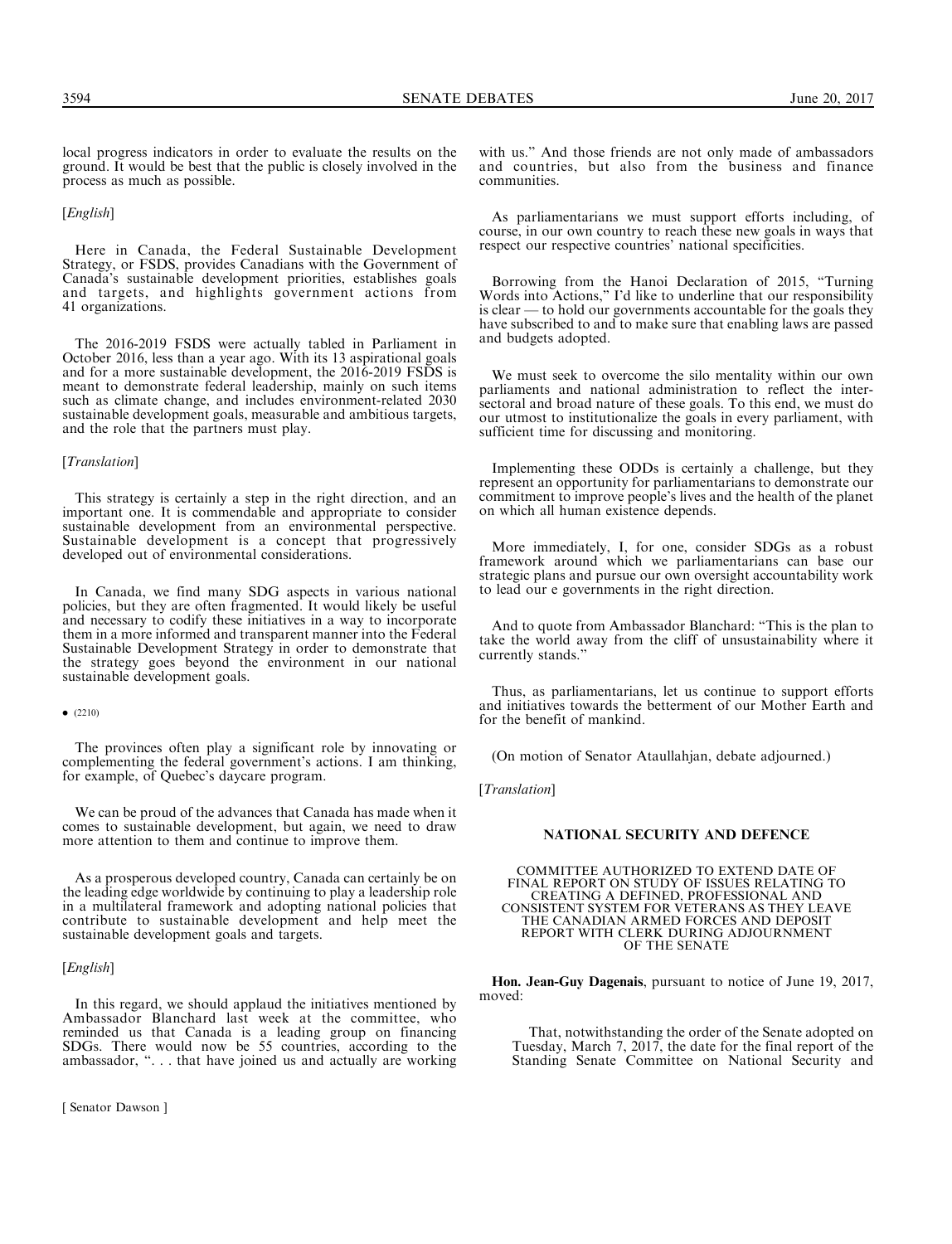local progress indicators in order to evaluate the results on the ground. It would be best that the public is closely involved in the process as much as possible.

[*English*]

Here in Canada, the Federal Sustainable Development Strategy, or FSDS, provides Canadians with the Government of Canada's sustainable development priorities, establishes goals and targets, and highlights government actions from 41 organizations.

The 2016-2019 FSDS were actually tabled in Parliament in October 2016, less than a year ago. With its 13 aspirational goals and for a more sustainable development, the 2016-2019 FSDS is meant to demonstrate federal leadership, mainly on such items such as climate change, and includes environment-related 2030 sustainable development goals, measurable and ambitious targets, and the role that the partners must play.

[*Translation*]

This strategy is certainly a step in the right direction, and an important one. It is commendable and appropriate to consider sustainable development from an environmental perspective. Sustainable development is a concept that progressively developed out of environmental considerations.

In Canada, we find many SDG aspects in various national policies, but they are often fragmented. It would likely be useful and necessary to codify these initiatives in a way to incorporate them in a more informed and transparent manner into the Federal Sustainable Development Strategy in order to demonstrate that the strategy goes beyond the environment in our national sustainable development goals.

• (2210)

The provinces often play a significant role by innovating or complementing the federal government's actions. I am thinking, for example, of Quebec's daycare program.

We can be proud of the advances that Canada has made when it comes to sustainable development, but again, we need to draw more attention to them and continue to improve them.

As a prosperous developed country, Canada can certainly be on the leading edge worldwide by continuing to play a leadership role in a multilateral framework and adopting national policies that contribute to sustainable development and help meet the sustainable development goals and targets.

[*English*]

In this regard, we should applaud the initiatives mentioned by Ambassador Blanchard last week at the committee, who reminded us that Canada is a leading group on financing SDGs. There would now be 55 countries, according to the ambassador, ". . . that have joined us and actually are working with us." And those friends are not only made of ambassadors and countries, but also from the business and finance communities.

As parliamentarians we must support efforts including, of course, in our own country to reach these new goals in ways that respect our respective countries' national specificities.

Borrowing from the Hanoi Declaration of 2015, "Turning Words into Actions," I'd like to underline that our responsibility is clear — to hold our governments accountable for the goals they have subscribed to and to make sure that enabling laws are passed and budgets adopted.

We must seek to overcome the silo mentality within our own parliaments and national administration to reflect the inter-sectoral and broad nature of these goals. To this end, we must do our utmost to institutionalize the goals in every parliament, with sufficient time for discussing and monitoring.

Implementing these ODDs is certainly a challenge, but they represent an opportunity for parliamentarians to demonstrate our commitment to improve people's lives and the health of the planet on which all human existence depends.

More immediately, I, for one, consider SDGs as a robust framework around which we parliamentarians can base our strategic plans and pursue our own oversight accountability work to lead our e governments in the right direction.

And to quote from Ambassador Blanchard: "This is the plan to take the world away from the cliff of unsustainability where it currently stands."

Thus, as parliamentarians, let us continue to support efforts and initiatives towards the betterment of our Mother Earth and for the benefit of mankind.

(On motion of Senator Ataullahjan, debate adjourned.)

[*Translation*]

## NATIONAL SECURITY AND DEFENCE

COMMITTEE AUTHORIZED TO EXTEND DATE OF FINAL REPORT ON STUDY OF ISSUES RELATING TO CREATING A DEFINED, PROFESSIONAL AND CONSISTENT SYSTEM FOR VETERANS AS THEY LEAVE THE CANADIAN ARMED FORCES AND DEPOSIT REPORT WITH CLERK DURING ADJOURNMENT OF THE SENATE

**Hon. Jean-Guy Dagenais**, pursuant to notice of June 19, 2017, moved:

> That, notwithstanding the order of the Senate adopted on Tuesday, March 7, 2017, the date for the final report of the Standing Senate Committee on National Security and

[ Senator Dawson ]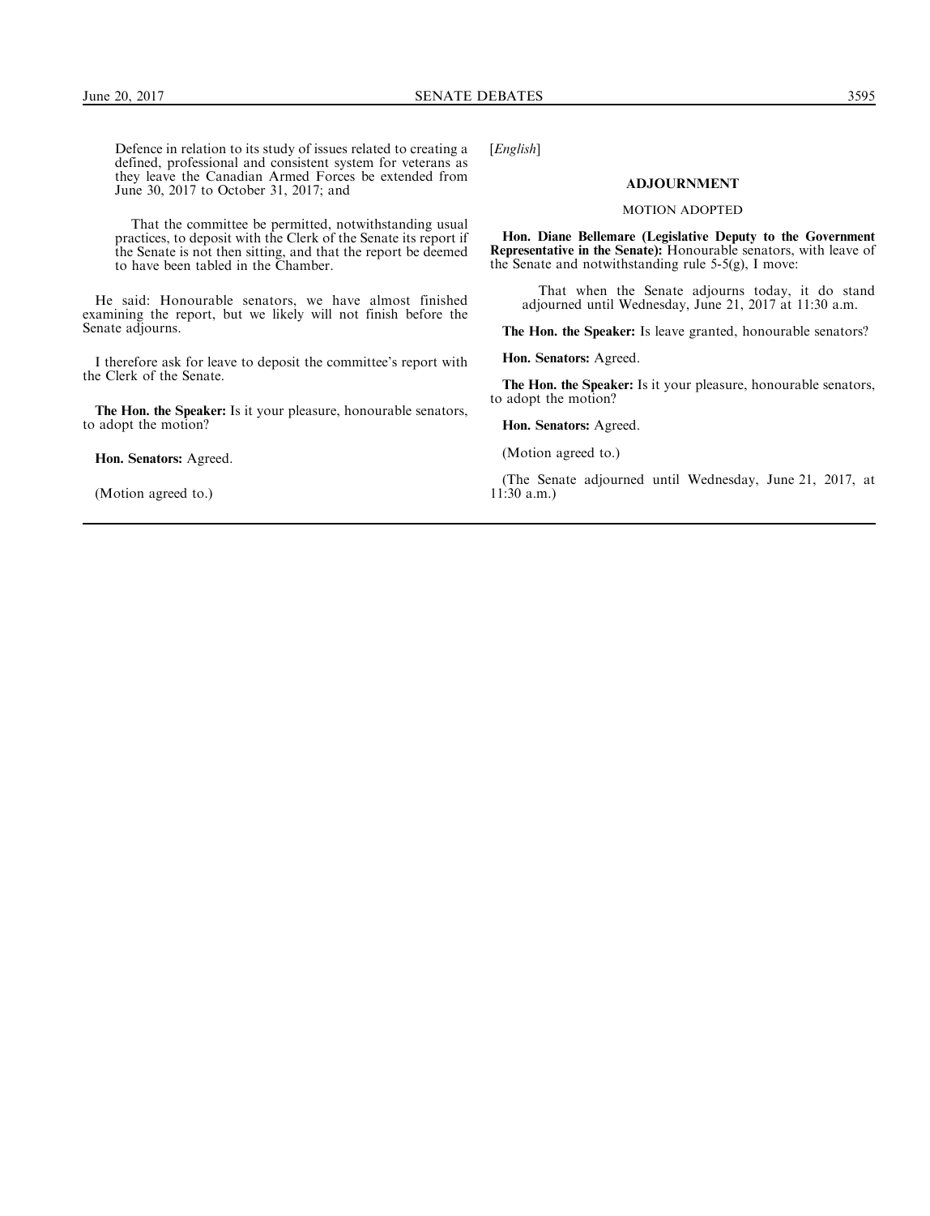Defence in relation to its study of issues related to creating a defined, professional and consistent system for veterans as they leave the Canadian Armed Forces be extended from June 30, 2017 to October 31, 2017; and

That the committee be permitted, notwithstanding usual practices, to deposit with the Clerk of the Senate its report if the Senate is not then sitting, and that the report be deemed to have been tabled in the Chamber.

He said: Honourable senators, we have almost finished examining the report, but we likely will not finish before the Senate adjourns.

I therefore ask for leave to deposit the committee's report with the Clerk of the Senate.

**The Hon. the Speaker:** Is it your pleasure, honourable senators, to adopt the motion?

**Hon. Senators:** Agreed.

(Motion agreed to.)

[*English*]

## ADJOURNMENT

### MOTION ADOPTED

**Hon. Diane Bellemare (Legislative Deputy to the Government Representative in the Senate):** Honourable senators, with leave of the Senate and notwithstanding rule 5-5(g), I move:

> That when the Senate adjourns today, it do stand adjourned until Wednesday, June 21, 2017 at 11:30 a.m.

**The Hon. the Speaker:** Is leave granted, honourable senators?

**Hon. Senators:** Agreed.

**The Hon. the Speaker:** Is it your pleasure, honourable senators, to adopt the motion?

**Hon. Senators:** Agreed.

(Motion agreed to.)

(The Senate adjourned until Wednesday, June 21, 2017, at 11:30 a.m.)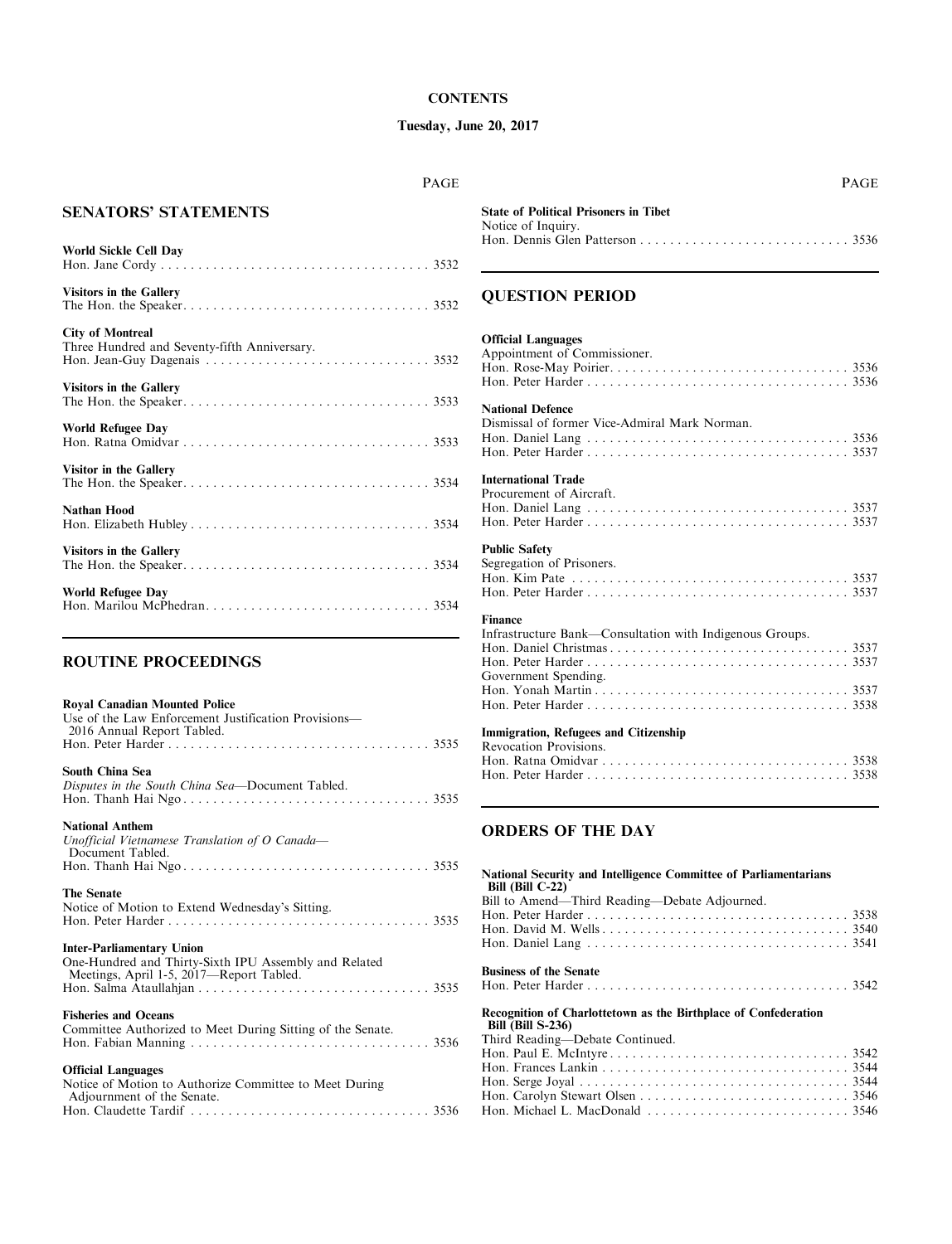**CONTENTS**

**Tuesday, June 20, 2017**

## SENATORS' STATEMENTS

| | PAGE |
|---|---|
| **World Sickle Cell Day** | |
| Hon. Jane Cordy | 3532 |
| **Visitors in the Gallery** | |
| The Hon. the Speaker | 3532 |
| **City of Montreal** | |
| Three Hundred and Seventy-fifth Anniversary. | |
| Hon. Jean-Guy Dagenais | 3532 |
| **Visitors in the Gallery** | |
| The Hon. the Speaker | 3533 |
| **World Refugee Day** | |
| Hon. Ratna Omidvar | 3533 |
| **Visitor in the Gallery** | |
| The Hon. the Speaker | 3534 |
| **Nathan Hood** | |
| Hon. Elizabeth Hubley | 3534 |
| **Visitors in the Gallery** | |
| The Hon. the Speaker | 3534 |
| **World Refugee Day** | |
| Hon. Marilou McPhedran | 3534 |

## ROUTINE PROCEEDINGS

| | PAGE |
|---|---|
| **Royal Canadian Mounted Police** | |
| Use of the Law Enforcement Justification Provisions—2016 Annual Report Tabled. | |
| Hon. Peter Harder | 3535 |
| **South China Sea** | |
| *Disputes in the South China Sea*—Document Tabled. | |
| Hon. Thanh Hai Ngo | 3535 |
| **National Anthem** | |
| *Unofficial Vietnamese Translation of O Canada*—Document Tabled. | |
| Hon. Thanh Hai Ngo | 3535 |
| **The Senate** | |
| Notice of Motion to Extend Wednesday's Sitting. | |
| Hon. Peter Harder | 3535 |
| **Inter-Parliamentary Union** | |
| One-Hundred and Thirty-Sixth IPU Assembly and Related Meetings, April 1-5, 2017—Report Tabled. | |
| Hon. Salma Ataullahjan | 3535 |
| **Fisheries and Oceans** | |
| Committee Authorized to Meet During Sitting of the Senate. | |
| Hon. Fabian Manning | 3536 |
| **Official Languages** | |
| Notice of Motion to Authorize Committee to Meet During Adjournment of the Senate. | |
| Hon. Claudette Tardif | 3536 |
| **State of Political Prisoners in Tibet** | |
| Notice of Inquiry. | |
| Hon. Dennis Glen Patterson | 3536 |

## QUESTION PERIOD

| | PAGE |
|---|---|
| **Official Languages** | |
| Appointment of Commissioner. | |
| Hon. Rose-May Poirier | 3536 |
| Hon. Peter Harder | 3536 |
| **National Defence** | |
| Dismissal of former Vice-Admiral Mark Norman. | |
| Hon. Daniel Lang | 3536 |
| Hon. Peter Harder | 3537 |
| **International Trade** | |
| Procurement of Aircraft. | |
| Hon. Daniel Lang | 3537 |
| Hon. Peter Harder | 3537 |
| **Public Safety** | |
| Segregation of Prisoners. | |
| Hon. Kim Pate | 3537 |
| Hon. Peter Harder | 3537 |
| **Finance** | |
| Infrastructure Bank—Consultation with Indigenous Groups. | |
| Hon. Daniel Christmas | 3537 |
| Hon. Peter Harder | 3537 |
| Government Spending. | |
| Hon. Yonah Martin | 3537 |
| Hon. Peter Harder | 3538 |
| **Immigration, Refugees and Citizenship** | |
| Revocation Provisions. | |
| Hon. Ratna Omidvar | 3538 |
| Hon. Peter Harder | 3538 |

## ORDERS OF THE DAY

| | PAGE |
|---|---|
| **National Security and Intelligence Committee of Parliamentarians Bill (Bill C-22)** | |
| Bill to Amend—Third Reading—Debate Adjourned. | |
| Hon. Peter Harder | 3538 |
| Hon. David M. Wells | 3540 |
| Hon. Daniel Lang | 3541 |
| **Business of the Senate** | |
| Hon. Peter Harder | 3542 |
| **Recognition of Charlottetown as the Birthplace of Confederation Bill (Bill S-236)** | |
| Third Reading—Debate Continued. | |
| Hon. Paul E. McIntyre | 3542 |
| Hon. Frances Lankin | 3544 |
| Hon. Serge Joyal | 3544 |
| Hon. Carolyn Stewart Olsen | 3546 |
| Hon. Michael L. MacDonald | 3546 |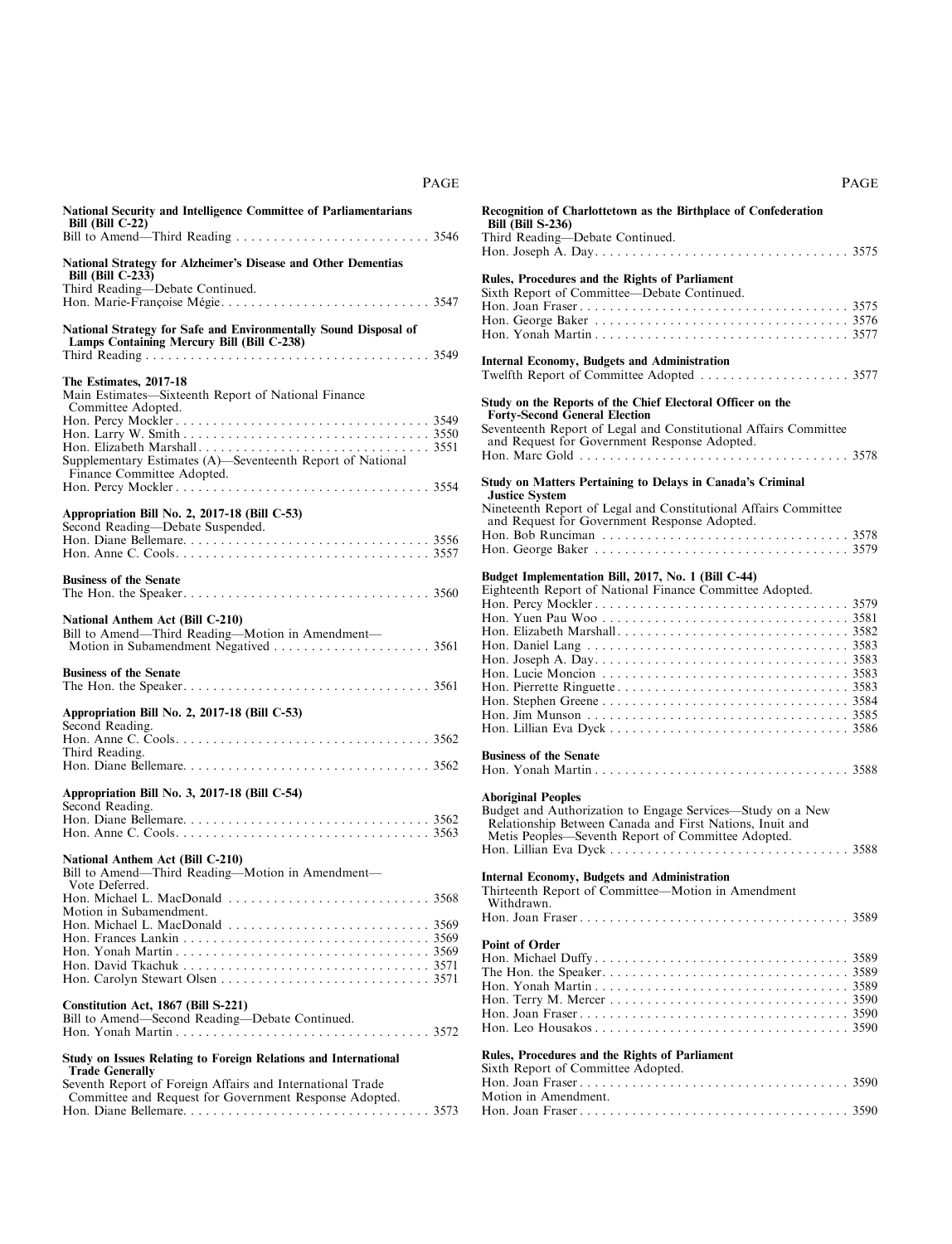**National Security and Intelligence Committee of Parliamentarians Bill (Bill C-22)**
Bill to Amend—Third Reading . . . . . . . . . . 3546

**National Strategy for Alzheimer's Disease and Other Dementias Bill (Bill C-233)**
Third Reading—Debate Continued.
Hon. Marie-Françoise Mégie . . . . . . . . . . 3547

**National Strategy for Safe and Environmentally Sound Disposal of Lamps Containing Mercury Bill (Bill C-238)**
Third Reading . . . . . . . . . . 3549

**The Estimates, 2017-18**
Main Estimates—Sixteenth Report of National Finance Committee Adopted.
Hon. Percy Mockler . . . . . . . . . . 3549
Hon. Larry W. Smith . . . . . . . . . . 3550
Hon. Elizabeth Marshall . . . . . . . . . . 3551
Supplementary Estimates (A)—Seventeenth Report of National Finance Committee Adopted.
Hon. Percy Mockler . . . . . . . . . . 3554

**Appropriation Bill No. 2, 2017-18 (Bill C-53)**
Second Reading—Debate Suspended.
Hon. Diane Bellemare . . . . . . . . . . 3556
Hon. Anne C. Cools . . . . . . . . . . 3557

**Business of the Senate**
The Hon. the Speaker . . . . . . . . . . 3560

**National Anthem Act (Bill C-210)**
Bill to Amend—Third Reading—Motion in Amendment—Motion in Subamendment Negatived . . . . . . . . . . 3561

**Business of the Senate**
The Hon. the Speaker . . . . . . . . . . 3561

**Appropriation Bill No. 2, 2017-18 (Bill C-53)**
Second Reading.
Hon. Anne C. Cools . . . . . . . . . . 3562
Third Reading.
Hon. Diane Bellemare . . . . . . . . . . 3562

**Appropriation Bill No. 3, 2017-18 (Bill C-54)**
Second Reading.
Hon. Diane Bellemare . . . . . . . . . . 3562
Hon. Anne C. Cools . . . . . . . . . . 3563

**National Anthem Act (Bill C-210)**
Bill to Amend—Third Reading—Motion in Amendment—Vote Deferred.
Hon. Michael L. MacDonald . . . . . . . . . . 3568
Motion in Subamendment.
Hon. Michael L. MacDonald . . . . . . . . . . 3569
Hon. Frances Lankin . . . . . . . . . . 3569
Hon. Yonah Martin . . . . . . . . . . 3569
Hon. David Tkachuk . . . . . . . . . . 3571
Hon. Carolyn Stewart Olsen . . . . . . . . . . 3571

**Constitution Act, 1867 (Bill S-221)**
Bill to Amend—Second Reading—Debate Continued.
Hon. Yonah Martin . . . . . . . . . . 3572

**Study on Issues Relating to Foreign Relations and International Trade Generally**
Seventh Report of Foreign Affairs and International Trade Committee and Request for Government Response Adopted.
Hon. Diane Bellemare . . . . . . . . . . 3573

**Recognition of Charlottetown as the Birthplace of Confederation Bill (Bill S-236)**
Third Reading—Debate Continued.
Hon. Joseph A. Day . . . . . . . . . . 3575

**Rules, Procedures and the Rights of Parliament**
Sixth Report of Committee—Debate Continued.
Hon. Joan Fraser . . . . . . . . . . 3575
Hon. George Baker . . . . . . . . . . 3576
Hon. Yonah Martin . . . . . . . . . . 3577

**Internal Economy, Budgets and Administration**
Twelfth Report of Committee Adopted . . . . . . . . . . 3577

**Study on the Reports of the Chief Electoral Officer on the Forty-Second General Election**
Seventeenth Report of Legal and Constitutional Affairs Committee and Request for Government Response Adopted.
Hon. Marc Gold . . . . . . . . . . 3578

**Study on Matters Pertaining to Delays in Canada's Criminal Justice System**
Nineteenth Report of Legal and Constitutional Affairs Committee and Request for Government Response Adopted.
Hon. Bob Runciman . . . . . . . . . . 3578
Hon. George Baker . . . . . . . . . . 3579

**Budget Implementation Bill, 2017, No. 1 (Bill C-44)**
Eighteenth Report of National Finance Committee Adopted.
Hon. Percy Mockler . . . . . . . . . . 3579
Hon. Yuen Pau Woo . . . . . . . . . . 3581
Hon. Elizabeth Marshall . . . . . . . . . . 3582
Hon. Daniel Lang . . . . . . . . . . 3583
Hon. Joseph A. Day . . . . . . . . . . 3583
Hon. Lucie Moncion . . . . . . . . . . 3583
Hon. Pierrette Ringuette . . . . . . . . . . 3583
Hon. Stephen Greene . . . . . . . . . . 3584
Hon. Jim Munson . . . . . . . . . . 3585
Hon. Lillian Eva Dyck . . . . . . . . . . 3586

**Business of the Senate**
Hon. Yonah Martin . . . . . . . . . . 3588

**Aboriginal Peoples**
Budget and Authorization to Engage Services—Study on a New Relationship Between Canada and First Nations, Inuit and Metis Peoples—Seventh Report of Committee Adopted.
Hon. Lillian Eva Dyck . . . . . . . . . . 3588

**Internal Economy, Budgets and Administration**
Thirteenth Report of Committee—Motion in Amendment Withdrawn.
Hon. Joan Fraser . . . . . . . . . . 3589

**Point of Order**
Hon. Michael Duffy . . . . . . . . . . 3589
The Hon. the Speaker . . . . . . . . . . 3589
Hon. Yonah Martin . . . . . . . . . . 3589
Hon. Terry M. Mercer . . . . . . . . . . 3590
Hon. Joan Fraser . . . . . . . . . . 3590
Hon. Leo Housakos . . . . . . . . . . 3590

**Rules, Procedures and the Rights of Parliament**
Sixth Report of Committee Adopted.
Hon. Joan Fraser . . . . . . . . . . 3590
Motion in Amendment.
Hon. Joan Fraser . . . . . . . . . . 3590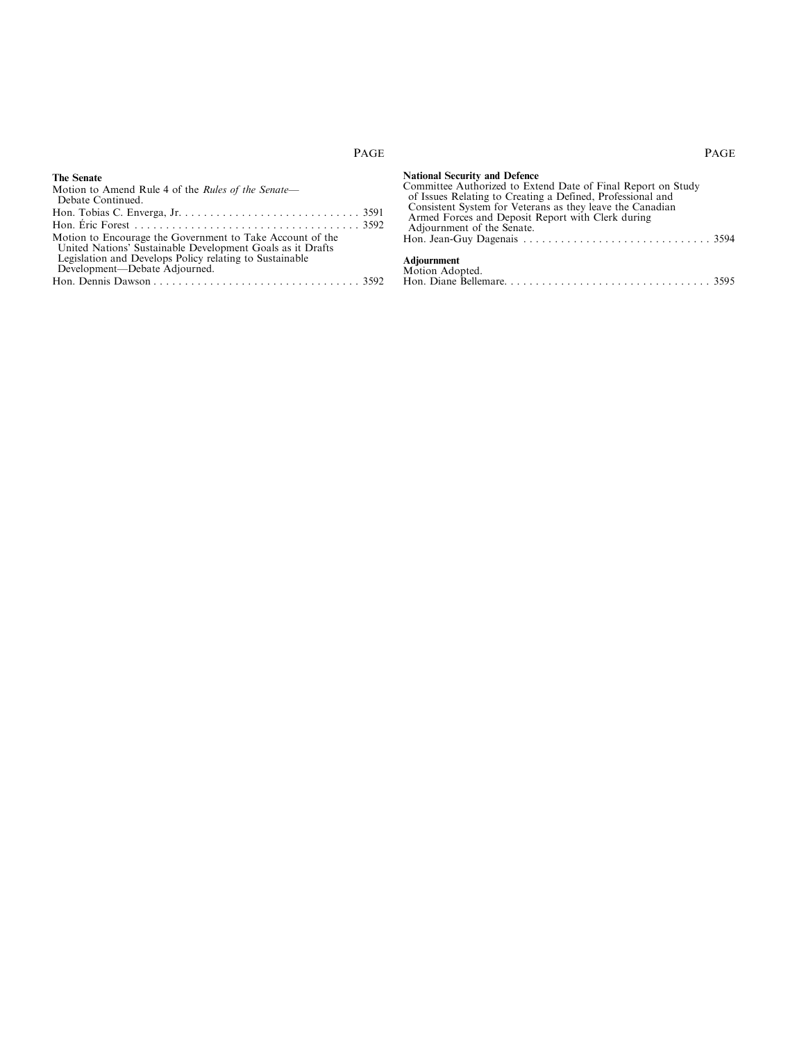**The Senate**

Motion to Amend Rule 4 of the *Rules of the Senate*—Debate Continued.

Hon. Tobias C. Enverga, Jr. . . . . . . . . . . . . . . . . . . . . . . . . . . . . . 3591

Hon. Éric Forest . . . . . . . . . . . . . . . . . . . . . . . . . . . . . . . . . . . . 3592

Motion to Encourage the Government to Take Account of the United Nations' Sustainable Development Goals as it Drafts Legislation and Develops Policy relating to Sustainable Development—Debate Adjourned.

Hon. Dennis Dawson . . . . . . . . . . . . . . . . . . . . . . . . . . . . . . . . . 3592

**National Security and Defence**

Committee Authorized to Extend Date of Final Report on Study of Issues Relating to Creating a Defined, Professional and Consistent System for Veterans as they leave the Canadian Armed Forces and Deposit Report with Clerk during Adjournment of the Senate.

Hon. Jean-Guy Dagenais . . . . . . . . . . . . . . . . . . . . . . . . . . . . . . 3594

**Adjournment**

Motion Adopted.

Hon. Diane Bellemare. . . . . . . . . . . . . . . . . . . . . . . . . . . . . . . . . 3595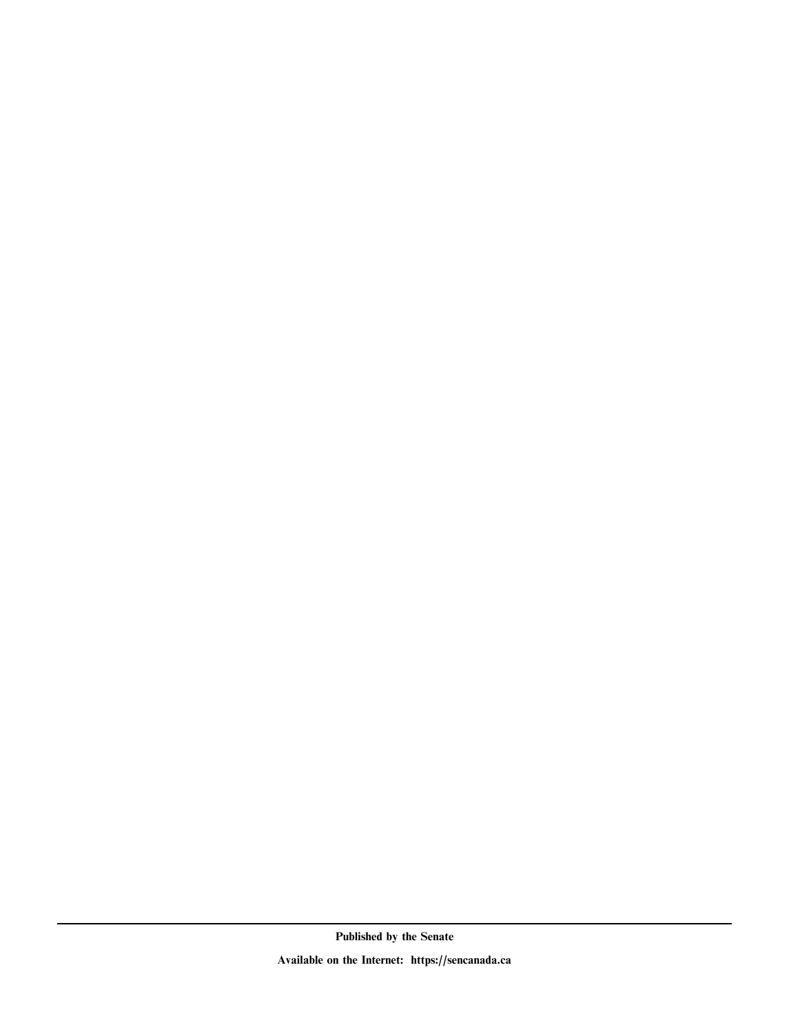**Published by the Senate**

**Available on the Internet: https://sencanada.ca**